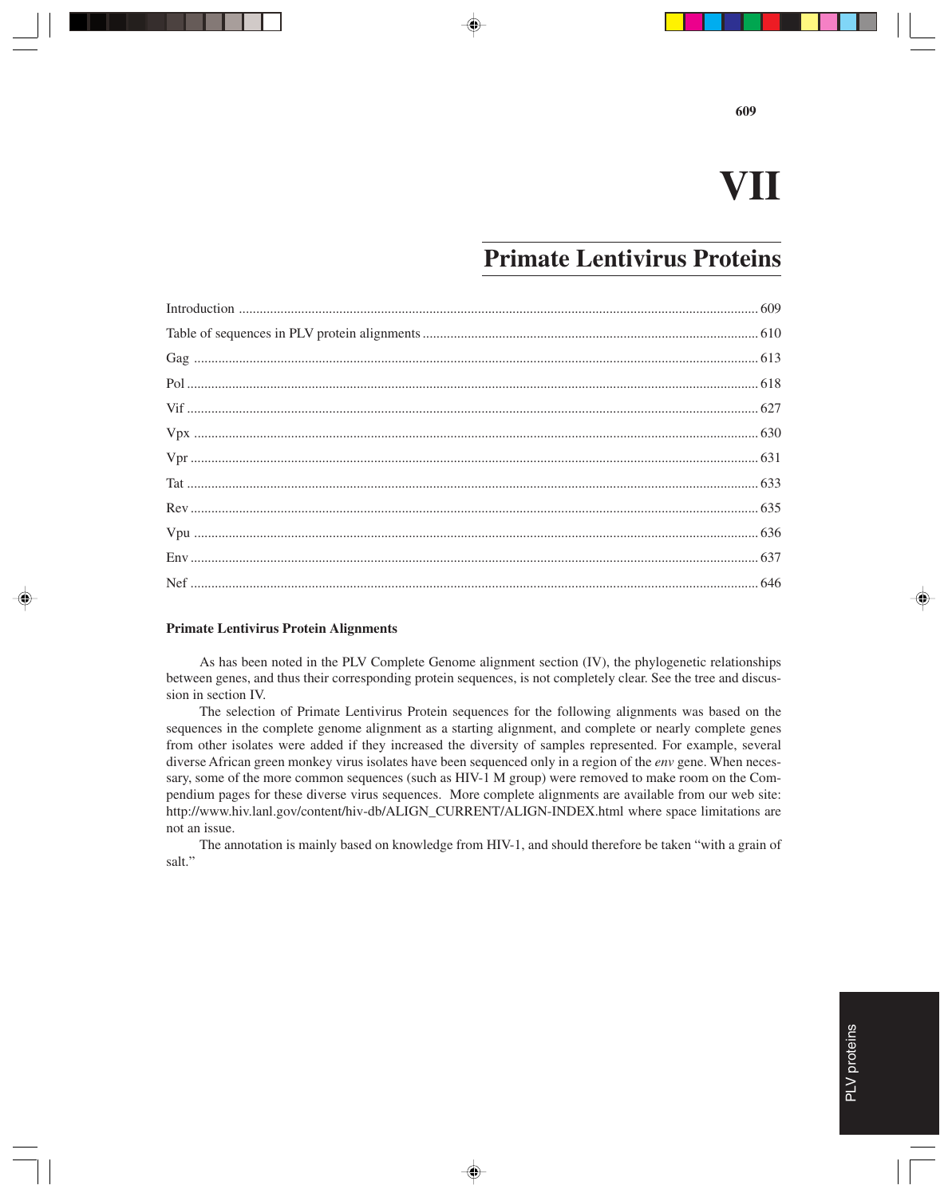# VII

## Primate Lentivirus Proteins

| | |
|---|---|
| Introduction | 609 |
| Table of sequences in PLV protein alignments | 610 |
| Gag | 613 |
| Pol | 618 |
| Vif | 627 |
| Vpx | 630 |
| Vpr | 631 |
| Tat | 633 |
| Rev | 635 |
| Vpu | 636 |
| Env | 637 |
| Nef | 646 |

### Primate Lentivirus Protein Alignments

As has been noted in the PLV Complete Genome alignment section (IV), the phylogenetic relationships between genes, and thus their corresponding protein sequences, is not completely clear. See the tree and discussion in section IV.

The selection of Primate Lentivirus Protein sequences for the following alignments was based on the sequences in the complete genome alignment as a starting alignment, and complete or nearly complete genes from other isolates were added if they increased the diversity of samples represented. For example, several diverse African green monkey virus isolates have been sequenced only in a region of the *env* gene. When necessary, some of the more common sequences (such as HIV-1 M group) were removed to make room on the Compendium pages for these diverse virus sequences. More complete alignments are available from our web site: http://www.hiv.lanl.gov/content/hiv-db/ALIGN_CURRENT/ALIGN-INDEX.html where space limitations are not an issue.

The annotation is mainly based on knowledge from HIV-1, and should therefore be taken "with a grain of salt."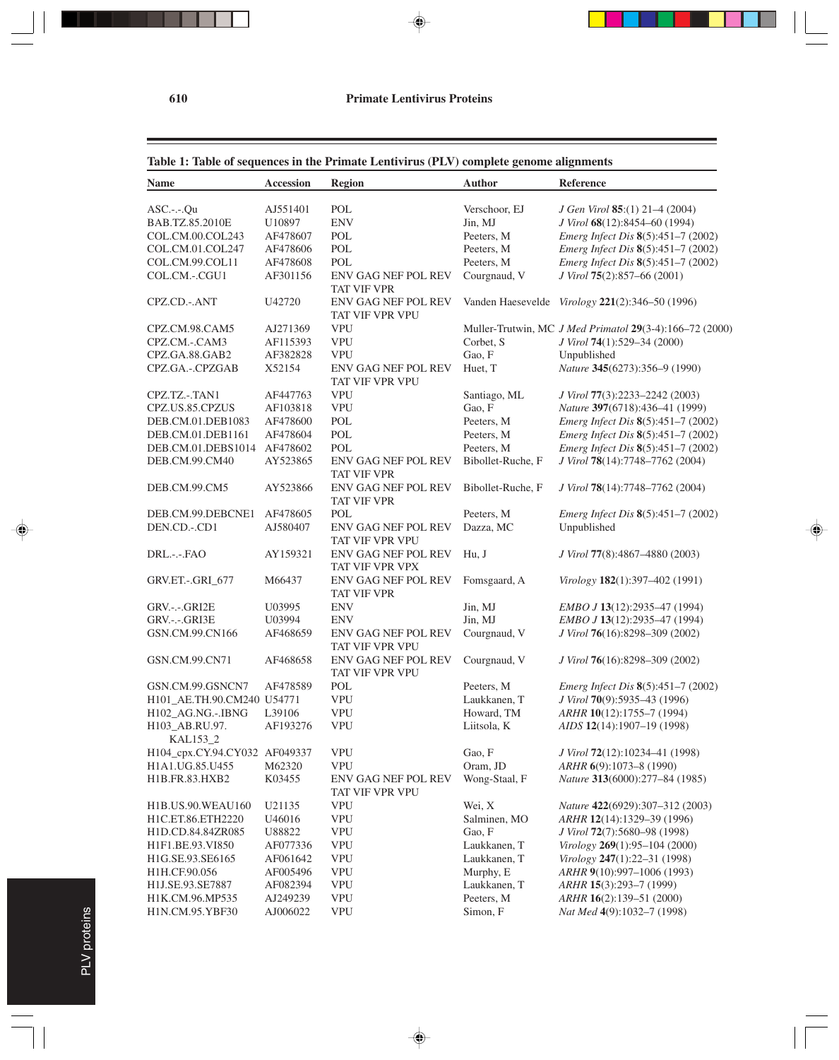**Table 1: Table of sequences in the Primate Lentivirus (PLV) complete genome alignments**

| Name | Accession | Region | Author | Reference |
|---|---|---|---|---|
| ASC.-.-.Qu | AJ551401 | POL | Verschoor, EJ | *J Gen Virol* **85**:(1) 21–4 (2004) |
| BAB.TZ.85.2010E | U10897 | ENV | Jin, MJ | *J Virol* **68**(12):8454–60 (1994) |
| COL.CM.00.COL243 | AF478607 | POL | Peeters, M | *Emerg Infect Dis* **8**(5):451–7 (2002) |
| COL.CM.01.COL247 | AF478606 | POL | Peeters, M | *Emerg Infect Dis* **8**(5):451–7 (2002) |
| COL.CM.99.COL11 | AF478608 | POL | Peeters, M | *Emerg Infect Dis* **8**(5):451–7 (2002) |
| COL.CM.-.CGU1 | AF301156 | ENV GAG NEF POL REV TAT VIF VPR | Courgnaud, V | *J Virol* **75**(2):857–66 (2001) |
| CPZ.CD.-.ANT | U42720 | ENV GAG NEF POL REV TAT VIF VPR VPU | Vanden Haesevelde | *Virology* **221**(2):346–50 (1996) |
| CPZ.CM.98.CAM5 | AJ271369 | VPU | Muller-Trutwin, MC | *J Med Primatol* **29**(3-4):166–72 (2000) |
| CPZ.CM.-.CAM3 | AF115393 | VPU | Corbet, S | *J Virol* **74**(1):529–34 (2000) |
| CPZ.GA.88.GAB2 | AF382828 | VPU | Gao, F | Unpublished |
| CPZ.GA.-.CPZGAB | X52154 | ENV GAG NEF POL REV TAT VIF VPR VPU | Huet, T | *Nature* **345**(6273):356–9 (1990) |
| CPZ.TZ.-.TAN1 | AF447763 | VPU | Santiago, ML | *J Virol* **77**(3):2233–2242 (2003) |
| CPZ.US.85.CPZUS | AF103818 | VPU | Gao, F | *Nature* **397**(6718):436–41 (1999) |
| DEB.CM.01.DEB1083 | AF478600 | POL | Peeters, M | *Emerg Infect Dis* **8**(5):451–7 (2002) |
| DEB.CM.01.DEB1161 | AF478604 | POL | Peeters, M | *Emerg Infect Dis* **8**(5):451–7 (2002) |
| DEB.CM.01.DEBS1014 | AF478602 | POL | Peeters, M | *Emerg Infect Dis* **8**(5):451–7 (2002) |
| DEB.CM.99.CM40 | AY523865 | ENV GAG NEF POL REV TAT VIF VPR | Bibollet-Ruche, F | *J Virol* **78**(14):7748–7762 (2004) |
| DEB.CM.99.CM5 | AY523866 | ENV GAG NEF POL REV TAT VIF VPR | Bibollet-Ruche, F | *J Virol* **78**(14):7748–7762 (2004) |
| DEB.CM.99.DEBCNE1 | AF478605 | POL | Peeters, M | *Emerg Infect Dis* **8**(5):451–7 (2002) |
| DEN.CD.-.CD1 | AJ580407 | ENV GAG NEF POL REV TAT VIF VPR VPU | Dazza, MC | Unpublished |
| DRL.-.-.FAO | AY159321 | ENV GAG NEF POL REV TAT VIF VPR VPX | Hu, J | *J Virol* **77**(8):4867–4880 (2003) |
| GRV.ET.-.GRI_677 | M66437 | ENV GAG NEF POL REV TAT VIF VPR | Fomsgaard, A | *Virology* **182**(1):397–402 (1991) |
| GRV.-.-.GRI2E | U03995 | ENV | Jin, MJ | *EMBO J* **13**(12):2935–47 (1994) |
| GRV.-.-.GRI3E | U03994 | ENV | Jin, MJ | *EMBO J* **13**(12):2935–47 (1994) |
| GSN.CM.99.CN166 | AF468659 | ENV GAG NEF POL REV TAT VIF VPR VPU | Courgnaud, V | *J Virol* **76**(16):8298–309 (2002) |
| GSN.CM.99.CN71 | AF468658 | ENV GAG NEF POL REV TAT VIF VPR VPU | Courgnaud, V | *J Virol* **76**(16):8298–309 (2002) |
| GSN.CM.99.GSNCN7 | AF478589 | POL | Peeters, M | *Emerg Infect Dis* **8**(5):451–7 (2002) |
| H101_AE.TH.90.CM240 | U54771 | VPU | Laukkanen, T | *J Virol* **70**(9):5935–43 (1996) |
| H102_AG.NG.-.IBNG | L39106 | VPU | Howard, TM | *ARHR* **10**(12):1755–7 (1994) |
| H103_AB.RU.97.KAL153_2 | AF193276 | VPU | Liitsola, K | *AIDS* **12**(14):1907–19 (1998) |
| H104_cpx.CY.94.CY032 | AF049337 | VPU | Gao, F | *J Virol* **72**(12):10234–41 (1998) |
| H1A1.UG.85.U455 | M62320 | VPU | Oram, JD | *ARHR* **6**(9):1073–8 (1990) |
| H1B.FR.83.HXB2 | K03455 | ENV GAG NEF POL REV TAT VIF VPR VPU | Wong-Staal, F | *Nature* **313**(6000):277–84 (1985) |
| H1B.US.90.WEAU160 | U21135 | VPU | Wei, X | *Nature* **422**(6929):307–312 (2003) |
| H1C.ET.86.ETH2220 | U46016 | VPU | Salminen, MO | *ARHR* **12**(14):1329–39 (1996) |
| H1D.CD.84.84ZR085 | U88822 | VPU | Gao, F | *J Virol* **72**(7):5680–98 (1998) |
| H1F1.BE.93.VI850 | AF077336 | VPU | Laukkanen, T | *Virology* **269**(1):95–104 (2000) |
| H1G.SE.93.SE6165 | AF061642 | VPU | Laukkanen, T | *Virology* **247**(1):22–31 (1998) |
| H1H.CF.90.056 | AF005496 | VPU | Murphy, E | *ARHR* **9**(10):997–1006 (1993) |
| H1J.SE.93.SE7887 | AF082394 | VPU | Laukkanen, T | *ARHR* **15**(3):293–7 (1999) |
| H1K.CM.96.MP535 | AJ249239 | VPU | Peeters, M | *ARHR* **16**(2):139–51 (2000) |
| H1N.CM.95.YBF30 | AJ006022 | VPU | Simon, F | *Nat Med* **4**(9):1032–7 (1998) |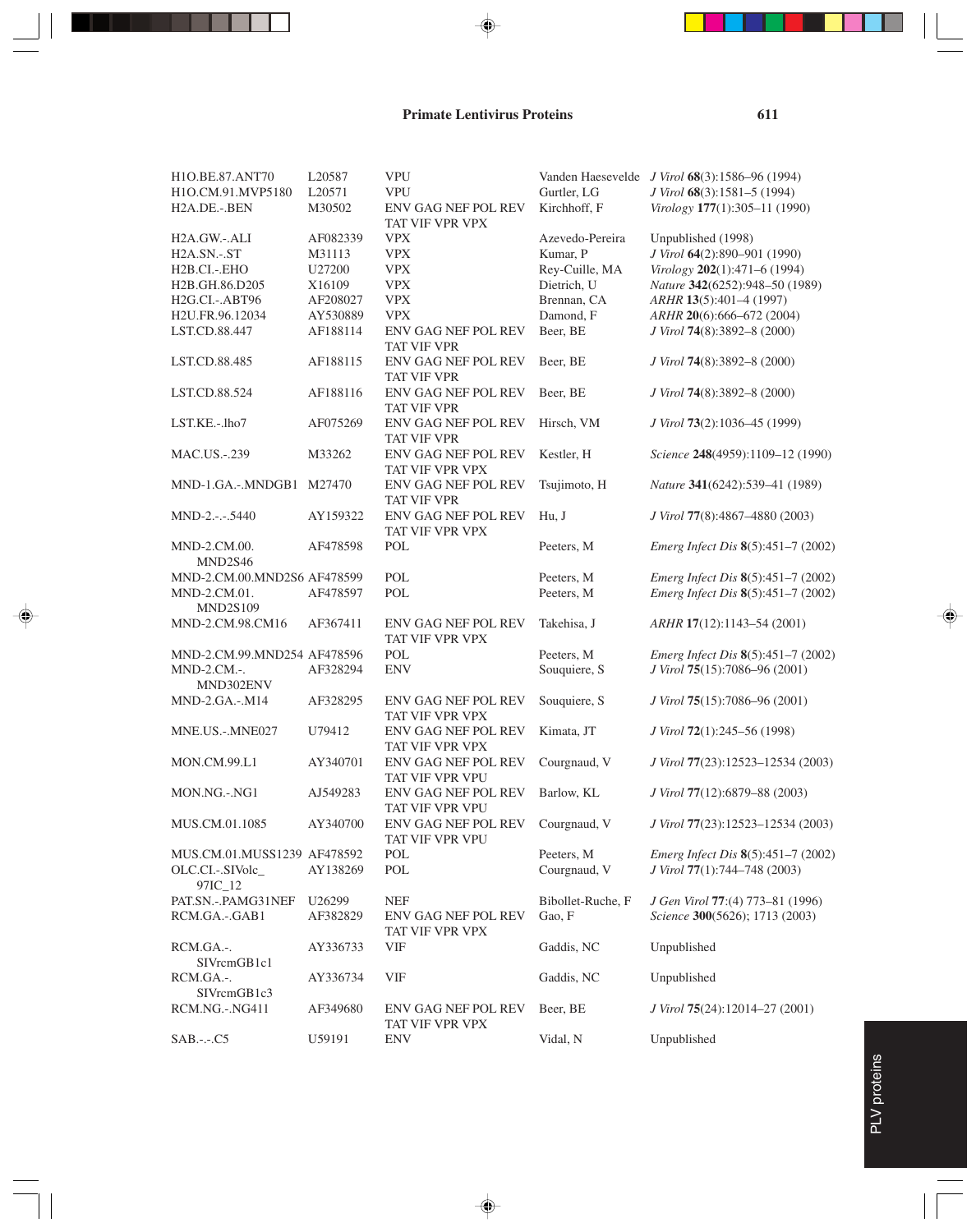| | | | | |
|---|---|---|---|---|
| H1O.BE.87.ANT70 | L20587 | VPU | Vanden Haesevelde | *J Virol* **68**(3):1586–96 (1994) |
| H1O.CM.91.MVP5180 | L20571 | VPU | Gurtler, LG | *J Virol* **68**(3):1581–5 (1994) |
| H2A.DE.-.BEN | M30502 | ENV GAG NEF POL REV TAT VIF VPR VPX | Kirchhoff, F | *Virology* **177**(1):305–11 (1990) |
| H2A.GW.-.ALI | AF082339 | VPX | Azevedo-Pereira | Unpublished (1998) |
| H2A.SN.-.ST | M31113 | VPX | Kumar, P | *J Virol* **64**(2):890–901 (1990) |
| H2B.CI.-.EHO | U27200 | VPX | Rey-Cuille, MA | *Virology* **202**(1):471–6 (1994) |
| H2B.GH.86.D205 | X16109 | VPX | Dietrich, U | *Nature* **342**(6252):948–50 (1989) |
| H2G.CI.-.ABT96 | AF208027 | VPX | Brennan, CA | *ARHR* **13**(5):401–4 (1997) |
| H2U.FR.96.12034 | AY530889 | VPX | Damond, F | *ARHR* **20**(6):666–672 (2004) |
| LST.CD.88.447 | AF188114 | ENV GAG NEF POL REV TAT VIF VPR | Beer, BE | *J Virol* **74**(8):3892–8 (2000) |
| LST.CD.88.485 | AF188115 | ENV GAG NEF POL REV TAT VIF VPR | Beer, BE | *J Virol* **74**(8):3892–8 (2000) |
| LST.CD.88.524 | AF188116 | ENV GAG NEF POL REV TAT VIF VPR | Beer, BE | *J Virol* **74**(8):3892–8 (2000) |
| LST.KE.-.lho7 | AF075269 | ENV GAG NEF POL REV TAT VIF VPR | Hirsch, VM | *J Virol* **73**(2):1036–45 (1999) |
| MAC.US.-.239 | M33262 | ENV GAG NEF POL REV TAT VIF VPR VPX | Kestler, H | *Science* **248**(4959):1109–12 (1990) |
| MND-1.GA.-.MNDGB1 | M27470 | ENV GAG NEF POL REV TAT VIF VPR | Tsujimoto, H | *Nature* **341**(6242):539–41 (1989) |
| MND-2.-.-.5440 | AY159322 | ENV GAG NEF POL REV TAT VIF VPR VPX | Hu, J | *J Virol* **77**(8):4867–4880 (2003) |
| MND-2.CM.00.MND2S46 | AF478598 | POL | Peeters, M | *Emerg Infect Dis* **8**(5):451–7 (2002) |
| MND-2.CM.00.MND2S6 | AF478599 | POL | Peeters, M | *Emerg Infect Dis* **8**(5):451–7 (2002) |
| MND-2.CM.01.MND2S109 | AF478597 | POL | Peeters, M | *Emerg Infect Dis* **8**(5):451–7 (2002) |
| MND-2.CM.98.CM16 | AF367411 | ENV GAG NEF POL REV TAT VIF VPR VPX | Takehisa, J | *ARHR* **17**(12):1143–54 (2001) |
| MND-2.CM.99.MND254 | AF478596 | POL | Peeters, M | *Emerg Infect Dis* **8**(5):451–7 (2002) |
| MND-2.CM.-.MND302ENV | AF328294 | ENV | Souquiere, S | *J Virol* **75**(15):7086–96 (2001) |
| MND-2.GA.-.M14 | AF328295 | ENV GAG NEF POL REV TAT VIF VPR VPX | Souquiere, S | *J Virol* **75**(15):7086–96 (2001) |
| MNE.US.-.MNE027 | U79412 | ENV GAG NEF POL REV TAT VIF VPR VPX | Kimata, JT | *J Virol* **72**(1):245–56 (1998) |
| MON.CM.99.L1 | AY340701 | ENV GAG NEF POL REV TAT VIF VPR VPU | Courgnaud, V | *J Virol* **77**(23):12523–12534 (2003) |
| MON.NG.-.NG1 | AJ549283 | ENV GAG NEF POL REV TAT VIF VPR VPU | Barlow, KL | *J Virol* **77**(12):6879–88 (2003) |
| MUS.CM.01.1085 | AY340700 | ENV GAG NEF POL REV TAT VIF VPR VPU | Courgnaud, V | *J Virol* **77**(23):12523–12534 (2003) |
| MUS.CM.01.MUSS1239 | AF478592 | POL | Peeters, M | *Emerg Infect Dis* **8**(5):451–7 (2002) |
| OLC.CI.-.SIVolc_97IC_12 | AY138269 | POL | Courgnaud, V | *J Virol* **77**(1):744–748 (2003) |
| PAT.SN.-.PAMG31NEF | U26299 | NEF | Bibollet-Ruche, F | *J Gen Virol* **77**:(4) 773–81 (1996) |
| RCM.GA.-.GAB1 | AF382829 | ENV GAG NEF POL REV TAT VIF VPR VPX | Gao, F | *Science* **300**(5626); 1713 (2003) |
| RCM.GA.-.SIVrcmGB1c1 | AY336733 | VIF | Gaddis, NC | Unpublished |
| RCM.GA.-.SIVrcmGB1c3 | AY336734 | VIF | Gaddis, NC | Unpublished |
| RCM.NG.-.NG411 | AF349680 | ENV GAG NEF POL REV TAT VIF VPR VPX | Beer, BE | *J Virol* **75**(24):12014–27 (2001) |
| SAB.-.-.C5 | U59191 | ENV | Vidal, N | Unpublished |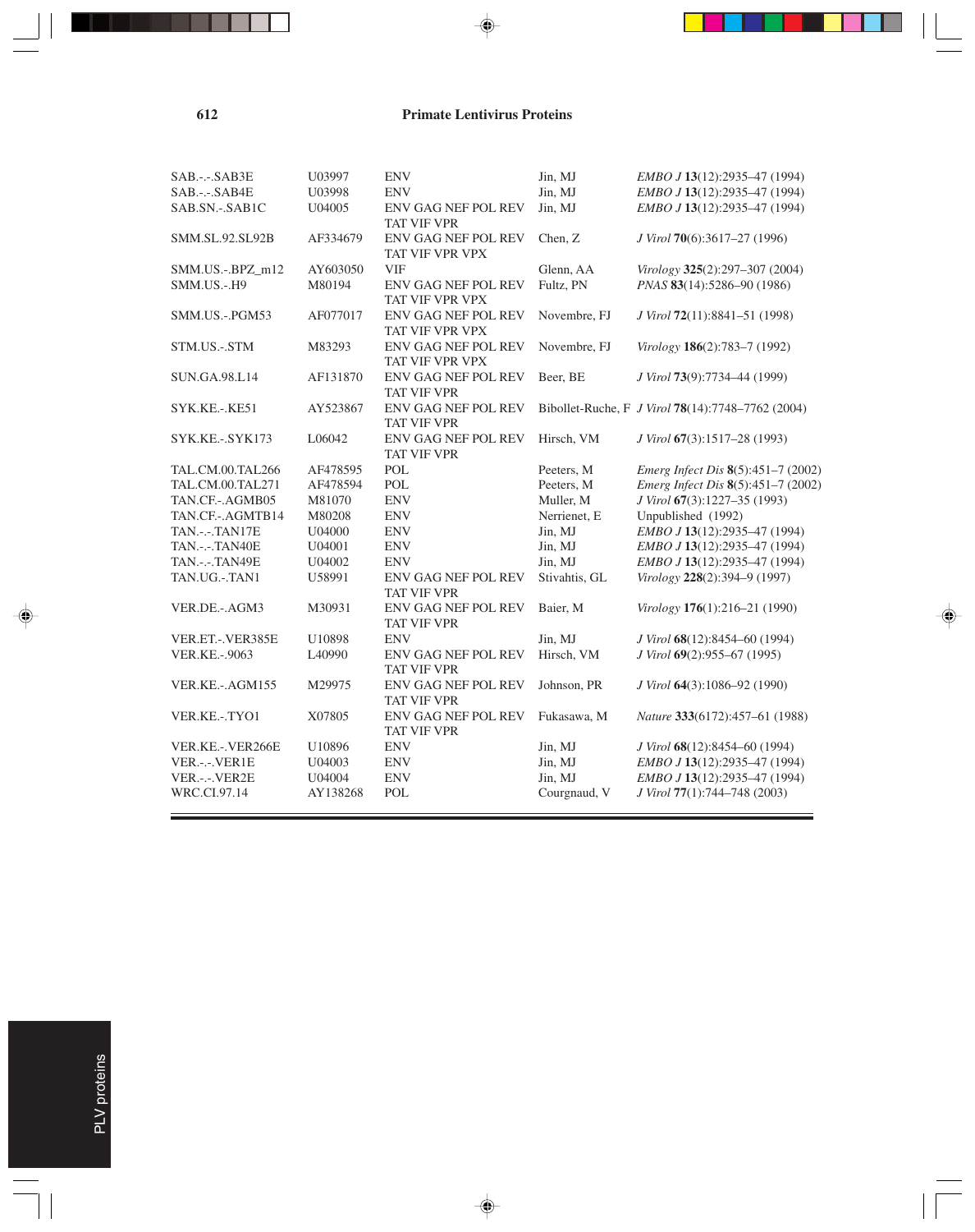| | | | | |
|---|---|---|---|---|
| SAB.-.-.SAB3E | U03997 | ENV | Jin, MJ | *EMBO J* **13**(12):2935–47 (1994) |
| SAB.-.-.SAB4E | U03998 | ENV | Jin, MJ | *EMBO J* **13**(12):2935–47 (1994) |
| SAB.SN.-.SAB1C | U04005 | ENV GAG NEF POL REV TAT VIF VPR | Jin, MJ | *EMBO J* **13**(12):2935–47 (1994) |
| SMM.SL.92.SL92B | AF334679 | ENV GAG NEF POL REV TAT VIF VPR VPX | Chen, Z | *J Virol* **70**(6):3617–27 (1996) |
| SMM.US.-.BPZ_m12 | AY603050 | VIF | Glenn, AA | *Virology* **325**(2):297–307 (2004) |
| SMM.US.-.H9 | M80194 | ENV GAG NEF POL REV TAT VIF VPR VPX | Fultz, PN | *PNAS* **83**(14):5286–90 (1986) |
| SMM.US.-.PGM53 | AF077017 | ENV GAG NEF POL REV TAT VIF VPR VPX | Novembre, FJ | *J Virol* **72**(11):8841–51 (1998) |
| STM.US.-.STM | M83293 | ENV GAG NEF POL REV TAT VIF VPR VPX | Novembre, FJ | *Virology* **186**(2):783–7 (1992) |
| SUN.GA.98.L14 | AF131870 | ENV GAG NEF POL REV TAT VIF VPR | Beer, BE | *J Virol* **73**(9):7734–44 (1999) |
| SYK.KE.-.KE51 | AY523867 | ENV GAG NEF POL REV TAT VIF VPR | Bibollet-Ruche, F | *J Virol* **78**(14):7748–7762 (2004) |
| SYK.KE.-.SYK173 | L06042 | ENV GAG NEF POL REV TAT VIF VPR | Hirsch, VM | *J Virol* **67**(3):1517–28 (1993) |
| TAL.CM.00.TAL266 | AF478595 | POL | Peeters, M | *Emerg Infect Dis* **8**(5):451–7 (2002) |
| TAL.CM.00.TAL271 | AF478594 | POL | Peeters, M | *Emerg Infect Dis* **8**(5):451–7 (2002) |
| TAN.CF.-.AGMB05 | M81070 | ENV | Muller, M | *J Virol* **67**(3):1227–35 (1993) |
| TAN.CF.-.AGMTB14 | M80208 | ENV | Nerrienet, E | Unpublished (1992) |
| TAN.-.-.TAN17E | U04000 | ENV | Jin, MJ | *EMBO J* **13**(12):2935–47 (1994) |
| TAN.-.-.TAN40E | U04001 | ENV | Jin, MJ | *EMBO J* **13**(12):2935–47 (1994) |
| TAN.-.-.TAN49E | U04002 | ENV | Jin, MJ | *EMBO J* **13**(12):2935–47 (1994) |
| TAN.UG.-.TAN1 | U58991 | ENV GAG NEF POL REV TAT VIF VPR | Stivahtis, GL | *Virology* **228**(2):394–9 (1997) |
| VER.DE.-.AGM3 | M30931 | ENV GAG NEF POL REV TAT VIF VPR | Baier, M | *Virology* **176**(1):216–21 (1990) |
| VER.ET.-.VER385E | U10898 | ENV | Jin, MJ | *J Virol* **68**(12):8454–60 (1994) |
| VER.KE.-.9063 | L40990 | ENV GAG NEF POL REV TAT VIF VPR | Hirsch, VM | *J Virol* **69**(2):955–67 (1995) |
| VER.KE.-.AGM155 | M29975 | ENV GAG NEF POL REV TAT VIF VPR | Johnson, PR | *J Virol* **64**(3):1086–92 (1990) |
| VER.KE.-.TYO1 | X07805 | ENV GAG NEF POL REV TAT VIF VPR | Fukasawa, M | *Nature* **333**(6172):457–61 (1988) |
| VER.KE.-.VER266E | U10896 | ENV | Jin, MJ | *J Virol* **68**(12):8454–60 (1994) |
| VER.-.-.VER1E | U04003 | ENV | Jin, MJ | *EMBO J* **13**(12):2935–47 (1994) |
| VER.-.-.VER2E | U04004 | ENV | Jin, MJ | *EMBO J* **13**(12):2935–47 (1994) |
| WRC.CI.97.14 | AY138268 | POL | Courgnaud, V | *J Virol* **77**(1):744–748 (2003) |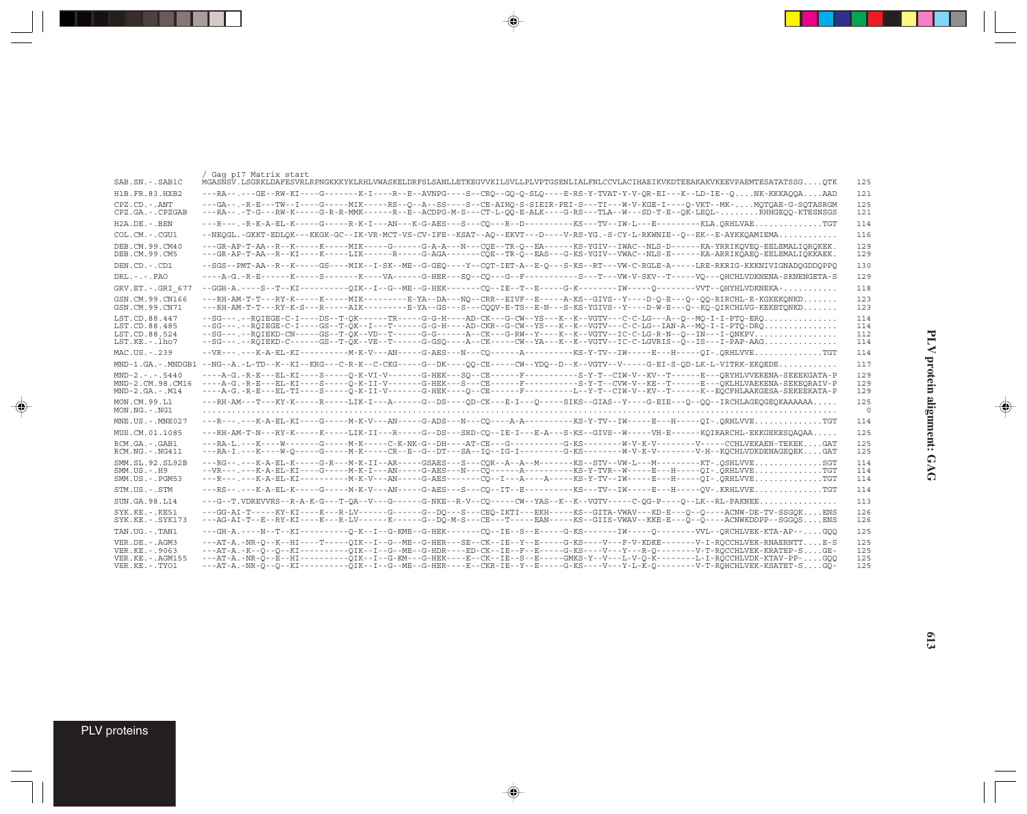```
                  / Gag p17 Matrix start
SAB.SN.-.SAB1C    MGASNSV.LSGRKLDAFESVRLRPNGKKKYKLRHLVWASKELDRFSLSANLLETKEGVVKILSVLLPLVPTGSENLIALFNLCCVLACIHAEIKVKDTEEAKAKVKEEVPAEMTESATATSSG....QTK  125
H1B.FR.83.HXB2    ---RA--.---GE--RW-KI----G-------K-I----R--E--AVNPG----S--CRQ--GQ-Q-SLQ----E-RS-Y-TVAT-Y-V-QR-EI---K--LD-IE--Q....NK-KKKAQQA....AAD  121
CPZ.CD.-.ANT      ---GA--.-R-E---TW--I----G-----MIK-----RS--Q--A--SS----S--CE-AIHQ-S-SIEIR-PEI-S---TI---W-V-KGE-I----Q-VKT--MK-....MQTQAE-G-SQTASRGM  125
CPZ.GA.-.CPZGAB   ---RA--.-T-G---RW-K-----G-R-R-MMK------R--E--ACDPG-M-S---CT-L-QQ-E-ALK----G-RS---TLA--W---SD-T-E--QK-LEQL-........RHHGEQQ-KTESNSGS  121
H2A.DE.-.BEN      ---R---.-R-K-A-EL-K-----G-----R-K-I---AN---K-G-AES---S---CQ---R--D----------KS---TV--IW-L---E---------KLA.QRHLVAE..............TGT  114
COL.CM.-.CGU1     --NEQGL.-GKKT-EDLQK---KKGK-GC--IK-VR-MCT-VS-CV-IFE--KSAT--AQ--EKVT---D----V-RS-YG.-S-CY-L-RKWNIE--Q--EK--E-AYKKQAMIEMA............  116
DEB.CM.99.CM40    ---GR-AP-T-AA--R--K-----K-----MIK-----G------G-A-A---N---CQE--TR-Q--EA------KS-YGIV--IWAC--NLS-D------KA-YRRIKQVEQ-EELEMALIQRQKEK.  129
DEB.CM.99.CM5     ---GR-AP-T-AA--R--KI----K-----LIK------R-----G-AGA-------CQE--TR-Q--EAS---G-KS-YGIV--VWAC--NLS-E------KA-ARRIKQAEQ-EELEMALIQKKAEK.  129
DEN.CD.-.CD1      --SGS--PMT-AA--R--K-----GS----MIK--I-SK--ME--G-GEQ----Y--CQT-IET-A--E-Q---S-KS--RT---VW-C-RGLE-A-----LRE-RKRIG-KKKNIVIGNADQGDDQPPQ  130
DRL.-.-.FAO       ----A-G.-R-E-----K-----S-------K----VA------G-HER---SQ--CQ---G--F----------S---T---VW-V-SKV--T-----VQ---QHCHLVDKNENA-SKNENGETA-S  129
GRV.ET.-.GRI_677  --GGH-A.----S--T--KI----------QIK--I--G--ME--G-HEK-------CQ--IE--T--E-----G-K--------IW-----Q--------VVT--QHYHLVDKNEKA-...........  118
GSN.CM.99.CN166   ---RH-AM-T-T---RY-K-----K-----MIK---------E-YA--DA---NQ--CRR--EIVF--E-----A-KS--GIVS--Y----D-Q-E---Q--QQ-RIRCHL-E-KGKEKQNKD.......  123
GSN.CM.99.CN71    ---RH-AM-T-T---RY-K-S---R-----AIK---------E-YA--GS---S---CQQV-E-TS--E-N---S-KS-YGIVS--Y----D-W-E---Q--KQ-QIRCHLVG-KEKETQNKD.......  123
LST.CD.88.447     --SG---.--RQIEGE-C-I----DS--T-QK------TR-----G-G-H---AD-CK---G-CW--YS---K--K--VGTV---C-C-LG---A--Q--MQ-I-I-PTQ-ERQ...............  114
LST.CD.88.485     --SG---.--RQIEGE-C-I----GS--T-QK--I---T------G-G-H---AD-CKR--G-CW--YS---K--K--VGTV---C-C-LG--IAN-A--MQ-I-I-PTQ-DRQ..............  114
LST.CD.88.524     --SG---.--RQIEKD-CN-----GS--T-QK--VD--T------G-G------A--CK---G-RW--Y---K--K--VGTV--IC-C-LG-R-N--Q---IN---I-QNKPV...............  112
LST.KE.-.lho7     --SG---.--RQIEKD-C------GS--T-QK--VE--T------G-GSQ----A--CK-----CW--YA---K--K--VGTV--IC-C-LGVRIS--Q--IS---I-PAP-AAG...............  114
MAC.US.-.239      --VR---.---K-A-EL-KI----------M-K-V---AN-----G-AES---N---CQ------A----------KS-Y-TV--IW-----E---H-----QI-.QRHLVVE..............TGT  114
MND-1.GA.-.MNDGB1 --NG--A.-L-TD--K--KI--KRG---C-R-K--C-CKG-----G--DK----QQ-CE-----CW--YDQ--D--K--VGTV--V-----G-EI-S-QD-LK-L-VITRK-EKQEDE............  117
MND-2.-.-.5440    ----A-G.-R-E---EL-KI----S-----Q-K-VI-V-------G-HEK---SQ--CE------F-----------S-Y-T--CIW-V--KV--T------E---QRYHLVVERENA-SEEEKGATA-P  129
MND-2.CM.98.CM16  ----A-G.-R-E---EL-KI----S-----Q-K-II-V-------G-HEK---S---CE------F-----------S-Y-T--CVW-V--KE--T------E---QKLHLVAEKENA-SEKEQRAIV-P  129
MND-2.GA.-.M14    ----A-G.-R-E---EL-TI----S-----Q-K-II-V-------G-HEK----Q--CE------F----------L--Y-T--CIW-V--KV--T------K---EQCFHLAAKGESA-SEKEEKATA-P  129
MON.CM.99.L1      ---RH-AM---T---KY-K-----R-----LIK-I---A------G--DS----QD-CK---E-I---Q-----SIKS--GIAS--Y----G-EIE---Q--QQ--IRCHLAGEQGEQKAAAAAA.....  125
MON.NG.-.NG1      ................................................................................................................................    0
MNE.US.-.MNE027   ---R---.---K-A-EL-KI----G-----M-K-V---AN-----G-ADS---N---CQ----A-A----------KS-Y-TV--IW-----E---H-----QI-.QRHLVVE..............TGT  114
MUS.CM.01.1085    ---RH-AM-T-N---RY-K-----K-----LIK-II---R-----G--DS---SRD-CQ--IE-I---E-A---S-KS--GIVS--W-----VH-E------KQIRARCHL-EKKGEKESQAQAA.....  125
RCM.GA.-.GAB1     ---RA-L.---K----W-------G-----M-K-----C-K-NK-G--DH---AT-CE---G----------G-KS--------W-V-K-V--------V-----CCHLVEKAEN-TEKEK....GAT  125
RCM.NG.-.NG411    ---RA-I.---K----W-Q-----G-----M-K-----CR--E--G--DT---SA--IQ--IG-I---------G-KS--------W-V-K-V--------V-H--KQCHLVDKDENAGEQEK....GAT  125
SMM.SL.92.SL92B   ---RG--.---K-A-EL-K-----G-R---M-K-II--AR-----GSAES---S---CQR--A--A--M-------KS--STV--VW-L---M---------KT-.QSHLVVE..............SGT  114
SMM.US.-.H9       --VR---.---K-A-EL-KI----G-----M-K-I---AN-----G-AES---N---CQ------A----------KS-Y-TVR--W-----E---H-----QI-.QRHLVVE..............TGT  114
SMM.US.-.PGM53    ---R---.---K-A-EL-KI----------M-K-V---AN-----G-AES-------CQ--I---A----A-----KS-Y-TV--IW-----E---H-----QI-.QRHLVVE..............TGT  114
STM.US.-.STM      ---RS--.---K-A-EL-K-----G-----M-K-V---AN-----G-AES---S---CQ--IT--E----------KS---TV--IW-----E---H-----QV-.KRHLVVE..............TGT  114
SUN.GA.98.L14     ---G--T.VDREVVRS--R-A-K-G---T-QA--V---G------G-NKE--R-V--CQ-----CW--YAS--K--K--VGTV------C-QG-P----Q--LK--RL-PAKNEE................  113
SYK.KE.-.KE51     ---GG-AI-T-----KY-KI----K---R-LV------G------G--DQ---S---CEQ-IKTI---EKH-----KS--GITA-VWAV---KD-E---Q--Q-----ACNW-DE-TV-SSGQK....ENS  126
SYK.KE.-.SYK173   ---AG-AI-T--E--RY-KI----K---R-LV------K------G--DQ-M-S---CE---T-----EAN-----KS--GIIS-VWAV--KKE-E---Q--Q-----ACNWKDDPP--SGGQS....ENS  126
TAN.UG.-.TAN1     ---GH-A.----N--T--KI----------Q-K--I--G-KME--G-HEK-------CQ--IE--S--E-----G-KS--------IW-----Q--------VVL--QRCHLVEK-KTA-AP--....GQQ  125
VER.DE.-.AGM3     ---AT-A.-NR-Q--K--HI----T-----QIK--I--G--ME--G-HER---SE--CK--IE--Y--E-----G-KS----V---F-V-KDKE-------V-I-RQCCHLVEK-RNAERNTT....E-S  125
VER.KE.-.9063     ---AT-A.-K--Q--Q--KI----------QIK--I--G--ME--G-HDR---ED-CK--IE--F--E-----G-KS----V---Y---R-Q---------V-T-RQCCHLVEK-KRATEP-S....GE-  125
VER.KE.-.AGM155   ---AT-A.-NR-Q--E--HI----------QIK--I--G-KM---G-HEK----E--CK--IE--S--E-----GMKS-Y--V---L-V-Q-K--------L-I-RQCCHLVDK-KTAV-PP-....GQQ  125
VER.KE.-.TYO1     ---AT-A.-NR-Q--Q--KI----------QIK--I--G--ME--G-HER----E--CKR--IE--Y--E-----G-KS----V---Y-L-K-Q--------V-T-RQHCHLVEK-KSATET-S....GQ-  125
```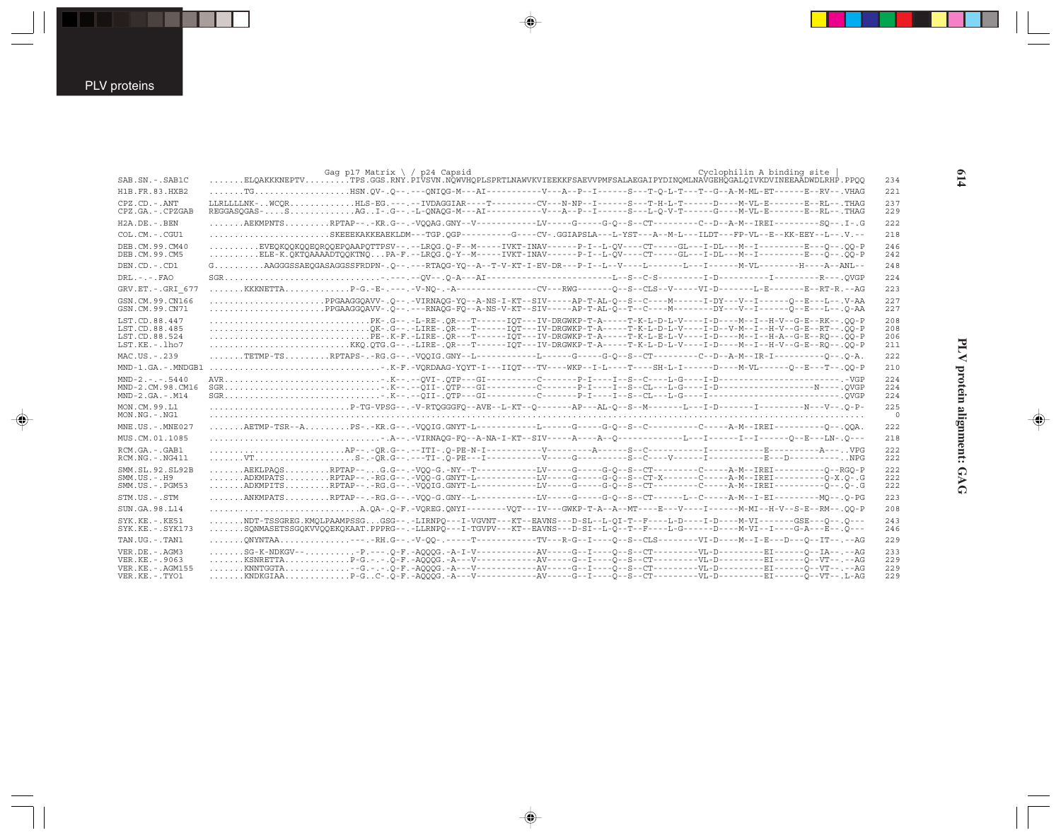PLV proteins

PLV protein alignment: GAG

```
                              Gag p17 Matrix \ / p24 Capsid                                                       Cyclophilin A binding site |
SAB.SN.-.SAB1C      .......ELQAKKKNEPTV.........TPS.GGS.RNY.PIVSVN.NQWVHQPLSPRTLNAWVKVIEEKKFSAEVVPMFSALAEGAIPYDINQMLNAVGEHQGALQIVKDVINEEAADWDLRHP.PPQQ   234
H1B.FR.83.HXB2      .......TG...................HSN.QV-.Q--.---QNIQG-M---AI-----------V---A--P--I------S---T-Q-L-T---T--G--A-M-ML-ET------E--RV--.VHAG   221
CPZ.CD.-.ANT        LLRLLLLNK-..WCQR.............HLS-EG.---.--IVDAGGIAR----T---------CV---N-NP--I------S---T-H-L-T------D----M-VL-E-------E--RL--.THAG   237
CPZ.GA.-.CPZGAB     REGGASQGAS-....S.............AG..I-.G--.-L-QNAQG-M---AI-----------V---A--P--I------S---L-Q-V-T------G----M-VL-E-------E--RL--.THAG   229
H2A.DE.-.BEN        .......AEKMPNTS.........RPTAP--.-KR.G--.-VQQAG.GNY--V------------LV-----G-----G-Q--S--CT---------C--D--A-M--IREI---------SQ--.I-.G   222
COL.CM.-.CGU1       ........................SKEEEKAKKEAEKLDM---TGP.QGP---------G----CV-.GGIAPSLA---L-YST---A--M-L---ILDT---FP-VL--E--KK-EEY--L--.V.--   218
DEB.CM.99.CM40      ..........EVEQKQQKQQEQRQQEPQAAPQTTPSV--.--LRQG.Q-F--M-----IVKT-INAV------P-I--L-QV----CT-----GL---I-DL---M--I---------E---Q--.QQ-P   246
DEB.CM.99.CM5       ..........ELE-K.QKTQAAAADTQQKTNQ...PA-F.--LRQG.Q-Y--M-----IVKT-INAV------P-I--L-QV----CT-----GL---I-DL---M--I---------E---Q--.QQ-P   242
DEN.CD.-.CD1        G..........AAGGGSSAEQGASAGGSSFRDPN-.Q--.---RTAQG-YQ--A--T-V-KT-I-EV-DR---P-I--L--V----L-------L---I------M-VL--------H----A--ANL--   248
DRL.-.-.FAO         SGR..................................-.---.--QV--.Q-A---AI--------------------------L--S--C-S---------I-D---------I---------R---.QVGP   224
GRV.ET.-.GRI_677    .......KKKNETTA.............P-G.-E-.---.-V-NQ-.-A---------------CV---RWG-------Q--S--CLS--V-----VI-D-------L-E-------E--RT-R.--AG   223
GSN.CM.99.CN166     .......................PPGAAGGQAVV-.Q--.-VIRNAQG-YQ--A-NS-I-KT--SIV-----AP-T-AL-Q--S--C----M------I-DY---V--I------Q--E---L--.V-AA   227
GSN.CM.99.CN71      .......................PPGAAGGQAVV-.Q--.---RNAQG-FQ--A-NS-V-KT--SIV-----AP-T-AL-Q--T--C----M--------DY---V--I------Q--E---L--.Q-AA   227
LST.CD.88.447       ................................PK-.G--.-L-RE-.QR---T------IQT---IV-DRGWKP-T-A-----T-K-L-D-L-V----I-D----M--I--H-V--G-E--RK--.QQ-P   208
LST.CD.88.485       ................................QK-.G--.-LIRE-.QR---T------IQT---IV-DRGWKP-T-A-----T-K-L-D-L-V----I-D--V-M--I--H-V--G-E--RT--.QQ-P   208
LST.CD.88.524       ................................PE-.K-F.-LIRE-.QR---T------IQT---IV-DRGWKP-T-A-----T-K-L-E-L-V----I-D----M--I--H-A--G-E--RQ--.QQ-P   206
LST.KE.-.lho7       .............................KKQ.QTG.G--.-LIRE-.QR---T------IQT---IV-DRGWKP-T-A-----T-K-L-D-L-V----I-D----M--I--H-V--G-E--RQ--.QQ-P   211
MAC.US.-.239        .......TETMP-TS.........RPTAPS-.-RG.G--.-VQQIG.GNY--L------------L------G-----G-Q--S--CT---------C--D--A-M--IR-I---------Q--.Q-A.   222
MND-1.GA.-.MNDGB1   ....................................-.K-F.-VQRDAAG-YQYT-I---IIQT---TV----WKP--I-L----T----SH-L-I------D----M-VL------Q--E---T--.QQ-P   210
MND-2.-.-.5440      AVR..................................-.K--.--QVI-.QTP---GI----------C-------P-I----I--S--C----L-G----I-D-----------------------.-VGP   224
MND-2.CM.98.CM16    SGR..................................-.K--.--QII-.QTP---GI----------C-------P-I----I--S--CL---L-G----I-D------------------N----.QVGP   224
MND-2.GA.-.M14      SGR..................................-.K--.--QII-.QTP---GI----------C-------P-I----I--S--CL---L-G----I-----------------------.QVGP   224
MON.CM.99.L1        ...........................P-TG-VPSG--.-V-RTQGGGFQ--AVE--L-KT--Q-------AP---AL-Q--S--M-------L---I-D-------I---------N---V--.Q-P-   225
MON.NG.-.NG1        ............................................................................................................................     0
MNE.US.-.MNE027     .......AETMP-TSR--A.........PS-.-KR.G--.-VQQIG.GNYT-L------------L------G-----G-Q--S--C----------C-----A-M--IREI---------Q--.QQA.   222
MUS.CM.01.1085      ....................................-.A--.-VIRNAQG-FQ--A-NA-I-KT--SIV-----A----A--Q-------------L---I------I--I------Q--E---LN-.Q---   218
RCM.GA.-.GAB1       ..........................AP--.-QR.G--.--ITI-.Q-PE-N-I-----------V---------A------S--C-----------I-----------E----------A---..VPG   222
RCM.NG.-.NG411      .......VT...................S-.-QR.G--.---TI-.Q-PE---I-----------V-----G----------S--C----V------I-----------E---D-----------..NPG   222
SMM.SL.92.SL92B     .......AEKLPAQS.........RPTAP--...G.G--.-VQQ-G.-NY--T------------LV-----G-----G-Q--S--CT---------C-----A-M--IREI---------Q--RGQ-P   222
SMM.US.-.H9         .......ADKMPATS.........RPTAP--.-RG.G--.-VQQ-G.GNYT-L------------LV-----G-----G-Q--S--CT-X-------C-----A-M--IREI---------Q-X.Q-.G   222
SMM.US.-.PGM53      .......ADKMPITS.........RPTAP--.-RG.G--.-VQQIG.GNYT-L------------LV-----G-----G-Q--S--CT---------C-----A-M--IREI---------Q--.Q-.G   222
STM.US.-.STM        .......ANKMPATS.........RPTAP--.-RG.G--.-VQQ-G.GNY--L------------LV-----G-----G-Q--S--CT------L--C-----A-M--I-EI---------MQ--.Q-PG   223
SUN.GA.98.L14       ............................A.QA-.Q-F.-VQREG.QNYI--------VQT---IV---GWKP-T-A--A--MT----E---V----I------M-MI--H-V--S-E--RM--.QQ-P   208
SYK.KE.-.KE51       .......NDT-TSSGREG.KMQLPAAMPSSG...GSG--.-LIRNPQ---I-VGVNT---KT--EAVNS---D-SL--L-QI-T--F----L-D----I-D----M-VI--------GSE--Q--.Q---   243
SYK.KE.-.SYK173     .......SQNMASETSSGQKVVQQEKQKAAT.PPPRG--.-LLRNPQ---I-TGVPV---KT--EAVNS---D-SI--L-Q--T--F----L-G------D----M-VI--I----G-A---E--.Q---   246
TAN.UG.-.TAN1       .......QNYNTAA..............----.-RH.G--.-V-QQ-.------T-----------TV---R-G--I----Q--S--CLS--------VI-D----M--I-E---D---Q--IT--.--AG   229
VER.DE.-.AGM3       .......SG-K-NDKGV--..........-P.---.Q-F.-AQQQG.-A-I-V------------AV-----G--I----Q--S--CT---------VL-D---------EI------Q--IA--.--AG   233
VER.KE.-.9063       .......KSNRETTA.............P-G.-.-.Q-F.-AQQQG.-A---V------------AV-----G--I----Q--S--CT---------VL-D---------EI------Q--VT--.--AG   229
VER.KE.-.AGM155     .......KNNTGGTA.............--G.-.-.Q-F.-AQQQG.-A---V------------AV-----G--I----Q--S--CT---------VL-D---------EI------Q--VT--.--AG   229
VER.KE.-.TYO1       .......KNDKGIAA.............P-G..C-.Q-F.-AQQQG.-A---V------------AV-----G--I----Q--S--CT---------VL-D---------EI------Q--VT--.L-AG   229
```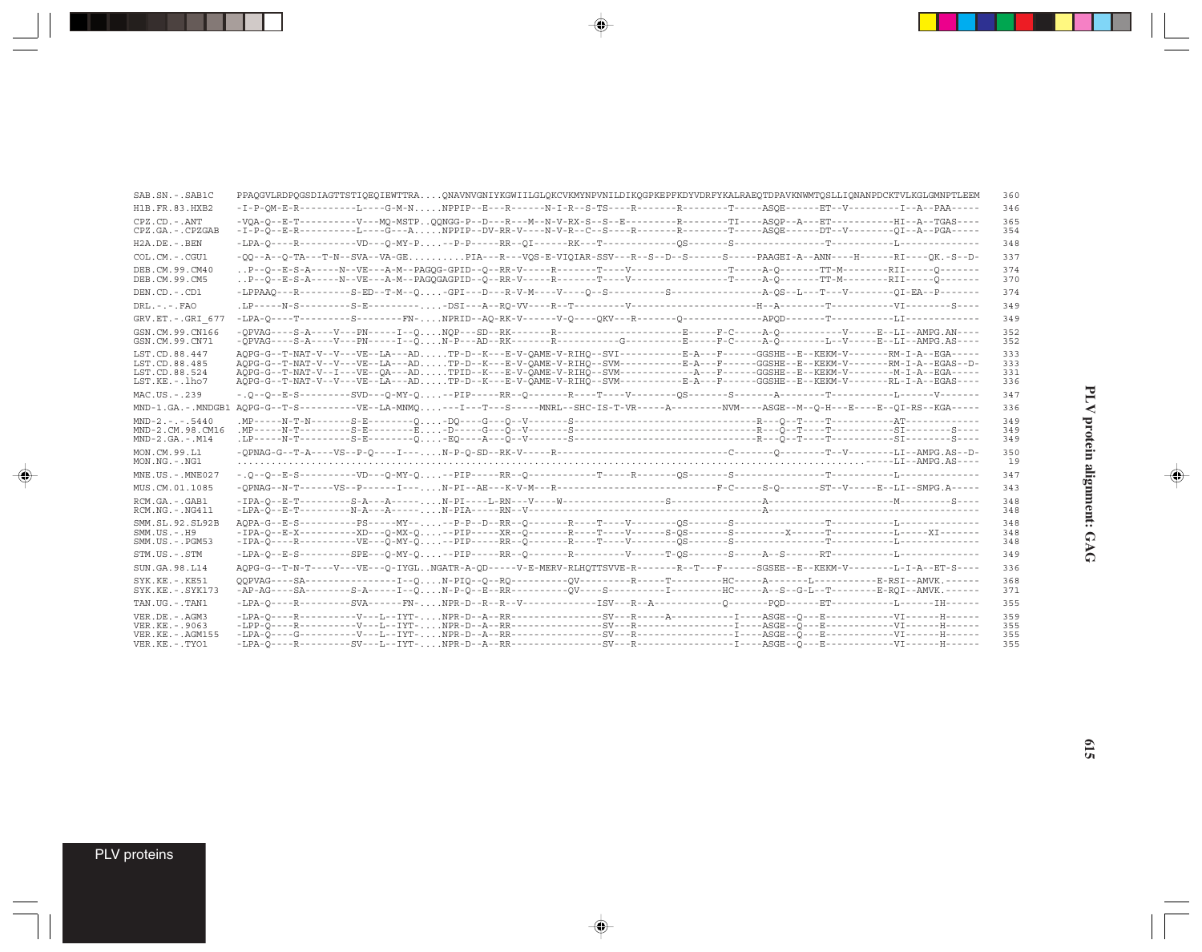```
SAB.SN.-.SAB1C    PPAQGVLRDPQGSDIAGTTSTIQEQIEWTTRA....QNAVNVGNIYKGWIILGLQKCVKMYNPVNILDIKQGPKEPFKDYVDRFYKALRAEQTDPAVKNWMTQSLLIQNANPDCKTVLKGLGMNPTLEEM  360
H1B.FR.83.HXB2    -I-P-QM-E-R----------L----G-M-N.....NPPIP--E---R------N-I-R--S-TS----R-------R--------T-----ASQE------ET--V---------I--A--PAA-----  346
CPZ.CD.-.ANT      -VQA-Q--E-T----------V---MQ-MSTP..QQNGG-P--D---R---M--N-V-RX-S--S--E---------R--------TI----ASQP--A---ET-----------HI--A--TGAS----  365
CPZ.GA.-.CPZGAB   -I-P-Q--E-R----------L----G---A.....NPPIP--DV-RR-V----N-V-R--C--S----R-------R--------T-----ASQE------DT--V---------QI--A--PGA-----  354
H2A.DE.-.BEN      -LPA-Q----R----------VD---Q-MY-P....--P-P-----RR--QI------RK---T-------------QS-------S----------------T-----------L--------------  348
COL.CM.-.CGU1     -QQ--A--Q-TA---T-N--SVA--VA-GE..........PIA---R---VQS-E-VIQIAR-SSV---R--S--D--S------S-----PAAGEI-A--ANN----H------RI----QK.-S--D-  337
DEB.CM.99.CM40    ..P--Q--E-S-A-----N--VE---A-M--PAGQG-GPID--Q--RR-V-----R-------T----V-----------------T-----A-Q-------TT-M--------RII-----Q-------  374
DEB.CM.99.CM5     ..P--Q--E-S-A-----N--VE---A-M--PAGQGAGPID--Q--RR-V-----R-------T----V-----------------T-----A-Q-------TT-M--------RII-----Q-------  370
DEN.CD.-.CD1      -LPPAAQ---R----------S-ED--T-M--Q....-GPI---D---R-V-M----V----Q--S----------S----------------A-QS--L---T---V--------QI-EA--P-------  374
DRL.-.-.FAO       .LP-----N-S---------S-E---------.....-DSI---A--RQ-VV-----R--T---------V----------------------H--A--------T-----------VI---------S----  349
GRV.ET.-.GRI_677  -LPA-Q----T---------S--------FN-....NPRID--AQ-RK-V------V-Q----QKV---R-------Q---------------APQD-------T-----------LI-------------  349
GSN.CM.99.CN166   -QPVAG----S-A----V---PN-----I--Q....NQP---SD--RK-------R----------------------E-----F-C-----A-Q----------V-----E--LI--AMPG.AN----  352
GSN.CM.99.CN71    -QPVAG----S-A----V---PN-----I--Q....N-P---AD--RK-------R-----------G----------E-----F-C-----A-Q-------L--V-----E--LI--AMPG.AS----  352
LST.CD.88.447     AQPG-G--T-NAT-V--V---VE--LA---AD.....TP-D--K---E-V-QAME-V-RIHQ--SVI-----------E-A---F------GGSHE--E--KEKM-V--------RM-I-A--EGA-----  333
LST.CD.88.485     AQPG-G--T-NAT-V--V---VE--LA---AD.....TP-D--K---E-V-QAME-V-RIHQ--SVM-----------E-A---F------GGSHE--E--KEKM-V--------RM-I-A--EGAS--D-  333
LST.CD.88.524     AQPG-G--T-NAT-V--I---VE--QA---AD.....TPID--K---E-V-QAME-V-RIHQ--SVM-------------A---F------GGSHE--E--KEKM-V---------M-I-A--EGA-----  331
LST.KE.-.lho7     AQPG-G--T-NAT-V--V---VE--LA---AD.....TP-D--K---E-V-QAME-V-RIHQ--SVM-----------E-A---F------GGSHE--E--KEKM-V--------RL-I-A--EGAS----  336
MAC.US.-.239      -.Q--Q--E-S---------SVD---Q-MY-Q....--PIP-----RR--Q-------R----T----V---------QS-------S-------A--------T-----------L------V-------  347
MND-1.GA.-.MNDGB1 AQPG-G--T-S----------VE--LA-MNMQ....---I---T---S-----MNRL--SHC-IS-T-VR-----A---------NVM----ASGE--M--Q-H---E----E--QI-RS--KGA-----  336
MND-2.-.-.5440    .MP-----N-T-N--------S-E---------Q....-DQ----G---Q--V-------S---------------------------------R---Q--T----T-----------AT-------------  349
MND-2.CM.98.CM16  .MP-----N-T----------S-E---------E....-D-----G---Q--V-------S---------------------------------R---Q--T----T-----------SI---------S----  349
MND-2.GA.-.M14    .LP-----N-T----------S-E---------Q....-EQ----A---Q--V-------S---------------------------------R---Q--T----T-----------SI---------S----  349
MON.CM.99.L1      -QPNAG-G--T-A----VS--P-Q----I---....N-P-Q-SD--RK-V-----R----------------------------C-------Q--------T--V--------LI--AMPG.AS--D-  350
MON.NG.-.NG1      ..............................................................................................................-----LI--AMPG.AS----  19
MNE.US.-.MNE027   -.Q--Q--E-S---------VD---Q-MY-Q....--PIP-----RR--Q-------------T-----R-------QS-------S----------------T-----------L--------------  347
MUS.CM.01.1085    -QPNAG--N-T-------VS--P------I---....N-PI--AE---K-V-M---R-------------------------F-C-----S-Q--------ST--V-----E--LI--SMPG.A-----  343
RCM.GA.-.GAB1     -IPA-Q--E-T----------S-A---A-----....N-PI----L-RN---V----W------------------S----------------A------------------------M---------S----  348
RCM.NG.-.NG411    -LPA-Q--E-T----------N-A---A-----....N-PIA-----RN--V------------------------------------------A--------------------------------------  348
SMM.SL.92.SL92B   AQPA-G--E-S---------PS-----MY--....--P-P--D--RR--Q-------R-----T----V--------QS-------S----------------T-----------L--------------  348
SMM.US.-.H9       -IPA-Q--E-X---------XD---Q-MX-Q....--PIP-----XR--Q-------R-----T----V------S-QS-------S---------X------T-----------L------XI-------  348
SMM.US.-.PGM53    -IPA-Q----R---------VE---Q-MY-Q....--PIP-----RR--Q-------R-----T----V--------QS-------S----------------T-----------L--------------  348
STM.US.-.STM      -LPA-Q--E-S---------SPE---Q-MY-Q....--PIP-----RR--Q-------R----------V------T-QS-------S------A--S------RT-----------L--------------  349
SUN.GA.98.L14     AQPG-G--T-N-T----V---VE---Q-IYGL..NGATR-A-QD-----V-E-MERV-RLHQTTSVVE-R--------R---T---F------SGSEE--E--KEKM-V--------L-I-A--ET-S----  336
SYK.KE.-.KE51     QQPVAG----SA-----------------I--Q....N-PIQ--Q--RQ-----------QV---------R-----T---------HC-----A-------L-----------E-RSI--AMVK.------  368
SYK.KE.-.SYK173   -AP-AG----SA--------S-A------I--Q....N-P-Q--E--RR-----------QV----S-----------I---------HC-----A--S--G-L--T--------E-RQI--AMVK.------  371
TAN.UG.-.TAN1     -LPA-Q----R---------SVA-------FN-....NPR-D--R--R--V-------------ISV---R--A-----------Q-------PQD------ET-----------L-------IH------  355
VER.DE.-.AGM3     -LPA-Q----R----------V---L--IYT-....NPR-D--A--RR-----------------SV---R-----A-----------I----ASGE--Q---E-------------VI-------H------  359
VER.KE.-.9063     -LPP-Q----R----------V---L--IYT-....NPR-D--A--RR-----------------SV---R----------------I----ASGE--Q---E-------------VI-------H------  355
VER.KE.-.AGM155   -LPA-Q----G----------V---L--IYT-....NPR-D--A--RR-----------------SV---R----------------I----ASGE--Q---E-------------VI-------H------  355
VER.KE.-.TYO1     -LPA-Q----R---------SV---L--IYT-....NPR-D--A--RR-----------------SV---R----------------I----ASGE--Q---E-------------VI-------H------  355
```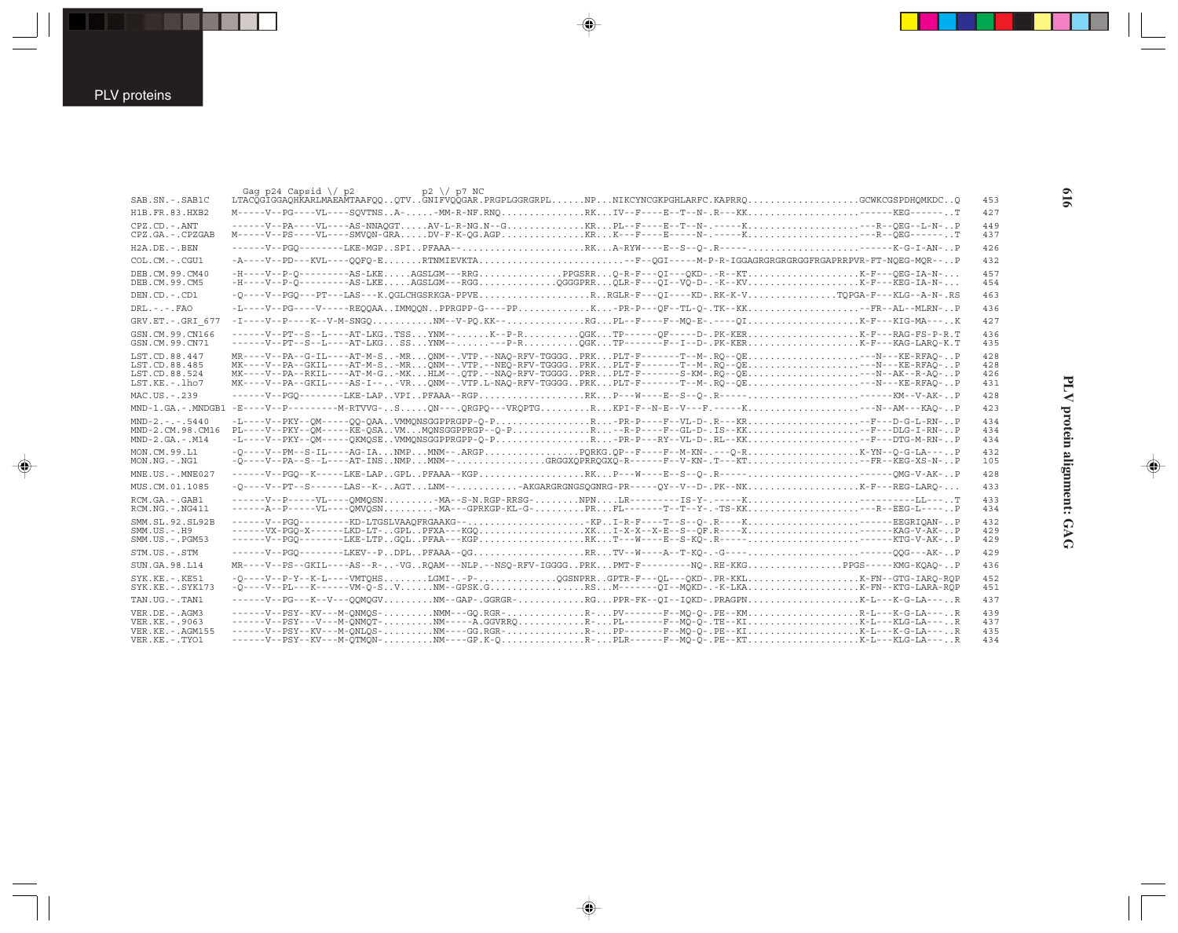```
                  Gag p24 Capsid \/ p2          p2 \/ p7 NC
SAB.SN.-.SAB1C    LTACQGIGGAQHKARLMAEAMTAAFQQ..QTV..GNIFVQQGAR.PRGPLGGRGRPL......NP...NIKCYNCGKPGHLARFC.KAPRRQ....................GCWKCGSPDHQMKDC..Q   453
H1B.FR.83.HXB2    M-----V--PG----VL----SQVTNS..A-......-MM-R-NF.RNQ...............RK...IV--F----E--T--N-.R---KK.....................------KEG------.T   427
CPZ.CD.-.ANT      ------V--PA----VL----AS-NNAQGT......AV-L-R-NG.N--G..............KR...PL--F----E--T--N-.-----K.......................---R--QEG--L-N-..P   449
CPZ.GA.-.CPZGAB   M-----V--PS----VL----SMVQN-GRA......DV-F-K-QG.AGP...............KR...K---F----E-----N-.-----K.......................---R--QEG------.T   437
H2A.DE.-.BEN      ------V--PGQ--------LKE-MGP..SPI..PFAAA-......................RK...A-RYW----E--S--Q-.R---------------------------------K-G-I-AN-..P   426
COL.CM.-.CGU1     -A----V--PD---KVL----QQFQ-E.......RTNMIEVKTA.........................--F--QGI-----M-P-R-IGGAGRGRGRGRGGFRGAPRRPVR-FT-NQEG-MQR--..P   432
DEB.CM.99.CM40    -H----V--P-Q---------AS-LKE.....AGSLGM---RRG..............PPGSRR...Q-R-F---QI---QKD-.-R--KT....................K-F---QEG-IA-N-...   457
DEB.CM.99.CM5     -H----V--P-Q---------AS-LKE.....AGSLGM---RGG..............QGGGPRR...QLR-F---QI--VQ-D-.-K--KV....................K-F---KEG-IA-N-...   454
DEN.CD.-.CD1      -Q----V--PGQ---PT---LAS---K.QGLCHGSRKGA-PPVE....................R..RGLR-F---QI----KD-.RK-K-V................TQPGA-F---KLG--A-N-.RS  463
DRL.-.-.FAO       -L----V--PG----V-----REQQAA..IMMQQN..PPRGPP-G----PP.............K...-PR-P---QF--TL-Q-.TK--KK.....................--FR--AL--MLRN-..P  436
GRV.ET.-.GRI_677  -I----V--P----K--V-M-SNGQ...........NM--V-PQ.KK-...............RG...PL--F----F--MQ-E-.----QI....................K-F---KIG-MA---..K  427
GSN.CM.99.CN166   ------V--PT--S--L----AT-LKG..TSS...YNM--......K--P-R...........QGK...TP------QF-----D-.PK-KER....................K-F---RAG-FS-P-R.T  436
GSN.CM.99.CN71    ------V--PT--S--L----AT-LKG..SS....YNM--......---P-R...........QGK...TP-------F--I--D-.PK-KER....................K-F---KAG-LARQ-K.T  435
LST.CD.88.447     MR----V--PA--G-IL----AT-M-S..-MR...QNM--.VTP.--NAQ-RFV-TGGGG..PRK...PLT-F-------T--M-.RQ--QE......................---N---KE-RFAQ-..P  428
LST.CD.88.485     MK----V--PA--GKIL----AT-M-S..-MR...QNM--.VTP.--NEQ-RFV-TGGGG..PRK...PLT-F-------T--M-.RQ--QE......................---N---KE-RFAQ-..P  428
LST.CD.88.524     MK----V--PA--RKIL----AT-M-G..-MK...HLM--.QTP.--NAQ-RFV-TGGGG..PRR...PLT-F-------S-KM-.RQ--QE......................---N---AK--R-AQ-..P  426
LST.KE.-.lho7     MK----V--PA--GKIL----AS-I-...-VR...QNM--.VTP.L-NAQ-RFV-TGGGG..PRK...PLT-F-------T--M-.RQ--QE......................---N---KE-RFAQ-..P  431
MAC.US.-.239      ------V--PGQ--------LKE-LAP..VPI..PFAAA--RGP...................RK...P---W----E--S--Q-.R----------------------------------KM--V-AK-..P  428
MND-1.GA.-.MNDGB1 -E----V--P---------M-RTVVG-..S.....QN---.QRGPQ---VRQPTG.........R...KPI-F--N-E--V---F.-----K.......................---N---AM---KAQ-..P  423
MND-2.-.-.5440    -L----V--PKY--QM-----QQ-QAA..VMMQNSGGPPRGPP-Q-P.................R...-PR-P---F--VL-D-.R---KR.....................--F---D-G-L-RN-..P  434
MND-2.CM.98.CM16  PL----V--PKY--QM-----KE-QSA..VM...MQNSGGPPRGP--Q-P..............R...--R-P---F--GL-D-.IS--KK.....................--F---DLG-I-RN-..P  434
MND-2.GA.-.M14    -L----V--PKY--QM-----QKMQSE..VMMQNSGGPPRGPP-Q-P.................R...-PR-P---RY--VL-D-.RL--KK.....................--F---DTG-M-RN-..P  434
MON.CM.99.L1      -Q----V--PM--S-IL----AG-IA...NMP...MNM--.ARGP.................PQRKG.QP--F----F--M-KN-.---Q-R....................K-YN--Q-G-LA---..P  432
MON.NG.-.NG1      -Q----V--PA--S--L----AT-INS..NMP...MNM--...............GRGGXQPRRQGXQ-R------F--V-KN-.T---KT.....................--FR--KEG-XS-N-..P  105
MNE.US.-.MNE027   ------V--PGQ--K-----LKE-LAP..GPL..PFAAA--KGP...................RK...P---W----E--S--Q-.R----------------------------------QMG-V-AK-..P  428
MUS.CM.01.1085    -Q----V--PT--S-----LAS--K-..AGT...LNM--............-AKGARGRGNGSQGNRG-PR-----QY--V--D-.PK--NK....................K-F---REG-LARQ-...  433
RCM.GA.-.GAB1     ------V--P-----VL----QMMQSN.........-MA--S-N.RGP-RRSG-.........NPN....LR---------IS-Y-.-----K.......................---------LL---.T  433
RCM.NG.-.NG411    ------A--P-----VL----QMVQSN.........-MA---GPRKGP-KL-G-..........PR...FL-------T--T--Y-.-TS-KK.......................---R--EEG-L----.P  434
SMM.SL.92.SL92B   ------V--PGQ---------KD-LTGSLVAAQFRGAAKG--.....................-KP..I-R-F----T--S--Q-.R----K.......................------EEGRIQAN-..P  432
SMM.US.-.H9       ------VX-PGQ-X------LKD-LT-..GPL..PFXA---KGQ...................XK...I-X-X--X-E--S--QF.R----X.......................------KAG-V-AK-..P  429
SMM.US.-.PGM53    ------V--PGQ--------LKE-LTP..GQL..PFAA---KGP...................RK...T---W----E--S-KQ-.R----------------------------------KTG-V-AK-..P  429
STM.US.-.STM      ------V--PGQ--------LKEV--P..DPL..PFAAA--QG.....................RR...TV--W----A--T-KQ-.-G-------------------------------QQG---AK-..P  429
SUN.GA.98.L14     MR----V--PS--GKIL----AS--R-..-VG..RQAM---NLP.--NSQ-RFV-IGGGG..PRK...PMT-F---------NQ-.RE-KKG................PPGS-----KMG-KQAQ-..P  436
SYK.KE.-.KE51     -Q----V--P-Y--K-L----VMTQHS.........LGMI-.-P-..............QGSNPRR..GPTR-F---QL---QKD-.PR-KKL....................K-FN--GTG-IARQ-RQP  452
SYK.KE.-.SYK173   -Q----V--PL---K------VM-Q-S..V......NM--GPSK.G..................RS...M-------QI--MQKD-.-K-LKA....................K-FN--KTG-LARA-RQP  451
TAN.UG.-.TAN1     ------V--PG---K--V---QQMQGV.........NM--GAP-.GGRGR-............RG...PPR-FK--QI--IQKD-.PRAGPN....................K-L---K-G-LA---..R  437
VER.DE.-.AGM3     ------V--PSY--KV---M-QNMQS-.........NMM---GQ.RGR-...............R-...PV-------F--MQ-Q-.PE--KM....................R-L---K-G-LA---..R  439
VER.KE.-.9063     ------V--PSY--V----M-QNMQT-.........NM-----A.GGVRRQ.............R-...PL-------F--MQ-D-.TE--KI....................K-L---KLG-LA---..R  437
VER.KE.-.AGM155   ------V--PSY--KV---M-QNLQS-.........NM----GG.RGR-...............R-...PP-------F--MQ-Q-.PE--KI....................K-L---K-G-LA---..R  435
VER.KE.-.TYO1     ------V--PSY--KV---M-QTMQN-.........NM----GP.K-Q................R-...PLR------F--MQ-Q-.PE--KT....................K-L---KLG-LA---..R  434
```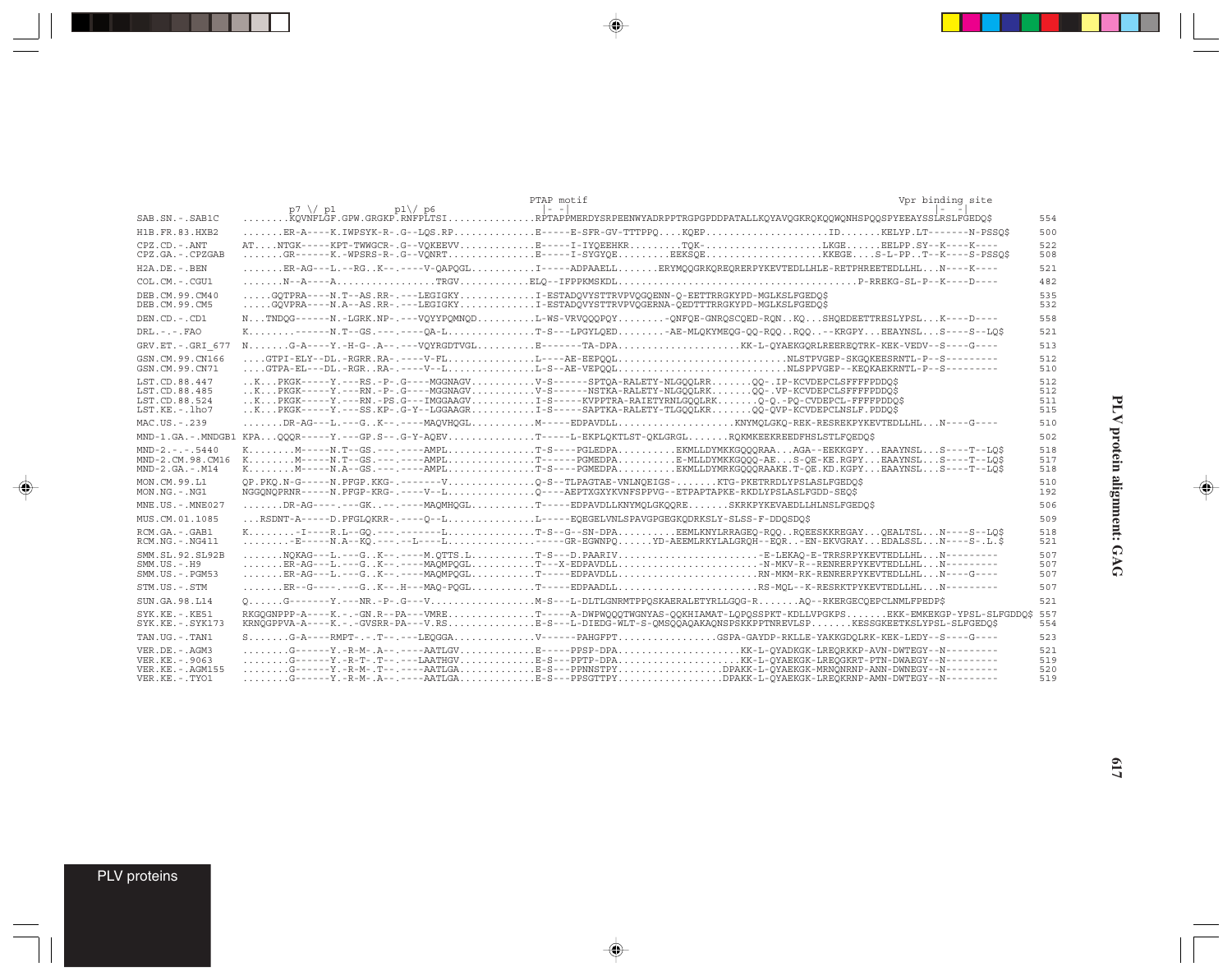```
                                                           PTAP motif                                                        Vpr binding site
                           p7 \/ p1          p1\/ p6       |- -|                                                               |-  -|
SAB.SN.-.SAB1C      ........KQVNFLGF.GPW.GRGKP.RNFPLTSI...............RPTAPPMERDYSRPEENWYADRPPTRGPGPDDPATALLKQYAVQGKRQKQQWQNHSPQQSPYEEAYSSLRSLFGEDQ$     554
H1B.FR.83.HXB2      .......ER-A----K.IWPSYK-R-.G--LQS.RP.............E-----E-SFR-GV-TTTPPQ....KQEP.....................ID.......KELYP.LT-------N-PSSQ$     500
CPZ.CD.-.ANT        AT....NTGK-----KPT-TWWGCR-.G--VQKEEVV............E-----I-IYQEEHKR.........TQK-....................LKGE......EELPP.SY--K----K----     522
CPZ.GA.-.CPZGAB     .......GR------K.-WPSRS-R-.G--VQNRT..............E-----I-SYGYQE........EEKSQE...................KKEGE....S-L-PP..T--K----S-PSSQ$     508
H2A.DE.-.BEN        .......ER-AG---L.--RG..K--.----V-QAPQGL..........I-----ADPAAELL.......ERYMQQGRKQREQRERPYKEVTEDLLHLE-RETPHREETEDLLHL...N----K----     521
COL.CM.-.CGU1       .......N--A----A................TRGV.............ELQ--IFPPKMSKDL........................................P-RREKG-SL-P--K----D----     482
DEB.CM.99.CM40      .....GQTPRA----N.T--AS.RR-.---LEGIGKY............I-ESTADQVYSTTRVPVQGQENN-Q-EETTRRGKYPD-MGLKSLFGEDQ$                                535
DEB.CM.99.CM5       .....GQVPRA----N.A--AS.RR-.---LEGIGKY............I-ESTADQVYSTTRVPVQGERNA-QEDTTTRRGKYPD-MGLKSLFGEDQ$                                532
DEN.CD.-.CD1        N...TNDQG------N.-LGRK.NP-.---VQYYPQMNQD..........L-WS-VRVQQQPQY........-QNFQE-GNRQSCQED-RQN..KQ...SHQEDEETTRESLYPSL...K----D----     558
DRL.-.-.FAO         K.......------N.T--GS.---.----QA-L...............T-S---LPGYLQED........-AE-MLQKYMEQG-QQ-RQQ..RQQ..--KRGPY...EEAYNSL...S----S--LQ$     521
GRV.ET.-.GRI_677    N.......G-A----Y.-H-G-.A--.---VQYRGDTVGL..........E-------TA-DPA.....................KK-L-QYAEKGQRLREEREQTRK-KEK-VEDV--S----G----     513
GSN.CM.99.CN166     ....GTPI-ELY--DL.-RGRR.RA-.----V-FL..............L----AE-EEPQQL............................NLSTPVGEP-SKGQKEESRNTL-P--S---------     512
GSN.CM.99.CN71      ....GTPA-EL---DL.-RGR..RA-.----V--L..............L-S--AE-VEPQQL............................NLSPPVGEP--KEQKAEKRNTL-P--S---------     510
LST.CD.88.447       ..K...PKGK-----Y.---RS.-P-.G----MGGNAGV..........V-S------SPTQA-RALETY-NLGQQLRR.......QQ-.IP-KCVDEPCLSFFFFPDDQ$                   512
LST.CD.88.485       ..K...PKGK-----Y.---RN.-P-.G----MGGNAGV..........V-S------NSTKA-RALETY-NLGQQLRK.......QQ-.VP-KCVDEPCLSFFFFPDDQ$                   512
LST.CD.88.524       ..K...PKGK-----Y.---RN.-PS.G---IMGGAAGV..........I-S------KVPPTRA-RAIETYRNLGQQLRK.......Q-Q.-PQ-CVDEPCL-FFFFPDDQ$                511
LST.KE.-.lho7       ..K...PKGK-----Y.---SS.KP-.G-Y--LGGAAGR..........I-S-----SAPTKA-RALETY-TLGQQLKR.......QQ-QVP-KCVDEPCLNSLF.PDDQ$                   515
MAC.US.-.239        .......DR-AG---L.---G..K--.----MAQVHQGL..........M-----EDPAVDLL...................KNYMQLGKQ-REK-RESREKPYKEVTEDLLHL...N----G----     510
MND-1.GA.-.MNDGB1   KPA...QQQR-----Y.---GP.S--.G-Y-AQEV..............T-----L-EKPLQKTLST-QKLGRGL.......RQKMKEEKREEDFHSLSTLFQEDQ$                       502
MND-2.-.-.5440      K........M-----N.T--GS.---.----AMPL..............T-S----PGLEDPA..........EKMLLDYMKKGQQQRAA...AGA--EEKKGPY...EAAYNSL...S----T--LQ$     518
MND-2.CM.98.CM16    K........M-----N.T--GS.---.----AMPL..............T------PGMEDPA..........E-MLLDYMKKGQQQ-AE...S-QE-KE.RGPY...EAAYNSL...S----T--LQ$     517
MND-2.GA.-.M14      K........M-----N.A--GS.---.----AMPL..............T-S----PGMEDPA..........EKMLLDYMRKGQQQRAAKE.T-QE.KD.KGPY...EAAYNSL...S----T--LQ$     518
MON.CM.99.L1        QP.PKQ.N-G-----N.PFGP.KKG-.-------V..............Q-S--TLPAGTAE-VNLNQEIGS-.......KTG-PKETRRDLYPSLASLFGEDQ$                          510
MON.NG.-.NG1        NGGQNQPRNR-----N.PFGP-KRG-.----V--L..............Q----AEPTXGXYKVNFSPPVG--ETPAPTAPKE-RKDLYPSLASLFGDD-SEQ$                          192
MNE.US.-.MNE027     .......DR-AG---.---GK..--.----MAQMHQGL..........T-----EDPAVDLLKNYMQLGKQQRE.......SKRKPYKEVAEDLLHLNSLFGEDQ$                         506
MUS.CM.01.1085      ...RSDNT-A-----D.PFGLQKRR-.----Q--L..............L-----EQEGELVNLSPAVGPGEGKQDRKSLY-SLSS-F-DDQSDQ$                                  509
RCM.GA.-.GAB1       K........-I----R.L--GQ.---.-------L..............T-S--G--SN-DPA..........EEMLKNYLRRAGEQ-RQQ..RQEESKKREGAY...QEALTSL...N----S--LQ$     518
RCM.NG.-.NG411      ........-E-----N.A--KQ.---.--L----L..............-----GR-EGWNPQ......YD-AEEMLRKYLALGRQH--EQR..-EN-EKVGRAY...EDALSSL...N----S-.L.$     521
SMM.SL.92.SL92B     .......NQKAG---L.---G..K--.----M.QTTS.L..........T-S---D.PAARIV..........................-E-LEKAQ-E-TRRSRPYKEVTEDLLHL...N---------     507
SMM.US.-.H9         .......ER-AG---L.---G..K--.----MAQMPQGL..........T---X-EDPAVDLL..........................-N-MKV-R--RENRERPYKEVTEDLLHL...N---------     507
SMM.US.-.PGM53      .......ER-AG---L.---G..K--.----MAQMPQGL..........T-----EDPAVDLL.........................RN-MKM-RK-RENRERPYKEVTEDLLHL...N----G----     507
STM.US.-.STM        .......ER--G----.---G..K--.H---MAQ-PQGL..........T-----EDPAADLL.........................RS-MQL--K-RESRKTPYKEVTEDLLHL...N---------     507
SUN.GA.98.L14       Q.......G------Y.---NR.-P-.G---V.................M-S---L-DLTLGNRMTPPQSKAERALETYRLLGQG-R.......AQ--RKERGECQEPCLNMLFPEDP$               521
SYK.KE.-.KE51       RKGQGNPPP-A----K.-.-GN.R--PA---VMRE..............T-----A-DWPWQQQTWGNYAS-QQKHIAMAT-LQPQSSPKT-KDLLVPGKPS.......EKK-EMKEKGP-YPSL-SLFGDDQ$  557
SYK.KE.-.SYK173     KRNQGPPVA-A----K.-.-GVSRR-PA---V.RS..............E-S---L-DIEDG-WLT-S-QMSQQAQAKAQNSPSKKPPTNREVLSP.......KESSGKEETKSLYPSL-SLFGEDQ$     554
TAN.UG.-.TAN1       S.......G-A----RMPT-.-.T--.---LEQGGA.............V------PAHGFPT................GSPA-GAYDP-RKLLE-YAKKGDQLRK-KEK-LEDY--S----G----     523
VER.DE.-.AGM3       ........G------Y.-R-M-.A--.----AATLGV............E-----PPSP-DPA.....................KK-L-QYADKGK-LREQRKKP-AVN-DWTEGY--N---------     521
VER.KE.-.9063       ........G------Y.-R-T-.T--.---LAATHGV............E-S---PPTP-DPA.....................KK-L-QYAEKGK-LREQGKRT-PTN-DWAEGY--N---------     519
VER.KE.-.AGM155     ........G------Y.-R-M-.T--.----AATLGA............E-S---PPNNSTPY.................DPAKK-L-QYAEKGK-MRNQNRNP-ANN-DWNEGY--N---------     520
VER.KE.-.TYO1       ........G------Y.-R-M-.A--.----AATLGA............E-S---PPSGTTPY.................DPAKK-L-QYAEKGK-LREQKRNP-AMN-DWTEGY--N---------     519
```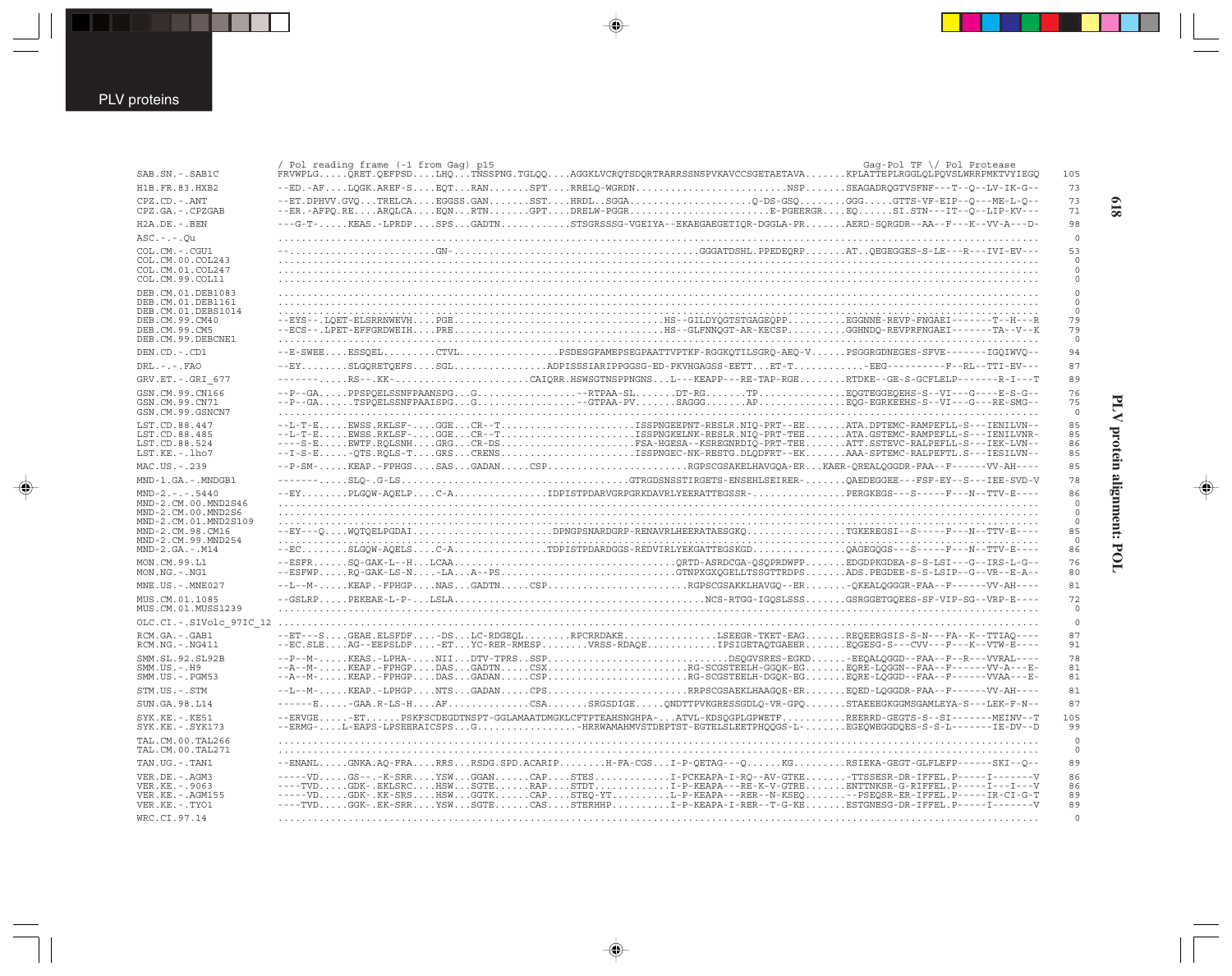```
                  / Pol reading frame (-1 from Gag) p15                                                                                   Gag-Pol TF \/ Pol Protease
SAB.SN.-.SAB1C    FRVWPLG.....QRET.QEFPSD....LHQ...TNSSPNG.TGLQQ....AGGKLVCRQTSDQRTRARRSSNSPVKAVCCSGETAETAVA.......KPLATTEPLRGGLQLPQVSLWRRPMKTVYIEGQ   105
H1B.FR.83.HXB2    --ED.-AF....LQGK.AREF-S....EQT....RAN.......SPT....RRELQ-WGRDN..........................NSP.......SEAGADRQGTVSFNF---T--Q--LV-IK-G--    73
CPZ.CD.-.ANT      --ET.DPHVV.GVQ...TRELCA....EGGSS.GAN.......SST....HRDL..SGGA....................Q-DS-GSQ........GGG.....GTTS-VF-EIP--Q---ME-L-Q--    73
CPZ.GA.-.CPZGAB   --ER.-AFPQ.RE....ARQLCA....EQN....RTN.......GPT....DRELW-PGGR.........................E-PGEERGR....EQ......SI.STN---IT--Q--LIP-KV---    71
H2A.DE.-.BEN      ---G-T-.....KEAS.-LPRDP....SPS....GADTN............STSGRSSSG-VGEIYA--EKAEGAEGETIQR-DGGLA-PR.......AERD-SQRGDR--AA--F---K--VV-A---D-    98
ASC.-.-.Qu        ..........................................................................................................................     0
COL.CM.-.CGU1     --.........................GN-.........................................GGGATDSHL.PPEDEQRP.......AT..QEGEGGES-S-LE---R---IVI-EV---    53
COL.CM.00.COL243  ..........................................................................................................................     0
COL.CM.01.COL247  ..........................................................................................................................     0
COL.CM.99.COL11   ..........................................................................................................................     0
DEB.CM.01.DEB1083 ..........................................................................................................................     0
DEB.CM.01.DEB1161 ..........................................................................................................................     0
DEB.CM.01.DEBS1014 .........................................................................................................................     0
DEB.CM.99.CM40    --EYS--.LQET-ELSRRNWEVH....PGE...................................HS--GILDYQGTSTGAGEQPP..........EGGNNE-REVP-FNGAEI-------T--H---R    79
DEB.CM.99.CM5     --ECS--.LPET-EFFGRDWEIH....PRE...................................HS--GLFNNQGT-AR-KECSP..........GGHNDQ-REVPRFNGAEI-------TA--V--K    79
DEB.CM.99.DEBCNE1 ..........................................................................................................................     0
DEN.CD.-.CD1      --E-SWEE....ESSQEL.........CTVL................PSDESGFAMEPSEGPAATTVPTKF-RGGKQTILSGRQ-AEQ-V......PSGGRGDNEGES-SFVE-------IGQIWVQ--    94
DRL.-.-.FAO       --EY........SLGQRETQEFS....SGL...............ADPISSSIARIPPGGSG-ED-PKVHGAGSS-EETT...ET-T............-EEG----------F--RL---TTI-EV---    87
GRV.ET.-.GRI_677  -------.....RS--.KK-.......................CAIQRR.HSWSGTNSPPNGNS....L---KEAPP---RE-TAP-RGE........RTDKE--GE-S-GCFLELP-------R-I---T    89
GSN.CM.99.CN166   --P--GA.....PPSPQELSSNFPAANSPG...G.................--RTPAA-SL.......DT-RG.......TP...............EQGTEGGEQEHS-S--VI---G----E-S-G--    76
GSN.CM.99.CN71    --P--GA......TSPQELSSNFPAAISPG...G.................--GTPAA-PV.......SAGGG.......AP...............EQG-EGRKEEHS-S--VI---G----RE-SMG--    75
GSN.CM.99.GSNCN7  ..........................................................................................................................     0
LST.CD.88.447     --L-T-E.....EWSS.RKLSF-....GGE...CR--T......................ISSPNGEEPNT-RESLR.NIQ-PRT--EE.......ATA.DPTEMC-RAMPEFLL-S---IENILVN--    85
LST.CD.88.485     --L-T-E.....EWSS.RKLSF-....GGE...CR--T......................ISSPNGKELNK-RESLR.NIQ-PRT-TEE.......ATA.GSTEMC-RAMPEFLL-S---IENILVNR-    85
LST.CD.88.524     ----S-E.....EWTF.RQLSNH....GRG...CR-DS......................FSA-HGESA--KSREGNRDIQ-PRT-TEE.......ATT.SSTEVC-RALPEFLL-S---IEK-LVN--    86
LST.KE.-.lho7     --I-S-E.....-QTS.RQLS-T....GRS...CRENS......................ISSPNGEC-NK-RESTG.DLQDFRT--EK.......AAA-SPTEMC-RALPEFTL.S---IESILVN--    85
MAC.US.-.239      --P-SM-.....KEAP.-FPHGS....SAS...GADAN.....CSP.......................RGPSCGSAKELHAVGQA-ER...KAER-QREALQGGDR-FAA--F------VV-AH----    85
MND-1.GA.-.MNDGB1 -------.....SLQ-.G-LS......................................GTRGDSNSSTIRGETS-ENSEHLSEIRER-........QAEDEGGEE---FSF-EY--S---IEE-SVD-V    78
MND-2.-.-.5440    --EY........PLGQW-AQELP....C-A................IDPISTPDARVGRPGRKDAVRLYEERATTEGSSR-................PERGKEGS---S-----F---N--TTV-E----    86
MND-2.CM.00.MND2S46 .........................................................................................................................     0
MND-2.CM.00.MND2S6 ..........................................................................................................................     0
MND-2.CM.01.MND2S109 ........................................................................................................................     0
MND-2.CM.98.CM16  --EY---Q....WQTQELPGDAI......................DPNGPSNARDGRP-RENAVRLHEERATAESGKQ................TGKEREGSI--S-----F---N--TTV-E----    85
MND-2.CM.99.MND254 ..........................................................................................................................     0
MND-2.GA.-.M14    --EC........SLGQW-AQELS....C-A................TDPISTPDARDGGS-REDVIRLYEKGATTEGSKGD................QAGEGQGS---S-----F---N--TTV-E----    86
MON.CM.99.L1      --ESFR......SQ-GAK-L--H...LCAA.......................................QRTD-ASRDCGA-QSQPRDWFP.......EDGDPKGDEA-S-S-LSI---G--IRS-L-G--    76
MON.NG.-.NG1      --ESFWP.....RQ-GAK-LS-N.....-LA...A--PS.............................GTNPXGXQGELLTSSGTTRDPS.......ADS.PEGDEE-S-S-LSIP--G--VR--E-A--    80
MNE.US.-.MNE027   --L--M-.....KEAP.-FPHGP....NAS...GADTN.....CSP.......................RGPSCGSAKKLHAVGQ--ER.......-QKEALQGGGR-FAA--F------VV-AH----    81
MUS.CM.01.1085    --GSLRP.....PEKEAE-L-P-...LSLA.........................................NCS-RTGG-IGQSLSSS.......GSRGGETGQEES-SF-VIP-SG--VRP-E----    72
MUS.CM.01.MUSS1239 .........................................................................................................................     0
OLC.CI.-.SIVolc_97IC_12 ....................................................................................................................     0
RCM.GA.-.GAB1     --ET---S....GEAE.ELSFDF....-DS...LC-RDGEQL.........RPCRRDAKE................LSEEGR-TKET-EAG.......REQEERGSIS-S-N---FA--K--TTIAQ----    87
RCM.NG.-.NG411    --EC.SLE....AG--EEPSLDF....-ET...YC-RER-RMESP........VRSS-RDAQE............IPSIGETAQTGAEER.......EQGESG-S---CVV---F---K--VTW-E----    91
SMM.SL.92.SL92B   --P--M-.....KEAS.-LPHA-....NII...DTV-TPRS..SSP.............................DSQGVSRES-EGKD.......-EEQALQGGD--FAA--F--R---VVRAL----    78
SMM.US.-.H9       --A--M-.....KEAP.-FPHGP....DAS...GADTN.....CSX.......................RG-SCGSTEELH-GGQK-EG.......EQRE-LQGGN--FAA--F------VV-A---E-    81
SMM.US.-.PGM53    --A--M-.....KEAP.-FPHGP....DAS...GADAN.....CSP.......................RG-SCGSTEELH-DGQK-EG.......EQRE-LQGGD--FAA--F------VVAA---E-    81
STM.US.-.STM      --L--M-.....KEAP.-LPHGP....NTS...GADAN.....CPS.......................RRPSCGSAKELHAAGQE-ER.......EQED-LQGGDR-FAA--F------VV-AH----    81
SUN.GA.98.L14     ------E.....-GAA.R-LS-H....AF..............CSA.......SRGSDIGE.....QNDTTPVKGRESSGDLQ-VR-GPQ.......STAEEEGKGGMSGAMLEYA-S---LEK-F-N--    87
SYK.KE.-.KE51     --ERVGE.....-ET......PSKFSCDEGDTNSPT-GGLAMAATDMGKLCFTPTEAHSNGHPA-...ATVL-KDSQGPLGPWETF...........REERRD-GEGTS-S--SI-------MEINV--T   105
SYK.KE.-.SYK173   --ERMG-....L-EAPS-LPSEERAICSPS...G..................-HRRWAMAHMVSTDEPTST-EGTELSLEETPHQQGS-L-.......EGEQWEGGDQES-S-S-L-------IE-DV--D    99
TAL.CM.00.TAL266  ..........................................................................................................................     0
TAL.CM.00.TAL271  ..........................................................................................................................     0
TAN.UG.-.TAN1     --ENANL.....GNKA.AQ-FRA....RRS...RSDG.SPD.ACARIP........H-FA-CGS...I-P-QETAG---Q......KG.........RSIEKA-GEGT-GLFLEFP------SKI--Q--    89
VER.DE.-.AGM3     -----VD.....GS--.-K-SRR....YSW...GGAN......CAP....STES.............I-PCKEAPA-I-RQ--AV-GTKE.......-TTSSESR-DR-IFFEL.P-----I-------V    86
VER.KE.-.9063     ----TVD.....GDK-.EKLSRC....HSW...SGTE......RAP....STDT.............I-P-KEAPA---RE-K-V-GTRE.......ENTTNKSR-G-RIFFEL.P-----I---I---V    86
VER.KE.-.AGM155   -----VD.....GDK-.KK-SRS....HSW...GGTK......CAP....STEQ-YT..........L-P-KEAPA---RER--N-KSEQ.......--PSEQSR-ER-IFFEL.P-----IR-CI-G-T    89
VER.KE.-.TYO1     ----TVD.....GGK-.EK-SRR....YSW...SGTE......CAS....STERHHP..........I-P-KEAPA-I-RER--T-G-KE.......ESTGNESG-DR-IFFEL.P-----I-------V    89
WRC.CI.97.14      ..........................................................................................................................     0
```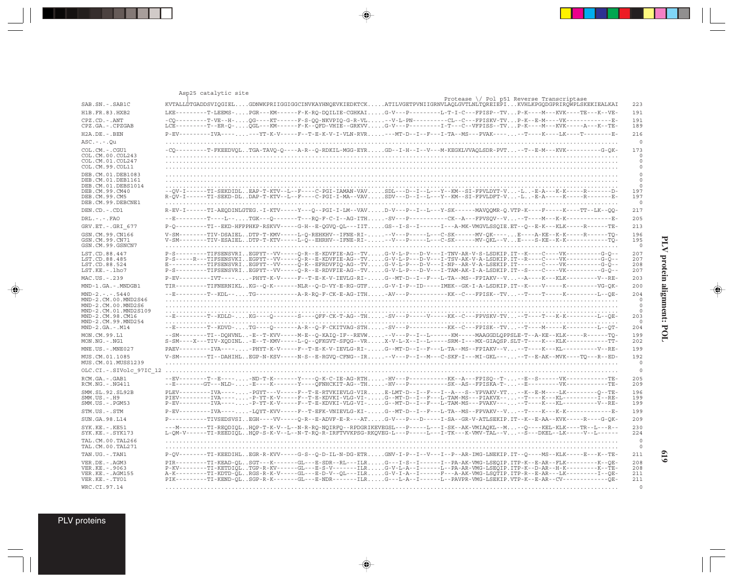```
                          Asp25 catalytic site
                                                                                          Protease \/ Pol p51 Reverse Transcriptase
SAB.SN.-.SAB1C          KVTALLDTGADDSVIQGIEL....GDNWKPRIIGGIGGCINVKAYHNQEVKIEDKTCK.....ATILVGETPVNIIGRNVLAQLGVTLNLTQREIEPI...KVHLKPGQDGPRIRQWPLSKEKIEALKAI  223
H1B.FR.83.HXB2          LKE---------T-LEEMS-....PGR---KM------F-K-RQ-DQILIE-CGHKAI.....G-V---P---------L-T-I-C---FPISP--TV...P-K----M---KVK----TE---K--VE-  191
CPZ.CD.-.ANT            -CQ---------T-VE--H-....QG----KT------F-S-QQ-NKVPIQ-G-R-VL.....--V-L-PN---------CL--C---FPISKV-TV...P-K--E-M----VK-------------E-  191
CPZ.GA.-.CPZGAB         LCE---------T--ER-Q-....QGL---KM------F-K--QFD-VHIE--GRKVV.....G-V---P---------I-T---C--VFPISS--TV...P-K----M---KVK-----A---K--TE-  189
H2A.DE.-.BEN            P-EV---------IVA----....---YT-K-V-----F--T-E-K-V-I-VLN-RVR.....---MT-D--I--F---I-TA--MS---PVAK-----...--T----K----LK----T--------E-  216
ASC.-.-.Qu              .................................................................................................................................  0
COL.CM.-.CGU1           -CQ---------T-FKEEDVQL..TGA-TAVQ-Q----A-R--Q-RDKIL-MGG-EYR.....GD--I-H--I--V---M-KEGKLVVAQLSDR-PVT...--T--E-M---KVK----------G-QK-  173
COL.CM.00.COL243        .................................................................................................................................  0
COL.CM.01.COL247        .................................................................................................................................  0
COL.CM.99.COL11         .................................................................................................................................  0
DEB.CM.01.DEB1083       .................................................................................................................................  0
DEB.CM.01.DEB1161       .................................................................................................................................  0
DEB.CM.01.DEBS1014      .................................................................................................................................  0
DEB.CM.99.CM40          --QV-I------TI-SEKDIDL..EAP-T-KTV--L--F----C-PGI-IAMAN-VAV.....SDL---D--I--L---Y--KM--SI-FPVLDYT-V...-L..-E-A---K-K-----R-------D-  197
DEB.CM.99.CM5           R-QV-I------TI-SEKD-DL..DAP-T-KTV--L--F----C-PGI-I-MA--VAV.....SDV---D--I--L---Y--KM--SI-FPVLDFT-V...-L..-E-A----K-----R-------E-  197
DEB.CM.99.DEBCNE1       .................................................................................................................................  0
DEN.CD.-.CD1            R-EV-I------TI-AEQDINLGTEG.-I-KTV-----Y---Q--PGI-I-LM--VAV.....D-V---P--I--L---Y-SK------MAVQQMR-Q.VTP-K----F-----K----TT--LK--QQ-  217
DRL.-.-.FAO             --E---------T----L--....TGK---Q-------T---RQ-F-C-I--AG-ITH.....-SV---P-----------CK--A---FPVSQV--V...--T----M---K-K-----------E-  205
GRV.ET.-.GRI_677        P-Q---------TI--EKD-HFPPHKP-RSKVV-----G-H--E-QGVQ-QL---IIT.....GS--I-S--I------I---A-MK-VMGVLSSQIE.ET--Q--E-K---KLK-----R------TE-  213
GSN.CM.99.CN166         V-SM--------TIV-DSAIEL..DTP-T-KMV-----L-Q-REHKHV--IFNE-RI-.....--V---P-----L---C-SK------MV-QK-----...E----A-KE--K-K-----R------TQ-  196
GSN.CM.99.CN71          V-SM--------TIV-ESAIEL..DTP-T-KTV-----L-Q--EHRHV--IFNE-RI-.....--V---P-----L---C-SK------MV-QKL--V...E----S-KE--K-K-----------TQ-  195
GSN.CM.99.GSNCN7        .................................................................................................................................  0
LST.CD.88.447           P-S---------TIFSENSVRI..EGPYT--VV-----Q-R--E-KDVFIE-AG--TV.....G-V-L-P---D-V---I-TNV-AR-V-S-LSDKIP.IT--K----C----VK----------G-Q--  207
LST.CD.88.485           P-S-----R---TIFSENSVKI..EGPYT--VV-----Q-R--E-KDVFIE-AG--TV.....G-V-L-P---D-V---I-TSV-AK-V-A-LSDKIP.IT--R----C----VK----------G-Q--  207
LST.CD.88.524           E-----------TIFSENSVRI..EGPYT--VV-----Q-K--EFRDVFIQ-AG--TV.....G-V-L-P---D-V---I-NP--AR-V-A-LSEKIP.IT-------C----VK----------G-Q--  208
LST.KE.-.lho7           P-S---------TIFSENSVRI..EGPYT--VV-----Q-R--E-RDVFIE-AG--TV.....G-V-L-P---D-V---I-TAM-AK-I-A-LSDKIP.IT--S----C----VK----------G-Q--  207
MAC.US.-.239            P-EV---------IVT----....-PHYT-K-V-----F--T-E-K-V-IEVLG-RI-.....G--MT-D--I--F---L-TA--MS--FPIAKV--V...--A----K---KLK---------V--RE-  203
MND-1.GA.-.MNDGB1       TIR---------TIFNERNIKL..KG--Q-K-------NLR--Q-D-VY-E-RG-GTF.....G-V-I-P--ID-----IMEK--GK-I-A-LSDKIP.IT--K----V-----K---------VG-QK-  200
MND-2.-.-.5440          --E---------T--KDL--....TG------------A-R-RQ-F-CK-E-AG-ITH.....-AV---P-----------KK--C---FPISK--TV...--T----T-----K---------L--QE-  204
MND-2.CM.00.MND2S46     .................................................................................................................................  0
MND-2.CM.00.MND2S6      .................................................................................................................................  0
MND-2.CM.01.MND2S109    .................................................................................................................................  0
MND-2.CM.98.CM16        --E---------T--KDLD-....KG----Q-------S----QFF-CK-T-AG--TH.....-SV---P-----V-----KK--C---FPVSKV-TV...--T----T---K-K---------L--QE-  203
MND-2.CM.99.MND254      .................................................................................................................................  0
MND-2.GA.-.M14          --E---------T--KDVD-....TG----Q-------A-R--Q-F-CKITVAG-STH.....-SV---P-----------KK--C---FPISK--TV...--T----M-----K---------L--QT-  204
MON.CM.99.L1            --SM--------TI--DQHVNL..-E--T-KVV-----M-E--Q-KAIQ-IF--REVW.....--V---P--I--L------KM-----MAAGGDLQPPSLE-T--A-KE--KLK-----R------TQ-  199
MON.NG.-.NG1            S-SM----X---TIV-XQDINL..-E--T-KMV-----L-Q--QFKGVT-SFQG--VR.....X-V-L-X--I--L-----SRM-I---MX-GIAQSP.SLT-T----K---KLK-----------TT-  202
MNE.US.-.MNE027         PAEV---------IVA----....-PHYT-K-V-----F--T-E-K-V-IEVLG-RI-.....G--MT-D--I--F---L-TA--MS--FPIAKV--V...--T----K---KL----------V--RE-  199
MUS.CM.01.1085          V-SM--------TI--DAHIHL..EGP-N-KSV-----N-S--E-RGVQ-CFNG--IR.....--V---P--I--M---C-SKF-I---MI-GKL---...--T--E-AK--MVK----TQ---R--ED-  192
MUS.CM.01.MUSS1239      .................................................................................................................................  0
OLC.CI.-.SIVolc_97IC_12 .................................................................................................................................  0
RCM.GA.-.GAB1           --EV--------T--E----....-ND-T-K-------Y----Q-K-C-IE-AG-RTH.....-HV---P-----------KK--A---FPISQ--T-...--E--S------VK------------TE-  205
RCM.NG.-.NG411          --E---------GT---NLD-....-E----K-------Y----QFNHCKIT-AG--TH.....-HV---P-----------SK--AS--FPISKA-T-...--E---------VK------------TE-  209
SMM.SL.92.SL92B         PLEV---------IVA----....-PGYT---V-----F--T-E-RTVKIEVLG-VIR.....E-LMT-D--I--F---I--A---S--YPVAKV-YT...--K--E-M----LK----------Q--TE-  196
SMM.US.-.H9             PIEV---------IVA----....-P-YT-K-V-----F--T-E-KDVKI-VLG-VI-.....G--MT-D--I--F---L-TAM-MS---PIAKVX--...--T----K---KL----------I--RE-  199
SMM.US.-.PGM53          P-EV---------IVA----....-P-YT-K-V-----F--T-E-KDVKI-VLG-VI-.....G--MT-D--I--F---L-TAM-MS---PVAKV---...--T----K---KL----------V--RE-  199
STM.US.-.STM            P-EV---------IVA----....-LQYT-KVV-----F--T-EFK-VNIEVLG-KI-.....G--MT-D--I--F---L-TA--MS--FPVAKV--V...--T----K---K-K--------------E-  199
SUN.GA.98.L14           P-----------TIVSEDSVSI..EGH----VV-----Q-R--E-ADVF-E-R---AT.....G-V---P---D-----I-SA--GR-V-ATLSEKIP.IT--K--E-AA--KVK-----R-----G-QK-  209
SYK.KE.-.KE51           ---M--------TI-REQDIQL..HQP-T-K-V--L--N-R-RQ-NQIRFQ--RPDGRIKEVEGSL---P-----L---I-SK--AK-VMIAQKL--M...--Q-----KEL-KLK----TR--L---R--  230
SYK.KE.-.SYK173         L-QM-V------TI-REEDIQL..HQP-S-K-V--L--N-T-RQ-R-IRFTVVKPSG-RKQVEG-L---P-----L---I-TK---K-VMV-TAL--V...--S---DKEL--LK-----V--L------  224
TAL.CM.00.TAL266        .................................................................................................................................  0
TAL.CM.00.TAL271        .................................................................................................................................  0
TAN.UG.-.TAN1           P-QV--------TI-KEEDIHL..EGR-R-KVV-----G-S--Q-D-IL-N-DG-ETR.....GNV-I-P--I--V---I--P--AR-IMG-LNEKIP.IT--Q----MS--KLK-----E---K--TE-  211
VER.DE.-.AGM3           PIR---------TI-KEAD-QL..SGT---K-------GL---E-SDR--RL---ILR.....G---I-S--I------I---PA-AK-VMG-LSEQIP.ITP-K--E-AR--FLK---------K--QE-  208
VER.KE.-.9063           P-KV--------TI-KETDIQL..TGP-R-KV------GL---E-S-V-------ILR.....G-V-L-A--I------L---PA-AR-VMG-LSEQIP.ITP-K--D-AR--H-K---------K--TE-  208
VER.KE.-.AGM155         A-K---------TI-KDTD-QL..RGS-R-K-V-----GL---E-D-V--QL---ILR.....G-V-I-A--I------F---A-AK-VMG-LSQTIP.ITP-R--E-AR---LK---------I--QE-  211
VER.KE.-.TYO1           PIK---------TI-KEND-QL..SGP-R-K-------GL---E-NDR-------ILR.....G---L-A--I------L---PAVPR-VMG-LSEKIP.VTP-K--E-AR--CV-------------QE-  211
WRC.CI.97.14            .................................................................................................................................  0
```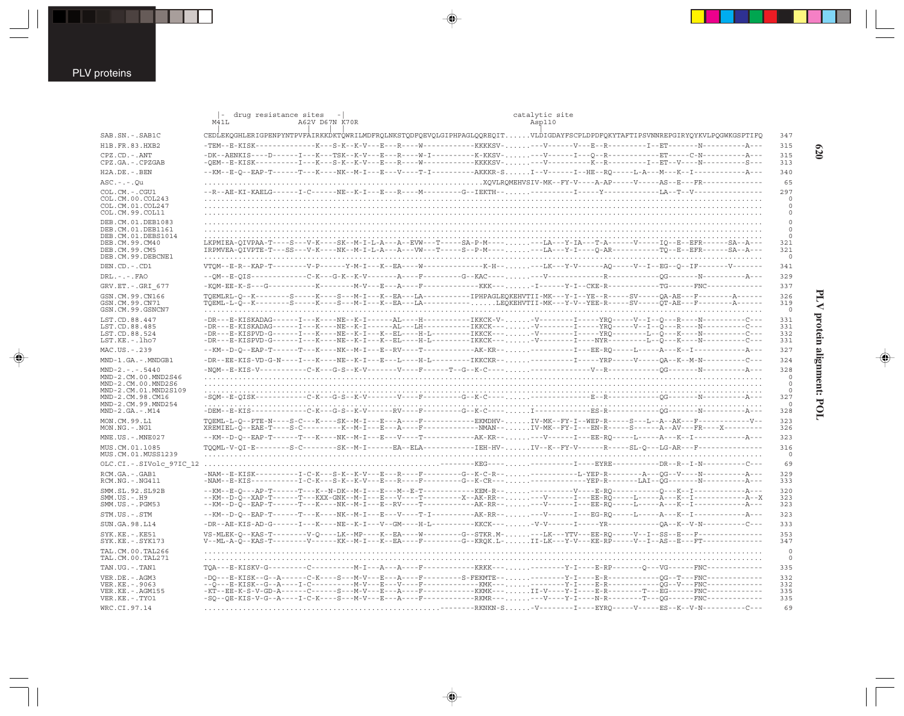```
                 |-  drug resistance sites  -|                                    catalytic site
                 M41L              A62V D67N K70R                                         Asp110
SAB.SN.-.SAB1C          CEDLEKQGHLERIGPENPYNTPVFAIRKKDKTQWRILMDFRQLNKSTQDFQEVQLGIPHPAGLQQREQIT......VLDIGDAYFSCPLDPDFQKYTAFTIPSVNNREPGIRYQYKVLPQGWKGSPTIFQ  347
H1B.FR.83.HXB2          -TEM--E-KISK--------------K---S-K--K-V---E---R----W------------KKKKSV-......---V-------V---E--R---------I--ET-------N----------A---  315
CPZ.CD.-.ANT            -DK--AENKIS----D------I---K---TSK--K-V---E---R----W-I----------K-KKSV-......---V-------I---Q--R-----------ET-----C-N----------A---  315
CPZ.GA.-.CPZGAB         -QEM--E-KISK----------I---K---S-K--K-V---E---R----W------------KKKKSV-......---V-----------K--R---------I--ET--V----N----------S---  313
H2A.DE.-.BEN            --KM--E-Q--EAP-T-------T---K----NK--M-I---E---V----T-I---------AKKKR-S......I--V-------I--HE--RQ-----L-A---M---K--I------------A---  340
ASC.-.-.Qu              ...................................................................XQVLRQMEHVSIV-MK--FY-V----A-AP-----V-----AS--E---FR-------------   65
COL.CM.-.CGU1           --R--AE-KI-KAELG------I-C-------NE--K-I---E---R----M---------G--IEKTH-......----------I-----Y------------LA--T--V---------------  297
COL.CM.00.COL243        ..............................................................................................................................    0
COL.CM.01.COL247        ..............................................................................................................................    0
COL.CM.99.COL11         ..............................................................................................................................    0
DEB.CM.01.DEB1083       ..............................................................................................................................    0
DEB.CM.01.DEB1161       ..............................................................................................................................    0
DEB.CM.01.DEBS1014      ..............................................................................................................................    0
DEB.CM.99.CM40          LKPMIEA-QIVPAA-T----S---V-K----SK--M-I-L-A---A--EVW---T-----SA-P-M--......------LA---Y-IA---T-A-------V-----IQ--E--EFR------SA--A---  321
DEB.CM.99.CM5           IRPMVEA-QIVPTE-T---SS---V-K----NK--M-I-L-A---A---VW---T-----S--P-M--......------LA---Y-I----Q-AR-----------TQ--E--EFR------SA--A---  321
DEB.CM.99.DEBCNE1       ..............................................................................................................................    0
DEN.CD.-.CD1            VTQM--E-R--KAP-T---------V-P------Y-M-I---K--EA----W--------------K-H-......---LK---Y-V------AQ------V--I--EG--Q--IF--------V-------  341
DRL.-.-.FAO             --QM--E-QIS-----------C-K---G-K--K-V-------A-----F---------G--KAC-......----------------R-------------QG-------N----------A---  329
GRV.ET.-.GRI_677        -KQM-EE-K-S---G-----------K---------M-V---E---A----F-------------KKK-......I-------Y-I--CKE-R------------TG------FNC-------------  337
GSN.CM.99.CN166         TQEMLRL-Q--K--------S-----K----S---M-I---K--EA---LA-----------IPHPAGLEQKEHVTII-MK---Y-I--YE--R-----SV-----QA-AE---F---------A------  326
GSN.CM.99.CN71          TQEML-L-Q--K--------S-----K----S---M-I---K--EA---LA-----------......LEQKEHVTII-MK---Y-V--YEE-R-----SV-----QT-AE---F---------A------  319
GSN.CM.99.GSNCN7        ..............................................................................................................................    0
LST.CD.88.447           -DR---E-KISKADAG------I---K----NE--K-I------AL----H-----------IKKCK-V-......-V--------I-----YRQ------V--I--Q---R----N----------C---  331
LST.CD.88.485           -DR---E-KISKADAG------I---K----NE--K-I------AL---LH-----------IKKCK---......-V--------I-----YRQ------V--I--Q---R----N----------C---  331
LST.CD.88.524           -DR---E-KISPVD-G------I---K----NE--K-I---K--EL----H-L---------IKKCK---......-V--------I-----YRQ---------L--Q---K----N----------C---  332
LST.KE.-.lho7           -DR---E-KISPVD-G------I---K----NE--K-I---K--EL----H-L---------IKKCK---......-V--------I----NYR----------L--Q---K----N----------C---  331
MAC.US.-.239            --KM--D-Q--EAP-T-------T---K----NK--M-I---E--RV----T-------------AK-KR-......-----------I----EE-RQ-----L-----A---K--I------------A---  327
MND-1.GA.-.MNDGB1       -DR--EE-KIS-VD-G-N----I---K----NE--K-I---E---L----H-L---------IKKCKR-......-----------I-----YRP------V------QA--K--M-N----------C---  324
MND-2.-.-.5440          -NQM--E-KIS-V-----------C-K---G-S--K-V-------V----F-------T--G--K-C-......--------------V--R-------------QG-------N----------A---  328
MND-2.CM.00.MND2S46     ..............................................................................................................................    0
MND-2.CM.00.MND2S6      ..............................................................................................................................    0
MND-2.CM.01.MND2S109    ..............................................................................................................................    0
MND-2.CM.98.CM16        -SQM--E-QISK------------C-K---G-S--K-V-------V----F----------G--K-C---......----------------E--R-------------QG-------N----------A---  327
MND-2.CM.99.MND254      ..............................................................................................................................    0
MND-2.GA.-.M14          -DEM--E-KIS-------------C-K---G-S--K-V------RV----F----------G--K-C---......I-------------ES-R------------QG-------N----------A---  328
MON.CM.99.L1            TQEML-L-Q--PTE-N----S-C---K----SK--M-I---E---A----F------------EKMDHV-......IV-MK--FY-I--WEP-R-----S---L--A--AK---F-------------V--  323
MON.NG.-.NG1            XREMIEL-Q--EAE-T----S-C---------K--M-I---E---A----F------------NMAN--......IV-MK--FY-I--EN-R------S-------A--AV---FR----X---------  326
MNE.US.-.MNE027         --KM--D-Q--EAP-T-------T---K----NK--M-I---E---V----T-------------AK-KR-......---V-------I---EE-RQ-----L-----A---K--I------------A---  323
MUS.CM.01.1085          TQQML-V-QI-E--------S-C---------SK--M-I------EA--ELA-----------IEH-HV-......IV--K--FY-V------R-----SL-Q---LG-AR---F----------------  316
MUS.CM.01.MUSS1239      ..............................................................................................................................    0
OLC.CI.-.SIVolc_97IC_12 ..................................................--------KEG---......----------I----EYRE-----------DR--R--I-N----------C---   69
RCM.GA.-.GAB1           -NAM--E-KISK----------I-C-K---S-K--K-V---E---R----F---------G--K-C-R-......------------L-YEP-R--------A---QG--V----N----------A---  329
RCM.NG.-.NG411          -NAM--E-KIS-----------I-C-K---S-K--K-V---E---R----F---------G--K-CR---......---------------YEP-R--------LAI--QG-------N----------A---  333
SMM.SL.92.SL92B         --KM--E-Q---AP-T-------T---K--N-DK--M-I---E---M--E-T-------------KEM-R-......---------V----E-RQ-----------Q---K--I------------A---  320
SMM.US.-.H9             --KM--D-Q--XAP-T-------T---KXX-GNK--M-I---E---V----T---------X--AK-RR-......---V-------I---EE-RQ-----L-----A---K--I------------A--X  323
SMM.US.-.PGM53          --KM--D-Q--EAP-T-------T---K----NK--M-I---E--RV----T-------------AK-RR-......---V-------I---EE-RQ-----L-----A---K--I------------A---  323
STM.US.-.STM            --KM--D-Q--EAP-T-------T---K----NK--M-I---E---V----T-I-----------AK-RR-......---V-------I---EG-RQ-----L-----A---K--I------------A---  323
SUN.GA.98.L14           -DR--AE-KIS-AD-G------I---K----NE--K-I---V--GM----H-L---------KKCK---......-V-V-------I------YR---------------QA--K--V-N----------C---  333
SYK.KE.-.KE51           VS-MLEK-Q--KAS-T---------V-Q-----LK--MP-----K--EA----W---------G--STKR.M-......---LK---YTV---EE-RQ-----V--I--SS--E---F---------------  353
SYK.KE.-.SYK173         V--ML-A-Q--KAS-T---------V-------KK--M-I---K--EA----F---------G--KRQK.L-......II-LK---Y-V---KE-RP-----V--I--AS--E---FT--------------  347
TAL.CM.00.TAL266        ..............................................................................................................................    0
TAL.CM.00.TAL271        ..............................................................................................................................    0
TAN.UG.-.TAN1           TQA---E-KISKV-G----------C-------------M-I---A---A----F-------------KRKK-......----------Y-I----E-RP--------Q----VG------FNC-------------  335
VER.DE.-.AGM3           -DQ---E-KISK--G--A------C-K----S---M-V---E---A----F---------S-FEKMTE--......---------Y-I----E-R-------------QG--T---FNC-------------  332
VER.KE.-.9063           --Q---E-KISK--G--A----I-C---------M-V---E---V----F-------------KMK---......---------Y-I----E-R-------------QG--V---FNC-------------  332
VER.KE.-.AGM155         -KT--EE-K-S-V-GD-A--------S---M-V---E---A----F-------------KKMK---......II-V----Y-I----E-R---------T---EG------FNC-------------  335
VER.KE.-.TYO1           -SQ--QE-KIS-V-G--A----I-C-K----S---M-V---E---A----F-------------RKMR--......---V----Y-I----N-R-----------T---QG------FNC-------------  335
WRC.CI.97.14            ..................................................--------RKNKN-S......-V---------I----EYRQ-----V-----ES--K--V-N----------C---   69
```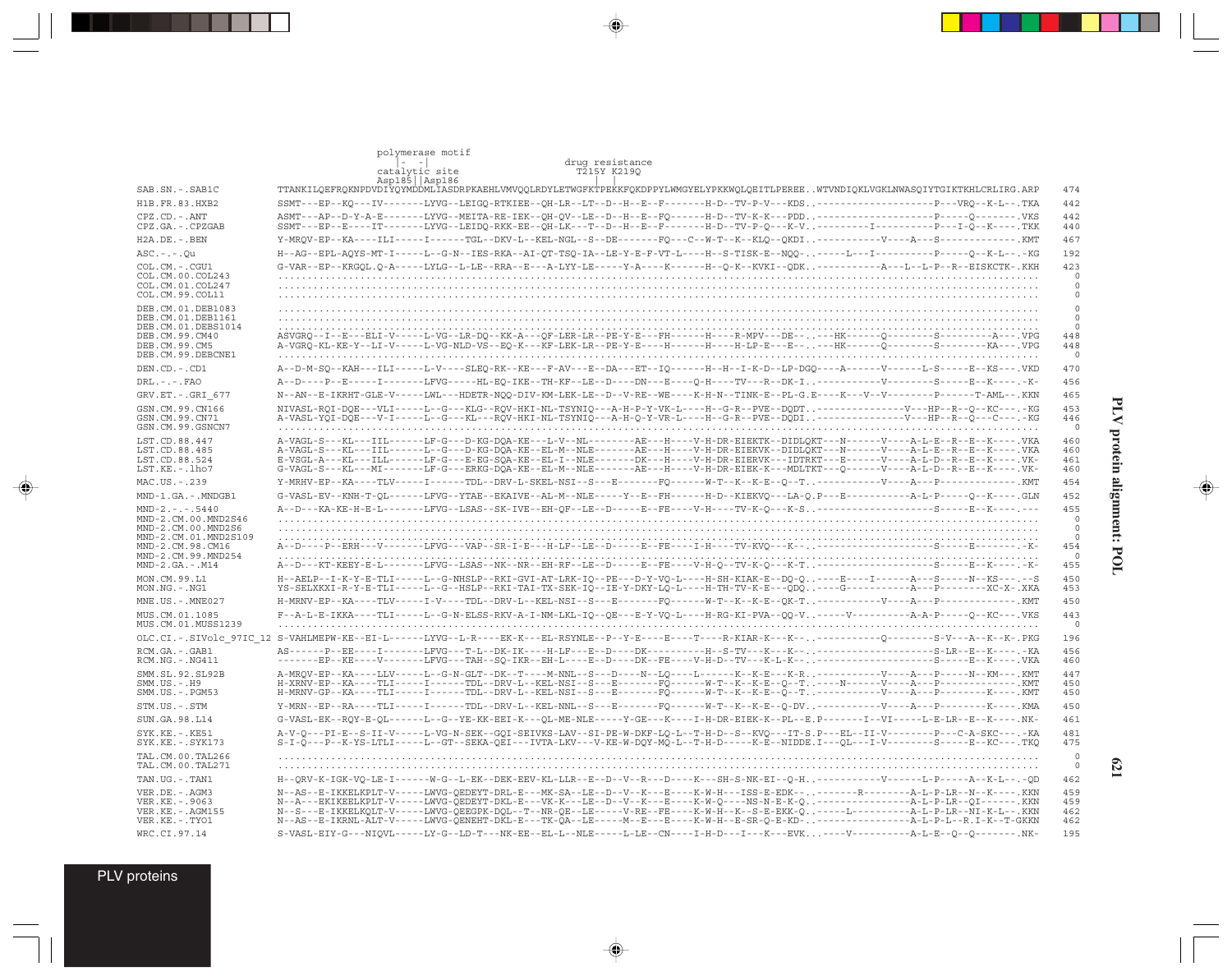```
                          polymerase motif
                           |-  -|                     drug resistance
                          catalytic site              T215Y K219Q
                          Asp185||Asp186               |   |
SAB.SN.-.SAB1C            TTANKILQEFRQKNPDVDIYQYMDDMLIASDRPKAEHLVMVQQLRDYLETWGFKTPEKKFQKDPPYLWMGYELYPKKWQLQEITLPEREE..WTVNDIQKLVGKLNWASQIYTGIKTKHLCRLIRG.ARP   474
H1B.FR.83.HXB2            SSMT---EP--KQ---IV-------LYVG--LEIGQ-RTKIEE--QH-LR--LT--D--H--E--F-------H-D--TV-P-V---KDS..--------------------P---VRQ--K-L--.TKA   442
CPZ.CD.-.ANT              ASMT---AP--D-Y-A-E-------LYVG--MEITA-RE-IEK--QH-QV--LE--D--H--E--FQ------H-D--TV-K-K---PDD..--------------------P-----Q--------.VKS   442
CPZ.GA.-.CPZGAB           SSMT---EP--E----IT-------LYVG--LEIDQ-RKK-EE--QH-LK---T--D--H--E--F-------H-D--TV-P-Q---K-V..---------I----------P---I-Q--K----.TKK   440
H2A.DE.-.BEN              Y-MRQV-EP--KA----ILI-----I------TDL--DKV-L--KEL-NGL--S--DE-------FQ---C--W-T--K--KLQ--QKDI..-----------V----A---S-------------.KMT   467
ASC.-.-.Qu                H--AG--EPL-AQYS-MT-I-----L--G-N--IES-RKA--AI-QT-TSQ-IA--LE-Y-E-F-VT-L-----H--S-TISK-E--NQQ-..-----L---I-----------P-----Q--K-L--.-KG   192
COL.CM.-.CGU1             G-VAR--EP--KRGQL.Q-A-----LYLG--L-LE--RRA--E---A-LYY-LE-----Y-A----K------H--Q-K--KVKI--QDK..-----------A---L--L-P--R--EISKCTK-.KKH   423
COL.CM.00.COL243          ..............................................................................................................................     0
COL.CM.01.COL247          ..............................................................................................................................     0
COL.CM.99.COL11           ..............................................................................................................................     0
DEB.CM.01.DEB1083         ..............................................................................................................................     0
DEB.CM.01.DEB1161         ..............................................................................................................................     0
DEB.CM.01.DEBS1014        ..............................................................................................................................     0
DEB.CM.99.CM40            ASVGRQ--I--E---ELI-V-----L-VG--LR-DQ--KK-A---QF-LER-LR--PE-Y-E---FH------H----R-MPV---DE--.---HK------Q---------S---------A---.VPG   448
DEB.CM.99.CM5             A-VGRQ-KL-KE-Y--LI-V-----L-VG-NLD-VS--EQ-K---KF-LEK-LR--PE-Y-E----H------H----H-LP-E---E--.---HK------Q---------S---------KA---.VPG   448
DEB.CM.99.DEBCNE1         ..............................................................................................................................     0
DEN.CD.-.CD1              A--D-M-SQ--KAH---ILI-----L-V----SLEQ-RK--KE---F-AV---E--DA---ET--IQ-----H--H--I-K-D--LP-DGQ----A------V-------L-S-----E--KS---.VKD   470
DRL.-.-.FAO               A--D----P--E-----I-------LFVG-----HL-EQ-IKE--TH-KF--LE--D----DN---E----Q-H-----TV---R--DK-I..-----------V---------S------E--K----.-K-   456
GRV.ET.-.GRI_677          N--AN--E-IKRHT-GLE-V-----LWL---HDETR-NQQ-DIV-KM-LEK-LE--D--V-RE--WE----K-H-N--TINK-E--PL-G.E----K---V--V---------P------T-AML--.KKN   465
GSN.CM.99.CN166           NIVASL-RQI-DQE---VLI-----L--G---KLG--RQV-HKI-NL-TSYNIQ---A-H-P-Y-VK-L----H--G-R--PVE--DQDT..---------------V---HP--R--Q--KC---.-KG   453
GSN.CM.99.CN71            A-VASL-YQI-DQE---V-I-----L--G---KL---RQV-HKI-NL-TSYNIQ---A-H-Q-Y-VR-L----H--G-R--PVE--DQDI..---------------V---HP--R--Q---C---.-KG   446
GSN.CM.99.GSNCN7          ..............................................................................................................................     0
LST.CD.88.447             A-VAGL-S---KL---IIL------LF-G---D-KG-DQA-KE---L-V--NL--------AE---H----V-H-DR-EIEKTK--DIDLQKT---N------V-----A-L-E--R--E--K----.VKA   460
LST.CD.88.485             A-VAGL-S---KL---IIL------L--G---D-KG-DQA-KE--EL-M--NLE-------AE---H----V-H-DR-EIEKVK--DIDLQKT---N------V-----A-L-E--R--E--K----.VKA   460
LST.CD.88.524             E-VSGL-A---KL---IIL------LF-G---E-EG-SQA-KE--EL-I--NLE-------DK---H----V-H-DR-EIERVK---IDTRKT---E------V-----A-L-D--R--E--K----.VK-   461
LST.KE.-.lho7             G-VAGL-S---KL---MI-------LF-G---ERKG-DQA-KE--EL-M--NLE-------AE---H----V-H-DR-EIEK-K---MDLTKT---Q------V-----A-L-D--R--E--K----.VKA   460
MAC.US.-.239              Y-MRHV-EP--KA----TLV-----I------TDL--DRV-L-SKEL-NSI--S---E-------FQ------W-T--K--K-E--Q--T..-----------V----A---P-------------.KMT   454
MND-1.GA.-.MNDGB1         G-VASL-EV--KNH-T-QL------LFVG--YTAE--EKAIVE--AL-M--NLE-----Y--E--FH------H-D--KIEKVQ---LA-Q.P---E-----------A-L-P-----Q--K----.GLN   452
MND-2.-.-.5440            A--D---KA-KE-H-E-L-------LFVG--LSAS--SK-IVE--EH-QF--LE--D-----E--FE----V-H----TV-K-Q---K-S..--------------------S------E--K----.---   455
MND-2.CM.00.MND2S46       ..............................................................................................................................     0
MND-2.CM.00.MND2S6        ..............................................................................................................................     0
MND-2.CM.01.MND2S109      ..............................................................................................................................     0
MND-2.CM.98.CM16          A--D----P--ERH---V-------LFVG---VAP--SR-I-E---H-LF--LE--D-----E--FE----I-H-----TV-KVQ---K--..--------------------S------E--------.-K-   454
MND-2.CM.99.MND254        ..............................................................................................................................     0
MND-2.GA.-.M14            A--D---KT-KEEY-E-L-------LFVG--LSAS--NK--NR--EH-RF--LE--D-----E--FE----V-H-Q--TV-K-Q---K-T..--------------------S------E--K----.-K-   455
MON.CM.99.L1              H--AELP--I-K-Y-E-TLI-----L--G-NHSLP--RKI-GVI-AT-LRK-IQ--PE---D--Y-VQ-L----H-SH-KIAK-E--DQ-Q..----E----I------A---S------N--KS---.--S   450
MON.NG.-.NG1              YS-SELXKXI-R-Y-E-TLI-----L--G--HSLP--RKI-TAI-TX-SEK-IQ--IE-Y-DKY-LQ-L----H-TH-TV-K-E--QDQ..----G-----------A---P---------XC-X-.XKA   453
MNE.US.-.MNE027           H-MRNV-EP--KA----TLV-----I-V----TDL--DRV-L--KEL-NSI--S---E-------FQ------W-T--K--K-E--QK-T..-----------V----A---P-------------.KMT   450
MUS.CM.01.1085            F--A-L-E-IKKA----TLI-----L--G-N-ELSS-RKV-A-I-NM-LKL-IQ--QE---E-Y-VQ-L----H-RG-KI-PVA--QQ-V..-----V-----------A-A-P-----Q--KC---.VKS   443
MUS.CM.01.MUSS1239        ..............................................................................................................................     0
OLC.CI.-.SIVolc_97IC_12   S-VAHLMEPW-KE--EI-L------LYVG--L-R----EK-K---EL-RSYNLE--P--Y-E----E----T----R-KIAR-K---K--..-----------Q---------S-V---A--K--K-.PKG   196
RCM.GA.-.GAB1             AS------P--EE----I-------LFVG---T-L--DK-IK----H-LF---E--D----DK---------H--S-TV---K---K--..--------------------S-LR--E--K----.-KA   456
RCM.NG.-.NG411            -------EP--KE----V-------LFVG---TAH--SQ-IKR--EH-L----E--D----DK--FE----V-H-D--TV---K-L-K--..--------------------S------E--K----.VKA   460
SMM.SL.92.SL92B           A-MRQV-EP--KA---LLV------L--G-N-GLT--DK--T----M-NNL--S---D----N--LQ----L------K--K-E---K-R..-----------V----A---P------N--KM---.KMT   447
SMM.US.-.H9               H-XRNV-EP--KA----TLI-----I------TDL--DRV-L--KEL-NSI--S---E-------FQ------W-T--K--K-E--Q--T..----N------V----A---P-------------.KMT   450
SMM.US.-.PGM53            H-MRNV-GP--KA----TLI-----I------TDL--DRV-L--KEL-NSI--S---E-------FQ------W-T--K--K-E--Q--T..-----------V----A---P---------K----.KMT   450
STM.US.-.STM              Y-MRN--EP--RA----TLI-----I------TDL--DRV-L--KEL-NNL--S---E-------FQ------W-T--K--K-E--Q-DV..-----------V----A---P---------K----.KMA   450
SUN.GA.98.L14             G-VASL-EK--RQY-E-QL------L--G--YE-KK-EEI-K---QL-ME-NLE-----Y-GE---K----I-H-DR-EIEK-K--PL--E.P-------I---VI-----L-E-LR--E--K----.NK-   461
SYK.KE.-.KE51             A-V-Q---PI-E--S-II-V-----L-VG-N-SEK--GQI-SEIVKS-LAV--SI-PE-W-DKF-LQ-L--T-H-D--S--KVQ---IT-S.P---EL--II-V----------P---C-A-SKC---.-KA   481
SYK.KE.-.SYK173           S-I-Q---P--K-YS-LTLI-----L--GT--SEKA-QEI---IVTA-LKV---V-KE-W-DQY-MQ-L--T-H-D-----K-E--NIDDE.I---QL---I-V----------S------E--KC---.TKQ   475
TAL.CM.00.TAL266          ..............................................................................................................................     0
TAL.CM.00.TAL271          ..............................................................................................................................     0
TAN.UG.-.TAN1             H--QRV-K-IGK-VQ-LE-I------W-G--L-EK--DEK-EEV-KL-LLR--E--D--V--R---D----K---SH-S-NK-EI--Q-H..-----------V-------L-P------A--K-L--.QD   462
VER.DE.-.AGM3             N--AS--E-IKKELKPLT-V-----LWVG-QEDEYT-DRL-E---MK-SA--LE--D--V---K---E----K-W-H---ISS-E-EDK--..-------R---------A-L-P-LR--N--K----.KKN   459
VER.KE.-.9063             N--A---EKIKEELKPLT-V-----LWVG-QEDEYT-DKL-E---VK-K---LE--D--V---K---E----K-W-Q----NS-N-E-K-Q..-------------------A-L-P-LR--QI-------.KKN   459
VER.KE.-.AGM155           N--S---E-IKKELKQLT-V-----LWVG-QEEGPK-DQL--T--NR-QE--LE-----V-RE--FE----K-W-H--K--S-E-EKK-Q..------L-----------A-L-P-LR--NI-K-L--.KKN   462
VER.KE.-.TYO1             N--AS--E-IKRNL-ALT-V-----LWVG-QENEHT-DKL-E---TK-QA--LE------M--E---E----K-W-H--E-SR-Q-E-KD-..-------------------A-L-P-L--R.I-K--T-GKKN   462
WRC.CI.97.14              S-VASL-EIY-G---NIQVL-----LY-G--LD-T---NK-EE--EL-L--NLE-----L-LE--CN-----I-H-D---I---K---EVK...----V-----------A-L-E--Q--Q--------.NK-   195
```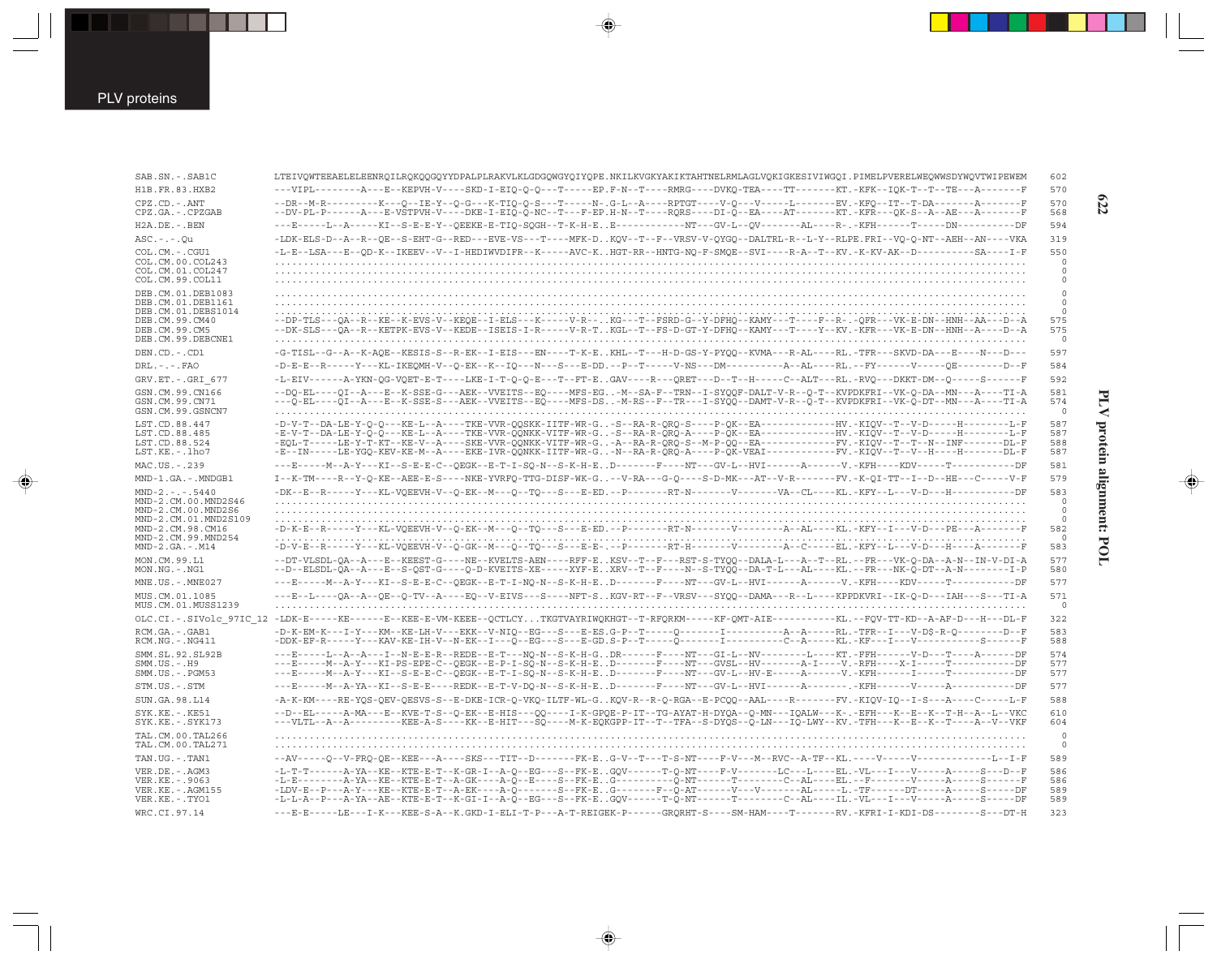```
SAB.SN.-.SAB1C            LTEIVQWTEEAELELEENRQILRQKQQGQYYDPALPLRAKVLKLGDGQWGYQIYQPE.NKILKVGKYAKIKTAHTNELRMLAGLVQKIGKESIVIWGQI.PIMELPVERELWEQWWSDYWQVTWIPEWEM  602
H1B.FR.83.HXB2            ---VIPL--------A---E--KEPVH-V----SKD-I-EIQ-Q-Q---T-----EP.F-N--T----RMRG----DVKQ-TEA----TT-------KT.-KFK--IQK-T--T--TE---A------F  570
CPZ.CD.-.ANT              --DR--M-R---------K---Q--IE-Y--Q-G---K-TIQ-Q-S---T-----N-.G-L--A----RPTGT----V-Q---V-----L-------EV.-KFQ--IT--T-DA-------A------F  570
CPZ.GA.-.CPZGAB           --DV-PL-P------A---E-VSTPVH-V----DKE-I-EIQ-Q-NC--T---F-EP.H-N--T----RQRS----DI-Q--EA----AT-------KT.-KFR---QK-S--A--AE---A------F  568
H2A.DE.-.BEN              ---E-----L--A-----KI--S-E-E-Y--QEEKE-E-TIQ-SQGH--T-K-H-E..E------------NT---GV-L--QV-------AL----R-.-KFH------T-----DN---------DF  594
ASC.-.-.Qu                -LDK-ELS-D--A--R--QE--S-EHT-G--RED---EVE-VS---T----MFK-D..KQV--T--F--VRSV-V-QYGQ--DALTRL-R--L-Y--RLPE.FRI--VQ-Q-NT--AEH--AN----VKA  319
COL.CM.-.CGU1             -L-E--LSA---E--QD-K--IKEEV--V--I-HEDIWVDIFR--K-----AVC-K..HGT-RR--HNTG-NQ-F-SMQE--SVI----R-A--T--KV.-K-KV-AK--D----------SA----I-F  550
COL.CM.00.COL243          ..............................................................................................................................  0
COL.CM.01.COL247          ..............................................................................................................................  0
COL.CM.99.COL11           ..............................................................................................................................  0
DEB.CM.01.DEB1083         ..............................................................................................................................  0
DEB.CM.01.DEB1161         ..............................................................................................................................  0
DEB.CM.01.DEBS1014        ..............................................................................................................................  0
DEB.CM.99.CM40            --DP-TLS---QA--R--KE--K-EVS-V--KEQE--I-ELS---K-----V-R--..KG---T--FSRD-G--Y-DFHQ--KAMY---T----F--R-.-QFR---VK-E-DN--HNH--AA---D--A  575
DEB.CM.99.CM5             --DK-SLS---QA--R--KETPK-EVS-V--KEDE--ISEIS-I-R-----V-R-T..KGL--T--FS-D-GT-Y-DFHQ--KAMY---T----Y--KV.-KFR---VK-E-DN--HNH--A----D--A  575
DEB.CM.99.DEBCNE1         ..............................................................................................................................  0
DEN.CD.-.CD1              -G-TISL--G--A--K-AQE--KESIS-S--R-EK--I-EIS---EN----T-K-E..KHL--T---H-D-GS-Y-PYQQ--KVMA---R-AL----RL.-TFR---SKVD-DA---E----N---D---  597
DRL.-.-.FAO               -D-E-E--R-----Y---KL-IKEQMH-V--Q-EK--K--IQ---N---S---E-DD.--P--T-----V-NS---DM----------A--AL----RL.--FY------V-----QE--------D--F  584
GRV.ET.-.GRI_677          -L-EIV------A-YKN-QG-VQET-E-T-----LKE-I-T-Q-Q-E---T--FT-E..GAV----R---QRET----D--T--H-----C--ALT---RL.-RVQ---DKKT-DM--Q-----S------F  592
GSN.CM.99.CN166           --DQ-EL----QI--A---E--K-SSE-G---AEK--VVEITS--EQ-----MFS-EG..-M--SA-F--TRN--I-SYQQF-DALT-V-R--Q-T--KVPDKFRI--VK-Q-DA--MN---A----TI-A  581
GSN.CM.99.CN71            ---Q-EL----QI--A---E--K-SSE-S---AEK--VVEITS--EQ-----MFS-DS..-M-RS--F--TR---I-SYQQ--DAMT-V-R--Q-T--KVPDKFRI--VK-Q-DT--MN---A----TI-A  574
GSN.CM.99.GSNCN7          ..............................................................................................................................  0
LST.CD.88.447             -D-V-T--DA-LE-Y-Q-Q---KE-L--A----TKE-VVR-QQSKK-IITF-WR-G..-S--RA-R-QRQ-S----P-QK--EA------------HV.-KIQV--T--V-D-----H--------L-F  587
LST.CD.88.485             -E-V-T--DA-LE-Y-Q-Q---KE-L--A----TKE-VVR-QQNKK-VITF-WR-G..-S--RA-R-QRQ-A----P-QK--EA------------HV.-KIQV--T--V-D-----H--------L-F  587
LST.CD.88.524             -EQL-T-----LE-Y-T-KT--KE-V--A----SKE-VVR-QQNKK-VITF-WR-G..-A--RA-R-QRQ-S--M-P-QQ--EA------------FV.-KIQV--T--T--N--INF---------DL-F  588
LST.KE.-.lho7             -E--IN-----LE-YGQ-KEV-KE-M--A----EKE-IVR-QQNKK-IITF-WR-G..-N--RA-R-QRQ-A----P-QK-VEAI-----------FV.-KIQV--T--V--H----H--------DL-F  587
MAC.US.-.239              ---E-----M--A-Y---KI--S-E-E-C--QEGK--E-T-I-SQ-N--S-K-H-E..D-------F----NT---GV-L--HVI------A------V.-KFH----KDV-----T----------DF  581
MND-1.GA.-.MNDGB1         I--K-TM----R--Y-Q-KE--AEE-E-S----NKE-YVRFQ-TTG-DISF-WK-G..--V-RA---G-Q----S-D-MK---AT--V-R-------FV.-K-QI-TT--I--D--HE---C-----V-F  579
MND-2.-.-.5440            -DK--E--R-----Y---KL-VQEEVH-V--Q-EK--M---Q--TQ---S---E-ED.--P-------RT-N-------V--------VA--CL----KL.-KFY--L---V-D---H----------DF  583
MND-2.CM.00.MND2S46       ..............................................................................................................................  0
MND-2.CM.00.MND2S6        ..............................................................................................................................  0
MND-2.CM.01.MND2S109      ..............................................................................................................................  0
MND-2.CM.98.CM16          -D-K-E--R-----Y---KL-VQEEVH-V--Q-EK--M---Q--TQ---S---E-ED.--P-------RT-N-------V--------A--AL----KL.-KFY--I---V-D---PE---A------F  582
MND-2.CM.99.MND254        ..............................................................................................................................  0
MND-2.GA.-.M14            -D-V-E--R-----Y---KL-VQEEVH-V--Q-GK--M---Q--TQ---S---E-E-.--P-------RT-H-------V--------A--C-----EL.-KFY--L---V-D---H----A------F  583
MON.CM.99.L1              --DT-VLSDL-QA--A---E--KEEST-G----NE--KVELTS-AEN----RFF-E..KSV--T--F---RST-S-TYQQ--DALA-L---A--T--RL.--FR---VK-Q-DA--A-N--IN-V-DI-A  577
MON.NG.-.NG1              --D--ELSDL-QA--A---E--S-QST-G----Q-D-KVEITS-XE-----XYF-E..XRV--T--F----N--S-TYQQ--DA-T-L---A-----KL.--FR---NK-Q-DT--A-N--------I-P  580
MNE.US.-.MNE027           ---E-----M--A-Y---KI--S-E-E-C--QEGK--E-T-I-NQ-N--S-K-H-E..D-------F----NT---GV-L--HVI------A------V.-KFH----KDV-----T----------DF  577
MUS.CM.01.1085            ---E--L----QA--A--QE--Q-TV--A----EQ--V-EIVS---S----NFT-S..KGV-RT--F--VRSV---SYQQ--DAMA---R--L-----KPPDKVRI--IK-Q-D---IAH---S---TI-A  571
MUS.CM.01.MUSS1239        ..............................................................................................................................  0
OLC.CI.-.SIVolc_97IC_12   -LDK-E-----KE------E--KEE-E-VM-KEEE--QCTLCY...TKGTVAYRIWQKHGT--T-RFQRKM-----KF-QMT-AIE----------KL.--FQV-TT-KD--A-AF-D---H---DL-F  322
RCM.GA.-.GAB1             -D-K-EM-K---I-Y---KM--KE-LH-V---EKK--V-NIQ--EG---S---E-ES.G-P--T-----Q-------I----------A--A-----RL.-TFR--I---V-D$-R-Q--------D--F  583
RCM.NG.-.NG411            -DDK-EF-R-----Y---KAV-KE-IH-V--N-EK--I---Q--EG---S---E-GD.S-P--T-----Q-------I----------C--A-----KL.-KF---I---V-----------S------F  588
SMM.SL.92.SL92B           ---E-----L--A--A---I--N-E-E-R--REDE--E-T---NQ-N--S-K-H-G..DR------F----NT---GI-L--NV--------L-----KT.-FFH------V-D---T----A------DF  574
SMM.US.-.H9               ---E-----M--A-Y---KI-PS-EPE-C--QEGK--E-P-I-SQ-N--S-K-H-E..D-------F----NT---GVSL--HV--------A-I----V.-KFH----X-I-----T----------DF  577
SMM.US.-.PGM53            ---E-----M--A-Y---KI--S-E-E-C--QEGK--E-T-I-SQ-N--S-K-H-E..D-------F----NT---GV-L--HV-E-----A------V.-KFH------I-----T----------DF  577
STM.US.-.STM              ---E-----M--A-YA--KI--S-E-E----REDK--E-T-V-DQ-N--S-K-H-E..D-------F----NT---GV-L--HVI------A-------.-KFH------V-----A----------DF  577
SUN.GA.98.L14             -A-K-KM----RE-YQS-QEV-QESVS-S--E-DKE-ICR-Q-VKQ-ILTF-WL-G..KQV-R--R-Q-RGA--E-PCQQ--AAL----R-------FV.-KIQV-IQ--I-S---A----C-----L-F  588
SYK.KE.-.KE51             --D--EL-----A-MA---E--KVE-T-S--Q-EK--E-HIS---QQ-----I-K-GPQE-P-IT--TG-AYAT-H-DYQA--Q-MN---IQALW---K-.-EFH---K--E--K--T-H--A--L--VKC  610
SYK.KE.-.SYK173           ---VLTL--A--A---------KEE-A-S----KK--E-HIT---SQ-----M-K-EQKGPP-IT--T--TFA--S-DYQS--Q-LN---IQ-LWY--KV.-TFH---K--E--K--T----A--V--VKF  604
TAL.CM.00.TAL266          ..............................................................................................................................  0
TAL.CM.00.TAL271          ..............................................................................................................................  0
TAN.UG.-.TAN1             --AV-----Q--V-FRQ-QE--KEE--A-----SKS---TIT--D-------FK-E..G-V--T---T-S-NT----F-V---M--RVC--A-TF--KL.----V-----V------------L--I-F  589
VER.DE.-.AGM3             -L-T-T------A-YA--KE--KTE-E-T--K-GR-I--A-Q--EG---S--FK-E..GQV------T-Q-NT----F-V-------LC---L-----EL.-VL---I---V-----A-----S---D--F  586
VER.KE.-.9063             -L-E--------A-YA--KE--KTE-E-T--A-GK---A-Q--E----S--FK-E..G----------Q-NT------T---------C--A-----EL.--F-------V-----A-----S------F  586
VER.KE.-.AGM155           -LDV-E--P---A-Y---KE--KTE-E-T--A-EK----A-Q--------S--FK-E..G--------F--Q-AT------V---V-------AL-----L.-TF------DT-----A-----S-----DF  589
VER.KE.-.TYO1             -L-L-A--P---A-YA--AE--KTE-E-T--K-GI-I--A-Q--EG---S--FK-E..GQV------T-Q-NT------T---------C--AL----IL.-VL---I---V-----A-----S-----DF  589
WRC.CI.97.14              ---E-E-----LE---I-K---KEE-S-A--K.GKD-I-ELI-T-P---A-T-REIGEK-P------GRQRHT-S----SM-HAM----T-------RV.-KFRI-I-KDI-DS--------S---DT-H  323
```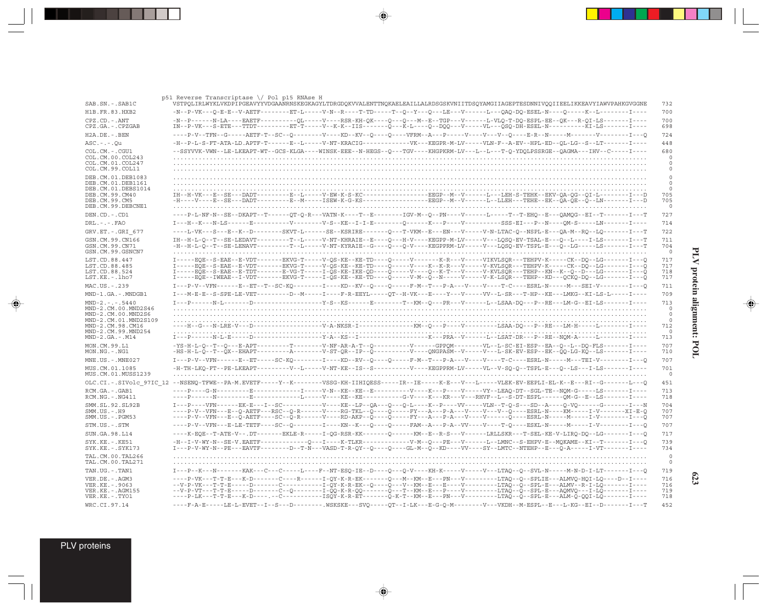```
                          p51 Reverse Transcriptase \/ Pol p15 RNAse H
SAB.SN.-.SAB1C            VSTPQLIRLWYKLVKDPIPGEAVYYVDGAANRNSKEGKAGYLTDRGDQKVVALENTTNQKAELEAILLALRDSGSKVNIITDSQYAMGIIAGEPTESDNNIVQQIIEELIKKEAVYIAWVPAHKGVGGNE  732
H1B.FR.83.HXB2            -N--P-VK---Q-E-E--V-AETF--------ET-L-----V-N--R----T-TD-----T--Q--Y---Q---LE---V------L---QAQ-DQ-ESEL-N----Q-----K--L--------I----  700
CPZ.CD.-.ANT              -N--P------N-LA----EAETF---------QL-----V----RSR-KH-QK----Q---Q---M--E--TGP---V------L-VLQ-T-DQ-ESPL-EE--QK---R-QI-LS-------I----  700
CPZ.GA.-.CPZGAB           IN--P-VK---S-ETE---TTDT---------ET-T-----V--K-K--IIS-------Q---K-L----Q--DQQ---V-----VL---QSQ-DH-ESEL-N----------KI-LS-------I----  698
H2A.DE.-.BEN              ----P-V--TFN--G-----AETF-T--SC--Q--------V----KD--KV--Q----Q-----VFRM--A---P-----V----V---V--Q-----E-R--N-----M-------V--------I--Q  724
ASC.-.-.Qu                -H--P-L-S-FT-ATA-LD.APTF-T------E--L-----V-NT-KRACIG------------VK---KEGPR-M-LV-----VLN-F--A-EV--HPL-ED--QL-LG--S--LT-------I----  448
COL.CM.-.CGU1             --SSYVVK-VWN--LE-LKEAPT-WT--GCS-KLGA----WINSK-EEE--N-HEGS--Q---TGV----KHGPKRM-LV---L--L---T-Q-YDQLPSSRGE--QAGMA---IHV--C-----I----  680
COL.CM.00.COL243          .......................................................................................................................  0
COL.CM.01.COL247          .......................................................................................................................  0
COL.CM.99.COL11           .......................................................................................................................  0
DEB.CM.01.DEB1083         .......................................................................................................................  0
DEB.CM.01.DEB1161         .......................................................................................................................  0
DEB.CM.01.DEBS1014        .......................................................................................................................  0
DEB.CM.99.CM40            IH--H-VK---E--SE---DADT---------E--L-----V-EW-K-S-KC-----------------EEGP--M--V------L---LEH-S-TEHK--EKV-QA-QG--QI-L--------I---D  705
DEB.CM.99.CM5             -H----V----E--SE---DADT---------E--M-----ISEW-K-G-KS-----------------EEGP--M--V------L--LLEH---TEHE--EK--QA-QE--Q--LN-------I---D  705
DEB.CM.99.DEBCNE1         .......................................................................................................................  0
DEN.CD.-.CD1              ----P-L-NF-N--SE--DKAPT--T------QT-Q-R---VATN-K----T--E---------IGV-M--Q--PN----V------L-----T--T-EHQ--E---QAMQG--EI--T-------I---T  727
DRL.-.-.FAO               I---H--K---N-LS------E---------V--------V-S--KE--I-I-E--------Q------K---P----V-----------SSS-EI---P--N----QM-S-----LN-------I----  714
GRV.ET.-.GRI_677          ----L-VK---S---E--K--D--------SKVT-L------SE--KSRIRE--------Q---T-VKM--E---EN---V-----V-N-LTAC-Q--NSPL-E---QA-M--RQ--LQ-------I---T  722
GSN.CM.99.CN166           IH--H-L-Q--T--SE-LEDAVT---------T--L-----V-NT-KHRAIE--E----Q----H-V----KEGPP-M-LV-----V---LQSQ-EV-TSAL-E---Q--L----I-LS-------I---T  711
GSN.CM.99.CN71            -H--H-L-Q--T--SE-LENAVT---------T--L-----V-NT-KYRAIE--G----Q---Q-V----KEGPPRM-LV-----V---LQSQ-EV-TSPL-E---Q--LG-----LS-------I---T  704
GSN.CM.99.GSNCN7          .......................................................................................................................  0
LST.CD.88.447             I-----EQE--S-EAE--E-VDT-------EKVG-T-----V-QS-KE--KE-TD---Q-----V-------K--R---V-----VIKVLSQR---TEHPV-K-----CK--DQ--LG-------I---Q  717
LST.CD.88.485             I-----EQE--S-EAE--E-VDT-------EKVG-T-----V-QS-KE--KE-TD---Q-----V-----K--K-R---V-----V-KVLSQR---TEHPV-K-----CK--DQ--LG-------I---Q  717
LST.CD.88.524             I-----EQE--S-EAE--E-TDT-------E-VG-T-----I-QS-KE-IKE-QD---Q-----V-----Q--K-T---V-----V-KVLSQR---TEHP--KN--K--Q--D---LG-------I---Q  718
LST.KE.-.lho7             I-----EQE--IWEAB--I-VDT-------EKVG-T-----I-QS-KE--KE-TD---Q-----V-M--Q--N-----V-----V-K-LSQR---TEHP--KD---QCKQ-DQ--LG-------I---Q  717
MAC.US.-.239              I---P-V--VFN------E--ET--T-SC-KQ--------I----KD--KV--Q----Q-----F-M--T---P-A---V----V----T-C----ESRL-N-----M---SEI-V--------I---Q  711
MND-1.GA.-.MNDGB1         I---M-E-E--S-SPE-LE-VET---------D--M-----I----F-R-EEYL-----QT--H-VK---E----Y---V-----VV--L-SR---T-HP--KE---LMKG--KI-LS-L-----I----  709
MND-2.-.-.5440            I---P------N-L-------D-------------------Y-S--KS------E--------T--KM--Q---PR---V------L--LSAA-DQ---P--RE---LM-G--EI-LS-------I----  713
MND-2.CM.00.MND2S46       .......................................................................................................................  0
MND-2.CM.00.MND2S6        .......................................................................................................................  0
MND-2.CM.01.MND2S109      .......................................................................................................................  0
MND-2.CM.98.CM16          ----H--G---N-LRE-V---D-------------------V-A-NKSR-I--------------KM--Q---P----V---------LSAA-DQ---P--RE---LM-H-----L--------I----  712
MND-2.CM.99.MND254        .......................................................................................................................  0
MND-2.GA.-.M14            I---P------N-L-E-----D-------------------Y-A--KS--I-------------------K---PRA--V------L--LSAT-DR---P--RE--NQM-A-----L--------I----  713
MON.CM.99.L1              -YS-H-L-Q--T--Q---E-APT---------T--------V-NF-AR-A-T--Q---------V------GPPQM-------VL--L-SC-EI-ESP--EA--Q--L--DQ-FLS-------I----  707
MON.NG.-.NG1              -HS-H-L-Q--T--QX--EHAPT---------A--------V-ST-QR--IP--Q---------V-----QNGPASM--V----V---L-SK-EV-ESP--EK--QQ-LG-KQ--LS-------I----  710
MNE.US.-.MNE027           I---P-V--VFN------E--ET-----SC-KQ-------I----KD--RV--Q----Q-----F-M--T---P-A---V----V----T-C----ESRL-N-----M---TEI-V--------I---Q  707
MUS.CM.01.1085            -H-TH-LKQ-FT--PE-LKEAPT--------V--L-----V-NT-KE--IS--S---------V----KEGPPRM-LV-----VL--V-SQ-Q--TSPL-E---Q--LS---I-LS-------I----  701
MUS.CM.01.MUSS1239        .......................................................................................................................  0
OLC.CI.-.SIVolc_97IC_12   --NSENQ-TFWE--PA-M.EVETF-----Y--K--------VSSG-KH-IIHIQESS-----IR--IE-----K-E---V---L-----VLEK-EV-EEPLI-EL-K--E---RI--G-------L---Q  451
RCM.GA.-.GAB1             ----P----G-N---------E------------I-----V-N--KE--KE--E---------V----K---P----V------VY--LEAQ-DT--SGL-TE--NQM-G-----LS-------I----  713
RCM.NG.-.NG411            ----P------N---------E------------L-----V----KE--KE-----------G-V-----K---KR---V---RHVF--L--S-DT-ESPL------QM-G--E--LS-------I----  718
SMM.SL.92.SL92B           I---P-----VFN------EK-E---I--SC----------V----KE--LP--QA---Q---Q-L----K--P----VV-----VLN--T-Q-S---SD--A----Q-VQ------G-------I---N  704
SMM.US.-.H9               ----P-V--VFN---E--Q-AETF---RSC--Q-R------V----RG-TKL--Q----Q-----FY---A---P-A---V----V---V--Q----ESRL-N-----KM-----I-V-------XI-E-Q  707
SMM.US.-.PGM53            ----P-V--VFN---E--Q-AETF---SC--Q-R------V----RD-AKP--Q----Q-----FY---A---P-A---V----V-------Q----ESRL-N-----M-----I-V--------I---Q  707
STM.US.-.STM              ----P-V--VFN---E-LE-TETF----SC--Q-------I----KN--K---Q----Q-----FAM--A---P-A--VV----V----T-Q----ESKL-N-----M-----I-V--------I---Q  707
SUN.GA.98.L14             ----K-EQE--T-ATE-V--.DT-------EKLE-R-----I-QG-RSR-KK-------Q------KM--E--R-S---V------LRLLSKR---T-SEL-KE-V-LIRQ-DQ--LG-------I---Q  717
SYK.KE.-.KE51             -H--I-V-WY-N--SE-V.EAETF------------Q---I----K-TLKR-------------V-M--Q---PE---V------L--LMNC--S-EHPV-E--MQKAME--KI--T-------I---Q  739
SYK.KE.-.SYK173           I---P-V-WY-N--PE---EAVTF--------D--T-N---VASD-T-R-QY--Q----Q----GL-M--Q--KD----VV----SY--LMTC--NTEHP--E---Q-A-----I-VT-------I----  734
TAL.CM.00.TAL266          .......................................................................................................................  0
TAL.CM.00.TAL271          .......................................................................................................................  0
TAN.UG.-.TAN1             I---P--K---N-------KAK---C---C-----L----F--NT-ESQ-IE--D----Q---Q-V----KH-K-----V-----V---LTAQ--Q--SVL-N-----M-N-D-I-LT-------I---Q  719
VER.DE.-.AGM3             ----P-VK---T-T-E---K-D-------C-----R-----I-QY-K-R-EK-------Q---M--KM--E---PN---V---------LTAQ--Q--SPLIE---ALMVQ-HQI-LQ----D--I----  716
VER.KE.-.9063             --V-P-VK---T-T-E-----D-------C-----------I-QY-K-R-EK--Q----Q---V--KM--E---E----V---------LTAQ--Q--SPL-E---ALMV--R-I-LQ-------I----  716
VER.KE.-.AGM155           --V-P-VT---T-T-E-----D-------C--Q--------I-QQ-K-R-QQ-------Q---T--KM--E---P----V---------LTAQ--Q--SPL-E---AQMVQ---I-LQ-------I----  719
VER.KE.-.TYO1             ----P-LK---T-T-E---K-D----.--C-----------ISQY-K-R-ET-------Q-K-T--KM--E---PN---V---------LTAQ--Q--SPL-E---ALM-Q-QQI-LQ-------I----  718
WRC.CI.97.14              ----F-A-E-----LE-L-EVET--I--S---D---------.WSKSKE---SVQ-----QT--I-LK---E-G-Q-M--------V---VKDH--M-ESPL--E---L-KG--EI--D-------I---T  452
```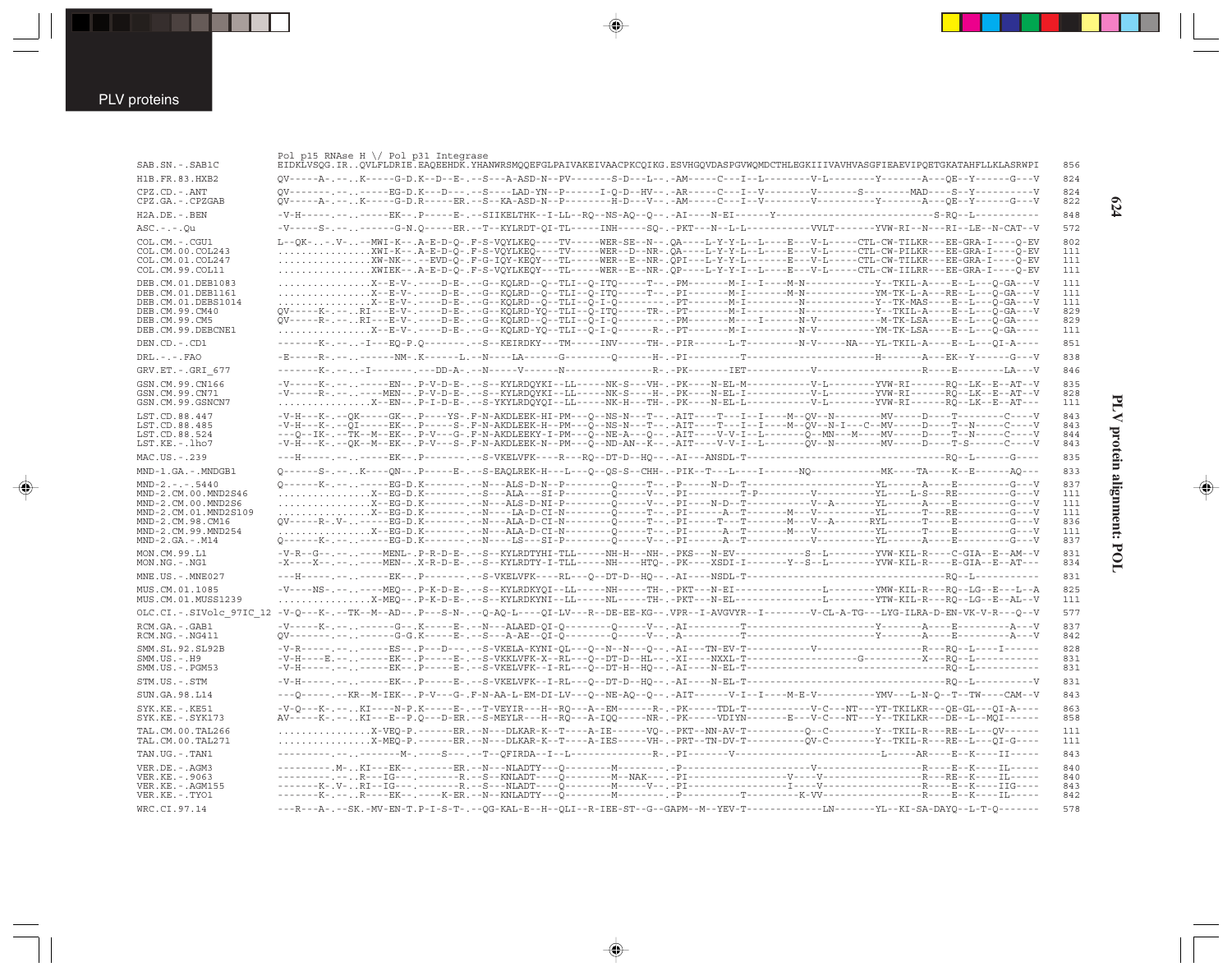Pol p15 RNAse H \/ Pol p31 Integrase

```
SAB.SN.-.SAB1C            EIDKLVSQG.IR..QVLFLDRIE.EAQEEHDK.YHANWRSMQQEFGLPAIVAKEIVAACPKCQIKG.ESVHGQVDASPGVWQMDCTHLEGKIIIVAVHVASGFIEAEVIPQETGKATAHFLLKLASRWPI   856
H1B.FR.83.HXB2            QV-----A-.--..K-----G-D.K--D--E-.--S---A-ASD-N--PV-------S-D---L--.-AM-----C---I--L--------V-L--------Y-------A---QE--Y------G---V   824
CPZ.CD.-.ANT              QV------.--.------EG-D.K---D---.--S----LAD-YN--P------I-Q-D--HV--.-AR-----C---I--V--------V-------S--------MAD----S--Y---------V   824
CPZ.GA.-.CPZGAB           QV-----A-.--..K-----G-D.R-----ER.--S--KA-ASD-N--P--------H-D---V--.-AM-----C---I--V--------V--------Y-------A---QE--Y------G---V   822
H2A.DE.-.BEN              -V-H------.--.-----EK--.P-----E-.--SIIKELTHK--I-LL--RQ--NS-AQ--Q--.-AI----N-EI-------Y----------------------------S-RQ--L----------   848
ASC.-.-.Qu                -V-----S-.--.------G-N.Q-----ER.--T--KYLRDT-QI-TL-----INH-----SQ-.-PKT---N--L-L----------VVLT-------YVW-RI--N---RI--LE--N-CAT--V   572
COL.CM.-.CGU1             L--QK-.-.V-.--MWI-K--.A-E-D-Q-.F-S-VQYLKEQ----TV-----WER-SE--N--.QA----L-Y-Y-L--L----E---V-L-----CTL-CW-TILKR---EE-GRA-I----Q-EV   802
COL.CM.00.COL243          ................XWI-K--.A-E-D-Q-.F-S-VQYLKEQ----TV-----WER--D--NR-.QA----L-Y-Y-L--L----E---V-L-----CTL-CW-PILKR---EE-GRA-I----Q-EV   111
COL.CM.01.COL247          ................XW-NK--.-EVD-Q-.F-G-IQY-KEQY---TL-----WER--E--NR-.QPI---L-Y-Y-L-------E---V-L-----CTL-CW-TILKR---EE-GRA-I----Q-EV   111
COL.CM.99.COL11           ................XWIEK--.A-E-D-Q-.F-S-VQYLKEQY---TL-----WER--E--NR-.QP----L-Y-Y-I--L----E---V-L-----CTL-CW-IILRR---EE-GRA-I----Q-EV   111
DEB.CM.01.DEB1083         ................X--E-V-.----D-E-.--G--KQLRD--Q--TLI--Q-ITQ-----T--.-PM-------M-I--I----M-N------------Y--TKIL-A----E--L---Q-GA---V   111
DEB.CM.01.DEB1161         ................X--E-V-.----D-E-.--G--KQLRD--Q--TLI--Q-ITQ-----T--.-PI-------M-I-------M-N-----------YM-TK-L-A---RE--L---Q-GA---V   111
DEB.CM.01.DEBS1014        ................X--E-V-.----D-E-.--G--KQLRD--Q--TLI--Q-I-Q--------.-PT-------M-I---------N-------------Y--TK-MAS----E--L---Q-GA---V   111
DEB.CM.99.CM40            QV-----K-.--..RI---E-V-.----D-E-.--G--KQLRD-YQ--TLI--Q-ITQ-----TR-.-PT-------M-I---------N------------Y--TKIL-A----E--L---Q-GA---V   829
DEB.CM.99.CM5             QV-----R-.--..RI---E-V-.----D-E-.--G--KQLRD--Q--TLI--Q-I-Q--------.-PM-------M----I------N-V-----------M-TK-LSA----E--L---Q-GA----   829
DEB.CM.99.DEBCNE1         ................X--E-V-.----D-E-.--G--KQLRD-YQ--TLI--Q-I-Q------R-.-PT-------M-I---------N-V-----------YM-TK-LSA----E--L---Q-GA----   111
DEN.CD.-.CD1              -------K-.--..-I---EQ-P.Q-------.--S--KEIRDKY---TM-----INV-----TH-.-PIR-------L-T---------N-V-----NA---YL-TKIL-A----E--L---QI-A----   851
DRL.-.-.FAO               -E-----R-.--.------NM-.K------L.--N----LA------G---------Q------H-.-PI---------T----------------------H-------A---EK--Y------G---V   838
GRV.ET.-.GRI_677          -------K-.--..-I--------.---DD-A-.--N-----V------N----------------R-.-PK-------IET---------------V------------------R----E--------LA---V   846
GSN.CM.99.CN166           -V-----K-.--.-----EN--.P-V-D-E-.--S--KYLRDQYKI--LL-----NK-S---VH-.-PK----N-EL-M-----------V-L--------YVW-RI------RQ--LK--E--AT--V   835
GSN.CM.99.CN71            -V-----R-.--.----MEN--.P-V-D-E-.--S--KYLRDQYKI--LL-----NK-S---H-.-PK----N-EL-L-----------V-L--------YVW-RI------RQ--LK--E--AT--V   828
GSN.CM.99.GSNCN7          ................X--EN--.P-I-D-E-.--S-YKYLRDQYQI--LL-----NK-H---TH-.-PK----N-EL-L-----------V-L--------YVW-RI------RQ--LK--E--AT---   111
LST.CD.88.447             -V-H---K-.--QK-----GK--.P----YS-.F-N-AKDLEEK-HI-PM---Q--NS-N---T--.-AIT----T--I--I----M--QV--N------MV-----D----T---------C---V   843
LST.CD.88.485             -V-H---K-.--QI-----EK--.P-----S-.F-N-AKDLEEK-H--PM---Q--NS-N---T--.-AIT----T--I--I----M--QV--N-I---C--MV-----D----T--N-----C---V   843
LST.CD.88.524             ---Q--IK-.--TK--M--EK--.P-V---G-.F-N-AKDLEEKY-I-PM---Q--NE-A---Q--.-AIT----V-V-I--L-------Q--MN---M----MV-----D----T--N-----C---V   844
LST.KE.-.lho7             -V-H---K-.--QK--M--EK--.P-V---S-.F-N-AKDLEEK-N--PM---Q--ND-AN--K--.-AIT----V-V-I--L-------QV--N------MV-----D----T-S-------C---V   843
MAC.US.-.239              ---H------.--.-----EK--.P-------.--S-VKELVFK----R---RQ--DT-D--HQ--.-AI---ANSDL-T---------------------------------RQ--L-------G----   835
MND-1.GA.-.MNDGB1         Q------S-.--..K----QN--.P-----E-.--S-EAQLREK-H---L---Q--QS-S--CHH-.-PIK--T---L----I------NQ------------MK----TA----K--E------AQ---   833
MND-2.-.-.5440            Q------K-.--.-----EG-D.K-------.--N---ALS-D-N--P--------Q-----T--.-P-----N-D--T---------------------YL-----A----E---------G---V   837
MND-2.CM.00.MND2S46       ................X--EG-D.K-------.--S---ALA---SI-P--------Q-----V--.-PI--------T-P---------V----------YL-----L-S---RE--------G---V   111
MND-2.CM.00.MND2S6        ................X--EG-D.K-------.--N---ALS-D-NI-P--------Q-----V--.-PI----N-D--T---------V--A--------YL-----A----E---------G---V   111
MND-2.CM.01.MND2S109      ................X--EG-D.K-------.--N----LA-D-CI-N--------Q-----T--.-PI-------A--T-------M---V--------YL------T---RE--------G---V   111
MND-2.CM.98.CM16          QV-----R-.V-..-----EG-D.K-------.--N---ALA-D-CI-N--------Q-----T--.-PI-----T---T-------M---V--A------RYL-----T----E---------G---V   836
MND-2.CM.99.MND254        ................X--EG-D.K-------.--N---ALA-D-CI-N--------Q-----T--.-PI-------A--T-------M---V--------YL------T----E---------G---V   111
MND-2.GA.-.M14            Q------K-.--.-----EG-D.K-------.--N----LS---SI-P--------Q-----V--.-PI-------A--T-----------V---------YL-----A----E---------G---V   837
MON.CM.99.L1              -V-R--G--.--.----MENL-.P-R-D-E-.--S--KYLRDTYHI-TLL-----NH-H---NH-.-PKS---N-EV-----------S--L--------YVW-KIL-R----C-GIA--E--AM--V   831
MON.NG.-.NG1              -X----X--.--.----MEN--.X-R-D-E-.--S--KYLRDTY-I-TLL-----NH----HTQ-.-PK----XSDI-I--------Y--S--L--------YVW-KIL-R----E-GIA--E--AT---   834
MNE.US.-.MNE027           ---H------.--.-----EK--.P-------.--S-VKELVFK----RL---Q--DT-D--HQ--.-AI----NSDL-T---------------------------------RQ--L----------   831
MUS.CM.01.1085            -V----NS-.--.----MEQ--.P-K-D-E-.--S--KYLRDKYQI--LL-----NH-----TH-.-PKT---N-EI------------------L--------YMW-KIL-R---RQ--LG--E---L--A   825
MUS.CM.01.MUSS1239        ................X-MEQ--.P-K-D-E-.--S--KYLRDKYNI--LL-----NL-----TH-.-PKT---N-EL------------------L--------YTW-KIL-R---RQ--LG--E--AL--V   111
OLC.CI.-.SIVolc_97IC_12   -V-Q---K-.--TK--M--AD--.P---S-N-.--Q-AQ-L----QI-LV---R--DE-EE-KG--.VPR--I-AVGVYR--I----------V-CL-A-TG---LYG-ILRA-D-EN-VK-V-R---Q--V   577
RCM.GA.-.GAB1             -V-----K-.--.------G---.K-----E-.--N---ALAED-QI-Q--------Q-----V--.-AI---------T-------------------------Y-------A----E----------A---V   837
RCM.NG.-.NG411            QV-------.--.------G-G.K-----E-.--S---A-AE--QI-Q--------Q-----V--.-A-----------T-------------------------Y-------A----E----------A---V   842
SMM.SL.92.SL92B           -V-R------.--.-----ES--.P---D---.--S-VKELA-KYNI-QL---Q--N--N---Q--.-AI---TN-EV-T---------------V------------------R---RQ--L----I------   828
SMM.US.-.H9               -V-H----E.--.-----EK--.P-----E-.--S-VKKLVFK-X--RL---Q--DT-D--HL--.-XI----NXXL-T---------------------G----------X---RQ--L----------   831
SMM.US.-.PGM53            -V-H------.--.-----EK--.P-----E-.--S-VKELVFK--I-RL---Q--DT-H--HQ--.-AI----N-EL-T---------------------------------RQ--L----------   831
STM.US.-.STM              -V-H------.--.-----EK--.P-----E-.--S-VKELVFK--I-RL---Q--DT-D--HQ--.-AI----N-EL-T---------------------------------RQ--L---------V   831
SUN.GA.98.L14             ---Q------.--KR--M-IEK--.P-V---G-.F-N-AA-L-EM-DI-LV---Q--NE-AQ--Q--.-AIT------V-I--I----M-E-V----------YMV---L-N-Q--T--TW----CAM--V   843
SYK.KE.-.KE51             -V-Q---K-.--..KI----N-P.K-----E-.--T-VEYIR---H--RQ---A--EM------R-.-PK-----TDL-T----------V-C---NT---YT-TKILKR---QE-GL---QI-A----   863
SYK.KE.-.SYK173           AV-----K-.--..KI----E--P.Q---D-ER.--S-MEYLR---H--RQ--A-IQQ-----NR-.-PK-----VDIYN--------E---V-C---NT---Y--TKILKR---DE--L--MQI------   858
TAL.CM.00.TAL266          ................X-VEQ-P.------ER.--N---DLKAR-K--T----A-IE------VQ-.-PKT--NN-AV-T-----------Q--C----------Y--TKIL-R---RE--L---QV------   111
TAL.CM.00.TAL271          ................X-MEQ-P.------ER.--N---DLKAR-K--T----A-IES-----VH-.-PRT--TN-DV-T-----------QV-C----------Y--TKIL-R---RE--L---QI-G----   111
TAN.UG.-.TAN1             ---------.--.-------M-.-----S---.--T--QFIRDA--I--L--------------R-.-PI---------V------------------------------L-----AR----E--K----II-----   843
VER.DE.-.AGM3             ---------.M-..KI---EK--.------ER.--N---NLADTY---Q--------M--------.-P-----------------------V---------------------R-----E--K----IL-----   840
VER.KE.-.9063             ---------.--..R---IG---.------R.--S--KNLADT----Q--------M--NAK----.-PI--------------------V-----V----------------R----RE--K----IL-----   840
VER.KE.-.AGM155           -------K-.V-..RI--IG---.------R.--S---NLADT----Q--------M-----V--.-PI---------------------I----V---------------R-----E--K----IIG----   843
VER.KE.-.TYO1             -------K-.--..R----EK--.-----K-ER.--N--KNLADTY---Q--------M-------.-P-----------T---------K-VV---------------------R-----E--K----IL-----   842
WRC.CI.97.14              ---R---A-.--SK.-MV-EN-T.P-I-S-T-.--QG-KAL-E--H--QLI--R-IEE-ST--G--GAPM--M--YEV-T-------------LN--------YL--KI-SA-DAYQ--L-T-Q-------   578
```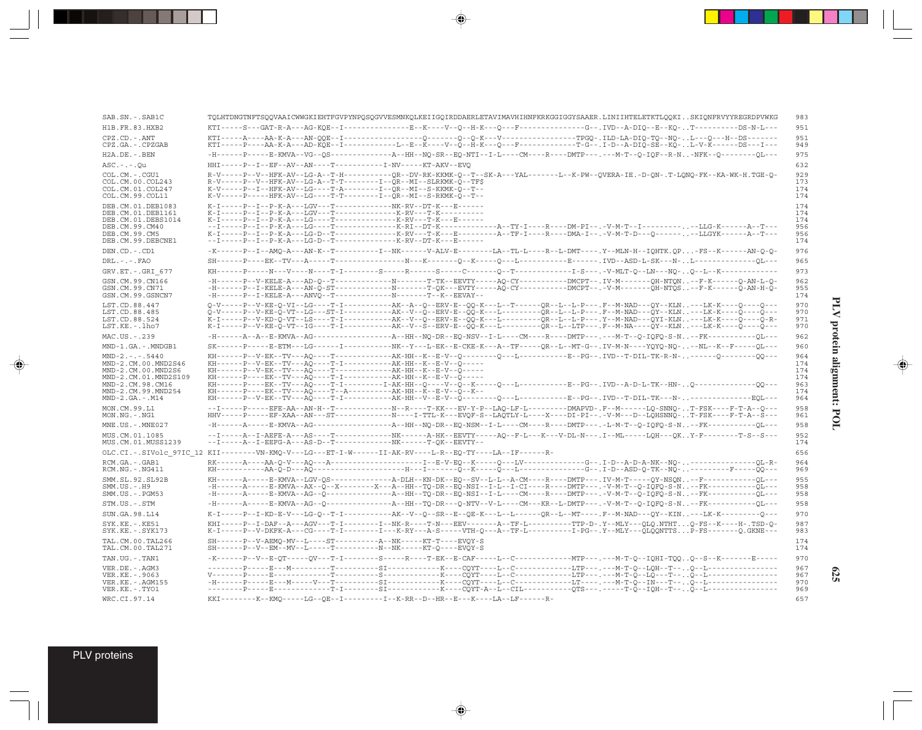```
SAB.SN.-.SAB1C              TQLHTDNGTNFTSQQVAAICWWGKIEHTFGVPYNPQSQGVVESMNKQLKEIIGQIRDDAERLETAVIMAVHIHNFKRKGGIGGYSAAER.LINIIHTELETKTLQQKI..SKIQNFRVYYREGRDPVWKG  983
H1B.FR.83.HXB2              KTI-----S---GAT-R-A---AG-KQE--I---------------E--K----V--Q--H-K---Q---F---------------G--.IVD--A-DIQ--E--KQ-..T----------DS-N-L---  951
CPZ.CD.-.ANT                KTI-----A-----AK-K-A---AN-QQE--I------------------Q-------Q--Q-K---V-----------------TPGQ-.ILD-LA-DIQ-TQ--NQ-..L---Q---H--DS-------  951
CPZ.GA.-.CPZGAB             KTI-----P-----AA-K-A---AD-KQE--I------------L--E--K----V--Q--H-K---Q---F-------------T-G--.I-D--A-DIQ-SE--KQ-..L-V-K------DS---I---  949
H2A.DE.-.BEN                -H------P-----E-KMVA--VG--QS---------------A--HH--NQ-SR--EQ-NTI--I-L----CM----R----DMTP---.---M-T--Q-IQF--R-N..-NFK--Q--------QL---  975
ASC.-.-.Qu                  HHI-----P--I--EF--AV--AN----T-----------I-NV-----KT-AKV--EVQ                                                                        632
COL.CM.-.CGU1               R-V-----P--V--HFK-AV--LG-A--T-H----------QR--DV-RK-KKMK-Q--T--SK-A---YAL-------L--K-PW--QVERA-IE.-D-QN-.T-LQNQ-FK--KA-WK-H.TGE-Q-  929
COL.CM.00.COL243            R-V-----P--V--HFK-AV--LG-A--T-T--------I--QR--MI--SLRKMK-Q--TF$                                                                    173
COL.CM.01.COL247            K-V-----P--I--HFK-AV--LG----T-A--------I--QR--MI--S-KKMK-Q--T--                                                                    174
COL.CM.99.COL11             K-V-----P-----HFK-AV--LG----T-T--------I--QR--MI--S-RKMK-Q--T--                                                                    174
DEB.CM.01.DEB1083           K-I-----P--I--P-K-A---LGV---T-------------NK-RV--DT-K---E------                                                                    174
DEB.CM.01.DEB1161           K-I-----P--I--P-K-A---LGV---T--------------K-RV---T-K----------                                                                    174
DEB.CM.01.DEBS1014          K-I-----P--I--P-K-A---LG----T--------------K-RV---T-K---E------                                                                    174
DEB.CM.99.CM40              --I-----P--I--P-K-A---LG----T--------------K-RI--DT-K-------------A--TY-I----R----DM-PI--.-V-M-T--I---------..--LLG-K------A--T---  956
DEB.CM.99.CM5               K-I-----P--I--P-K-A---LG-D--T--------------K-RV---T-K---E---------A--TF-I----R----DMA-I--.-V-M-T-D---Q-------..--LLGYK------A--T---  956
DEB.CM.99.DEBCNE1           --I-----P--I--P-K-A---LG-D--T--------------K-RV--DT-K---E------                                                                    174
DEN.CD.-.CD1                -K------P--I--AMQ-A---AN-K--T----------I--NK------V-ALV-E--------LA--TL-L----R--L-DMT----.Y--MLN-H--IQHTK.QP...-FS--K------AN-Q-Q-  976
DRL.-.-.FAO                 SH------P-----EK--TV--A-----T----------------N---K-------Q--K-----Q---L-----------E------.IVD--ASD-L-SK---N-..L--------------QL---  965
GRV.ET.-.GRI_677            KH------P-----N---V----N----T-I--------S-----R------S-----C-------Q--T-------------I-S---.-V-MLT-Q--LN---NQ-..Q--L--K-------------  973
GSN.CM.99.CN166             -H------P--V-KELE-A---AD-Q--T------------N-------T-TK--EEVTY-----AQ-CY----------DMCPT--.IV-M-------QH-NTQN..--F-K------Q-AN-L-Q-  962
GSN.CM.99.CN71              -H------P--I-KELE-A---AN-Q-ST------------N-------T-QK---EVTY-----AQ-CY----------DMCPT--.-V-M-------QH-NTQS..--F-K------Q-AN-H-Q-  955
GSN.CM.99.GSNCN7            -H------P--I-KELE-A---ANVQ--T------------N-------T--K--EEVAY--                                                                    174
LST.CD.88.447               Q-V-----P--V-KE-Q-VI--LG----T-I-----------AK--A--Q--ERV-E--QQ-K---L--T------QR--L--L-P---.F--M-NAD---QY--KLN..---LK-K----Q----Q---  970
LST.CD.88.485               Q-V-----P--V-KE-Q-VT--LG---ST-I-----------AK--V--Q--ERV-E--QQ-K---L---------QR--L--L-P---.F--M-NAD---QY--KLN..---LK-K----Q----Q---  970
LST.CD.88.524               K-I-----P--V-KD-Q-VT--LS----T-I-----------AK--V--Q--ERV-E--QQ-K---L---------QR--L--L-P---.Y--M-NAD---QYI-KLN..---LK-K----Q----Q-R-  971
LST.KE.-.lho7               K-I-----P--V-KE-Q-VT--IG----T-I-----------AK--V--S--ERV-E--QQ-K---L---------QR--L--LTP---.F--M-NA----QY--KLN..---LK-K----Q----Q---  970
MAC.US.-.239                -H------A--A--E-KMVA--AG------------------A--HH--NQ-DR--EQ-NSV--I-L----CM----R----DMTP---.---M-T--Q-IQFQ-S-N..--FK-----------QL---  962
MND-1.GA.-.MNDGB1           SK------P-----E-ETM---LG-----I------------NK--Y---L-EK--E-CKE-K---A--TF-----QR--L--MT-G--.IV-M-N----YQYQ-NQ-..--NL--K--F-----QL---  960
MND-2.-.-.5440              KH------P--V-EK--TV---AQ----T-------------AK-HH--K--E-V--Q--------Q---L-----------E--PG--.IVD--T-DIL-TK-R-N-..------Q---------QQ---  964
MND-2.CM.00.MND2S46         KH------P--V-EK--TV---AQ----T-I-----------AK-HH--K--E-V--Q-----                                                                    174
MND-2.CM.00.MND2S6          KH------P--V-EK--TV---AQ----T-------------AK-HH--K--E-V--Q-----                                                                    174
MND-2.CM.01.MND2S109        KH------P-----EK--TV---AQ----T-I-----------AK-HH--K--E-V--Q-----                                                                    174
MND-2.CM.98.CM16            KH------P-----EK--TV---AQ----T-I---------I-AK-HH--Q----V--Q--K-----Q---L-----------E--PG--.IVD--A-D-L-TK--HN-..Q--------------QQ---  963
MND-2.CM.99.MND254          KH------P-----EK--TV---AQ----T--A---------AK-HH--K--E-V--Q--K--                                                                    174
MND-2.GA.-.M14              KH------P--V-EK--TV---AQ----T-I-----------AK-HH--V--E-V--Q--------Q---L-----------E--PG--.IVD--T-DIL-TK---N-..--------------EQL---  964
MON.CM.99.L1                --I-----P-----EFE-AA--AN-H--T-------------N--R----T-KK---EV-Y-P--LAQ-LF-L---------DMAPVD-.F--M------LQ-SNNQ-..T-FSK----F-T-A--Q---  958
MON.NG.-.NG1                HHV-----P-----EF-XAA--AN---ST-------------N----I-TTL-K---EVQF-S--LAQTLY-L----X----DI-PI--.-V-M---D--LQHSNNQ-..T-FSK----F-T-A--S---  961
MNE.US.-.MNE027             -H------A-----E-KMVA--AG------------------A--HH--NQ-DR--EQ-NSM--I-L----CM----R----DMTP---.-L-M-T--Q-IQFQ-S-N..--FK-----------QL---  958
MUS.CM.01.1085              --I-----A--I-AEFE-A---AS----T-------------NK------A-HK--EEVTY-----AQ--F-L----K---V-DL-N---.I--ML-----LQH---QK..Y-F---------T-S--S---  952
MUS.CM.01.MUSS1239          --I-----A--I-EEFG-A---AS-D--T-------------NK------T-QK--EEVTY--                                                                    174
OLC.CI.-.SIVolc_97IC_12 KII--------VN-KMQ-V---LG---ET-I-W------II-AK-RV----L-R--EQ-TY----LA--IF------R-                                                        656
RCM.GA.-.GAB1               RK------A-----AA-Q-V--AQ---A----------------------I--E-V-EQ--K-----Q---LV--------------G--.I-D--A-D-A-NK--NQ-..---------------QL-R-  964
RCM.NG.-.NG411              KH-----------AA-Q-D--AQ-------------------H---I--------Q--K-----Q---L--------------G--.I-D--ASD-Q-TK--NQ-..-----------F-----QQ---  969
SMM.SL.92.SL92B             KH------A-----E-KMVA--LGV-QS--------------A-DLH--KN-DK--EQ--SV--L-L--A-CM----R----DMTP---.IV-M-T-----QY-NSQN..--F------------QL---  955
SMM.US.-.H9                 -H------A-----E-KMVA--AX--Q--X--------X---A--HH--TQ-DR--EQ-NSI--I-L--I-CI----R----DMTP---.-V-M-T--Q-IQFQ-S-N..--FK-----------QL---  958
SMM.US.-.PGM53              -H------A-----E-KMVA--AG--Q---------------A--HH--TQ-DR--EQ-NSI--I-L----CM----R----DMTP---.-V-M-T--Q-IQFQ-S-N..--FK-----------QL---  958
STM.US.-.STM                -H------A-----E-KMVA--AG--Q---------------A--HH--TQ-DR---Q-NTV--V-L----CM---KR--L-DMTP---.-V-M-T--Q-IQFQ-S-N..--FK-----------QL---  958
SUN.GA.98.L14               K-I-----P--I-KD-E-V---LG-Q--T-I-----------AK--V--Q--SR--E--QE-K---L--L------QR--L--MT---.F--M-NAD---QY--KIN..---LK-K---------Q---  970
SYK.KE.-.KE51               KHI-----P--I-DAF--A---AGV---T-I--------I--NK-R----T-N---EEV-------A--TF-L----------TTP-D-.Y--MLY---QLQ.NTHT..Q-FS--K----H-.TSD-Q-  987
SYK.KE.-.SYK173             K-I-----P--V-DKFK-A---CG----T-I--------I---K-RY---A-S------VTH-Q---A--TF-L----------I-PG--.Y--MLY---QLQQNTTS...P-FS-------Q.GKNE---  983
TAL.CM.00.TAL266            SH------P--V-AEMQ-MV--L-----ST----------A--NK----KT-T----EVQY-S                                                                    174
TAL.CM.00.TAL271            SH------P--V--EM--MV--L-----T-----------N--NK----KT-Q----EVQY-S                                                                    174
TAN.UG.-.TAN1               -K------P--V--E-QT-----QV---T-I--------S-----R----T-EK--E-CAF-----L--C--------------MTP---.---M-T--Q-IQHI-TQQ..Q--S--K-------E-----  970
VER.DE.-.AGM3               --------P-----E---M---------T----------SI-------------K----CQYT----L--C-------------LTP---.---M-T--Q--LQH--T--..Q--L---------------  967
VER.KE.-.9063               V-------P-----E-------------T----------S--------------K----CQYT----L--C-------------LTP---.---M-T--Q--LQ---T--..Q--L---------------  967
VER.KE.-.AGM155             -H------P-----E---M-----V---T----------SI-------------K----CQYT----L--C-------------LT----.---M-T--Q--IN---T--..Q--L---------------  970
VER.KE.-.TYO1               --------P-----E-------------T-I--------SI-------------K----CQYT-A--L--CIL-----------QTS---.-----T-Q--IQH--T--..Q--L---------------  969
WRC.CI.97.14                KKI---------K--KMQ-----LG--QE--I---------I--K-RR--D--HR--E---K----LA--LF------R-                                                  657
```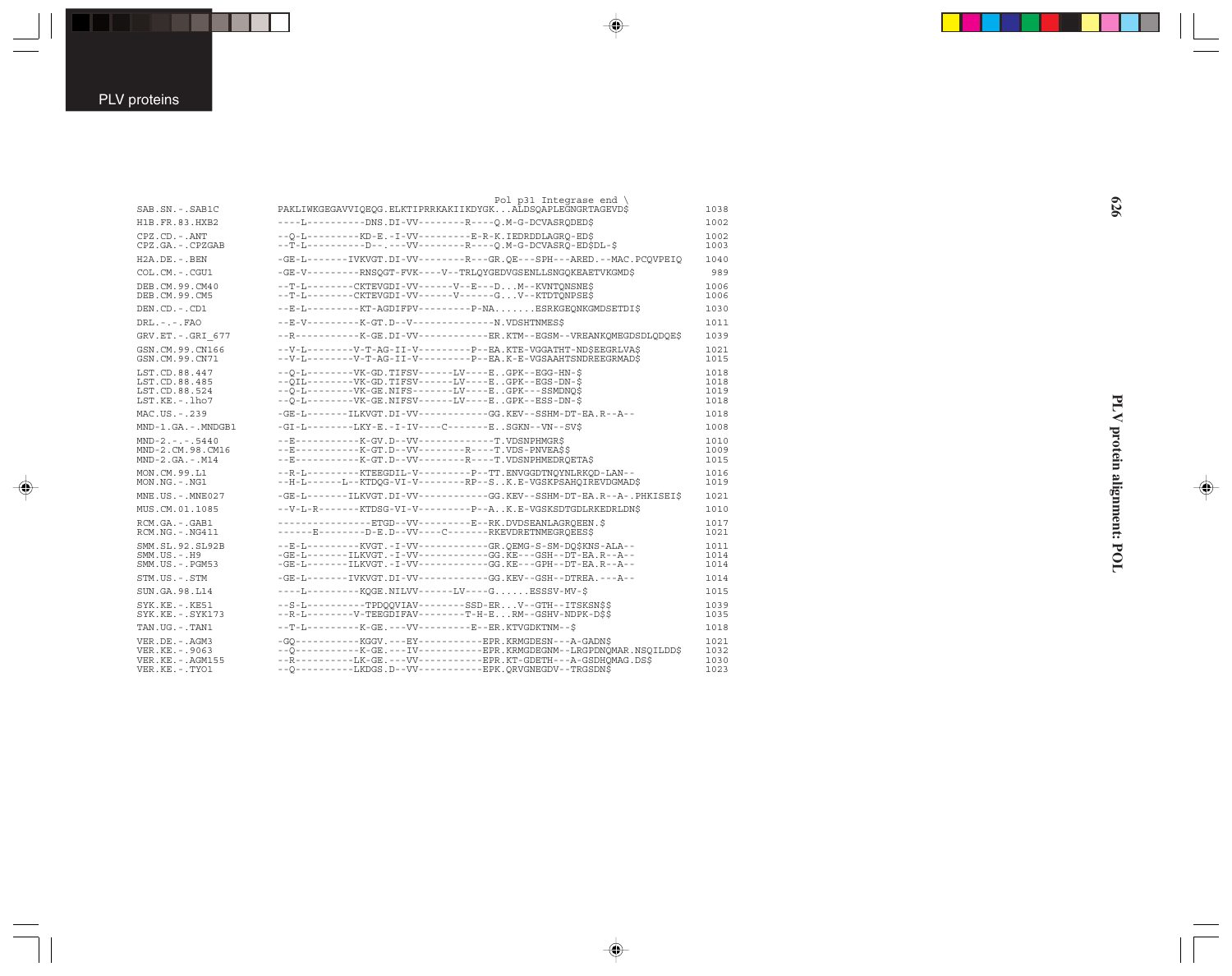```
                                                    Pol p31 Integrase end \
SAB.SN.-.SAB1C        PAKLIWKGEGAVVIQEQG.ELKTIPRRKAKIIKDYGK...ALDSQAPLEGNGRTAGEVD$          1038
H1B.FR.83.HXB2        ----L----------DNS.DI-VV--------R----Q.M-G-DCVASRQDED$                1002
CPZ.CD.-.ANT          --Q-L---------KD-E.-I-VV---------E-R-K.IEDRDDLAGRQ-ED$                1002
CPZ.GA.-.CPZGAB       --T-L----------D--.---VV--------R----Q.M-G-DCVASRQ-ED$DL-$            1003
H2A.DE.-.BEN          -GE-L-------IVKVGT.DI-VV--------R---GR.QE---SPH---ARED.--MAC.PCQVPEIQ 1040
COL.CM.-.CGU1         -GE-V---------RNSQGT-FVK----V--TRLQYGEDVGSENLLSNGQKEAETVKGMD$         989
DEB.CM.99.CM40        --T-L--------CKTEVGDI-VV------V--E---D...M--KVNTQNSNE$                1006
DEB.CM.99.CM5         --T-L--------CKTEVGDI-VV------V------G...V--KTDTQNPSE$                1006
DEN.CD.-.CD1          --E-L---------KT-AGDIFPV---------P-NA.......ESRKGEQNKGMDSETDI$        1030
DRL.-.-.FAO           --E-V---------K-GT.D--V-------------N.VDSHTNMES$                      1011
GRV.ET.-.GRI_677      --R-----------K-GE.DI-VV------------ER.KTM--EGSM--VREANKQMEGDSDLQDQE$ 1039
GSN.CM.99.CN166       --V-L--------V-T-AG-II-V---------P--EA.KTE-VGGATHT-ND$EEGRLVA$        1021
GSN.CM.99.CN71        --V-L--------V-T-AG-II-V---------P--EA.K-E-VGSAAHTSNDREEGRMAD$        1015
LST.CD.88.447         --Q-L--------VK-GD.TIFSV------LV----E..GPK--EGG-HN-$                  1018
LST.CD.88.485         --QIL--------VK-GD.TIFSV------LV----E..GPK--EGS-DN-$                  1018
LST.CD.88.524         --Q-L--------VK-GE.NIFS-------LV----E..GPK---SSMDNQ$                  1019
LST.KE.-.lho7         --Q-L--------VK-GE.NIFSV------LV----E..GPK--ESS-DN-$                  1018
MAC.US.-.239          -GE-L-------ILKVGT.DI-VV------------GG.KEV--SSHM-DT-EA.R--A--         1018
MND-1.GA.-.MNDGB1     -GI-L--------LKY-E.-I-IV----C-------E..SGKN--VN--SV$                  1008
MND-2.-.-.5440        --E-----------K-GV.D--VV-------------T.VDSNPHMGR$                     1010
MND-2.CM.98.CM16      --E-----------K-GT.D--VV--------R----T.VDS-PNVEA$$                    1009
MND-2.GA.-.M14        --E-----------K-GT.D--VV--------R----T.VDSNPHMEDRQETA$                1015
MON.CM.99.L1          --R-L---------KTEEGDIL-V---------P--TT.ENVGGDTNQYNLRKQD-LAN--         1016
MON.NG.-.NG1          --H-L------L--KTDQG-VI-V---------RP--S..K.E-VGSKPSAHQIREVDGMAD$       1019
MNE.US.-.MNE027       -GE-L-------ILKVGT.DI-VV------------GG.KEV--SSHM-DT-EA.R--A-.PHKISEI$ 1021
MUS.CM.01.1085        --V-L-R-------KTDSG-VI-V---------P--A..K.E-VGSKSDTGDLRKEDRLDN$        1010
RCM.GA.-.GAB1         ----------------ETGD--VV---------E--RK.DVDSEANLAGRQEEN.$              1017
RCM.NG.-.NG411        ------E---------D-E.D--VV----C-------RKEVDRETNMEGRQEES$               1021
SMM.SL.92.SL92B       --E-L---------KVGT.-I-VV------------GR.QEMG-S-SM-DQ$KNS-ALA--         1011
SMM.US.-.H9           -GE-L-------ILKVGT.-I-VV------------GG.KE---GSH--DT-EA.R--A--         1014
SMM.US.-.PGM53        -GE-L-------ILKVGT.-I-VV------------GG.KE---GPH--DT-EA.R--A--         1014
STM.US.-.STM          -GE-L-------IVKVGT.DI-VV------------GG.KEV--GSH--DTREA.---A--         1014
SUN.GA.98.L14         ----L---------KQGE.NILVV------LV----G......ESSSV-MV-$                 1015
SYK.KE.-.KE51         --S-L----------TPDQQVIAV---------SSD-ER...V--GTH--ITSKSN$$            1039
SYK.KE.-.SYK173       --R-L--------V-TEEGDIFAV--------T-H-E..RM--GSHV-NDPK-D$$              1035
TAN.UG.-.TAN1         --T-L---------K-GE.---VV---------E--ER.KTVGDKTNM--$                   1018
VER.DE.-.AGM3         -GQ-----------KGGV.---EY-----------EPR.KRMGDESN---A-GADN$             1021
VER.KE.-.9063         --Q-----------K-GE.---IV-----------EPR.KRMGDEGNM--LRGPDNQMAR.NSQILDD$ 1032
VER.KE.-.AGM155       --R-----------LK-GE.---VV-----------EPR.KT-GDETH---A-GSDHQMAG.DS$     1030
VER.KE.-.TYO1         --Q-----------LKDGS.D--VV-----------EPK.QRVGNEGDV--TRGSDN$            1023
```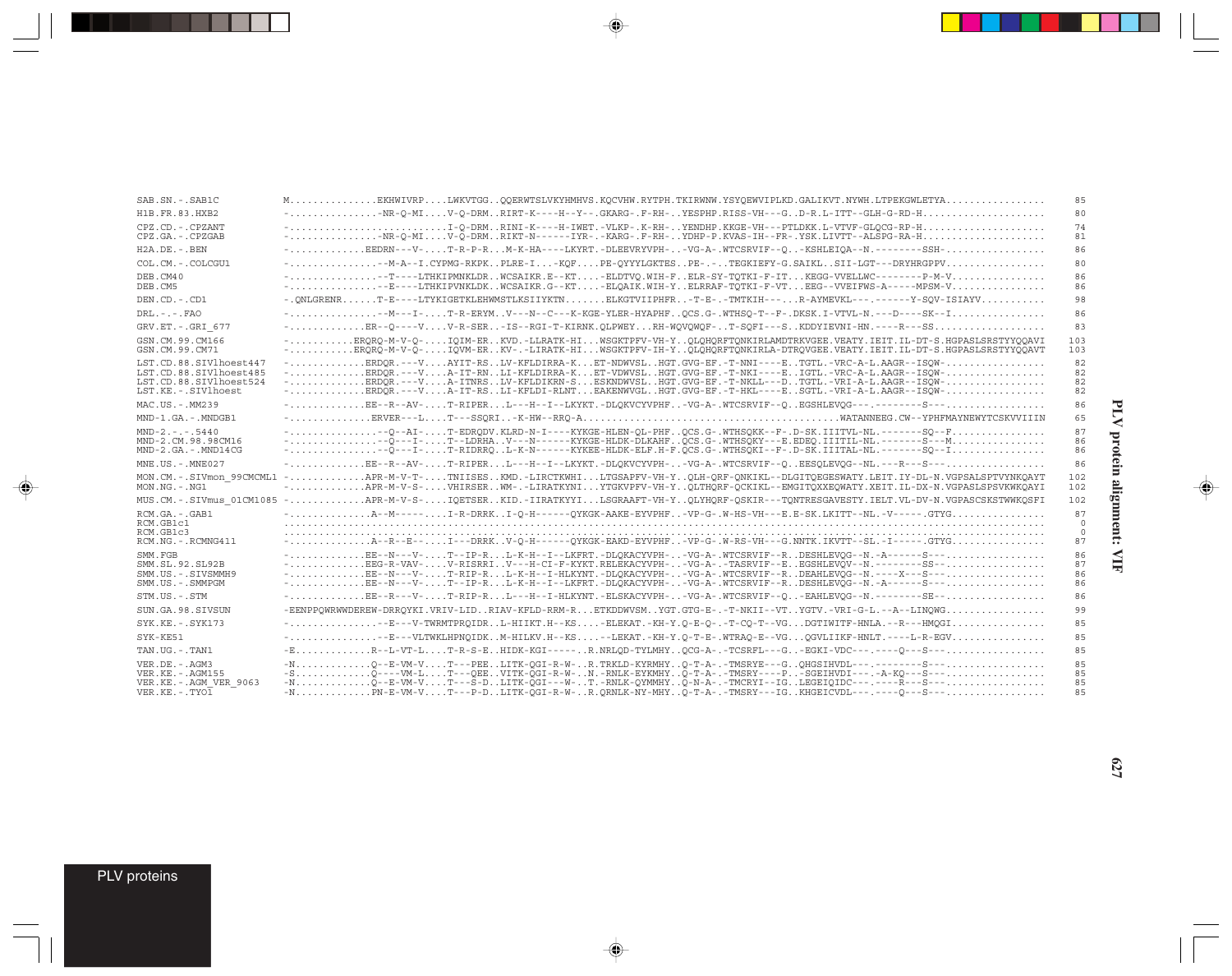```
SAB.SN.-.SAB1C              M...............EKHWIVRP....LWKVTGG..QQERWTSLVKYHMHVS.KQCVHW.RYTPH.TKIRWNW.YSYQEWVIPLKD.GALIKVT.NYWH.LTPEKGWLETYA................   85
H1B.FR.83.HXB2              -...............-NR-Q-MI....V-Q-DRM..RIRT-K----H--Y--.GKARG-.F-RH-..YESPHP.RISS-VH---G..D-R.L-ITT--GLH-G-RD-H....................   80
CPZ.CD.-.CPZANT             -...........................I-Q-DRM..RINI-K----H-IWET.-VLKP-.K-RH-..YENDHP.KKGE-VH---PTLDKK.L-VTVF-GLQCG-RP-H....................   74
CPZ.GA.-.CPZGAB             -...............-NR-Q-MI....V-Q-DRM..RIKT-N------IYR-.-KARG-.F-RH-..YDHP-P.KVAS-IH--FR-.YSK.LIVTT--ALSPG-RA-H...................   81
H2A.DE.-.BEN                -.............EEDRN---V-....T-R-P-R..M-K-HA----LKYRT.-DLEEVRYVPH-..-VG-A-.WTCSRVIF--Q..-KSHLEIQA--N.--------SSH-................   86
COL.CM.-.COLCGU1            -...............--M-A--I.CYPMG-RKPK..PLRE-I....-KQF....PE-QYYYLGKTES..PE-.-..TEGKIEFY-G.SAIKL..SII-LGT---DRYHRGPPV................   80
DEB.CM40                    -...............--T----LTHKIPMNKLDR..WCSAIKR.E--KT....-ELDTVQ.WIH-F..ELR-SY-TQTKI-F-IT...KEGG-VVELLWC--------P-M-V...............   86
DEB.CM5                     -...............--E----LTHKIPVNKLDK..WCSAIKR.G--KT....-ELQAIK.WIH-Y..ELRRAF-TQTKI-F-VT...EEG--VVEIFWS-A-----MPSM-V...............   86
DEN.CD.-.CD1                -.QNLGRENR......T-E----LTYKIGETKLEHWMSTLKSIIYKTN.......ELKGTVIIPHFR..-T-E-.-TMTKIH----...R-AYMEVKL---.------Y-SQV-ISIAYV..........   98
DRL.-.-.FAO                 -...............--M---I-....T-R-ERYM..V---N--C---K-KGE-YLER-HYAPHF..QCS.G-.WTHSQ-T--F-.DKSK.I-VTVL-N.---D----SK--I...............   86
GRV.ET.-.GRI_677            -.............ER--Q----V....V-R-SER..-IS--RGI-T-KIRNK.QLPWEY...RH-WQVQWQF-..T-SQFI---S..KDDYIEVNI-HN.----R---SS..................   83
GSN.CM.99.CM166             -...........ERQRQ-M-V-Q-....IQIM-ER..KVD.-LLRATK-HI...WSGKTPFV-VH-Y..QLQHQRFTQNKIRLAMDTRKVGEE.VEATY.IEIT.IL-DT-S.HGPASLSRSTYYQQAVI  103
GSN.CM.99.CM71              -...........ERQRQ-M-V-Q-....IQVM-ER..KV-.-LIRATK-HI...WSGKTPFV-IH-Y..QLQHQRFTQNKIRLA-DTRQVGEE.VEATY.IEIT.IL-DT-S.HGPASLSRSTYYQQAVT  103
LST.CD.88.SIVlhoest447      -.............ERDQR.---V....AYIT-RS..LV-KFLDIRRA-K...ET-NDWVSL..HGT.GVG-EF.-T-NNI----E..TGTL.-VRC-A-L.AAGR--ISQW-................   82
LST.CD.88.SIVlhoest485      -.............ERDQR.---V....A-IT-RN..LI-KFLDIRRA-K...ET-VDWVSL..HGT.GVG-EF.-T-NKI----E..IGTL.-VRC-A-L.AAGR--ISQW-................   82
LST.CD.88.SIVlhoest524      -.............ERDQR.---V....A-ITNRS..LV-KFLDIKRN-S...ESKNDWVSL..HGT.GVG-EF.-T-NKLL---D..TGTL.-VRI-A-L.AAGR--ISQW-................   82
LST.KE.-.SIVlhoest          -.............ERDQR.---V....A-IT-RS..LI-KFLDI-RLNT...EAKENWVGL..HGT.GVG-EF.-T-HKL----E..SGTL.-VRI-A-L.AAGR--ISQW-................   82
MAC.US.-.MM239              -.............EE--R--AV-....T-RIPER...L---H--I--LKYKT.-DLQKVCYVPHF..-VG-A-.WTCSRVIF--Q..EGSHLEVQG---.--------S---................   86
MND-1.GA.-.MNDGB1           -..............ERVER---L....T---SSQRI..-K-HW--RRQ-A..........................................WATANNEEG.CW--YPHFMAYNEWYTCSKVVIIIN   65
MND-2.-.-.5440              -...............--Q--AI-....T-EDRQDV.KLRD-N-I----KYKGE-HLEN-QL-PHF..QCS.G-.WTHSQKK--F-.D-SK.IIITVL-NL.-------SQ--F...............   87
MND-2.CM.98.98CM16          -...............--Q---I-....T--LDRHA..V---N------KYKGE-HLDK-DLKAHF..QCS.G-.WTHSQKY--E.EDEQ.IIITIL-NL.-------S---M...............   86
MND-2.GA.-.MND14CG          -...............--Q---I-....T-RIDRRQ..L-K-N------KYKEE-HLDK-ELF.H-F.QCS.G-.WTHSQKI--F-.D-SK.IIITAL-NL.-------SQ--I...............   86
MNE.US.-.MNE027             -.............EE--R--AV-....T-RIPER...L---H--I--LKYKT.-DLQKVCYVPH-..-VG-A-.WTCSRVIF--Q..EESQLEVQG--NL.---R---S---................   86
MON.CM.-.SIVmon_99CMCML1    -.............APR-M-V-T-....TNIISES..KMD.-LIRCTKWHI...LTGSAPFV-VH-Y..QLH-QRF-QNKIKL--DLGITQEGESWATY.LEIT.IY-DL-N.VGPSALSPTVYNKQAYT  102
MON.NG.-.NG1                -.............APR-M-V-S-....VHIRSER..WM-.-LIRATKYNI...YTGKVPFV-VH-Y..QLTHQRF-QCKIKL--EMGITQXXEQWATY.XEIT.IL-DX-N.VGPSALSPSVKWKQAYI  102
MUS.CM.-.SIVmus_01CM1085    -.............APR-M-V-S-....IQETSER..KID.-IIRATKYYI...LSGRAAFT-VH-Y..QLYHQRF-QSKIR---TQNTRESGAVESTY.IELT.VL-DV-N.VGPASCSKSTWWKQSFI  102
RCM.GA.-.GAB1               -..............A--M-------..I-R-DRRK..I-Q-H------QYKGK-AAKE-EYVPHF..-VP-G-.W-HS-VH---E.E-SK.LKITT--NL.-V-----.GTYG...............   87
RCM.GB1c1                   ...............................................................................................................................    0
RCM.GB1c3                   ...............................................................................................................................    0
RCM.NG.-.RCMNG411           -..............A--R--E--..I---DRRK..V-Q-H------QYKGK-EAKD-EYVPHF..-VP-G-.W-RS-VH---G.NNTK.IKVTT--SL.-I-----.GTYG...............   87
SMM.FGB                     -.............EE--N---V-....T--IP-R...L-K-H--I--LKFRT.-DLQKACYVPH-..-VG-A-.WTCSRVIF--R..DESHLEVQG--N.-A-----S---................   86
SMM.SL.92.SL92B             -.............EEG-R-VAV-....V-RISRRI..V---H-CI-F-KYKT.RELEKACYVPH-..-VG-A-.-TASRVIF--E..EGSHLEVQV--N.--------SS--...............   87
SMM.US.-.SIVSMMH9           -.............EE--N---V-....T-RIP-R...L-K-H--I-HLKYNT.-DLQKACYVPH-..-VG-A-.WTCSRVIF--R..DEAHLEVQG--N.----X---S---................   86
SMM.US.-.SMMPGM             -.............EE--N---V-....T--IP-R...L-K-H--I--LKFRT.-DLQKACYVPH-..-VG-A-.WTCSRVIF--R..DESHLEVQG--N.-A-----S---................   86
STM.US.-.STM                -.............EE--R---V-....T-RIP-R...L---H--I-HLKYNT.-ELSKACYVPH-..-VG-A-.WTCSRVIF--Q..-EAHLEVQG--N.--------SE--...............   86
SUN.GA.98.SIVSUN            -EENPPQWRWWDEREW-DRRQYKI.VRIV-LID..RIAV-KFLD-RRM-R...ETKDDWVSM..YGT.GTG-E-.-T-NKII--VT..YGTV.-VRI-G-L.--A--LINQWG................   99
SYK.KE.-.SYK173             -...............--E---V-TWRMTPRQIDR..L-HIIKT.H--KS.....-ELEKAT.-KH-Y.Q-E-Q-.-T-CQ-T--VG...DGTIWITF-HNLA.--R---HMQGI...............   85
SYK-KE51                    -...............--E---VLTWKLHPNQIDK..M-HILKV.H--KS.....--LEKAT.-KH-Y.Q-T-E-.WTRAQ-E--VG...QGVLIIKF-HNLT.----L-R-EGV...............   85
TAN.UG.-.TAN1               -E.............R--L-VT-L....T-R-S-E..HIDK-KGI------..R.NRLQD-TYLMHY..QCG-A-.-TCSRFL---G..-EGKI-VDC---.----Q---S---...............   85
VER.DE.-.AGM3               -N.............Q--E-VM-V....T---PEE..LITK-QGI-R-W-..R.TRKLD-KYRMHY..Q-T-A-.-TMSRYE---G..QHGSIHVDL---.--------S---................   85
VER.KE.-.AGM155             -S.............Q----VM-L....T---QEE..VITK-QGI-R-W-..N.-RNLK-EYKMHY..Q-T-A-.-TMSRY----P..-SGEIHVDI---.-A-KQ---S---................   85
VER.KE.-.AGM_VER_9063       -N.............Q--E-VM-V....T---S-D..LITK-QGI---W-..T.-RNLK-QYMMHY..Q-N-A-.-TMCRYI--IG..LEGEIQIDC---.----R---S---................   85
VER.KE.-.TYO1               -N.............PN-E-VM-V....T---P-D..LITK-QGI-R-W-..R.QRNLK-NY-MHY..Q-T-A-.-TMSRY---IG..KHGEICVDL---.----Q---S---................   85
```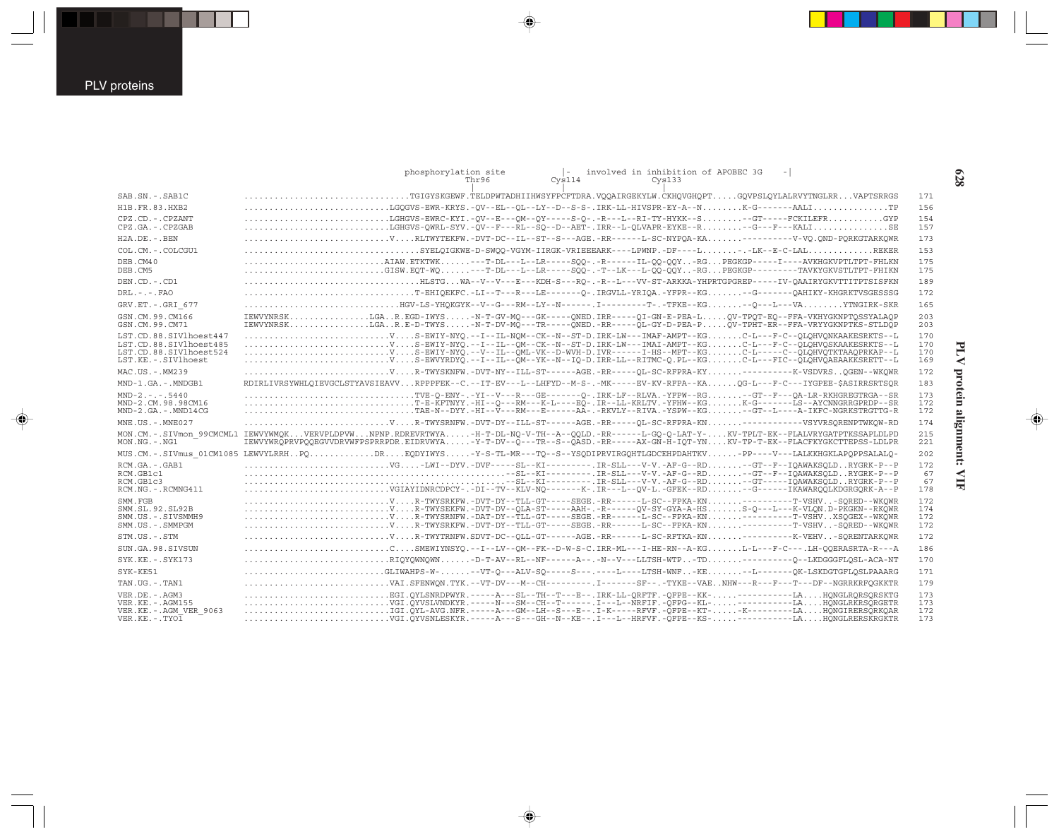```
                                      phosphorylation site          |-   involved in inhibition of APOBEC 3G    -|
                                                    Thr96          Cys114                      Cys133
                                                      |              |                          |
SAB.SN.-.SAB1C            ................................TGIGYSKGEWF.TELDPWTADHIIHWSYFPCFTDRA.VQQAIRGEKYLW.CKHQVGHQPT.....GQVPSLQYLALRVYTNGLRR...VAPTSRRGS   171
H1B.FR.83.HXB2            ............................LGQGVS-EWR-KRYS.-QV--EL--QL--LY--D--S-S-.IRK-LL-HIVSPR-EY-A--N........K-G-------AALI..............TP   156
CPZ.CD.-.CPZANT           ............................LGHGVS-EWRC-KYI.-QV--E---QM--QY-----S-Q-.-R---L--RI-TY-HYKK--S.........-GT-----FCKILEFR...........GYP   154
CPZ.GA.-.CPZGAB           ............................LGHGVS-QWRL-SYV.-QV--F---RL--SQ--D--AET-.IRR--L-QLVAPR-EYKE--R.........-G---F---KALI..............SE   157
H2A.DE.-.BEN              ............................V....RLTWYTEKFW.-DVT-DC--IL--ST--S---AGE.-RR------L-SC-NYPQA-KA......----------V-VQ.QND-PQRKGTARKQWR   173
COL.CM.-.COLCGU1          .................................SYELQIGKWE-D-SWQQ-VGYM-IIRGK-VRIEEEARK----LPWNP.-DF---L.......-.-LK--E-C-LAL............REKER   153
DEB.CM40                  ..........................AIAW.ETKTWK......---T-DL---L--LR-----SQQ-.-R------IL-QQ-QQY..-RG...PEGKGP-----I----AVKHGKVPTLTPT-FHLKN   175
DEB.CM5                   ..........................GISW.EQT-WQ......---T-DL---L--LR-----SQQ-.-T--LK---L-QQ-QQY..-RG...PEGKGP---------TAVKYGKVSTLTPT-FHIKN   175
DEN.CD.-.CD1              ..................................HLSTG...WA--V--V---E---KDH-S---RQ-.-R--L---VV-ST-ARKKA-YHPRTGPGREP-----IV-QAAIRYGKVTTITPTSISFKN   189
DRL.-.-.FAO               ...............................T-EHIQEKFC.-LI--T---R---LE-------Q-.IRGVLL-YRIQA.-YFPR--KG........-G-------QAHIKY-KHGRKTVSGESSSG   172
GRV.ET.-.GRI_677          ..........................HGV-LS-YHQKGYK--V--G---RM--LY--N------.I--------T-.-TFKE--KG.......-Q---L---VA........YTNGIRK-SKR   165
GSN.CM.99.CM166           IEWVYNRSK................LGA..R.EGD-IWYS.....-N-T-GV-MQ---GK-----QNED.IRR-----QI-GN-E-PEA-L.....QV-TPQT-EQ--FFA-VKHYGKNPTQSSYALAQP   203
GSN.CM.99.CM71            IEWVYNRSK................LGA..R.E-D-TWYS.....-N-T-DV-MQ---TR-----QNED.-RR-----QL-GY-D-PEA-P.....QV-TPHT-ER--FFA-VRYYGKNPTKS-STLDQP   203
LST.CD.88.SIVlhoest447    ............................V....S-EWIY-NYQ.--I--IL-NQM--CK--N--ST-D.IRK-LW---IMAF-AMPT--KG.......C-L---F-C--QLQHVQNKAAKESRKTS--L   170
LST.CD.88.SIVlhoest485    ............................V....S-EWIY-NYQ.--I--IL--QM--CK--N--ST-D.IRK-LW---IMAI-AMPT--KG.......C-L---F-C--QLQHVQSKAAKESRKTS--L   170
LST.CD.88.SIVlhoest524    ............................V....S-EWIY-NYQ.--V--IL--QML-VK--D-WVH-D.IVR------I-HS--MPT--KG.......C-L-----C--QLQHVQTKTAAQPRKAP--L   170
LST.KE.-.SIVlhoest        ............................V....S-EWVYRDYQ.--I--IL--QM--YK--N--IQ-D.IRR-LL--RITMC-Q.PL--KG.......C-L---FIC--QLQHVQAEAAKKSRETT--L   169
MAC.US.-.MM239            ............................V....R-TWYSKNFW.-DVT-NY--ILL-ST------AGE.-RR-----QL-SC-RFPRA-KY......----------K-VSDVRS..QGEN--WKQWR   172
MND-1.GA.-.MNDGB1         RDIRLIVRSYWHLQIEVGCLSTYAVSIEAVV...RPPPFEK--C.--IT-EV---L--LHFYD--M-S-.-MK-----EV-KV-RFPA--KA......QG-L---F-C---IYGPEE-$ASIRRSRTSQR   183
MND-2.-.-.5440            ...............................TVE-Q-ENY-.-YI--V---R---GE-------Q-.IRK-LF--RLVA.-YFPW--RG........-GT--F---QA-LR-RKHGREGTRGA--SR   173
MND-2.CM.98.98CM16        ...............................T-E-KFTNYY.-HI--Q---RM---K-L----EQ-.IR--LL-KRLTV.-YFHW--KG.......K-G-------LS--AYCNNGRRGPRDP--SR   172
MND-2.GA.-.MND14CG        ...............................TAE-N--DYY.-HI--V---RM---E------AA-.-RKVLY--RIVA.-YSPW--KG.........-GT--L----A-IKFC-NGRKSTRGTTG-R   172
MNE.US.-.MNE027           ............................V....R-TWYSRNFW.-DVT-DY--ILL-ST------AGE.-RR-----QL-SC-RFPRA-KN......------------VSYVRSQRENPTWKQW-RD   174
MON.CM.-.SIVmon_99CMCML1  IEWVYWMQK...VERVPLDPVW...NPNP.RDREVRTWYA.....-H-T-DL-NQ-V-TH--A--QQLD.-RR------L-GQ-Q-LAT-Y-....KV-TPLT-EK--FLALVRYGATPTKSSAPLDLPD   215
MON.NG.-.NG1              IEWVYWRQPRVPQQEGVVDRVWFPSPRRPDR.EIDRVWYA.....-Y-T-DV--Q---TR--S--QASD.-RR-----AX-GN-H-IQT-YN....KV-TP-T-EK--FLACFKYGKCTTEPSS-LDLPR   221
MUS.CM.-.SIVmus_01CM1085  LEWVYLRRH..PQ.............DR....EQDYIWYS.....-Y-S-TL-MR---TQ--S--YSQDIPRVIRGQHTLGDCEHPDAHTKV.....-PP----V---LALKKHGKLAPQPPSALALQ-   202
RCM.GA.-.GAB1             ............................VG....-LWI--DYV.-DVF-----SL--KI---------.IR-SLL---V-V.-AF-G--RD.........-GT--F--IQAWAKSQLD..RYGRK-P--P   172
RCM.GB1c1                 ...................................................--SL--KI---------.IR-SLL---V-V.-AF-G--RD.........-GT--F--IQAWAKSQLD..RYGRK-P--P   67
RCM.GB1c3                 ...................................................--SL--KI---------.IR-SLL---V-V.-AF-G--RD.........-GT-----IQAWAKSQLD..RYGRK-P--P   67
RCM.NG.-.RCMNG411         ............................VGIAYIDNRCDPCY-.-DI--TV--KLV-NQ-------K-.IR---L--QV-L.-GFEK--RD........-G------IKAWARQQLKDGRGQRK-A--P   178
SMM.FGB                   ............................V....R-TWYSRKFW.-DVT-DY--TLL-GT-----SEGE.-RR------L-SC--FPKA-KN......----------T-VSHV..-SQRED--WKQWR   172
SMM.SL.92.SL92B           ............................V....R-TWYSEKFW.-DVT-DV--QLA-ST-----AAH-.-R------QV-SY-GYA-A-HS.......S-Q---L---K-VLQN.D-PKGKN--RKQWR   174
SMM.US.-.SIVSMMH9         ............................V....R-TWYSRNFW.-DAT-DY--TLL-GT-----SEGE.-RR------L-SC--FPKA-KN......----------T-VSHV..XSQGEX--WKQWR   172
SMM.US.-.SMMPGM           ............................V....R-TWYSRKFW.-DVT-DY--TLL-GT-----SEGE.-RR------L-SC--FPKA-KN......----------T-VSHV..-SQRED--WKQWR   172
STM.US.-.STM              ............................V....R-TWYTRNFW.SDVT-DC--QLL-GT-----AGE.-RR------L-SC--RFTKA-KN......----------K-VEHV..-SQRENTARKQWR   172
SUN.GA.98.SIVSUN          ............................C....SMEWIYNSYQ.--I--LV--QM--FK--D-W-S-C.IRR-ML---I-HE-RN--A-KG.......L-L---F-C---.LH-QQERASRTA-R---A   186
SYK.KE.-.SYK173           ............................RIQYQWNQWN......-D-T-AV--RL--NF------A--.-N--V---LLTSH-WTP..-TD.........----------Q--LKDGGGFLQSL-ACA-NT   170
SYK-KE51                  ..........................GLIWAHPS-W-......--VT-Q---ALV-SQ-----S---.----L----LTSH-WNF..-KE........--L-------QK-LSKDGTGFLQSLPAAARG   171
TAN.UG.-.TAN1             ............................VAI.SFENWQN.TYK.--VT-DV---M--CH---------.I-------SF--.-TYKE--VAE..NHW---R---F---T---DF--NGRRKRFQGKKTR   179
VER.DE.-.AGM3             ............................EGI.QYLSNRDPWYR.-----A---SL--TH--T---E--.IRK-LL-QRFTF.-QFPE--KK-......-----------LA....HQNGLRQRSQRSKTG   173
VER.KE.-.AGM155           ............................VGI.QYVSLVNDKYR.-----N---SM--CH--T------.I---L--NRFIF.-QFPG--KL-......-----------LA....HQNGLRKRSQRGETR   173
VER.KE.-.AGM_VER_9063     ............................IGI.QYL-AVG.NFR.-----A---GM--LH--S---E--.I-K-----RFVF.-QFPE--KT-......-K---------LA....HQNGIRERSQRKQAR   172
VER.KE.-.TYO1             ............................VGI.QYVSNLESKYR.-----A---S---GH--N--KE--.I---L--HRFVF.-QFPE--KS-......-----------LA....HQNGLRERSKRGKTR   173
```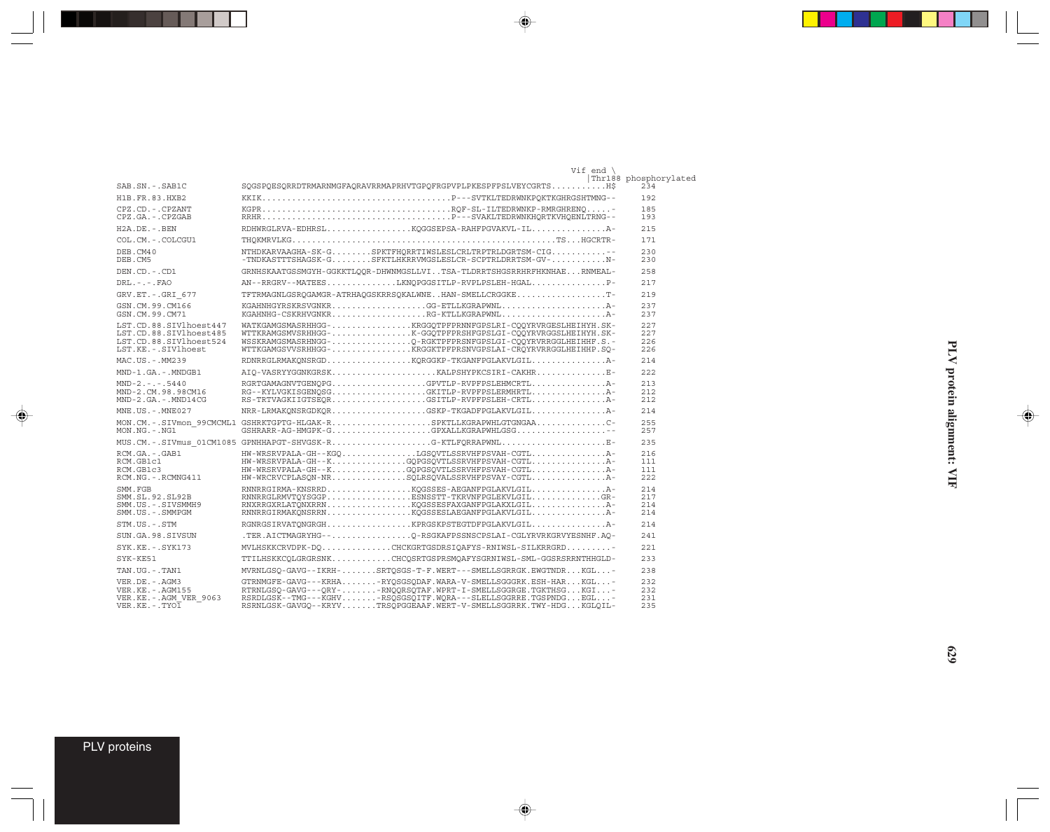```
                                                                                          Vif end \
                                                                                                 |Thr188 phosphorylated
SAB.SN.-.SAB1C                SQGSPQESQRRDTRMARNMGFAQRAVRRMAPRHVTGPQFRGPVPLPKESPFPSLVEYCGRTS..........H$        234
H1B.FR.83.HXB2                KKIK....................................P---SVTKLTEDRWNKPQKTKGHRGSHTMNG--           192
CPZ.CD.-.CPZANT               KGPR....................................RQF-SL-ILTEDRWNKP-RMRGHRENQ.....-        185
CPZ.GA.-.CPZGAB               RRHR....................................P---SVAKLTEDRWNKHQRTKVHQENLTRNG--          193
H2A.DE.-.BEN                  RDHWRGLRVA-EDHRSL................KQGGSEPSA-RAHFPGVAKVL-IL..............A-         215
COL.CM.-.COLCGU1              THQKMRVLKG...................................................TS...HGCRTR-         171
DEB.CM40                      NTHDKARVAAGHA-SK-G........SPKTFHQRRTIWSLESLCRLTRPTRLDGRTSM-CIG..........--        230
DEB.CM5                       -TNDKASTTTSHAGSK-G........SFKTLHKRRVMGSLESLCR-SCPTRLDRRTSM-GV-..........N-        230
DEN.CD.-.CD1                  GRNHSKAATGSSMGYH-GGKKTLQQR-DHWNMGSLLVI..TSA-TLDRRTSHGSRRHRFHKNHAE...RNMEAL-      258
DRL.-.-.FAO                   AN--RRGRV--MATEES.............LKNQPGGSITLP-RVPLPSLEH-HGAL..............P-        217
GRV.ET.-.GRI_677              TFTRMAGNLGSRQGAMGR-ATRHAQGSKRRSQKALWNE..HAN-SMELLCRGGKE.................T-       219
GSN.CM.99.CM166               KGAHNHGYRSKRSVGNKR..................GG-ETLLKGRAPWNL....................A-         237
GSN.CM.99.CM71                KGAHNHG-CSKRHVGNKR..................RG-KTLLKGRAPWNL....................A-         237
LST.CD.88.SIVlhoest447        WATKGAMGSMASRHHGG-................KRGGQTPFPRNNFGPSLRI-CQQYRVRGESLHEIHYH.SK-     227
LST.CD.88.SIVlhoest485        WTTKRAMGSMVSRHHGG-................K-GGQTPFPRSHFGPSLGI-CQQYRVRGGSLHEIHYH.SK-     227
LST.CD.88.SIVlhoest524        WSSKRAMGSMASRHHGG-................Q-RGKTPFPRSNFGPSLGI-CQQYRVRRGGLHEIHHF.S.-     226
LST.KE.-.SIVlhoest            WTTKGAMGSVVSRHHGG-................KRGGKTPFPRSNVGPSLAI-CRQYRVRRGGLHEIHHP.SQ-     226
MAC.US.-.MM239                RDNRRGLRMAKQNSRGD.................KQRGGKP-TKGANFPGLAKVLGIL..............A-        214
MND-1.GA.-.MNDGB1             AIQ-VASRYYGGNKGRSK.......................KALPSHYPKCSIRI-CAKHR.............E-   222
MND-2.-.-.5440                RGRTGAMAGNVTGENQPG..................GPVTLP-RVPFPSLEHMCRTL..............A-        213
MND-2.CM.98.98CM16            RG--KYLVGKISGENQSG..................GKITLP-RVPFPSLERMHRTL..............A-        212
MND-2.GA.-.MND14CG            RS-TRTVAGKIIGTSEQR..................GSITLP-RVPFPSLEH-CRTL..............A-        212
MNE.US.-.MNE027               NRR-LRMAKQNSRGDKQR.................GSKP-TKGADFPGLAKVLGIL..............A-        214
MON.CM.-.SIVmon_99CMCML1      GSHRKTGPTG-HLGAK-R....................SPKTLLKGRAPWHLGTGNGAA.............C-       255
MON.NG.-.NG1                  GSHRARR-AG-HMGPK-G....................GPXALLKGRAPWHLGSG..................--      257
MUS.CM.-.SIVmus_01CM1085      GPNHHAPGT-SHVGSK-R....................G-KTLFQRRAPWNL....................E-      235
RCM.GA.-.GAB1                 HW-WRSRVPALA-GH--KGQ..............LGSQVTLSSRVHFPSVAH-CGTL..............A-        216
RCM.GB1c1                     HW-WRSRVPALA-GH--K..............GQPGSQVTLSSRVHFPSVAH-CGTL..............A-        111
RCM.GB1c3                     HW-WRSRVPALA-GH--K..............GQPGSQVTLSSRVHFPSVAH-CGTL..............A-        111
RCM.NG.-.RCMNG411             HW-WRCRVCPLASQN-NR..............SQLRSQVALSSRVHFPSVAY-CGTL..............A-        222
SMM.FGB                       RNNRRGIRMA-KNSRRD.................KQGSSES-AEGANFPGLAKVLGIL..............A-       214
SMM.SL.92.SL92B               RNNRRGLRMVTQYSGGP.................ESNSSTT-TKRVNFPGLEKVLGIL..............GR-      217
SMM.US.-.SIVSMMH9             RNXRRGXRLATQNXRRN.................KQGSSESFAXGANFPGLAKXLGIL..............A-       214
SMM.US.-.SMMPGM               RNNRRGIRMAKQNSRRN.................KQGSSESLAEGANFPGLAKVLGIL..............A-       214
STM.US.-.STM                  RGNRGSIRVATQNGRGH.................KPRGSKPSTEGTDFPGLAKVLGIL..............A-       214
SUN.GA.98.SIVSUN              .TER.AICTMAGRYHG--................Q-RSGKAFPSSNSCPSLAI-CGLYRVRKGRVYESNHF.AQ-     241
SYK.KE.-.SYK173               MVLHSKKCRVDPK-DQ..............CHCKGRTGSDRSIQAFYS-RNIWSL-SILKRRGRD.........-     221
SYK-KE51                      TTILHSKKCQLGRGRSNK............CHCQSRTGSPRSMQAFYSGRNIWSL-SML-GGSRSRRNTHHGLD-    233
TAN.UG.-.TAN1                 MVRNLGSQ-GAVG--IKRH-........SRTQSGS-T-F.WERT---SMELLSGRRGK.EWGTNDR...KGL...-   238
VER.DE.-.AGM3                 GTRNMGFE-GAVG---KRHA.......-RYQSGSQDAF.WARA-V-SMELLSGGGRK.ESH-HAR...KGL...-    232
VER.KE.-.AGM155               RTRNLGSQ-GAVG---QRY-.......-RNQQRSQTAF.WPRT-I-SMELLSGGRGE.TGKTHSG...KGI...-    232
VER.KE.-.AGM_VER_9063         RSRDLGSK--TMG---KGHV.......-RSQSGSQITF.WQRA---SLELLSGGRRE.TGSPNDG...EGL...-    231
VER.KE.-.TYO1                 RSRNLGSK-GAVGQ--KRYV.......TRSQPGGEAAF.WERT-V-SMELLSGGRRK.TWY-HDG...KGLQIL-   235
```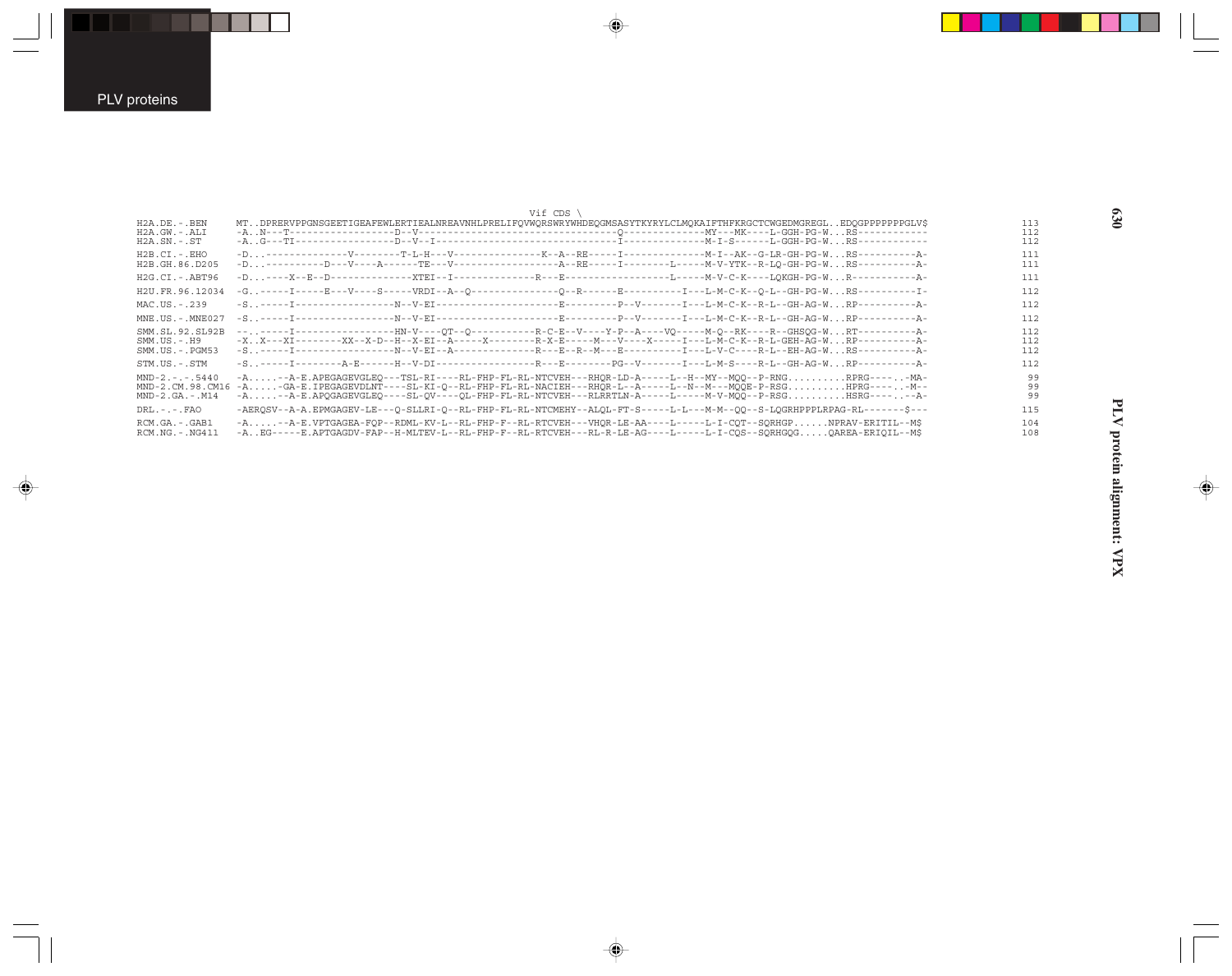PLV protein alignment: VPX

```
                                                              Vif CDS \
H2A.DE.-.BEN       MT..DPRERVPPGNSGEETIGEAFEWLERTIEALNREAVNHLPRELIFQVWQRSWRYWHDEQGMSASYTKYRYLCLMQKAIFTHFKRGCTCWGEDMGREGL..EDQGPPPPPPPGLV$     113
H2A.GW.-.ALI       -A..N---T-----------------D--V--------------------------------Q-------------MY---MK----L-GGH-PG-W...RS-----------     112
H2A.SN.-.ST        -A..G---TI----------------D--V--I-----------------------------I-------------M-I-S------L-GGH-PG-W...RS-----------     112
H2B.CI.-.EHO       -D...-------------V--------T-L-H---V---------------K--A--RE-----I--------------M-I--AK--G-LR-GH-PG-W...RS----------A-     111
H2B.GH.86.D205     -D...----------D---V----A------TE---V-----------------A--RE-----I--------L-----M-V-YTK--R-LQ-GH-PG-W...RS----------A-     111
H2G.CI.-.ABT96     -D...----X--E--D-------------XTEI--I-------------R---E-----------------L-----M-V-C-K----LQKGH-PG-W...R-----------A-     111
H2U.FR.96.12034    -G..-----I-----E---V----S-----VRDI--A--Q--------------Q--R------E----------I---L-M-C-K--Q-L--GH-PG-W...RS----------I-     112
MAC.US.-.239       -S..-----I-----------------N--V-EI--------------------E---------P--V-------I---L-M-C-K--R-L--GH-AG-W...RP----------A-     112
MNE.US.-.MNE027    -S..-----I-----------------N--V-EI--------------------E---------P--V-------I---L-M-C-K--R-L--GH-AG-W...RP----------A-     112
SMM.SL.92.SL92B    --..-----I-----------------HN-V----QT--Q-----------R-C-E--V----Y-P--A----VQ-----M-Q--RK----R--GHSQG-W...RT----------A-     112
SMM.US.-.H9        -X..X---XI--------XX--X-D--H--X-EI--A-----X--------R-X-E-----M---V----X-----I---L-M-C-K--R-L-GEH-AG-W...RP----------A-     112
SMM.US.-.PGM53     -S..-----I-----------------N--V-EI--A--------------R---E--R--M---E----------I---L-V-C----R-L--EH-AG-W...RS----------A-     112
STM.US.-.STM       -S..-----I--------A-E------H--V-DI-----------------R---E--------PG--V-------I---L-M-S----R-L--GH-AG-W...RP----------A-     112
MND-2.-.-.5440     -A.....--A-E.APEGAGEVGLEQ---TSL-RI----RL-FHP-FL-RL-NTCVEH---RHQR-LD-A-----L--H--MY--MQQ--P-RNG..........RPRG----..-MA-      99
MND-2.CM.98.CM16   -A.....-GA-E.IPEGAGEVDLNT----SL-KI-Q--RL-FHP-FL-RL-NACIEH---RHQR-L--A-----L--N--M---MQQE-P-RSG..........HPRG----..-M--      99
MND-2.GA.-.M14     -A.....--A-E.APQGAGEVGLEQ----SL-QV----QL-FHP-FL-RL-NTCVEH---RLRRTLN-A-----L-----M-V-MQQ--P-RSG..........HSRG----..--A-      99
DRL.-.-.FAO        -AERQSV--A-A.EPMGAGEV-LE---Q-SLLRI-Q--RL-FHP-FL-RL-NTCMEHY--ALQL-FT-S-----L-L---M-M--QQ--S-LQGRHPPPLRPAG-RL-------$---     115
RCM.GA.-.GAB1      -A.....--A-E.VPTGAGEA-FQP--RDML-KV-L--RL-FHP-F--RL-RTCVEH---VHQR-LE-AA----L-----L-I-CQT--SQRHGP......NPRAV-ERITIL--M$     104
RCM.NG.-.NG411     -A..EG-----E.APTGAGDV-FAP--H-MLTEV-L--RL-FHP-F--RL-RTCVEH---RL-R-LE-AG----L-----L-I-CQS--SQRHGQG.....QAREA-ERIQIL--M$     108
```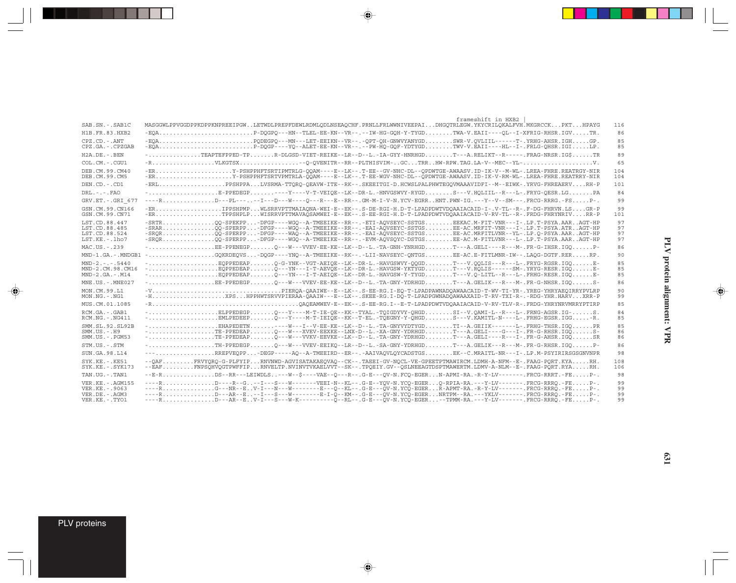```
                                                                                                                              frameshift in HXB2 |
SAB.SN.-.SAB1C     MASGGWLPPVGGDPPKDPPKNPREEIPGW..LETWDLPREPFDEWLRDMLQDLNSEAQCHF.PRNLLFRLWWNIVEEPAI...DHGQTRLEGW.YKYCRILQKALFVH.MKGRCCK...PKT...HPAYG  116
H1B.FR.83.HXB2     -EQA..........................P-DQGPQ---HN--TLEL-EE-KN--VR--.--IW-HG-GQH-Y-TYGD........TWA-V.EAII----QL--I-XFRIG-RHSR.IGV.....TR.  86
CPZ.CD.-.ANT       -EQA..........................PQDEGPQ---MN---LET-EEIKN--VR--.-QPT-QH-GNWVYANYGD........SWR-V.QVLIIL------T-.YRHG-AHSR.IGH.....GP.  85
CPZ.GA.-.CPZGAB    -EQA..........................P-DQGP----YQ--ALET-EE-KN--VR--.--PW-HQ-GQF-YDTYGD........TWV-V.EAII----HL--I-.FRLG-QHSR.IGI.....LP.  85
H2A.DE.-.BEN       -...............TEAPTEFPPED-TP........R-DLGSD-VIET-REIKE--LR--D--L.-IA-GYY-HNRHGD........T---A.RELIKT--R------.FRAG-NRSR.IG$......TR  89
COL.CM.-.CGU1      -R..................VLKGTSX.................--Q-QVENITR--RR--PLTHISVIM-.GC...TRR..HW-RPW.TAG.LA-V--MEC--YL-....................V.  65
DEB.CM.99.CM40     -ER......................Y-PSHPPHFTSRTIPMTRLG-QQAM----E--LK--.T-EE--GV-NHC-DL--QPDWTGE-AWAASV.ID-IK-V--M-WL-.LREA-FHRE.REATRGY-NIR  104
DEB.CM.99.CM5      -ER......................Y-PSHPPHFTSRTVPMTRLA-QQAM----E--LK--.T-EE-WGV-NHC-DL--QPDWTGE-AWAASV.ID-IK-V-RM-WL-.LREA-FHRE.REATRRY-NIR  104
DEN.CD.-.CD1       -ERL...................PPSHPPA...LVSRMA-TTQRQ-QEAVW-ITE--RK--.SKEEITGI-D.HCWSLPALPHWTEGQVMAAAVIDFI--M--EIWK-.YRVG-FHREAERV....RH-P  101
DRL.-.-.FAO        -...................E-PPEDEGP......----Y----V-T-VEIQE--LK--DR-L.-HNVGSWVY-RYGD........S---V.HQLIIL--R---L-.FRYG-QESR.LG.......PA  84
GRV.ET.-.GRI_677   ----R...............D---PL---.--I---D---W----Q---R---E--RR--.GM-M-I-V-N.YCV-EGRR..HNT.PWN-IG.---Y--V--SM---.FRCG-RRRG.-FS.....P-.  99
GSN.CM.99.CN166    -ER...................IPPSHPMP...WLSRRVPTTMAIAQNA-WEI-E--EK--.S-DE-RGI-H.D-T-LPADPDWTVDQAAIACAID-I-.V-TL--R-.F-DG-FHRVN.LS....GR-P  99
GSN.CM.99.CN71     -ER...................TPPSHPLP...WISRRVPTTMAVAQSAMWEI-E--EK--.S-EE-RGI-H.D-T-LPADPDWTVDQAAIACAID-V-RV-TL--R-.FRDG-FHRYNRIV....RR-P  101
LST.CD.88.447      -SRTR...............QQ-SPEKPP...-DFGP----WGQ--A-TMEEIKE--RR--.-ETI-AQVSEYC-SSTGS........EEKAC.M-FIT-VNR---I-.LP.T-PSYA.AAR..AGT-HP  97
LST.CD.88.485      -SRAR...............QQ-SPERPP...-DFGP----WGQ--A-TMEEIKE--RR--.-EAI-AQVSEYC-SSTGS........EE-AC.MRFIT-VNR---I-.LP.T-PSYA.ATR..AGT-HP  97
LST.CD.88.524      -SRQR...............QQ-SPERPP...-DFGP----WAQ--A-TMEEIKE--RR--.-EAI-AQVSEYC-SSTGS........EE-AC.MRFITLVNR--YL-.LP.Q-PSYA.AAR..AGT-HP  97
LST.KE.-.lho7      -SRQR...............QQ-SPERPP...-DFGP----WGQ--A-TMEEIKE--RR--.-EVM-AQVSQYC-DSTGS........EE-AC.M-FITLVNR---L-.LP.T-PSYA.AAR..AGT-HP  97
MAC.US.-.239       -...................EE-PPENEGP.......Q---W---VVEV-EE-KE--LK--D--L.-TA-GNH-YNRHGD........T---A.GELI----R---M-.FR-G-IHSR.IGQ......P-  86
MND-1.GA.-.MNDGB1  -...................GQKRDEQVS...-DQGP----YNQ--A-TMEEIKE--RK--.-LII-NAVSEYC-QNTGS........EE-AC.E-FITLMNR-IW--.LAQG-DGTF.RER.....RP.  90
MND-2.-.-.5440     -....................EQPPEDEAP.......Q-G-YNK--VGT-AEIQE--LK--DR-L.-HAVGSWVY-QQGD........T---V.QQLIS---R---L-.FRYG-RGSR.IGQ......E-  85
MND-2.CM.98.CM16   -....................EQPPEDEAP.......Q---YN---I-T-AEVQE--LK--DR-L.-HAVGSW-YKTYGD........T---V.RQLIS------SM-.YRYG-RESR.IGQ......E-  85
MND-2.GA.-.M14     -....................EQPPEDEAP.......Q---YN---I-T-AEIQE--LK--DR-L.-HAVGSW-Y-TYGD........T---V.Q-LITL--R---L-.FRHG-RESR.IGQ......E-  85
MNE.US.-.MNE027    -...................EE-PPEDEGP.......Q---W---VVEV-EE-KE--LK--D--L.-TA-GNY-YDRHGD........T---A.GELIK---R---M-.FR-G-NHSR.IGQ......S-  86
MON.CM.99.L1       -V......................................PIERQA-QAAIWE--E--LK--.S-EE-RG.I-EQ-T-LPADPAWNADQAWAACAID-T-WV-TI-YR-.YREG-YHRYAEQIRRYPVLRP  90
MON.NG.-.NG1       -H.....................XPS...HPPHWTSRVVPIERAA-QAAIW---E--LX--.SKEE-RG.I-DQ-T-LPADPGWNADQAWAAXAID-T-RV-TXI-R-.-RDG-YHR.HARV...XRR-P  99
MUS.CM.01.1085     -R.........................................QAQEAMWEV-E--EK--.S-EE-RG.I--E-T-LPADPDWTVDQAAIACAID-V-RV-TLV-R-.FRDG-YHRYNRVMRRYPTIRP  85
RCM.GA.-.GAB1      -....................ELPPEDEGP.......Q---Y----M-T-IE-QE--KK--TYAL.-TQIGDYVY-QHGD........SI--V.QAMI-L--R---L-.FRNG-AGSR.IG-......S.  84
RCM.NG.-.NG411     -....................EMLPEDEEP.......Q---Y----M-T-IEIQE--KK--T-EL.-TQEGNY-Y-QHGD........S---V.KAMITL-N----L-.FRHG-EGSR.IGG.....-R.  85
SMM.SL.92.SL92B    -....................EHAPEDETN.......----W---I--V-EE-KE--LK--D--L.-TA-GNYVYDTYGD........TI--A.GEIIK-------L-.FRHG-THSR.IGQ......PR  85
SMM.US.-.H9        -...................TE-PPEDEAP.......Q---W---XVEV-EEXKE--LNX-D--L.-XA-GNY-YDRHGD........T---A.GELI----G---I-.FR-G-RHSR.IGQ......S-  86
SMM.US.-.PGM53     -...................TE-PPEDEAP.......Q---W---VVKV-EEVKE--LK--D--L.-TA-GNY-YDRHGD........T---A.GELI----R---I-.FR-G-AHSR.IGQ......SR  86
STM.US.-.STM       -...................TH-PPEDEGP.......Q---W---VVEV-EEIKQ--LR--D--L.-SA-GNY-YDRHGD........T---A.GELIK---R---M-.FR-G-RHSR.IGQ......P-  86
SUN.GA.98.L14      ---.................RREPVEQPP...-DEGP-----AQ--A-TMEEIRD--ER--.-AAIVAQVLQYCADSTGS........EK--C.MRAITL-NR---I-.LP.M-PSYIRIRSGSGNVNPR  98
SYK.KE.-.KE51      --QAF.........FRVYQRQ-G-PLFYIP...RNVNWD-AGVISATAKAEQVAQ--CK--.TAEEI-GV-NQCL-VE-GPEETPTMAWIRCM.LDMH-A-NFM--E-.FAAG-PQRT.KYA.....RH.  108
SYK.KE.-.SYK173    --EAF.........FNPSQHVQGTPWFFIP...RNVELTP.NVINVTVKAELVVT--SK--.TPQEIY.GV--QSLNEEAGTDSPTMAWERTM.LDMV-A-NLM--E-.FAAG-PQRT.RYA.....RH.  106
TAN.UG.-.TAN1      --E-R...............DS--RR---LEIWDLS..---W--$----VAE--Q---R--.G-E---QV-N.FCQ-EGER...N-APMI-RA.-R-Y-LV--------.FRCG-RRRT.-FE.....P-.  98
VER.KE.-.AGM155    ----R...............D----R--G..--I---S---W--------VEEI-N--KL--.G-E--YQV-N.YCQ-EGER...Q-RPIA-RA.---Y-LV--------.FRCG-RRRQ.-FE.....P-.  99
VER.KE.-.9063      ----R...............G---NR--E..V-I---N---W--------E---Q--KL--.G-E---QV-N.YCQ-EGER...R-APMT-RA.-R-Y-LV--------.FRCG-RRRQ.-FE.....P-.  99
VER.DE.-.AGM3      ----R...............D---AR--E..--I---S---W---------E-I-Q--KM--.G-E---QV-N.YCQ-EGER...NRTPM--RA.---YKLV--------.FRCG-RRRQ.-FE.....P-.  99
VER.KE.-.TYO1      ----R...............D---AR--E..V-I---S---W-K----------Q--RL--.G-E---QV-N.YCQ-EGER...--TPMM-RA.---Y-LV--------.FRCG-RRRQ.-FE.....P-.  99
```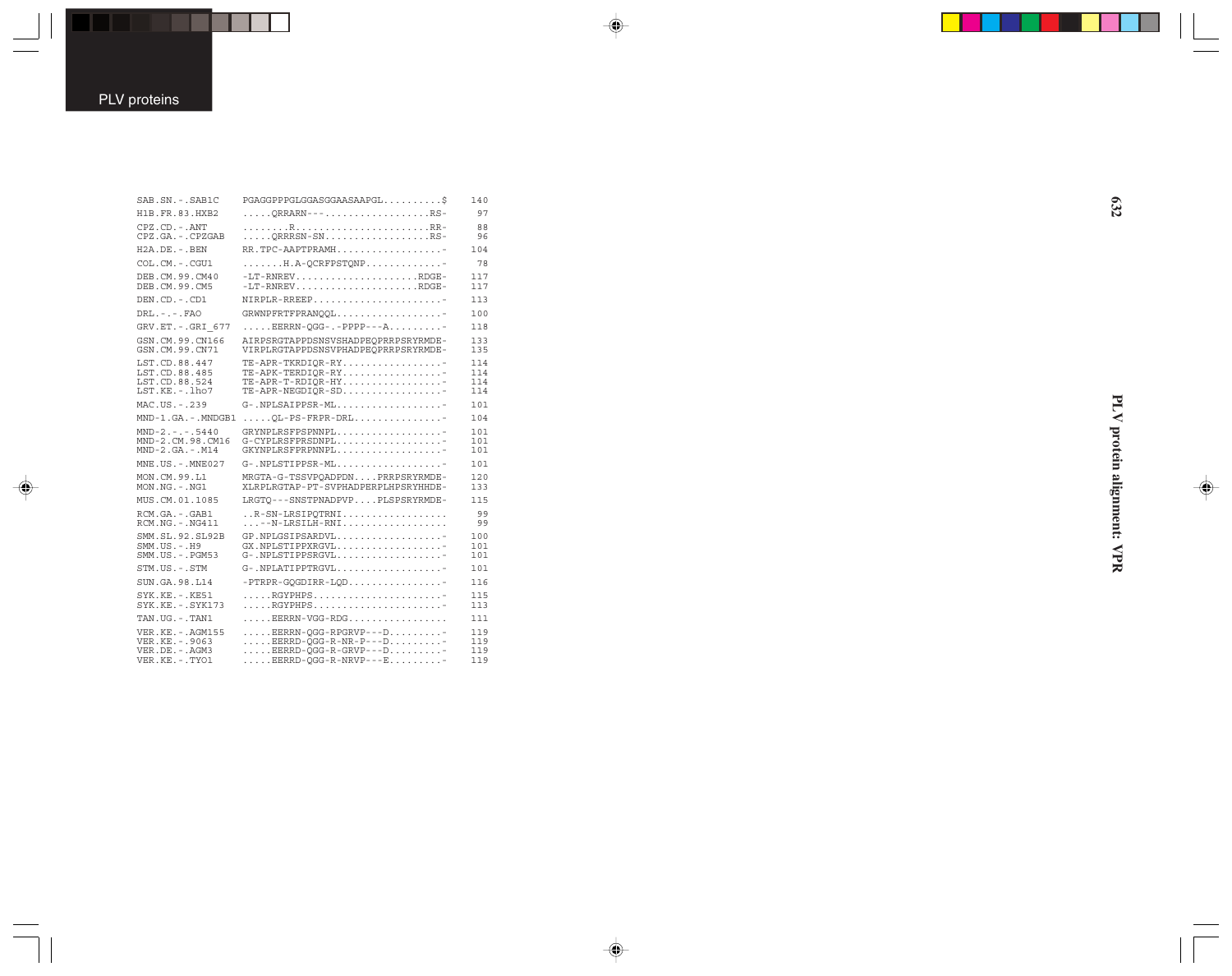```
SAB.SN.-.SAB1C      PGAGGPPPGLGGASGGAASAAPGL..........$     140
H1B.FR.83.HXB2      .....QRRARN---..................RS-      97
CPZ.CD.-.ANT        ........R.......................RR-      88
CPZ.GA.-.CPZGAB     .....QRRRSN-SN..................RS-      96
H2A.DE.-.BEN        RR.TPC-AAPTPRAMH..................-     104
COL.CM.-.CGU1       .......H.A-QCRFPSTQNP.............-      78
DEB.CM.99.CM40      -LT-RNREV.....................RDGE-     117
DEB.CM.99.CM5       -LT-RNREV.....................RDGE-     117
DEN.CD.-.CD1        NIRPLR-RREEP......................-     113
DRL.-.-.FAO         GRWNPFRTFPRANQQL..................-     100
GRV.ET.-.GRI_677    .....EERRN-QGG-.-PPPP---A.........-     118
GSN.CM.99.CN166     AIRPSRGTAPPDSNSVSHADPEQPRRPSRYRMDE-     133
GSN.CM.99.CN71      VIRPLRGTAPPDSNSVPHADPEQPRRPSRYRMDE-     135
LST.CD.88.447       TE-APR-TKRDIQR-RY.................-     114
LST.CD.88.485       TE-APK-TERDIQR-RY.................-     114
LST.CD.88.524       TE-APR-T-RDIQR-HY.................-     114
LST.KE.-.lho7       TE-APR-NEGDIQR-SD.................-     114
MAC.US.-.239        G-.NPLSAIPPSR-ML..................-     101
MND-1.GA.-.MNDGB1   .....QL-PS-FRPR-DRL...............-     104
MND-2.-.-.5440      GRYNPLRSFPSPNNPL..................-     101
MND-2.CM.98.CM16    G-CYPLRSFPRSDNPL..................-     101
MND-2.GA.-.M14      GKYNPLRSFPRPNNPL..................-     101
MNE.US.-.MNE027     G-.NPLSTIPPSR-ML..................-     101
MON.CM.99.L1        MRGTA-G-TSSVPQADPDN....PRRPSRYRMDE-     120
MON.NG.-.NG1        XLRPLRGTAP-PT-SVPHADPERPLHPSRYHHDE-     133
MUS.CM.01.1085      LRGTQ---SNSTPNADPVP....PLSPSRYRMDE-     115
RCM.GA.-.GAB1       ..R-SN-LRSIPQTRNI..................      99
RCM.NG.-.NG411      ...--N-LRSILH-RNI..................      99
SMM.SL.92.SL92B     GP.NPLGSIPSARDVL..................-     100
SMM.US.-.H9         GX.NPLSTIPPXRGVL..................-     101
SMM.US.-.PGM53      G-.NPLSTIPPSRGVL..................-     101
STM.US.-.STM        G-.NPLATIPPTRGVL..................-     101
SUN.GA.98.L14       -PTRPR-GQGDIRR-LQD................-     116
SYK.KE.-.KE51       .....RGYPHPS......................-     115
SYK.KE.-.SYK173     .....RGYPHPS......................-     113
TAN.UG.-.TAN1       .....EERRN-VGG-RDG.................     111
VER.KE.-.AGM155     .....EERRN-QGG-RPGRVP---D.........-     119
VER.KE.-.9063       .....EERRD-QGG-R-NR-P---D.........-     119
VER.DE.-.AGM3       .....EERRD-QGG-R-GRVP---D.........-     119
VER.KE.-.TYO1       .....EERRD-QGG-R-NRVP---E.........-     119
```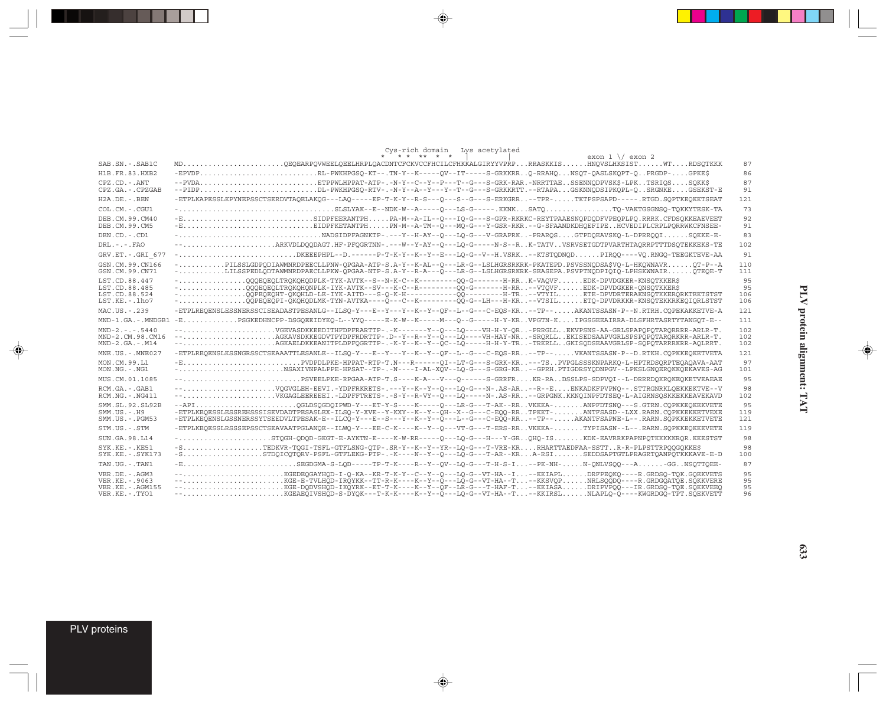```
                                     Cys-rich domain   Lys acetylated
                                     *   * **  **  *  *    |           |                    exon 1 \/ exon 2
SAB.SN.-.SAB1C      MD........................QEQEARPQVWEELQEELHRPLQACDNTCFCKVCCFHCILCFHKKALGIRYYVPRP...RRASKKIS......HNQVSLHKSIST......WT....RDSQTKKK   87
H1B.FR.83.HXB2      -EPVDP............................RL-PWKHPGSQ-KT--.TN-Y--K-----QV--IT-----S-GRKKRR..Q-RRAHQ...NSQT-QASLSKQPT-Q..PRGDP-....GPKE$   86
CPZ.CD.-.ANT        --PVDA............................ETPPWLHPPAT-ATP-.-N-Y--C--Y--P---T--G---S-GRK-RAR..NRRTTAE..SSENNQDPVSK$-LPK..TSRIQS....SQKK$   87
CPZ.GA.-.CPZGAB     --PIDP............................DL-PWKHPGSQ-RTV-.-N-Y--A--Y---Y--T--G---S-GRKKRTT.--RTAPA...GSKNNQDSIPKQPL-Q..SRGNKE....GSEKST-E   91
H2A.DE.-.BEN        -ETPLKAPESSLKPYNEPSSCTSERDVTAQELAKQG---LAQ-----EP-T-K-Y--R-S---Q---S--G---S-ERKGRR..--TPR-.....TKTPSPSAPD------.RTGD.SQPTKEQKKTSEAT  121
COL.CM.-.CGU1       -....................................SLSLYAK--E--NDK-W--A-----Q---LS-G-----.KKNK...SATQ................TQ-VAKTGSGNSQ-TQKKYTESK-TA   73
DEB.CM.99.CM40      -E...............................SIDPFEERANTPH.....PA-M--A-IL--Q---IQ-G---S-GPR-RKRKC-REYTPAAESNQPDQDFVPEQPLPQ.RRRK.CFDSQKKEAEVEET   92
DEB.CM.99.CM5       -E...............................EIDPFKETANTPH.....PN-M--A-TM--Q---MQ-G---Y-GSR-RKR.--G-SFAANDKDHQEFIPE..HCVEDIPLCRPLPQRRWKCFNSEE-   91
DEN.CD.-.CD1        -................................NADSIDPFAGNKTP-.---Y--H-AY--Q---LQ-G---V-GRAPRK..-PRARQS....GTPDQEAVSKQ-L-DPRRQQI......SQKKE-E-   83
DRL.-.-.FAO         --......................ARKVDLDQQDAGT.HF-PFQGRTNN-.---W--Y-AY--Q---LQ-G-----N-S--R..K-TATV..VSRVSETGDTPVARTHTAQRRPTTTDSQTEKKEKS-TE  102
GRV.ET.-.GRI_677    -.............................DKEEEPHPL--D.------P-T-K-Y--K--Y--E---LQ-G--V--H.VSRK...-KTSTQDNQD......PIRQQ----VQ.RNGQ-TEEGKTEVE-AA   91
GSN.CM.99.CN166     -..........PILSSLGDPQDIAWMNRDPEECLLPNW-QPGAA-ATP-S.A-Y--K-AL--Q---LR-G--LSLHGRSRKRK-PKATEPD.PSVSSNQDSA$VQ-L-HKQWNAVR......QT-P--A  110
GSN.CM.99.CN71      -..........LILSSPEDLQDTAWMNRDPAECLLPKW-QPGAA-NTP-S.A-Y--R-A---Q---LR-G--LSLHGRSRKRK-SEASEPA.PSVPTNQDPIQIQ-LPHSKWNAIR......QTEQE-T  111
LST.CD.88.447       -................QQQEQEQLTRQKQHQDPLK-TYK-AVTK--S--N-K-C--K---------QQ-G-------H-RR..K-VAQVF......EDK-DPVDGKER-KNSQTKKER$   95
LST.CD.88.485       -................QQQEQEQLTRQKQHQNPLK-IYK-AVTK--SV---K-C--R---------QQ-G-------H-RR..--VTQVF......EDK-DPVDGKER-QNSQTKKER$   95
LST.CD.88.524       -................QQPEQEQHT-QKQHLD-LE-IYK-AITD---S-Q-K-H------------QQ---------H-TR..--VTYIL......ETE-DPVDRTERAKNSQTKKERQRKTEKTSTST  106
LST.KE.-.lho7       -................QQPEQEQPI-QKQHQDLMK-TYN-AVTKA----Q---C--K---------QQ-G--LH---H-KR..--VTSIL......ETQ-DPVDRKKR-KNSQTEKKRKEQIQRLSTST  106
MAC.US.-.239        -ETPLREQENSLESSNERSSCISEADASTPESANLG--ILSQ-Y---E--Y---Y--K--Y--QF--L--G---C-EQS-KR..--TP--......AKANTSSASN-P--N.RTRH.CQPEKAKKETVE-A  121
MND-1.GA.-.MNDGB1   -E............PSGKEDHNCPP-DSGQEEIDYKQ-L--YYQ-----E-K-W--K-----M---Q--G-----H-Y-KR..VPGTN-K....IPGSGEEAIRRA-DLSFHRTASRTYTANGQT-E--  111
MND-2.-.-.5440      --.......................VGEVASDKKEEDITHFDPFRARTTP-.-K-------Y--Q---LQ----VH-H-Y-QR..-PRRGLL..EKVPSNS-AA-GRLSPAPQPQTARQRRRR-ARLR-T.  102
MND-2.CM.98.CM16    --.......................AGKAVSDKKEGDVTPYDPFRDRTTP-.D--Y--R--Y--Q---LQ----VH-HAY-NR..-SRQRLL..EKISEDSAAPVGRLSPSPQPQTARQRKRR-ARLR-T.  102
MND-2.GA.-.M14      --.......................AGKAELDKKEANITPLDPFQGRTTP-.-K-Y--K--Y--QC--LQ-----H-H-Y-TR..-TRKRLL..GKISQDSEAAVGRLSP-SQPQTARRRKRR-AQLRRT.  102
MNE.US.-.MNE027     -ETPLREQENSLKSSNGRSSCTSEAAATTLESANLE--ILSQ-Y---E--Y---Y--K--Y--QF--L--G---C-EQS-RR..--TP--......VKANTSSASN-P--D.RTKH.CQPKKEQKETVETA  121
MON.CM.99.L1        -E............................PVDPDLPKE-HPPAT-RTP-T.N---R------QI--LT-G---S-GRK-KR..---TS..PVPGLSSSKNPARKQ-L-HPTRDSQRPTEQAQAVA-AAT   97
MON.NG.-.NG1        -.........................NSAXIVNPALPPE-HPSAT--TP-.-N----I-AL-XQV--LQ-G---S-GRG-KR..--GPRH.PTIGDRSYQDNPGV--LPKSLGNQERQKKQEKAVES-AG  101
MUS.CM.01.1085      --.........................PSVEELPKE-RPGAA-ATP-T.S----K-A---V---Q------S-GRRFR....KR-RA..DSSLPS-SDPVQI--L-DRRRDQKRQKEQKETVEAEAE   95
RCM.GA.-.GAB1       --.......................VQGVGLEH-EEVI.-YDPFRKRETS-.---Y--K--Y--Q---LQ-G---N-.AS-AR..--R--E....ENKADKFPVPNQ--.STTRGNRKLQEKKEKTVE--V   98
RCM.NG.-.NG411      --.......................VKGAGLEEREEEI.-LDPFFTRETS-.-S-Y--R-VY--Q---LQ-----N-.AS-RR..--GRPGNK.KKNQINPFDTSEQ-L-AIGRNSQSKKEKKEAVEKAVD  102
SMM.SL.92.SL92B     --API.....................QGLDSQGDQIPWD-Y---ET-Y-S----K-----Q---LR-G---T-AK--RR..VKKKA-.......ANPFDTSNQ---S.GTRN.CQPKKEQKEKVETE   95
SMM.US.-.H9         -ETPLKEQESSLESSREHSSSISEVDADTPESASLEX-ILSQ-Y-XVE--Y-KXY--K--Y--QH--X--G---C-EQQ-RR..TPKKT-.......ANTFSASD--LXX.RARN.CQPKKEKKETVEXE  119
SMM.US.-.PGM53      -ETPLKEQENSLGSSNERSSYTSEEDVLTPESAK-E--ILCQ-Y---E--S---Y--K--Y--Q---L--G---C-EQQ-RR..--TP--......AKANTFSAPNE-L--.RARN.SQPKKEKKETVETE  121
STM.US.-.STM        -ETPLKEQESSLRSSSEPSSCTSEAVAATPGLANQE--ILWQ-Y---EE-C-K----K--Y--Q---VT-G---T-ERS-RR..VKKKA-.......TYPISASN--L--.RARN.SQPKKEQKKEVETE  119
SUN.GA.98.L14       -.......................STQGH-QDQD-GKGT-E-AYKTN-E----K-W-RR-----Q---LQ-G---H---Y-GR..QHQ-IS.......KDK-EAVRRKPAPNPQTKKKKKRQR.KKESTST   98
SYK.KE.-.KE51       -S..................TEDKVR-TQGI-TSFL-GTFLSNG-QTP-.SR-Y--K--Y--YR--LQ-G---T-VRE-KR....RHARTTAEDFAA-SSTT..R-R-PLPSTTRPQQGQKKE$   98
SYK.KE.-.SYK173     -S..................STDQICQTQRV-PSFL-GTFLEKG-PTP-.-K----N--Y--Q---LQ-G---T-AR--KR...A-RSI.......SEDDSAPTGTLPRAGRTQANPQTKKKAVE-E-D  100
TAN.UG.-.TAN1       -E.............................SEGDGMA-S-LQD-----TP-T-K----R--Y--QV--LQ-G---T-H-S-I.....-PK-NH-.....N-QNLVSQQ---A.......-GG..NSQTTQEE-   87
VER.DE.-.AGM3       --..........................KGEDEQGAYHQD-I-Q-KA--KR-T-K-Y--C--Y--Q---LQ-G--VT-HA--I....-KKIAPL......DRFPEQKQ----R.GRDSQ-TQK.GQEKVETS   95
VER.KE.-.9063       --..........................KGE-E-TVLHQD-IRQYKK--TT-R-K----K--Y--Q---LQ-G--VT-HA--T.....-KKSVQP......NRLSQQDQ----R.GRDGQATQE.SQKKVERE   95
VER.KE.-.AGM155     --..........................KGE-DQDVSHQD-IKQYRK--ET-T-K----K--Y--QF--LR-G---T-HAF-T.....-KKIASA......DRIPVPQQ---IR.GRDSQ-TQE.SQKKVEEQ   95
VER.KE.-.TYO1       --..........................KGEAEQIVSHQD-S-DYQK---T-K-K----K--Y--Q---LQ-G--VT-HA--T.....-KKIRSL......NLAPLQ-Q----KWGRDGQ-TPT.SQEKVETT   96
```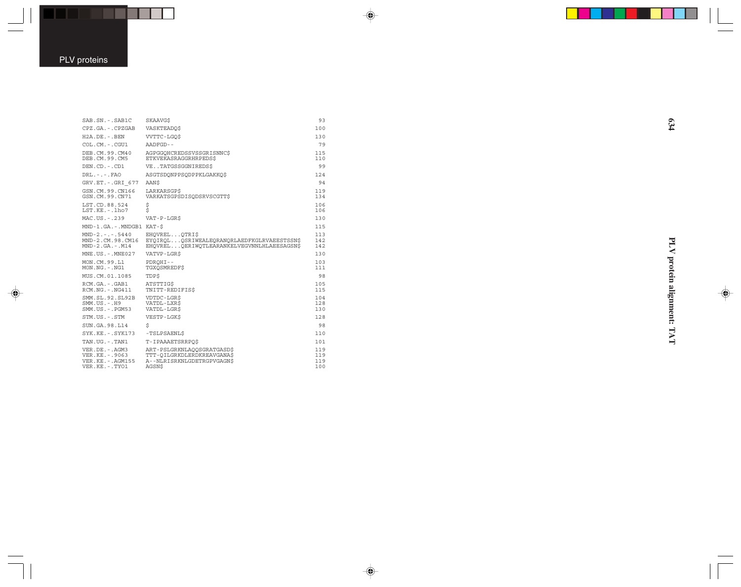```
SAB.SN.-.SAB1C      SKAAVG$                                          93
CPZ.GA.-.CPZGAB     VASKTEADQ$                                      100
H2A.DE.-.BEN        VVTTC-LGQ$                                      130
COL.CM.-.CGU1       AADFGD--                                         79
DEB.CM.99.CM40      AGPGGQHCREDSSVSSGRISNNC$                        115
DEB.CM.99.CM5       ETKVEKASRAGGRHRPEDS$                            110
DEN.CD.-.CD1        VE..TATGSSGGNIREDS$                              99
DRL.-.-.FAO         ASGTSDQNPPSQDPPKLGAKKQ$                         124
GRV.ET.-.GRI_677    AAN$                                             94
GSN.CM.99.CN166     LARKARSGP$                                      119
GSN.CM.99.CN71      VARKATSGPSDISQDSRVSCGTT$                        134
LST.CD.88.524       $                                               106
LST.KE.-.lho7       $                                               106
MAC.US.-.239        VAT-P-LGR$                                      130
MND-1.GA.-.MNDGB1   KAT-$                                           115
MND-2.-.-.5440      EHQVREL...QTRI$                                 113
MND-2.CM.98.CM16    EYQIRQL...QSRIWEALEQRANQRLAEDFKGLRVAEESTSSN$    142
MND-2.GA.-.M14      EHQVREL...QERIWQTLEARANKELVEGVNNLHLAEESAGSN$    142
MNE.US.-.MNE027     VATVP-LGR$                                      130
MON.CM.99.L1        PDRQHI--                                        103
MON.NG.-.NG1        TGXQSMREDF$                                     111
MUS.CM.01.1085      TDP$                                             98
RCM.GA.-.GAB1       ATSTTIG$                                        105
RCM.NG.-.NG411      TNITT-REDIFIS$                                  115
SMM.SL.92.SL92B     VDTDC-LGR$                                      104
SMM.US.-.H9         VATDL-LXR$                                      128
SMM.US.-.PGM53      VATDL-LGR$                                      130
STM.US.-.STM        VESTP-LGK$                                      128
SUN.GA.98.L14       $                                                98
SYK.KE.-.SYK173     -TSLPSAENL$                                     110
TAN.UG.-.TAN1       T-IPAAAETSRRPQ$                                 101
VER.DE.-.AGM3       ART-PSLGRKNLAQQSGRATGASD$                       119
VER.KE.-.9063       TTT-QILGRKDLERDKREAVGANA$                       119
VER.KE.-.AGM155     A--NLRISRKNLGDETRGPVGAGN$                       119
VER.KE.-.TYO1       AGSN$                                           100
```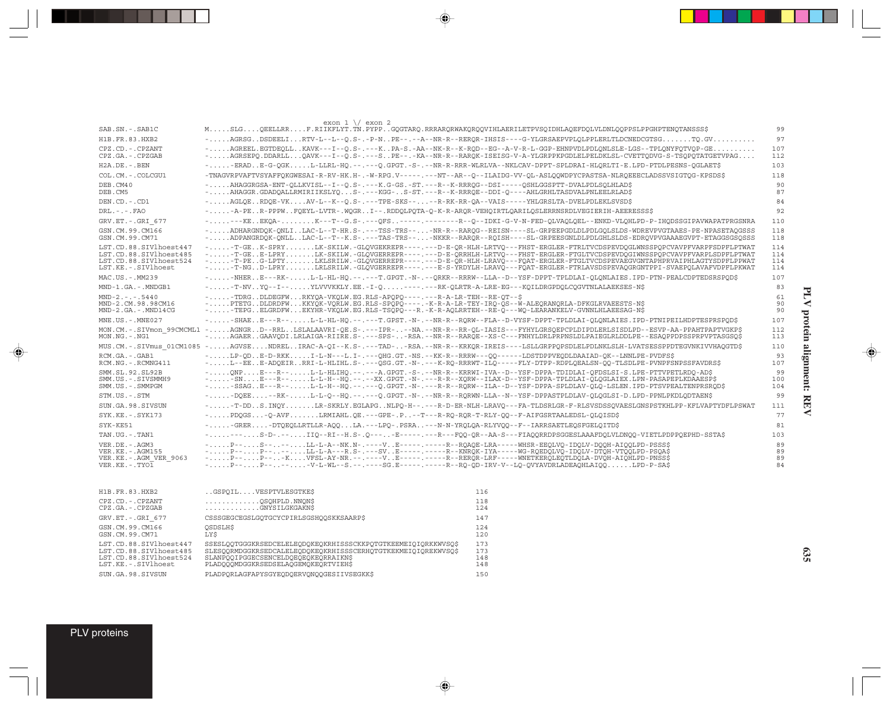```
                                   exon 1 \/ exon 2
SAB.SN.-.SAB1C                M.....SLG....QEELLRR....F.RIIKFLYT.TN.PYPP..GQGTARQ.RRRARQRWAKQRQQVIHLAERILETPVSQIDHLAQEFDQLVLDNLQQPPSLPPGHPTENQTANSSS$                    99
H1B.FR.83.HXB2                -.....AGRSG..DSDEELI...RTV-L--L--Q.S-.-P-N..PE--.--A--NR-R--RERQR-IHSIS----G-YLGRSAEPVPLQLPPLERLTLDCNEDCGTSG.......TQ.GV..........        97
CPZ.CD.-.CPZANT               -.....AGREEL.EGTDEQLL..KAVK---I--Q.S-.---K..PA-S.-AA--NK-R--K-RQD--EG--A-V-R-L-GGP-EHNPVDLPDLQNLSLE-LGS--TPLQNYFQTVQP-GE..........      107
CPZ.GA.-.CPZGAB               -.....AGRSEPQ.DDARLL...QAVK---I--Q.S-.---S..PE--.-KA--NR-R--RARQK-ISEISG-V-A-YLGRPPKPGDLELPELDKLSL-CVETTQDVG-S-TSQPQTATGETVPAG....      112
H2A.DE.-.BEN                  -.....-ERAD..E-G-QGK.....L-LLRL-HQ.--.---Q.GPGT.-S-.--NR-R-RRR-WLRLVA--NKLCAV-DPPT-SPLDRAI-HLQRLTI-E.LPD-PTDLPESNS-QGLAET$              103
COL.CM.-.COLCGU1              -TNAGVRPVAFTVSYAFFQKGWESAI-R-RV-HK.H-.-W-RPG.V-----.---NT--AR--Q--ILAIDG-VV-QL-ASLQQWDPYCPASTSA-NLRQEEECLADSSVSIGTQG-KPSDS$            118
DEB.CM40                      -.....AHAGGRGSA-ENT-QLLKVISL--I--Q.S-.---K.G-GS.-ST.---R--K-RRRQG--DSI-----QSHLGGSPTT-DVALPDLSQLHLAD$                                     90
DEB.CM5                       -.....AHAGGR.GDADQALLRMIRIIKSLYQ...S-.---KGG-..S-ST.---R--K-RRRQE--DDI-Q----AHLGRHLTASDVALPNLEELRLAD$                                     87
DEN.CD.-.CD1                  -.....AGLQE..RDQE-VK....AV-L--K--Q.S-.---TPE-SKS--.....--R-RK-RR-QA--VAIS------YHLGRSLTA-DVELPDLEKLSVSD$                                  84
DRL.-.-.FAO                   -.....-A-PE..R-PPPW..FQEYL-LVTR-.WQGR..I--.RDDQLPQTA-Q-K-R-ARQR-VEHQIRTLQARILQSLERRNSRDLVEGIERIH-AEERESSS$                                92
GRV.ET.-.GRI_677              -.....---KE..EKQA-.........K---T--G.S-.---QFS.------.--------R--Q--IDKI-G-V-N-FED-QLVAQLQEL--ENKD-VLQHLPD-P-IHQDSSGIPAVWAPATPRGSNRA      110
GSN.CM.99.CM166               -.....ADHARGNDQK-QNLI..LAC-L--T-HR.S-.---TSS-TRS--...-NR-R--RARQG--REISN----SL-GRPEEPGDLDLPDLGQLSLDS-WDREVPVGTAAES-PE-NPASETAQGSSS      118
GSN.CM.99.CM71                -.....ADPANGRDQK-QNLL..LAC-L--T--K.S-.---TAS-TRS--...-NKKR--RARQR--RQISH----SL-GRPEESGNLDLPDLGHLSLDS-EDRQVPVGAAAEGVPT-ETAGGSGSQSSS      118
LST.CD.88.SIVlhoest447        -.....-T-GE..K-SPRY.......LK-SKILW.-GLQVGEKREPR----.---D-E-QR-HLH-LRTVQ---FHST-ERGLER-FTRLTVCDSPEVDQGLWNSSPQPCVAVPFVARPFSDPFLPTWAT      114
LST.CD.88.SIVlhoest485        -.....-T-GE..E-LPRY.......LK-SKILW.-GLQVGERREPR----.---D-E-QRRHLH-LRTVQ---FHST-ERGLER-FTGLTVCDSPEVDQGIWNSSPQPCVAVPFVARPLSDPFLPTWAT      114
LST.CD.88.SIVlhoest524        -.....-T-PE..G-LPTY.......LKLSRILW.-GLQVGERREPR----.---D-E-QR-HLH-LRAVQ---FQAT-ERGLER-FTGLTVCDSPEVAEGVGNTAPHPRVAIPHLAGTYSDPFLPPWAT      114
LST.KE.-.SIVlhoest            -.....-T-NG..D-LPRY.......LRLSRILW.-GLQVGERREPR----.---E-S-YRDYLH-LRAVQ---FQAT-ERGLER-FTRLAVSDSPEVAQGRGNTPPI-SVAEPQLAVAFVDPFLPKWAT      114
MAC.US.-.MM239                -.....-NHER..E---RK-.....L-L-HL-HQ.--.---T.GPGT.-N-.--QRKR--RRRW--LLA--D--YSF-DPPT-TPLDLAI-QLQNLAIES.IPD-PTN-PEALCDPTEDSRSPQD$           107
MND-1.GA.-.MNDGB1             -.....-T-NV..YQ--I--.....YLVVVKKLY.EE.-I-Q......----.---RK-QLRTR-A-LRE-EG---KQILDRGPDQLCQGVTNLALAEKSES-N$                                   83
MND-2.-.-.5440                -.....-TDRG..DLDEGFW...RKYQA-VKQLW.EG.RLS-APQPQ----.---R-A-LR-TEH--RE-QT--$                                                                 61
MND-2.CM.98.98CM16            -.....PTETG..DLDRDFW...KKYQK-VQRLW.EG.RLS-SPQPQ----.-K-R-A-LR-TEY-IRQ-QS--W-ALEQRANQRLA-DFKGLRVAEESTS-N$                                  90
MND-2.GA.-.MND14CG            -.....-TEPG..ELGRDFW...EKYHR-VKQLW.EG.RLS-TSQPQ---R.-K-R-AQLRRTEH--RE-Q---WQ-LEARANKELV-GVNNLHLAEESAG-N$                                  90
MNE.US.-.MNE027               -.....-SHAE..E---R--.....L-L-HL-HQ.--.---T.GPST.-N-.--NR-R--RQRW--FLA--D-VYSF-DPPT-TPLDLAI-QLQNLAIES.IPD-PTNIPEILHDPTESPRSPQD$            107
MON.CM.-.SIVmon_99CMCML1      -.....AGNGR..D--RRL..LSLALAAVRI-QE.S-.---IPR-..--NA.--NR-R--RR-QL-IASIS---FYHYLGRSQEPCPLDIPDLERLSISDLPD--ESVP-AA-PPAHTPAPTVGKP$           112
MON.NG.-.NG1                  -.....AGAER..GAAVQDI.LRLAIGA-RIIRE.S-.---SPS-..-RSA.--NR-R--RARQE--XS-C---FNHYLDRLPRPNSLDLPAIEGLRLDDLPE--ESAQPPDPSSPRPVPTASGSQ$          113
MUS.CM.-.SIVmus_01CM1085      -.....AGVSE....NDREL..IRAC-A-QI--K.S-.---TAD-..-RSA.--NR-R--KRKQR-IREIS----LSLLGRPPQPSDLELPDLNKLSLH-LVATSESSPPDTEGVNKIVVHAQGTD$         110
RCM.GA.-.GAB1                 -.....LP-QD..E-D-RKK.....I-L-N---L.I-.---QHG.GT.-NS.--KK-R--RRRW---QQ------LDSTDPPVEQDLDAAIAD-QK--LNNLPE-PVDFS$                          93
RCM.NG.-.RCMNG411             -.....L--EE..E-ADQEIR..RRI-L-HLIHL.S-.---QSG.GT.-N-.---K-RQ-RRRWT-ILQ-----FLY-DTPP-RDPLQEALSN-QQ-TLSDLPE-PVNPFSNPSSFAVDRS$              107
SMM.SL.92.SL92B               -.....QNP....E---R--.....L-L-HLIHQ.--.---A.GPGT.-S-.--NR-R--KRRWI-IVA--D--YSF-DPPA-TDIDLAI-QFDSLSI-S.LPE-PTTVPETLRDQ-AD$                99
SMM.US.-.SIVSMMH9             -.....-SN....E---R--.....L-L-H--HQ.--.---XX.GPGT.-N-.---R-R--XQRW--ILAX-D--YSF-DPPA-TPLDLAI-QLQGLAIEX.LPN-PASAPEPLKDAAESP$               100
SMM.US.-.SMMPGM               -.....-SSAG..E---R--.....L-L-H--HQ.--.---Q.GPGT.-N-.---R-R--RQRW--ILA--D--YSF-DPPA-SPLDLAV-QLQ-LSLEN.IPD-PTSVPEALTENPRSRQD$             104
STM.US.-.STM                  -.....-DQEE....--RK-.....L-L-Q--HQ.--.---Q.GPGT.-N-.--NR-R--RQRWN-LLA--N--YSF-DPPASTPLDLAV-QLQGLSI-D.LPD-PPNLPKDLQDTAEN$               99
SUN.GA.98.SIVSUN              -.....-T-DD..S.INQY.......LR-SKRLY.EGLAPG..NLPQ-H--.---R-D-ER-NLH-LRAVQ---FA-TLDSRLGR-F-RLSVSDSSQVAESLGNSPSTKHLPP-KFLVAPTYDFLPSWAT     111
SYK.KE.-.SYK173               -.....PDQGS....-Q-AVF.......LRMIAHL.QE.---GPE-.P..--T---R-RQ-RQR-T-RLY-QQ--F-AIFGSRTAALEDSL-QLQISD$                                       77
SYK-KE51                      -.....-GRER....-DTQEQLLRTLLR-AQQ...LA.---LPQ-.PSRA.---N-N-YRQLQA-RLYVQQ--F--IARRSAETLEQSFGELQITD$                                          81
TAN.UG.-.TAN1                 -.....---.....S-D-.--....IIQ--RI--H.S-.Q---..-E-----.---R---FQQ-QR--AA-S---FIAQQRRDPSGGESLAAAFDQLVLDNQQ-VIETLPDPPQEPHD-SSTA$           103
VER.DE.-.AGM3                 -.....P--.....S--..--.....LL-L-A--NK.N-.-----V..E-----.-----R--RQAQE-LRA-----WHSR-EEQLVQ-IDQLV-DQQH-AIQQLPD-PSSS$                        89
VER.KE.-.AGM155               -.....P--.....P--..--.....LL-L-A---R.S-.---SV..E-----.-----R--KNRQK-IYA-----WG-RQEDQLVQ-IDQLV-DTQH-VTQQLPD-PSQA$                         89
VER.KE.-.AGM_VER_9063         -.....P--.....P--..-K.....VFSL-AY-NR.--.-----V..E-----.-----R--RERQR-LRF-----WNETKERQLEQTLDQLA-DVQH-AIQHLPD-PNSS$                         89
VER.KE.-.TYO1                 -.....P--.....P--..--.....-V-L-WL--S.--.-----SG.E-----.-----R--RQ-QD-IRV-V--LQ-QVYAVDRLADEAQHLAIQQ......LPD-P-SA$                        84


H1B.FR.83.HXB2                ..GSPQIL....VESPTVLESGTKE$                                   116
CPZ.CD.-.CPZANT               .............QSQHPLD.NNQN$                                  118
CPZ.GA.-.CPZGAB               ............GNYSILGKGAKN$                                   124
GRV.ET.-.GRI_677              CSSSGEGCEGSLGQTGCYCPIRLSGSHQQSKKSAARP$                      147
GSN.CM.99.CM166               QSDSLH$                                                     124
GSN.CM.99.CM71                LY$                                                         120
LST.CD.88.SIVlhoest447        SSESLQQTGGGKRSEDCELELEQDQKEQKRHISSSCKKPQTGTKEEMEIQIQRKKWVSQ$ 173
LST.CD.88.SIVlhoest485        SLESQQRMDGGKRSEDCALELEQDQKEQKRHISSSCERHQTGTKEKMEIQIQREKWVSQ$ 173
LST.CD.88.SIVlhoest524        SLANPQQIPGGECSENCELDQEQEQKEQRRAIKN$                         148
LST.KE.-.SIVlhoest            PLADQQQMDGGKRSEDSELAQGEMQKEQRTVIEH$                         148
SUN.GA.98.SIVSUN              PLADPQRLAGFAPYSGYEQDQERVQNQQGESIIVSEGKK$                    150
```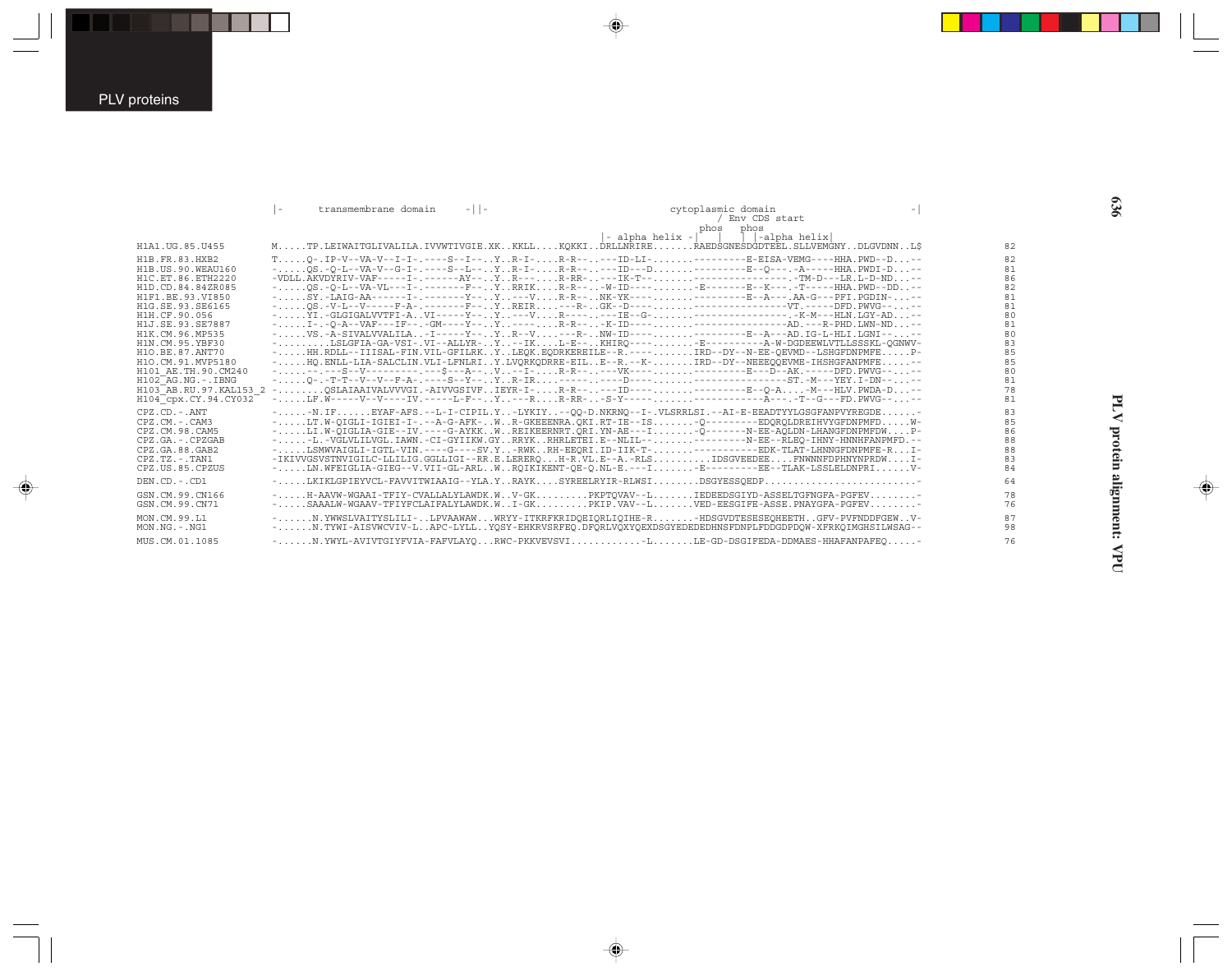PLV proteins

PLV protein alignment: VPU

```
                          |-    transmembrane domain    -||-                  cytoplasmic domain                    -|
                                                                                     / Env CDS start
                                                                              phos    phos
                                                                  |- alpha helix -|    |    | |-alpha helix|
H1A1.UG.85.U455        M.....TP.LEIWAITGLIVALILA.IVVWTIVGIE.XK..KKLL....KQKKI..DRLLNRIRE.......RAEDSGNESDGDTEEL.SLLVEMGNY..DLGVDNN..L$       82
H1B.FR.83.HXB2         T.....Q-.IP-V--VA-V--I-I-.----S--I--..Y..R-I-....R-R--.---ID-LI-.......---------E-EISA-VEMG----HHA.PWD--D...--       82
H1B.US.90.WEAU160      -.....QS.-Q-L--VA-V--G-I-.----S--L--..Y..R-I-....R-R--.---ID---D.......---------E--Q---.-A-----HHA.PWDI-D...--       81
H1C.ET.86.ETH2220      -VDLL.AKVDYRIV-VAF-----I-.------AY--..Y..R---....R-RR-.---IK-T--.......----------------.-TM-D---LR.L-D-ND...--       86
H1D.CD.84.84ZR085      -.....QS.-Q-L--VA-VL---I-.-------F--..Y..RRIK....R-R--.-W-ID---.......-E-------E--K---.-T-----HHA.PWD--DD...--       82
H1F1.BE.93.VI850       -.....SY.-LAIG-AA-------I-.-------Y--..Y..---V....R-R--.NK-YK---.......---------E--A---.AA-G---PFI.PGDIN-...--       81
H1G.SE.93.SE6165       -.....QS.-V-L--V-----F-A-.-------F--..Y..REIR....---R-.GK--D---.......----------------VT.-----DFD.PWVG--...--       81
H1H.CF.90.056          -.....YI.-GLGIGALVVTFI-A..VI-----Y--..Y..---V....R----.---IE--G-.......----------------.-K-M---HLN.LGY-AD...--       80
H1J.SE.93.SE7887       -.....I-.-Q-A--VAF---IF-.-GM----Y--..Y..----....R-R--.-K-ID---.......----------------AD.---R-PHD.LWN-ND...--       81
H1K.CM.96.MP535        -.....VS.-A-SIVALVVALILA..-I-----Y--..Y..R--V....---R-.NW-ID---.......---------E--A---AD.IG-L-HLI.LGNI--...--       80
H1N.CM.95.YBF30        -.........LSLGFIA-GA-VSI-.VI--ALLYR-..Y..--IK....L-E--..KHIRQ----.......-E----------A-W-DGDEEWLVTLLSSSKL-QGNWV-       83
H1O.BE.87.ANT70        -.....HH.RDLL--IIISAL-FIN.VIL-GFILRK..Y..LEQK.EQDRKEREILE--R.----.......IRD--DY--N-EE-QEVMD--LSHGFDNPMFE.....P-       85
H1O.CM.91.MVP5180      -.....HQ.ENLL-LIA-SALCLIN.VLI-LFNLRI..Y.LVQRKQDRRE-EIL..E--R.--K-.......IRD--DY--NEEEQQEVME-IHSHGFANPMFE.....--       85
H101_AE.TH.90.CM240    -.....--.---S--V---------.---$---A--..V..--I-....R-R--.---VK----.......---------E---D--AK.-----DFD.PWVG--...--       80
H102_AG.NG.-.IBNG      -.....Q-.-T-T--V--V--F-A-.----S--Y--..Y..R-IR....-----.---D----.......----------------ST.-M---YEY.I-DN--...--       81
H103_AB.RU.97.KAL153_2 -.........QSLAIAAIVALVVVGI.-AIVVGSIVF..IEYR-I-....R-R--.---ID----.......---------E--Q-A.....-M---HLV.PWDA-D...--       78
H104_cpx.CY.94.CY032   -.....LF.W-----V--V----IV.-----L-F--..Y..---R....R-RR-..-S-Y----.......------------A---.-T--G---FD.PWVG--...--       81

CPZ.CD.-.ANT           -.....-N.IF......EYAF-AFS.--L-I-CIPIL.Y..-LYKIY..--QQ-D.NKRNQ--I-.VLSRRLSI.--AI-E-EEADTYYLGSGFANPVYREGDE......-       83
CPZ.CM.-.CAM3          -.....LT.W-QIGLI-IGIEI-I-.--A-G-AFK-..W..R-GKEEENRA.QKI.RT-IE--IS.......-Q---------EDQRQLDREIHVYGFDNPMFD.....W-       85
CPZ.CM.98.CAM5         -.....LI.W-QIGLIA-GIE--IV.----G-AYKK..W..REIKEERNRT.QRI.YN-AE---I.......-Q-------N-EE-AQLDN-LHANGFDNPMFDW....P-       86
CPZ.GA.-.CPZGAB        -.....-L.-VGLVLILVGL.IAWN.-CI-GYIIKW.GY..RRYK..RHRLETEI.E--NLIL--.......---------N-EE--RLEQ-IHNY-HNNHFANPMFD.--       88
CPZ.GA.88.GAB2         -.....LSMWVAIGLI-IGTL-VIN.----G----SV.Y..-RWK..RH-EEQRI.ID-IIK-T-.......-----------EDK-TLAT-LHNNGFDNPMFE-R...I-       88
CPZ.TZ.-.TAN1          -IKIVVGSVSTNVIGILC-LLILIG.GGLLIGI--RR.E.LERERQ....H-R.VL.E--A.-RLS.........IDSGVEEDEE....FNWNNFDPHNYNPRDW....I-       83
CPZ.US.85.CPZUS        -.....LN.WFEIGLIA-GIEG--V.VII-GL-ARL..W..RQIKIKENT-QE-Q.NL-E.---I.......-E---------EE--TLAK-LSSLELDNPRI......V-       84

DEN.CD.-.CD1           -.....LKIKLGPIEYVCL-FAVVITWIAAIG--YLA.Y..RAYK....SYREELRYIR-RLWSI........DSGYESSQEDP...........................-       64

GSN.CM.99.CN166        -.....H-AAVW-WGAAI-TFIY-CVALLALYLAWDK.W..V-GK.........PKPTQVAV--L.......IEDEEDSGIYD-ASSELTGFNGFA-PGFEV.........-       78
GSN.CM.99.CN71         -.....SAAALW-WGAAV-TFIYFCLAIFALYLAWDK.W..I-GK.........PKIP.VAV--L.......VED-EESGIFE-ASSE.PNAYGFA-PGFEV.........-       76

MON.CM.99.L1           -......N.YWWSLVAITYSLILI-..LPVAAWAW...WRYY-ITKRFKRIDQEIQRLIQIHE-R.......-HDSGVDTESESEQHEETH..GFV-PVFNDDFGEW..V-       87
MON.NG.-.NG1           -......N.TYWI-AISVWCVIV-L..APC-LYLL..YQSY-EHKRVSRFEQ.DFQRLVQXYQEXDSGYEDEDEDHNSFDNPLFDDGDPDQW-XFRKQIMGHSILWSAG--       98

MUS.CM.01.1085         -......N.YWYL-AVIVTGIYFVIA-FAFVLAYQ...RWC-PKKVEVSVI............-L.......LE-GD-DSGIFEDA-DDMAES-HHAFANPAFEQ.....-       76
```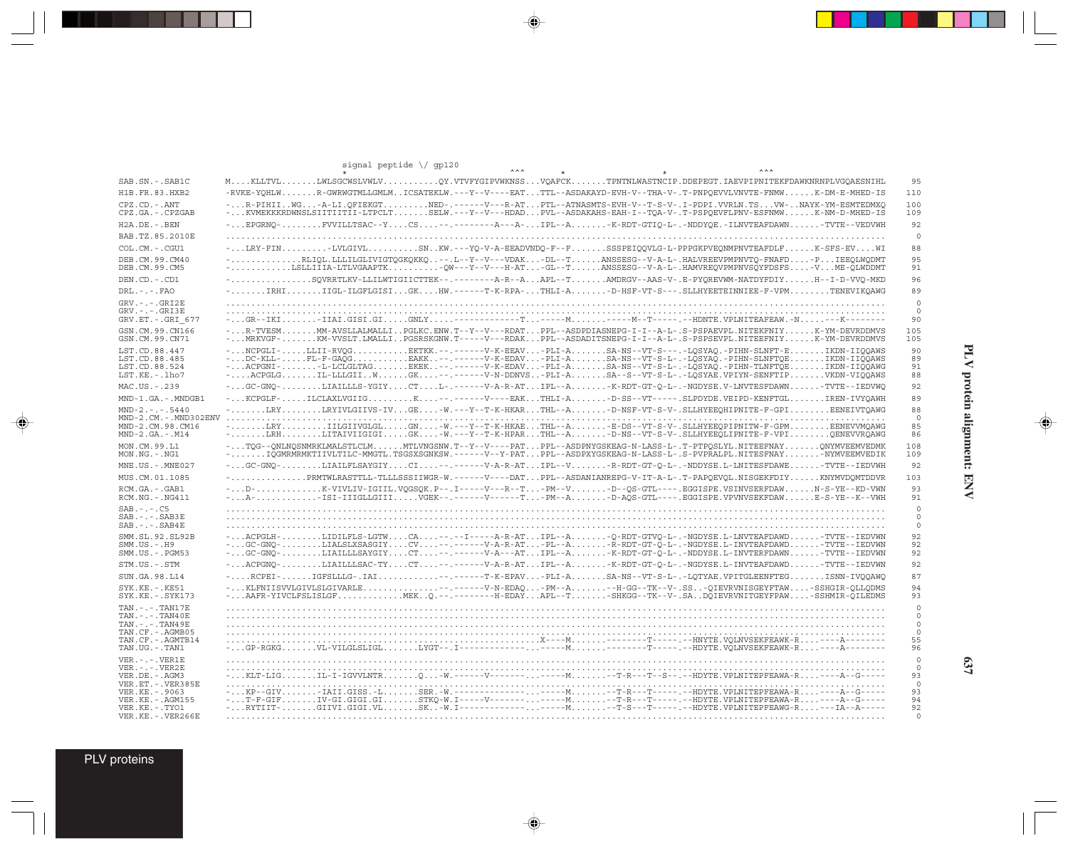```
                         signal peptide \/ gp120
                                        *                         ^^^         *                      *                      ^^^
SAB.SN.-.SAB1C      M....KLLTVL.......LWLSGCWSLVWLV...........QY.VTVFYGIPVWKNSS...VQAFCK.......TPNTNLWASTNCIP.DDEPGET.IAEVPIPNITEKFDAWKNRNPLVGQAESNIHL    95
H1B.FR.83.HXB2      -RVKE-YQHLW.......R-GWRWGTMLLGMLM..ICSATEKLW.---Y--V----EAT...TTL--ASDAKAYD-EVH-V--THA-V-.T-PNPQEVVLVNVTE-FNMW......K-DM-E-MHED-IS   110
CPZ.CD.-.ANT        -...R-PIHII..WG...-A-LI.QFIEKGT.........NED-.------V---R-AT...PTL--ATNASMTS-EVH-V--T-S-V-.I-PDPI.VVRLN.TS...VW-..NAYK-YM-ESMTEDMXQ   100
CPZ.GA.-.CPZGAB     -...KVMEKKKRDWNSLSIITIITII-LTPCLT.......SELW.---Y--V---HDAD...PVL--ASDAKAHS-EAH-I--TQA-V-.T-PSPQEVFLPNV-ESFNMW......K-NM-D-MHED-IS   109
H2A.DE.-.BEN        -...EPGRNQ-........FVVILLTSAC--Y....CS....--.--------A---A-...IPL--A.......-K-RDT-GTIQ-L-.-NDDYQE.-ILNVTEAFDAWN.......-TVTE--VEDVWH    92
BAB.TZ.85.2010E     .........................................................................................................................    0
COL.CM.-.CGU1       -...LRY-FIN..........-LVLGIVL..........SN..KW.---YQ-V-A-EEADVNDQ-F--F.......SSSPEIQQVLG-L-PPPGKPVEQNMPNVTEAFDLF......K-SFS-EV....WI    88
DEB.CM.99.CM40      -.............RLIQL.LLLILGLIVIGTQGKQKKQ..---.L--Y--V---VDAK...-DL--T......ANSSESG--V-A-L-.HALVREEVPMPNVTQ-FNAFD.....-P...IEEQLWQDMT    95
DEB.CM.99.CM5       -............LSLLIIIA-LTLVGAAPTK..........-QW---Y--V---H-AT...-GL--T......ANSSESG--V-A-L-.HAMVREQVPMPNVSQYFDSFS.....-V...ME-QLWDDMT    91
DEN.CD.-.CD1        -..............SQVRRTLKV-LLILWTIGIICTTEK--.--------A-R--A...APL--T.......AMDRGV--AAS-V-.E-PYQREVWM-NATDYFDIY......H--I-D-VVQ-MKD    96
DRL.-.-.FAO         -.......IRHI.......IIGL-ILGFLGISI...GK....HW.------T-K-RPA-...THLI-A........-D-HSF-VT-S---.SLLHYEETEINNIEE-F-VPM........TENEVIKQAWG    89
GRV.-.-.GRI2E       .........................................................................................................................    0
GRV.-.-.GRI3E       .........................................................................................................................    0
GRV.ET.-.GRI_677    -...GR--IKI.......-IIAI.GISI.GI......GNLY.....-------------T...-----M.......-----M--T-----.--HDNTE.VPLNITEAFEAW.-N.....---K--------    90
GSN.CM.99.CN166     -...R-TVESM.......MM-AVSLLALMALLI..PGLKC.ENW.T--Y--V---RDAT...PPL--ASDPDIASNEPG-I-I--A-L-.S-PSPAEVPL.NITEKFNIY......K-YM-DEVRDDMVS   105
GSN.CM.99.CN71      -...MRKVGF-.......KM-VVSLT.LMALLI..PGSRSKGNW.T-----V---RDAK...PPL--ASDADITSNEPG-I-I--A-L-.S-PSPSEVPL.NITEEFNIY......K-YM-DEVRDDMVS   105
LST.CD.88.447       -...NCPGLI-.....LLII-RVQG...........EKTKK.--.------V-K-EEAV...-PLI-A.......SA-NS--VT-S----.-LQSYAQ.-PIHN-SLNFT-E........IKDN-IIQQAWS    90
LST.CD.88.485       -...DC-KLL-.....FL-F-GAQG...........EAKK..--.------V-K-EDAV...-PLI-A.......SA-NS--VT-S-L-.-LQSYAQ.-PIHN-SLNFTQE........IKDN-IIQQAWS    89
LST.CD.88.524       -...ACPGNI-.......-L-LCLGLTAG.......EKEK..--.------V-K-EDAV...-PLI-A.......SA-NS--VT-S-L-.-LQSYAQ.-PIHN-TLNFTQE........IKDN-IIQQAWG    91
LST.KE.-.lho7       -....ACPGLG.......IL-LLLGII..W......GK....--.------V-N-DDNVS..-PLI-A.......SA--S--VT-S-L-.-LQSYAE.VPIYN-SENFTIP.......VKDN-VIQQAWS    88
MAC.US.-.239        -...GC-GNQ-........LIAILLLS-YGIY....CT....L-.------V-A-R-AT...IPL--A.......-K-RDT-GT-Q-L-.-NGDYSE.V-LNVTESFDAWN.......-TVTE--IEDVWQ    92
MND-1.GA.-.MNDGB1   -...KCPGLF-.....ILCLAXLVGIIG.........K....--.------V----EAK...THLI-A.......-D-SS--VT-----.SLPDYDE.VEIPD-KENFTGL.......IREN-IVYQAWH    89
MND-2.-.-.5440      -.......LRY........LRYIVLGIIVS-IV...GE....-W.---Y--T-K-HKAR...THL--A........-D-NSF-VT-S-V-.SLLHYEEQHIPNITE-F-GPI........EENEIVTQAWG    88
MND-2.CM.-.MND302ENV .........................................................................................................................    0
MND-2.CM.98.CM16    -.......LRY.........IILGIIVGLGL.....GN....-W.---Y--T-K-HKAE...THL--A.......-E-DS--VT-S-V-.SLLHYEEQPIPNITW-F-GPM........EENEVVMQAWG    85
MND-2.GA.-.M14      -.......LRH.........LITAIVIIGIGI....GK....-W.---Y--T-K-HPAR...THL--A.......-D-NS--VT-S-V-.SLLHYEEQLIPNITE-F-VPI........QENEVVRQAWG    86
MON.CM.99.L1        -...TQG--QNLNQSNMRKLMALSTLCLM......MTLVNGSNW.T--Y--V----PAT...PPL--ASDPNYGSKEAG-N-LASS-L-.T-PTPQSLYL.NITEEFNAY.......QNYMVEEMVEDMK   108
MON.NG.-.NG1        -.......IQGMRMRMKTIIVLTILC-MMGTL.TSGSXSGNKSW.------V--Y-PAT...PPL--ASDPXYGSKEAG-N-LASS-L-.S-PVPRALPL.NITESFNAY.......-NYMVEEMVEDIK   109
MNE.US.-.MNE027     -...GC-GNQ-........LIAILFLSAYGIY....CI....--.------V-A-R-AT...IPL--V.......-R-RDT-GT-Q-L-.-NDDYSE.L-LNITESFDAWE.......-TVTE--IEDVWH    92
MUS.CM.01.1085      -..............PRMTWLRASTTLL-TLLLSSSIIWGR-W.------V----DAT...PPL--ASDANIANREPG-V-IT-A-L-.T-PAPQEVQL.NISGEKFDIY......KNYMVDQMTDDVR   103
RCM.GA.-.GAB1       -...D-.............K-VIVLIV-IGIIL.VQGSQK.P--.I-----V---R--T...-PM--V........-D--QS-GTL-----.EGGISPE.VSINVSERFDAW......N-S-YE--KD-VWN    93
RCM.NG.-.NG411      -...A-.............-ISI-IIIGLLGIII.....VGEK--.------V------T...-PM--A.......-D-AQS-GTL-----.EGGISPE.VPVNVSEKFDAW......E-S-YE--K--VWH    91
SAB.-.-.C5          .........................................................................................................................    0
SAB.-.-.SAB3E       .........................................................................................................................    0
SAB.-.-.SAB4E       .........................................................................................................................    0
SMM.SL.92.SL92B     -...ACPGLH-........LIDILFLS-LGTW....CA....--.--I-----A-R-AT...IPL--A.......-Q-RDT-GTVQ-L-.-NGDYSE.L-LNVTEAFDAWD.......-TVTE--IEDVWN    92
SMM.US.-.H9         -...GC-GNQ-........LIALSLXSASGIY....CV....--.------V-A-R-AT...-PL--A.......-R-RDT-GT-Q-L-.-NGDYSE.L-INVTEAFDAWD.......-TVTE--IEDVWN    92
SMM.US.-.PGM53      -...GC-GNQ-........LIAILLLSAYGIY....CT....--.------V-A---AT...IPL--A.......-K-RDT-GT-Q-L-.-NDDYSE.L-INVTERFDAWN.......-TVTE--IEDVWN    92
STM.US.-.STM        -...ACPGNQ-........LIAILLLSAC-TY....CT....--.------V-A-R-AT...IPL--A.......-K-RDT-GT-Q-L-.-NGDYSE.L-INVTEAFDAWD.......-TVTE--IEDVWN    92
SUN.GA.98.L14       -....RCPEI-......IGFSLLLG-.IAI............--.------T-K-EPAV...-PLI-A.......SA-NS--VT-S-L-.-LQTYAE.VPITGLEENFTEG........ISNN-IVQQAWQ    87
SYK.KE.-.KE51       -...KLFNIISVVLGIVLSLGIVARLE..............--.------V-N-EDAQ...-PM--A........--H-GG--TK--V-.SS..-QIEVRVNISGEYFTAW.....-SSHGIR-QLLQDMS    94
SYK.KE.-.SYK173     -...AAFR-YIVCLFSLISLGF.............MEK..Q.---.------H-EDAY...APL--T.......-SHKGG--TK--V-.SA..DQIEVRVNITGEYFPAW.....-SSHMIR-QILEDMS    93
TAN.-.-.TAN17E      .........................................................................................................................    0
TAN.-.-.TAN40E      .........................................................................................................................    0
TAN.-.-.TAN49E      .........................................................................................................................    0
TAN.CF.-.AGMB05     .........................................................................................................................    0
TAN.CF.-.AGMTB14    .................................................................X----M.......---------T------.--HNYTE.VQLNVSEKFEAWK-R.....----A--------   55
TAN.UG.-.TAN1       -...GP-RGKG.......VL-VILGLSLIGL.......LYGT--.I-------------...-----M.......---------T------.--HDYTE.VQLNVSEKFEAWK-R.....----A--------   96
VER.-.-.VER1E       .........................................................................................................................    0
VER.-.-.VER2E       .........................................................................................................................    0
VER.DE.-.AGM3       -...KLT-LIG.......IL-I-IGVVLNTR........Q....-W.------V-------...-----M.......--T-R---T--S---.-HDYTE.VPLNITEPFEAWA-R.....----A--G-----   93
VER.ET.-.VER385E    .........................................................................................................................    0
VER.KE.-.9063       -...KP--GIV.......-IAII.GISS.-L.......SER.-W.---------------...-----M.......--T-R---T------.--HDYTE.VPLNITEPFEAWA-R.....----A--G-----   93
VER.KE.-.AGM155     -...T-F-GIF.......IV-GI.GIGI.GI.......STKQ-W.I-----V--------...-----M.......--T-R---T------.--HDYTE.VPLNITEPFEAWA-R.....----A--G-----   94
VER.KE.-.TYO1       -...RYTIIT-.......GIIVI.GIGI.VL.......SK..-W.I--------------...-----M.......--T-S---T------.--HDYTE.VPLNITEPFEAWG-R.....---IA--A-----   92
VER.KE.-.VER266E    .........................................................................................................................    0
```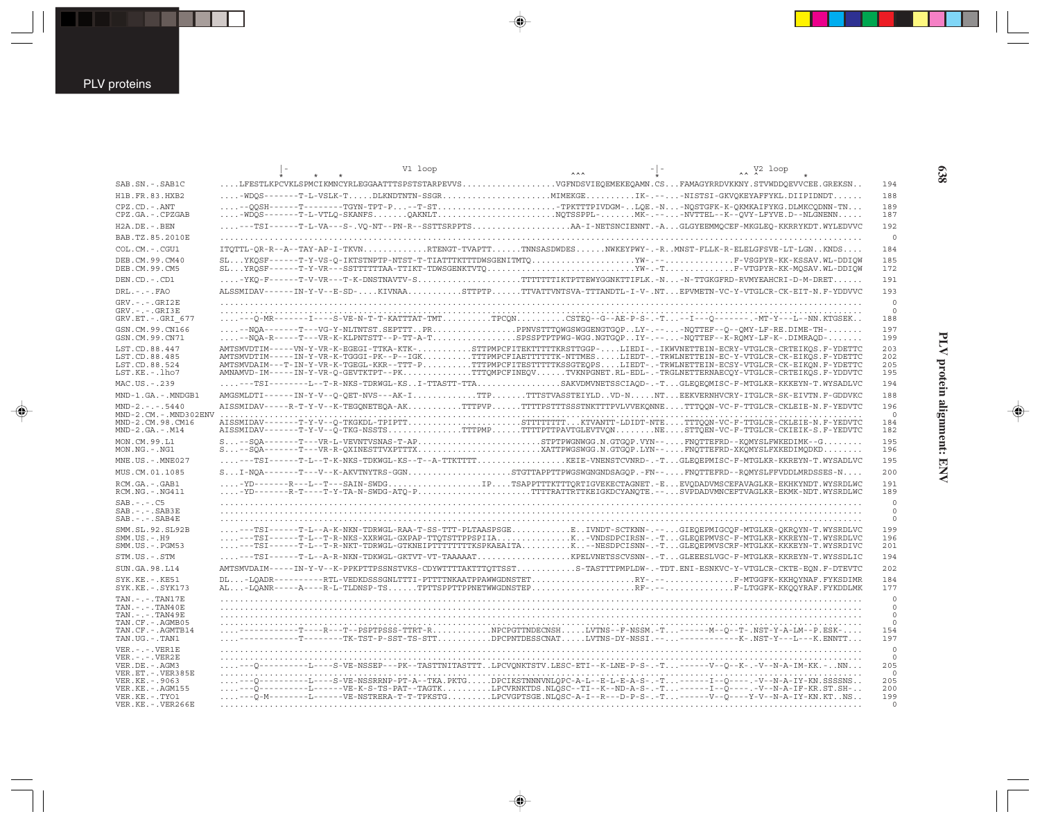```
                          |-   *       *          V1 loop                          ^^^            -|-            ^^ ^V2 loop     *
SAB.SN.-.SAB1C        ....LFESTLKPCVKLSPMCIKMNCYRLEGGAATTTSPSTSTARPEVVS..................VGFNDSVIEQEMEKEQAMN.CS...FAMAGYRRDVKKNY.STVWDDQEVVCEE.GREKSN..  194
H1B.FR.83.HXB2        ....-WDQS-------T-L-VSLK-T.....DLKNDTNTN-SSGR......................MIMEKGE.........IK-.--....-NISTSI-GKVQKEYAFFYKL.DIIPIDNDT......  188
CPZ.CD.-.ANT          ....--QQSH------T--------TGYN-TPT-P....-T-ST........................-TPKTTTPIVDGM-..LQE.-N....-NQSTGFK-K-QKMKAIFYKG.DLMKCQDNN-TN...  189
CPZ.GA.-.CPZGAB       ....-WDQS-------T-L-VTLQ-SKANFS.......QAKNLT.......................NQTSSPPL-.......MK-.--....-NVTTEL--K--QVY-LFYVE.D--NLGNENN.....  187
H2A.DE.-.BEN          ....---TSI------T-L-VA---S-.VQ-NT--PN-R--SSTTSRPPTS....................AA-I-NETSNCIENNT.-A...GLGYEEMMQCEF-MKGLEQ-KKRRYKDT.WYLEDVVC  192
BAB.TZ.85.2010E       ....................................................................................................................................    0
COL.CM.-.CGU1         ITQTTL-QR-R--A--TAY-AP-I-TKVN............RTENGT-TVAPTT......TNNSASDWDES......NWKEYPWY-.-R..MNST-FLLK-R-ELELGFSVE-LT-LGN..KNDS....  184
DEB.CM.99.CM40        SL...YKQSF------T-Y-VS-Q-IKTSTNPTP-NTST-T-TIATTTKTTTDWSGENITMTQ....................YW-.--...............F-VSGPYR-KK-KSSAV.WL-DDIQW  185
DEB.CM.99.CM5         SL...YRQSF------T-Y-VR---SSTTTTTTAA-TTIKT-TDWSGENKTVTQ.............................YW-.-T..............F-VTGPYR-KK-MQSAV.WL-DDIQW  172
DEN.CD.-.CD1          ....-YKQ-F------T-V-VR---T-K-DNSTNAVTV-S....................TTTTTTTIKTPTTEWYGGNKTTIFLK.-N....-N-TTGKGFRD-RVMYEAHCRI-D-M-DRET......  191
DRL.-.-.FAO           ALSSMIDAV------IN-Y-V--E-SD-....KIVNAA...........STTPTP......TTVATTVNTSVA-TTTANDTL-I-V-.NT...EPVMETN-VC-Y-VTGLCR-CK-EIT-N.F-YDDVVC  193
GRV.-.-.GRI2E         ....................................................................................................................................    0
GRV.-.-.GRI3E         ....................................................................................................................................    0
GRV.ET.-.GRI_677      ....--Q-MR------I----S-VE-N-T-T-KATTTAT-TMT...........TPCQN..........CSTEQ--G--AE-P-S-.-T....--I---Q---------MT-Y---L--NN.KTGSEK..  188
GSN.CM.99.CN166       ....--NQA-------T---VG-Y-NLTNTST.SEPTTT..PR..................PPNVSTTTQWGSWGGENGTGQP..LY-.--....-NQTTEF--Q--QMY-LF-RE.DIME-TH-........  197
GSN.CM.99.CN71        ....--NQA-R-----T---VR-K-KLPNTSTT--P-TT-A-T.................SPSSPTPTPWG-WGG.NGTGQP..IY-.--....-NQTTEL--K-RQMY-LF-K-.DIMRAQD-........  199
LST.CD.88.447         AMTSMVDTIM-----VN-Y-VR-K-EGEGI-TTKA-KTK-...........STTPMPCFITEKTTTTTKRSTTGGP-....LIEDI-.-IKWVNETTEIN-ECRY-VTGLCR-CRTEIKQS.F-YDETTC  203
LST.CD.88.485         AMTSMVDTIM-----IN-Y-VR-K-TGGGI-PK--P--IGK..........TTTPMPCFIAETTTTTTK-NTTMES.....LIEDT-.-TRWLNETTEIN-EC-Y-VTGLCR-CK-EIKQS.F-YDETTC  202
LST.CD.88.524         AMTSMVDAIM---T-IN-Y-VR-K-TGEGL-KKR--TTT-P..........TTTPMPCFITESTTTTTKSSGTEQPS....LIEDT-.-TRWLNETTEIN-ECSY-VTGLCR-CK-EIKQN.F-YDETTC  205
LST.KE.-.lho7         AMNAMVD-IM-----IN-Y-VR-Q-GEVTKTPT--PK..............TTTQMPCFINEQV......TVKNPGNET.RL-EDL-.-TRGLNETTERNAECQY-VTGLCR-CRTEIKQS.F-YDDVTC  195
MAC.US.-.239          ....---TSI--------L--T-R-NKS-TDRWGL-KS..I-TTASTT-TTA..................SAKVDMVNETSSCIAQD-.-T...GLEQEQMISC-F-MTGLKR-KKKEYN-T.WYSADLVC  194
MND-1.GA.-.MNDGB1     AMGSMLDTI-------IN-Y-V--Q-QET-NVS---AK-I...............TTP.......TTTSTVASSTEIYLD..VD-N.....NT...EEKVERNHVCRY-ITGLCR-SK-EIVTN.F-GDDVKC  188
MND-2.-.-.5440        AISSMIDAV-----R-T-Y-V--K-TEGQNETEQA-AK............TTTPVP......TTTTPSTTTSSSTNKTTTPVLVVEKQNNE....TTTQQN-VC-F-TTGLCR-CKLEIE-N.F-YEDVTC  196
MND-2.CM.-.MND302ENV  ....................................................................................................................................    0
MND-2.CM.98.CM16      AISSMIDAV-------T-Y-V--Q-TKGKDL-TPIPTT......................STTTTTTTT...KTVANTT-LDIDT-NTE....TTTQQN-VC-F-TTGLCR-CKLEIE-N.F-YEDVTC  184
MND-2.GA.-.M14        AISSMIDAV-------T-Y-V--Q-TKG-NSSTS...............TTTPMP......TTTTPTTPAVTGLEVTVQN.........NE....STTQEN-VC-F-TTGLCR-CKIEIK-S.F-YEDVTC  182
MON.CM.99.L1          S...--SQA-------T---VR-L-VEVNTVSNAS-T-AP.........................STPTPWGNWGG.N.GTGQP.VYN--....FNQTTEFRD--KQMYSLFWKEDIMK--G........  195
MON.NG.-.NG1          S...--SQA-------T---VR-R-QXINESTTVXPTTTX.........................XATTPWGSWGG.N.GTGQP.LYN--....FNQTTEFRD-XKQMYSLFXKEDIMQDKD........  196
MNE.US.-.MNE027       ....---TSI------T-L--T-K-NKS-TDKWGL-KS--T--A-TTKTTTT..................KEIE-VNENSTCVNRD-.-T...GLEQEPMISC-F-MTGLKR-KKREYN-T.WYSADLVC  195
MUS.CM.01.1085        S...I-NQA-------T---V--K-AKVTNYTRS-GGN.....................STGTTAPPTTPWGSWGNGNDSAGQP.-FN-....FNQTTEFRD--RQMYSLFFVDDLMRDSSES-N....  200
RCM.GA.-.GAB1         ....-YD-------R---L--T---SAIN-SWDG..................IP....TSAPPTTTKTTTQRTIGVEKECTAGNET.-E...EVQDADVMSCEFAVAGLKR-EKHKYNDT.WYSRDLWC  191
RCM.NG.-.NG411        ....-YD-------R-T----T-Y-TA-N-SWDG-ATQ-P........................TTTTRATTRTTKEIGKDCYANQTE.--...SVPDADVMNCEFTVAGLKR-EKMK-NDT.WYSRDLWC  189
SAB.-.-.C5            ....................................................................................................................................    0
SAB.-.-.SAB3E         ....................................................................................................................................    0
SAB.-.-.SAB4E         ....................................................................................................................................    0
SMM.SL.92.SL92B       ....---TSI------T-L--A-K-NKN-TDRWGL-RAA-T-SS-TTT-PLTAASPSGE............E..IVNDT-SCTKNN-.--...GIEQEPMIGCQF-MTGLKR-QKRQYN-T.WYSRDLVC  199
SMM.US.-.H9           ....---TSI------T-L--T-R-NKS-XXRWGL-GXPAP-TTQTSTTTPPSPIIA................K..-VNDSDPCIRSN-.-T...GLEQEPMVSC-F-MTGLKR-KKREYN-T.WYSRDLVC  196
SMM.US.-.PGM53        ....---TSI------T-L--T-R-NKT-TDRWGL-GTKNEIPTTTTTTTTKSPKAEAITA..........K..--NESDPCISNN-.-T...GLEQEPMVSCRF-MTGLKK-KKREYN-T.WYSRDLVC  201
STM.US.-.STM          ....---TSI------T-L--A-R-NKN-TDKWGL-GKTVT-VT-TAAAAAT..................KPELVNETSSCVSNN-.-T...GLEEESLVGC-F-MTGLKR-KKREYN-T.WYSSDLIC  194
SUN.GA.98.L14         AMTSMVDAIM-----IN-Y-V--K-PPKPTTPSSNSTVKS-CDYWTTTTAKTTTQTTSST............S-TASTTTPMPLDW-.-TDT.ENI-ESNKVC-Y-VTGLCR-CKTE-EQN.F-DTEVTC  202
SYK.KE.-.KE51         DL...-LQADR----------RTL-VEDKDSSSGNLTTTI-PTTTTNKAATPPAWWGDNSTET.....................RY-.--..............F-MTGGFK-KKHQYNAF.FYKSDIMR  184
SYK.KE.-.SYK173       AL...-LQANR-----A----R-L-TLDNSP-TS......TPTTSPPTTPPNETWWGDNSTEP.....................RF-.--..............F-LTGGFK-KKQQYRAF.FYKDDLMK  177
TAN.-.-.TAN17E        ....................................................................................................................................    0
TAN.-.-.TAN40E        ....................................................................................................................................    0
TAN.-.-.TAN49E        ....................................................................................................................................    0
TAN.CF.-.AGMB05       ....................................................................................................................................    0
TAN.CF.-.AGMTB14      ....-----------T----R---T--PSPTPSSS-TTRT-R............NPCPGTTNDECNSH.....LVTNS--F-NSSM.-T...------M--Q--T-.NST-Y-A-LM--P.ESK-....  154
TAN.UG.-.TAN1         ....-----------T--------TK-TST-P-SST-TS-STT...........DPCPNTDESSCNAT.....LVTNS-DY-NSSI.--..-----------K-.NST-Y---L---K.ENNTT...  197
VER.-.-.VER1E         ....................................................................................................................................    0
VER.-.-.VER2E         ....................................................................................................................................    0
VER.DE.-.AGM3         ....---Q----------L-----S-VE-NSSEP---PK--TASTTNITASTTT..LPCVQNKTSTV.LESC-ETI--K-LNE-P-S-.-T...-------V--Q--K-.-V--N-A-IM-KK.-..NN...  205
VER.ET.-.VER385E      ....................................................................................................................................    0
VER.KE.-.9063         ....---Q----------L-----S-VE-NSSRNP-PT-A--TKA.PKTG.....DPCIKSTNNNVNLQPC-A-L--E-L-E-A-S-.-T...------I--Q----.-V--N-A-IY-KN.SSSSNS..  205
VER.KE.-.AGM155       ....---Q----------L------VE-K-S-TS-PAT--TAGTK..........LPCVRNKTDS.NLQSC--TI--K--ND-A-S-.-T...------I--Q----.-V--N-A-IF-KR.ST.SH-..  200
VER.KE.-.TYO1         ....---Q-M--------L------VE-NSTRERA-T-T-TPKSTG.........LPCVGPTSGE.NLQSC-A-I--R---D-P-S-.-T...-------V--Q----Y-V--N-A-IY-KN.KT..NS..  199
VER.KE.-.VER266E      ....................................................................................................................................    0
```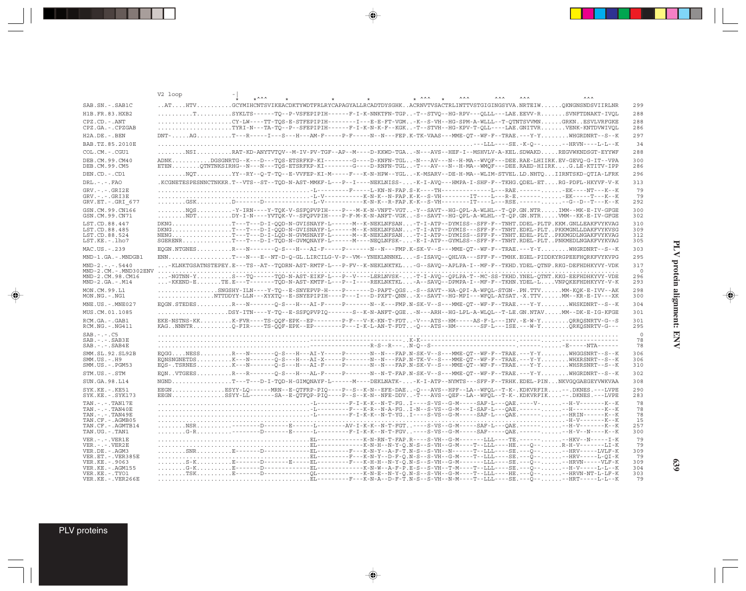```
                    V2 loop         -|
                                     *    *^^^    *          *          *          * ^^^   *      ^^^       ^^^   ^^^                ^^^
SAB.SN.-.SAB1C      ..AT....HTV..........GCYMIHCNTSVIKEACDKTYWDTFRLRYCAPAGYALLRCADTDYSGHK..ACRNVTVSACTRLINTTVSTGIGINGSYVA.NRTEIW......QKNGNSNDSVIIRLNR   299
H1B.FR.83.HXB2      ..........T..........SYKLTS------TQ--P-VSFEPIPIH------F-I-K-NNKTFN-TGP..-T--STVQ--HG-RPV---QLLL---LAE.EEVV-R.......SVNFTDNAKT-IVQL   288
CPZ.CD.-.ANT        ....................CY-LW----TT-TQS-E-STFEPIPIH--------I---E-E-FT-VGM..-K--S-VH--HG-SPM-A-WLLL--T-QTNTSVVMN......GRKN..ESVLVRFGKE   288
CPZ.GA.-.CPZGAB     ....................TYRI-N---TA-TQ--P--SFEPIPIH------F-I-K-N-K-F--KGK..-T--STVH--HG-KPV-T-QLL----LAE.GNITVR.......VENK-KNTDVWIVQL   286
H2A.DE.-.BEN        DNT-.....AG..........T---R-----I---S---H---AM-F-----P-F-----N--N---FEP.K-TK-VAAS---MME-QT--WF-F--TRAE.---Y-Y........WHGRDNRT--S--K   297
BAB.TZ.85.2010E     ..........................................................................................---LLL----SE.-K-Q--.......--HRVN----L-L--K    34
COL.CM.-.CGU1       ........NSI..........RAT-KD-ANYTVTQV--M-IV-PV-TGF--AP--M----D-KKWD-TGA..-N---AVS--HEF-I--MSHVLV-A-KEL.SDWAKD.....REGVWKNDSGT-EYYWF   288
DEB.CM.99.CM40      ADNK...........DGSGNRTG--K---D---TQS-ETSRFKP-KI--------G----D-KNFN-TGL..-N---AV---N--H-MA--WVQF---DEE.RAE-LHIIRK.EV-GEVQ-G-IT--VPA   300
DEB.CM.99.CM5       ETEN........QTNTNKSIRHG--N---N---TQS-ETSRFKP-KI--------G----D-RNFN-TGL..-T---AV---N--H-MA--WMQF---DEE.RAED-HIIRK....G.LE-KTITV-IPP   286
DEN.CD.-.CD1        ........NQT..........YY--RY--Q-T-TQ--E-VVFEP-KI-M-----F---K-N-HPW--YGL..-K-MSARV--DE-H-MA--WLIM-STVEL.LD.NHTQ...IIRNTSKD-QTIA-LFRK   296
DRL.-.-.FAO         .KCGNETESPESNNCTNKKR.T--VTS--ST--TQD-N-AST-MMKF-L---P--I----NEKLNISS-....-K-I-AVQ---HMPA-I-SHF-F--TRHG.QDEL-ET....RG-PDFL-HKYVF-V-K   313
GRV.-.-.GRI2E       ..........................................-L---------F-----L-KN-N-FAP.S-K----TH--------------L---RAE.------......-EK----NT---K--K    79
GRV.-.-.GRI3E       ..........................................-L-V----------K-N-K--N-FAP.K-K--S-VH--------IT----L---R-E.------......-EK-----T---K--K    79
GRV.ET.-.GRI_677    ........GSK..........D-------D-------------L-V----------K-N-K--R-FAP.K-K--S-VH--------IT----L---RSE.------......--G--D--T---K--K   292
GSN.CM.99.CN166     ........NQS..........-Y-IRN----Y-TQK-V-SSFQPVPIH----P---M-K-N-VNFT-VGT..-Y--SAVT--HG-QPL-A-WLHL--T-QP.GN.NTR.....IMM--MK-E-IV-GFGE   300
GSN.CM.99.CN71      ........NDT..........DY-I-N----YVTQK-V--SFQPVPIH----P-F-M-K-N-ANFT-VGK..-S--SAVT--HG-QPL-A-WLHL--T-QP.GN.NTR.....VMM--KK-E-IV-GFGE   302
LST.CD.88.447       DKNG.................T---T---D-I-QQD-N-GVISNAYF-L------M--K-NEKLNFSAN...-T-I-ATP--DYMISS--SFF-F--TNHT.DDEL-PLTP.KKM.GNLLEAKFVYKVAG   310
LST.CD.88.485       DKNG.................T---T---D-I-QQD-N-GVISNAYF-L------M--K-NEKLNFSAN...-T-I-ATP--DYMIS---SFF-F--TNHT.EDKL-PLT..PKKMGNLLDAKFVYKVSG   309
LST.CD.88.524       NENG.................T---T---D-I-LQD-N-GVMSNAYF-L------M--K-NEKLNFSAN...-T-I-ATP--DYMISS--SFF-F--TNHT.EDEL-PLT..PKKMGDLNGAKFVYKVAG   312
LST.KE.-.lho7       SGERENR..............T---T---D-I-TQD-N-GVMQNAYF-L------M----NEQLNFSK-...-E-I-ATP--GYMLSS--SFF-F--TNHT.RDEL-PLT..PNKMEDLNGAKFVYKVAG   305
MAC.US.-.239        EQGN.NTGNES..........R---N-------Q-S---H---AI-F-----P-------N--N---FMP.K-SK-V--S---MME-QT--WF-F--TRAE.---Y-Y........WHGRDNRT--S--K   303
MND-1.GA.-.MNDGB1   ENN..................T---N---E--NT-D-Q-GL.LICILG-V-P--VM--YNEKLNNNKL...-S-ISAVQ--QHLVA---SFF-F--TMHK.EGEL-PIDDKYRGPEEFHQRKFVYKVPG   295
MND-2.-.-.5440      ...-KLNKTGSATNSTEPEY.E---TS--AT--TQDRN-AST-RMTF-L---P-FV--K-NEKLNKTKL...-G--SAVQ--APLPA-I--MF-F--TKHD.YDEL-QTNP.RKG-DEFHDHKYVY-VDK   317
MND-2.CM.-.MND302ENV .......................................................................................................................    0
MND-2.CM.98.CM16    ...-NGTNN-Y..........S---TQ------TQD-N-AST-EIKF-L---P--V---LERLNVSK-...-T-I-AVQ--QPLPA-T--MC-SS-TKHD.YNEL-QTNT.KKG-EEFHDHKYVY-VDE   296
MND-2.GA.-.M14      ...-KKEND-E.......TE.E---T-------TQD-N-AST-KMTF-L---P--I----REKLNKTKL...-A--SAVQ--DPMPA-I--MF-F--TKHN.YDEL-L....VNPQKEFHDHKYVY-V-K   293
MON.CM.99.L1        .................SNGSHY-ILN----Y-TQ--E-SNYEPVP-H----P-------D-PAFT-QGS..-S--SAVT--HA-QPI-A-WFQL-STGN-.PN.TTV......MM-KQK-E-IVV--AK   298
MON.NG.-.NG1        ................NTTDDYY-LLN---XYXTQ--E-SNYEPIPIH----P---I---D-PXFT-QNN..-X--SAVT--HG-MPI---WFQL-ATSAT.-X.TTV......MM--KR-E-IV---XK   300
MNE.US.-.MNE027     EQGN.STEDES..........R---N-------Q-S---H---AI-F-----P-------N--K---FMP.N-SK-V--S---MME-QT--WF-F--TRAE.---Y-Y........WHSKDNRT--S--K   304
MUS.CM.01.1085      ...................DSY-ITN----Y-TQ--E-SSFQPVPIQ-------S--K-N-ANFT-QGE..-N---ARH--HG-LPL-A-WLQL--T-LE.GN.NTAV.....MM--DK-E-IG-KFGE   301
RCM.GA.-.GAB1       EKE-NSTNS-KK.........K-FVR----TS-QQF-EPK--EP--------P-F---V-K-KN-T-FDT..-V---ATS--HM------AS-F-L---INV.-E-W-Y........QRRQSNRTV-G--S   301
RCM.NG.-.NG411      KAG..NNNTR...........Q-FIR----TS-QQF-EPK--EP--------P---I-K-L-AN-T-FDT..-Q---ATS--HM--------SF-L---ISE.---W-Y........QRKQSNRTV-G---   295
SAB.-.-.C5          .......................................................................................................................    0
SAB.-.-.SAB3E       ..........................................----------------------------.K-K-------------------------------------.------......------------------   78
SAB.-.-.SAB4E       ..........................................----------------R-S--R---..N-Q--S-----------------------------.------......-E-----NTA------   78
SMM.SL.92.SL92B     EQGG....NESS.........R---N-------Q-S---H---AI-Y-----P-------N--N---FAP.N-SK-V--S---MME-QT--WF-F--TRAE.---Y-Y........WHGGSNRT--S--K   306
SMM.US.-.H9         EQNSNGNETDS..........K---N-------Q-S---H---AI-X-----P-------N--N---FAP.N-TK-V--S---MME-QT--WF-F--TRAE.---Y-Y........WHXRSNRT--S--K   306
SMM.US.-.PGM53      EQS-.TSRNES..........K---N-------Q-S---H---AI-F-----P-------N--N---FAP.N-SK-V--S---MME-QT--WF-F--TRAE.---Y-Y........WHSRSNRT--S--K   310
STM.US.-.STM        EQN..VTGEES..........R---R-------Q-S---H---AL-F-----P-------N--N-T-FAP.K-SK-V--S---MME-QT--WF-F--TRAE.---Y-Y........WHGRDNRT--S--K   302
SUN.GA.98.L14       NGND.................T---T---D-I-TQD-H-GIMQNAYF-L------M----DEKLNATK-...-K-I-ATP--NYMTS---SFF-F--TRHK.EDEL-PIN..NKVGQGAEGEYVWKVAA   308
SYK.KE.-.KE51       EEGN..............ESYY-LQ------MRN--E-QTFRP-PIQ----P--S--K-N--EFE-DAE..-Q---AVS--HPF--LA--WFQL--T-K-.KDKVRFIR....--.DKNES.---LVPE   290
SYK.KE.-.SYK173     EEGN..............SSYY-LL-------SA--E-QTFQP-PIQ----P--S--K-N--NFE-DDV..-T---AVS--QEF--LA--WFQL--T-K-.KDKVRFIK....--.DKNES.---LVPE   283
TAN.-.-.TAN17E      ..........................................-L---------F-I-K-K--N-T-FG..I----S-VS--G-M-----SAF-L---QAE.----V-......--H-V-------K--K   78
TAN.-.-.TAN40E      ..........................................-L---------F---K-R--N-A-FG..I-N--S-VS--G-M---I-SAF-L---QAE.------......--H---------K--K   78
TAN.-.-.TAN49E      ..........................................-L---------F-I-K-K--N-T-YG..I----S-VS--G-M-----SAF-L---QAE.------......--HRIN------K--K   78
TAN.CF.-.AGMB05     ....................................................................................................................--H-V-------K--K   15
TAN.CF.-.AGMTB14    ........NSR..........--------D-------E------L---------AV-I-K-K--N-T-FGT..----S-VS--G-M-----SAF-L---QAE.------......--H-V-------K--K  257
TAN.UG.-.TAN1       ........G-R..........--------D-------E------L---------F-I-K-K--N-T-FGV..----S-VS--G-M-----SAF-----QAE.------......--H-V--N----K--K  300
VER.-.-.VER1E       ..........................................EL-------------K-N-RN-T-FAP.R----S-VH--G-M--------LLL----TE.------......--HKV--N-----I-K   79
VER.-.-.VER2E       ..........................................EL-------------K-N-H--N-Y-Q.N-S--S-VH--G-M----T--LLL----HE.---Q--......R-H-V-------LI-K   79
VER.DE.-.AGM3       ........SNR..........E-------D------------EL---------F---K-N-Y--A-F-T.N-S--S-VH--N-M----T--LLL----SE.---Q--......--HRV-----LVLF-K  309
VER.ET.-.VER385E    ..........................................EL---------F---K-N-Y--D-F-Q.N-S--S-VH--G-M----T--LLL----SE.---Q--......--HRV-----L-QI-K   79
VER.KE.-.9063       ........S-K..........E-------D-------E----EL---------F---K-H-H--N-Y-Q.N-S--S-VH--G-M-------LLL----SE.---Q--......--HRVN-----VLF-K  309
VER.KE.-.AGM155     ........G-K..........E-------D------------EL-------------K-N-W--A-F-P.E-S--S-VH--T-M----T--LLL----SE.---Q--......--H-V-----L-L--K  304
VER.KE.-.TYO1       ........TSK..........E-------D------------QL-------------K-N-E--N-Y-Q.N-S--S-VH--G-M----T--LLL----HE.---Q--......--HRVN-NT-L-LF-K  303
VER.KE.-.VER266E    ..........................................EL---------F---K-N-A--D-F-T.N-S--S-VH--N-M----T--LLL----SE.---Q--......--HRT-----L-L--K   79
```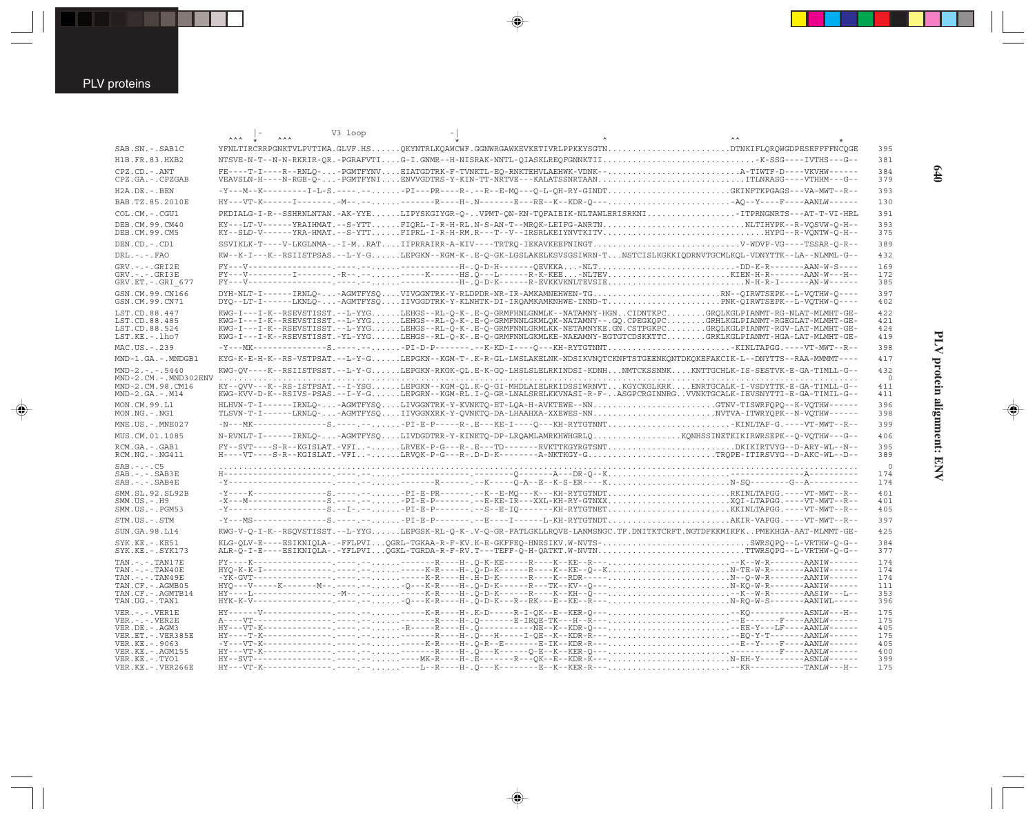```
                        |-          V3 loop          -|
                    ^^^  *   ^^^                      *                           ^                                       ^^            *
SAB.SN.-.SAB1C       YFNLTIRCRRPGNKTVLPVTIMA.GLVF.HS......QKYNTRLKQAWCWF.GGNWRGAWKEVKETIVRLPPKKYSGTN.........................DTNKIFLQRQWGDPESEFFFFNCQGE  395
H1B.FR.83.HXB2       NTSVE-N-T--N-N-RKRIR-QR.-PGRAFVTI....G-I.GNMR--H-NISRAK-NNTL-QIASKLREQFGNNKTII...............................-K-SSG----IVTHS---G--  381
CPZ.CD.-.ANT         FE----T-I----R--RNLQ-...-PGMTFYNV....EIATGDTRK-F-TVNKTL-EQ-RNKTEHVLAEHWK-VDNK--..........................A-TIWTF-D----VKVHW------  384
CPZ.GA.-.CPZGAB      VEAVSLN-H----N-RGE-Q-...-PGMTFYNI....ENVVGDTRS-Y-KIN-TT-NRTVE---KALATSSNRTAAN.............................ITLNRASG----VTHHM---G--  379
H2A.DE.-.BEN         -Y---M--K---------I-L-S.----.--......-PI---PR----R-.--R--E-MQ---Q-L-QH-RY-GINDT.........................GKINFTKPGAGS---VA-MWT--R--  393
BAB.TZ.85.2010E      HY---VT-K------I-------.-M--.--......-------R----H-.N-------E---RE--K--KDR-Q---.........................-AQ--Y----F----AANLW------  130
COL.CM.-.CGU1        PKDIALG-I-R--SSHRNLNTAN.-AK-YYE......LIPYSKGIYGR-Q-..VPMT-QN-KN-TQFAIEIK-NLTAWLERISRKNI..................-ITPRNGNRTS---AT-T-VI-HRL  391
DEB.CM.99.CM40       KY---LT-V------YRAIHMAT.--S-YTT......FIQRL-I-R-H-RL.N-S-AN-T--MRQK-LEIFG-ANRTN............................NLTIHYPK--R-VQSVW-Q-H--  393
DEB.CM.99.CM5        KY--SLD-V------YRA-HMAT.--S-YTT......FIPRL-I-R-H-RM.R---T--V--IRSRLKEIYNVTKITV................................HYPG--R-VQNTW-Q-H--  375
DEN.CD.-.CD1         SSVIKLK-T----V-LKGLNMA-.-I-M..RAT....IIPRRAIRR-A-KIV----TRTRQ-IEKAVKEEFNINGT.............................V-WDVP-VG----TSSAR-Q-R--  389
DRL.-.-.FAO          KW--K-I---K--RSIISTPSAS.--L-Y-G......LEPGKN--RGM-K-.E-Q-GK-LGSLAKELKSVSGSIWRN-T...NSTCISLKGKKIQDRNVTGCMLKQL-VDNYTTK--LA--NLMML-G--  432
GRV.-.-.GRI2E        FY---V-------------------.----.--......-----------H-.Q-D-H-------QEVKKA...-NLT...........................-DD-K-R-------AAN-W-S----  169
GRV.-.-.GRI3E        FY---V---------I--------.-R--.--......------K------HS.Q---L------R-K-KEE...-NLTEV.........................KIEN-H-R-------AAN-W---H--  172
GRV.ET.-.GRI_677     FY---V-------------------.----.--......-----------H-.Q-D-K------R-EVKKVKNLTEVSIE..........................N-H-R-I------AN-W------  385
GSN.CM.99.CN166      DYH-NLT-I------IRNLQ-...-AGMTFYSQ....VIVGGNTRK-Y-RLDPDR-NR-IR-AMKAMNEHWEN-TG..........................RN--QIRWTSEPK--L-VQTHW-Q----  397
GSN.CM.99.CN71       DYQ--LT-I------LKNLQ-...-AGMTFYSQ....IIVGGDTRK-Y-KLNHTK-DI-IRQAMKAMKNHWE-INND-T.......................PNK-QIRWTSEPK--L-VQTHW-Q----  402
LST.CD.88.447        KWG-I---I-K--RSEVSTISST.--L-YYG......LEHGS--RL-Q-K-.E-Q-GRMPHNLGNMLK--NATAMNY-HGN..CIDNTKPC........GRQLKGLPIANMT-RG-NLAT-MLMHT-GE-  422
LST.CD.88.485        KWG-I---I-K--RSEVSTISST.--L-YYG......LEHGS--RL-Q-K-.E-Q-GRMPNNLGKMLQK-NATAMNY--.GQ.CPEGKQPC........GRHLKGLPIANMT-RGEGLAT-MLMHT-GE-  421
LST.CD.88.524        KWG-I---I-K--RSEVSTISST.--L-YYG......LEHGS--RL-Q-K-.E-Q-GRMPNNLGRMLKK-NATAMNYKE.GN.CSTPGKPC........GRQLKGLPIANMT-RGV-LAT-MLMHT-GE-  424
LST.KE.-.lho7        KWG-I---I-K--RSEVSTISST.-YL-YYG......LEHGS--RL-Q-K-.E-Q-GRMPNNLGKMLKE-NAEAMNY-EGTGTCDSKKTTC........GRKLKGLPIANMT-HGA-LAT-MLMHT-GE-  419
MAC.US.-.239         -Y---MK--------------S.----.--......-PI-D-P-------.--K-KD-I----Q---KH-RYTGTNNT.........................-KINLTAPGG.----VT-MWT--R--  398
MND-1.GA.-.MNDGB1    KYG-K-E-H-K--RS-VSTPSAT.--L-Y-G......LEPGKN--KGM-T-.K-R-GL-LWSLAKELNK-NDSIKVNQTCKNFTSTGEENKQNTDKQKEFAKCIK-L--DNYTTS--RAA-MMMMT----  417
MND-2.-.-.5440       KWG-QV----K--RSIISTPSST.--L-Y-G......LEPGKN-RKGK-QL.E-K-GQ-LHSLSLELRKINDSI-KDNH...NMTCKSSNNK....KNTTGCHLK-IS-SESTVK-E-GA-TIMLL-G--  432
MND-2.CM.-.MND302ENV .........................................................................................................................  0
MND-2.CM.98.CM16     KY--QVV--K--RS-ISTPSAT.--I-YSG......LEPGKN--KGM-QL.K-Q-GI-MHDLAIELRKIDSSIWRNVT...KGYCKGLKRK....ENRTGCALK-I-VSDYTTK-E-GA-TIMLL-G--  411
MND-2.GA.-.M14       KWG-KVV-K--RSIVS-PSAS.--I-Y-G......LEPGRN--KGM-RL.I-Q-GR-LNALSRELKKVNASI-R-F-..ASGPCRGINNRG..VVNKTGCALK-IEVSNYTTI-E-GA-TIMIL-G--  411
MON.CM.99.L1         HLHVN-T-I------IRNLQ-...-AGMTFYSQ....LIVGGNTRK-Y-KVNKTQ-ET-LQA-H-AVKTEWE--NN........................GTNV-TISWRFQPQ--K-VQTHW------  396
MON.NG.-.NG1         TLSVN-T-I------LRNLQ-...-AGMTFYSQ....IIVGGNXRK-Y-QVNKTQ-DA-LHAAHXA-XXEWES-NN........................NVTVA-ITWRYQPK--N-VQTHW------  398
MNE.US.-.MNE027      -N---MK---------------S.----.--......-PI-E-P-----R-.E---KE-I----Q---KH-RYTGTNNT.........................-KINLTAP-G.----VT-MWT--R--  399
MUS.CM.01.1085       N-RVNLT-I------IRNLQ-...-AGMTFYSQ....LIVDGDTRR-Y-KINKTQ-DP-LRQAMLAMRKHWHGRLQ..................KQNHSSINETKIKIRWRSEPK--Q-VQTHW---G--  406
RCM.GA.-.GAB1        FY--SVT----S-R--KGISLAT.-VFI..-......LRVEK-P-G---R-.E---TD-------RVKTTKGYRGTSNT.........................DKIKIRTVYG--D-ARY-WL--N--  395
RCM.NG.-.NG411       H----VT----S-R--KGISLAT.-VFI..-......LRVQK-P-G---R-.D-D-K--------A-NKTKGY-G.........................TRQPE-ITIRSVYG--D-AKC-WL--D--  389
SAB.-.-.C5           .........................................................................................................................  0
SAB.-.-.SAB3E        H------------------------.----.--......-------------.--------Q-------A---DR-Q--K...........................-------------A----------  174
SAB.-.-.SAB4E        -Y-----------------------.----.--......------R-----.--K-----Q-A--E--K-S-ER----K.........................N-SQ--------G--A----------  174
SMM.SL.92.SL92B      -Y----K--------------S.----.--......-PI-E-PR------.--K--E-MQ---K---KH-RYTGTNDT........................RKINLTAPGG.----VT-MWT--R--  401
SMM.US.-.H9          -X---M---------------S.----.--......-PI-E-P-------.--E-KE-IR---XXL-KH-RY-GTNXX........................XQI-LTAPGG.----VT-MWT--R--  401
SMM.US.-.PGM53       -Y-------------------S.--I-.--......-PI-E-P-------.--S--E-IQ------KH-RYTGTNET........................KKINLTAPGG.----VT-MWT--R--  405
STM.US.-.STM         -Y---MS--------------S.----.--......-PI-E-P-------.--E----I------L-KH-RYTGTNDT........................AKIR-VAPGG.----VT-MWT--R--  397
SUN.GA.98.L14        KWG-V-Q-I-K--RSQVSTISST.--L-YYG......LEPGSK-RL-Q-K-.V-Q-GR-FATLGKLLRQVE-LANMSNGC.TF.DNITKTCRFT.NGTDFKKMIKFK..PMEKHGA-AAT-MLMMT-GE-  425
SYK.KE.-.KE51        KLG-QLV-E----ESIKNIQLA-.-FFLPVI...QGRL-TGKAA-R-F-KV.K-E-GKFFEQ-HNESIKV.W-NVTS-..............................SWRSQPQ--L-VRTHW-Q-G--  384
SYK.KE.-.SYK173      ALR-Q-I-E----ESIKNIQLA-.-YFLPVI...QGKL-TGRDA-R-F-RV.T---TEFF-Q-H-QATKT.W-NVTN................................TTWRSQPG--L-VRTHW-Q-G--  377
TAN.-.-.TAN17E       FY----K-----------------.----.--......------R----H-.Q-D-K-KE-----R----K--KE--R---.........................--K--W-R-------AANIW------  174
TAN.-.-.TAN40E       HYQ-K-K-I---------------.----.--......------K-R----H-.Q-D-K------R----K--KE--Q--K.........................N-TE-W-R-------AANIW------  174
TAN.-.-.TAN49E       -YK-GVT------------------.----.--......------K-R----H-.H-D-K------R----K--RDR----.........................N--Q-W-R-------AANIW------  174
TAN.CF.-.AGMB05      HYQ---V-----K-------M--.----.--......-Q---K-R----H-.Q-D-K------R---TK--KV--Q---.........................N-KQ-W-R-------AANIW------  111
TAN.CF.-.AGMTB14     HY----L-----------------.-M--.--......------K-R----H-.Q-D-K------R----K--KH--Q---.........................--K--W-R-------AASIW---L--  353
TAN.UG.-.TAN1        HYK-K-V-----------------.----.--......-Q---K-R----H-.Q-D-K---R--RK---E--KE--R---.........................N-RQ-W-S-------AANIWL-----  396
VER.-.-.VER1E        HY------V---------------.----.--......-----K-R----H-.K-D-----R-I-QK--E--KER-Q---.........................--KQ----------ASNLW---H--  175
VER.-.-.VER2E        A----VT-----------------.----.--......-------R----H-.Q-------E-IRQE-TK---H--R---.........................--E-------F----AANLW------  175
VER.DE.-.AGM3        HY---VT-K---------------.----.--......-R-----R----H-.Q----------NE--K--KDR-Q---.........................--EE-Y---LF----AANLW------  405
VER.ET.-.VER385E     HY---T-----------------.----.--......-------R----H-.Q---H-----I-QE--K--KDR-R---.........................--EQ-Y-T-------AANLW------  175
VER.KE.-.9063        -Y---VT-K---------------.----.--......------K-R----H-.Q-R--E-------E-IK--KDR-R---.........................--E--Y----F----AANLW------  405
VER.KE.-.AGM155      HY---VT-K---------------.----.--......-------R----H-.Q---K------Q-E--K--KER-Q---.........................----------F----AANLW------  400
VER.KE.-.TYO1        HY--SVT-----------------.----.--......-MK-R----H-.E-------R---QK--E--KDR-K---.........................N-EH-Y---------ASNLW------  399
VER.KE.-.VER266E     HY---VT-K---------------.----.--......-----L--R----H-.Q---K---------E--K--KER-R---.........................--KR------------TANLW---H--  175
```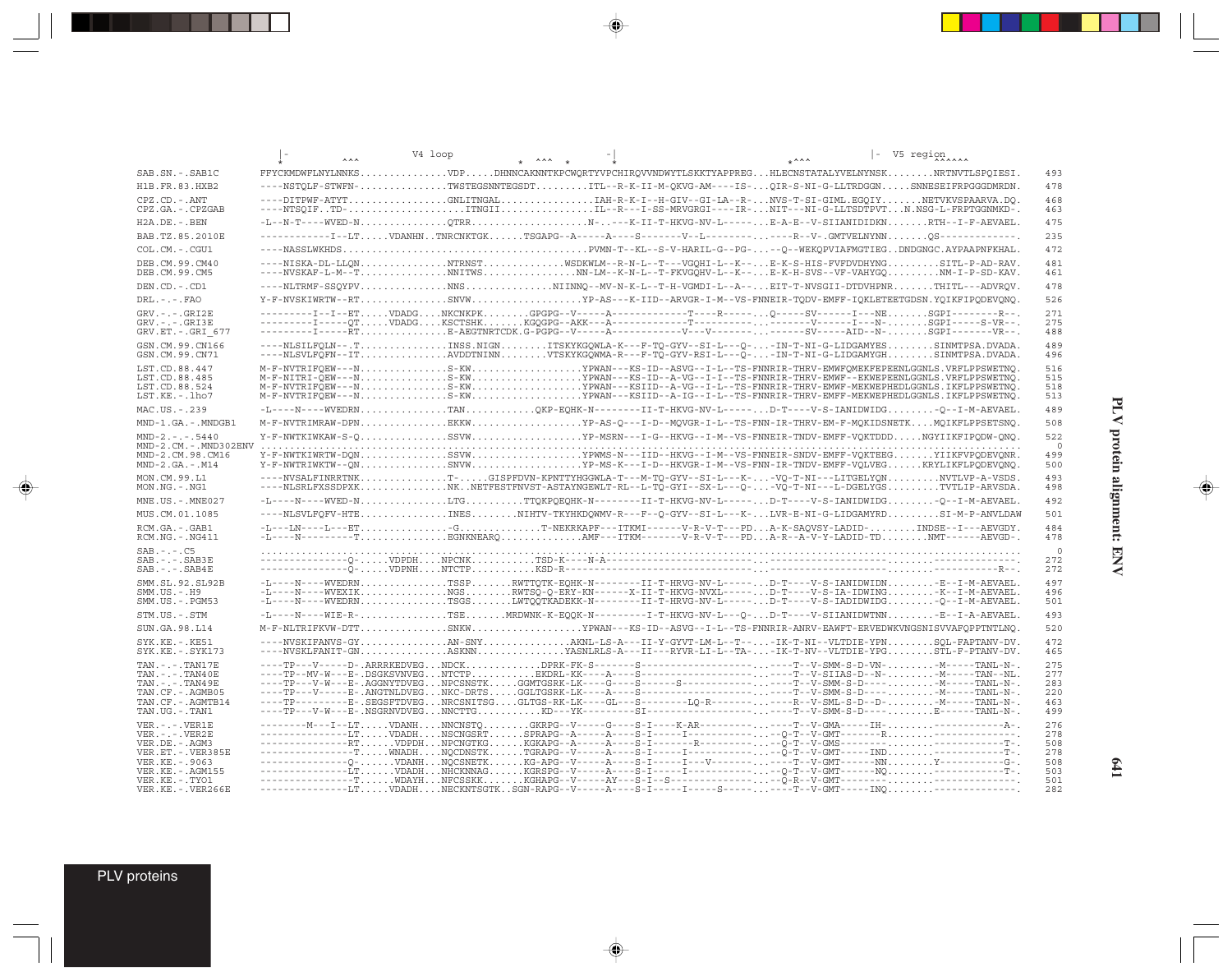```
                    |-        ^^^         V4 loop                      -|                            |-  V5 region
                    *                                  *  ^^^  *        *                      *^^^             ^^^^^^
SAB.SN.-.SAB1C      FFYCKMDWFLNYLNNKS...............VDP....DHNNCAKNNTKPCWQRTYVPCHIRQVVNDWYTLSKKTYAPPREG...HLECNSTATALYVELNYNSK........NRTNVTLSPQIESI.   493
H1B.FR.83.HXB2      ----NSTQLF-STWFN-...............TWSTEGSNNTEGSDT.........ITL--R-K-II-M-QKVG-AM----IS-...QIR-S-NI-G-LLTRDGGN.....SNNESEIFRPGGGDMRDN.   478
CPZ.CD.-.ANT        ----DITPWF-ATYT.................GNLITNGAL................IAH-R-K-I--H-GIV--GI-LA--R-...NVS-T-SI-GIML.EGQIY.......NETVKVSPAARVA.DQ.   468
CPZ.GA.-.CPZGAB     ----NTSQIF..TD-...................ITNGII................IL--R---I-SS-MRVGRGI----IR--..NIT---NI-G-LLTSDTPVT...N.NSG-L-FRPTGGNMKD-.   463
H2A.DE.-.BEN        -L--N-T----WVED-N...............QTRR...................N-.---K-II-T-HKVG-NV-L-----...E-A-E--V-SIIANIDIDKN.......RTH--I-F-AEVAEL.   475
BAB.TZ.85.2010E     -----------I--LT.....VDANHN..TNRCNKTGK......TSGAPG--A-----A----S-------V--L--------..----R--V-.GMTVELNYNN.......QS------------.   235
COL.CM.-.CGU1       ----NASSLWKHDS.........................................PVMN-T--KL--S-V-HARIL-G--PG-.....Q--WEKQPVIAFMGTIEG..DNDGNGC.AYPAAPNFKHAL.   472
DEB.CM.99.CM40      ----NISKA-DL-LLQN..............NTRNST.............WSDKWLM--R-N-L--T---VGQHI-L--K--...E-K-S-HIS-FVFDVDHYNG.........SITL-P-AD-RAV.   481
DEB.CM.99.CM5       ----NVSKAF-L-M--T..............NNITWS................NN-LM--K-N-L--T-FKVGQHV-L--K--...E-K-H-SVS--VF-VAHYGQ.........NM-I-P-SD-KAV.   461
DEN.CD.-.CD1        ----NLTRMF-SSQYPV..............NNS...............NIINNQ--MV-N-K-L--T-H-VGMDI-L--A--...EIT-T-NVSGII-DTDVHPNR.......THITL---ADVRQV.   478
DRL.-.-.FAO         Y-F-NVSKIWRTW--RT..............SNVW...................YP-AS---K-IID--ARVGR-I-M--VS-FNNEIR-TQDV-EMFF-IQKLETEETGDSN.YQIKFIPQDEVQNQ.   526
GRV.-.-.GRI2E       ---------I--I--ET.....VDADG....NKCNKPK........GPGPG--V-----A-------------T----R------...Q-----SV------I---NE.......SGPI--------R--.   271
GRV.-.-.GRI3E       ---------I-----QT.....VDADG....KSCTSHK.......KGQGPG--AKK---A-------------T-----------.--------V------I---N-.......SGPI------S-VR--.   275
GRV.ET.-.GRI_677    ---------I-----RT..............E-AEGTNRTCDK.G-PGPG--V-----A-------------V---V--------.--------SV------AID--N-.......SGPI-------VR--.   488
GSN.CM.99.CN166     ----NLSILFQLN--.T..............INSS.NIGN........ITSKYKGQWLA-K---F-TQ-GYV--SI-L---Q-....-IN-T-NI-G-LIDGAMYES........SINMTPSA.DVADA.   489
GSN.CM.99.CN71      ----NLSVLFQFN--IT..............AVDDTNINN........VTSKYKGQWMA-R---F-TQ-GYV-RSI-L---Q-....-IN-T-NI-G-LIDGAMYGH........SINMTPSA.DVADA.   496
LST.CD.88.447       M-F-NVTRIFQEW---N..............S-KW...................YPWAN---KS-ID--ASVG--I-L--TS-FNNRIR-THRV-EMWFQMEKFEPEENLGGNLS.VRFLPPSWETNQ.   516
LST.CD.88.485       M-F-NITRI-QEW---N..............S-KW...................YPWAN---KS-ID--A-VG--I-I--TS-FNNRIR-THRV-EMWF--EKWEPEENLGGNLS.VRFLPPSWETNQ.   515
LST.CD.88.524       M-F-NVTRIFQEW---N..............S-KW...................YPWAN---KSIID--A-VG--I-L--TS-FNNRIR-THRV-EMWF-MEKWEPHEDLGGNLS.IKFLPPSWETNQ.   518
LST.KE.-.lho7       M-F-NVTRIFQEW---N..............S-KW...................YPWAN---KSIID--A-IG--I-L--TS-FNNRIR-THRV-EMFF-MEKWEPHEDLGGNLS.IKFLPPSWETNQ.   513
MAC.US.-.239        -L----N----WVEDRN..............TAN............QKP-EQHK-N--------II-T-HKVG-NV-L-----...D-T----V-S-IANIDWIDG.........-Q--I-M-AEVAEL.   489
MND-1.GA.-.MNDGB1   M-F-NVTRIMRAW-DPN..............EKKW...................YP-AS-Q---I-D--MQVGR-I-L--TS-FNN-IR-THRV-EM-F-MQKIDSNETK....MQIKFLPPSETSNQ.   508
MND-2.-.-.5440      Y-F-NWTKIWKAW-S-Q..............SSVW...................YP-MSRN---I-G--HKVG--I-M--VS-FNNEIR-TNDV-EMFF-VQKTDDD....NGYIIKFIPQDW-QNQ.   522
MND-2.CM.-.MND302ENV ....................................................................................................................................     0
MND-2.CM.98.CM16    Y-F-NWTKIWRTW-DQN..............SSVW...................YPWMS-N---IID--HKVG--I-M--VS-FNNEIR-SNDV-EMFF-VQKTEEG.......YIIKFVPQDEVQNR.   499
MND-2.GA.-.M14      Y-F-NWTRIWKTW--QN..............SNVW...................YP-MS-K---I-D--HKVGR-I-M--VS-FNN-IR-TNDV-EMFF-VQLVEG......KRYLIKFLPQDEVQNQ.   500
MON.CM.99.L1        ----NVSALFINRRTNK..............T-......GISPFDVN-KPNTTYHGGWLA-T---M-TQ-GYV--SI-L---K-....-VQ-T-NI---LITGELYQN.........NVTLVP-A-VSDS.   493
MON.NG.-.NG1        ----NLSRLFXSSDPXK..............NK..NETFESTFNVST-ASTAYNGEWLT-RL--L-TQ-GYI--SX-L---Q-....-VQ-T-NI---L-DGELYGS.........TVTLIP-ARVSDA.   498
MNE.US.-.MNE027     -L----N----WVED-N..............LTG..........TTQKPQEQHK-N--------II-T-HKVG-NV-L-----...D-T----V-S-IANIDWIDG.........-Q--I-M-AEVAEL.   492
MUS.CM.01.1085      ----NLSVLFQFV-HTE..............INES.......NIHTV-TKYHKDQWMV-R---F--Q-GYV--SI-L---K-...LVR-E-NI-G-LIDGAMYRD.........SI-M-P-ANVLDAW   501
RCM.GA.-.GAB1       -L---LN----L---ET..............-G..............T-NEKRKAPF---ITKMI------V-R-V-T---PD...A-K-SAQVSY-LADID-........INDSE--I---AEVGDY.   484
RCM.NG.-.NG411      -L----N---------T..............EGNKNEARQ..............AMF---ITKM-------V-R-V-T---PD...A-R--A-V-Y-LADID-TD........NMT------AEVGD-.   478
SAB.-.-.C5          ....................................................................................................................................     0
SAB.-.-.SAB3E       ---------------Q-.....VDPDH....NPCNK..........TSD-K----N-A-----------------------------.---------------------------------------------.   272
SAB.-.-.SAB4E       ---------------Q-.....VDPNH....NTCTP..........KSD-R------------------------------------.----------------------------------------R--.   272
SMM.SL.92.SL92B     -L----N----WVEDRN..............TSSP.......RWTTQTK-EQHK-N--------II-T-HRVG-NV-L-----...D-T----V-S-IANIDWIDN.........-E--I-M-AEVAEL.   497
SMM.US.-.H9         -L----N----WVEXIK..............NGS........RWTSQ-Q-ERY-KN------X-II-T-HKVG-NVXL-----...D-T----V-S-IA-IDWING.........-K--I-M-AEVAEL.   496
SMM.US.-.PGM53      -L----N----WVEDRN..............TSGS.......LWTQQTKADEKK-N--------II-T-HRVG-NV-L-----...D-T----V-S-IADIDWIDG.........-Q--I-M-AEVAEL.   501
STM.US.-.STM        -L----N----WIE-R-..............TSE.......MRDWNK-K-EQQK-N---------I-T-HKVG-NV-L---Q-...D-T----V-S-SIIANIDWTNN.........-E--I-A-AEVAEL.   493
SUN.GA.98.L14       M-F-NLTRIFKVW-DTT..............SNKW...................YPWAN---KS-ID--ASVG--I-L--TS-FNNRIR-ANRV-EAWFT-ERVEDWKVNGSNISVVAFQPPTNTLNQ.   520
SYK.KE.-.KE51       ----NVSKIFANVS-GY..............AN-SNY...............AKNL-LS-A---II-Y-GYVT-LM-L--T--...-IK-T-NI--VLTDIE-YPN........SQL-FAPTANV-DV.   472
SYK.KE.-.SYK173     ----NVSKLFANIT-GN..............ASKNN..............YASNLRLS-A---II---RYVR-LI-L--TA-...-IK-T-NV--VLTDIE-YPG........STL-F-PTANV-DV.   465
TAN.-.-.TAN17E      ----TP---V-----D-.ARRRKEDVEG...NDCK.............DPRK-FK-S-------S------------------..----T--V-SMM-S-D-VN-.........-M-----TANL-N-.   275
TAN.-.-.TAN40E      ----TP--MV-W---E-.DSGKSVNVEG...NTCTP..........EKDRL-KK----A----S-------------------..----T--V-SIIAS-D--N-.........-M-----TAN--NL.   277
TAN.-.-.TAN49E      ----TP---V-W---E-.AGGNYTDVEG...NPCSNSTK.....GGMTGSRK-LK----G----S------S-----------..----T--V-SMM-S-D-----------.........-M-----TANL-N-.   283
TAN.CF.-.AGMB05     ----TP---V-----E-.ANGTNLDVEG...NKC-DRTS.....GGLTGSRK-LK----A----S------------------..----T--V-SMM-S-D-----------.........-M-----TANL-N-.   220
TAN.CF.-.AGMTB14    ----TP---------E-.SEGSFTDVEG...NRCSNITSG....GLTGS-RK-LK----GL---S--------LQ-R------..----R--V-SML-S-D--D-.........-M-----TANL-N-.   463
TAN.UG.-.TAN1       ----TP---V-W---E-.NSGRNVDVEG...NNCTTG...........KD----YK---------SI----------------..----T--V-SMM-S-D----.........E------TANL-N-.   499
VER.-.-.VER1E       --------M---I--LT.....VDANH....NNCNSTQ........GKRPG--V-----G----S-I-----K-AR--------..----T--V-GMA-----IH-........------------A-.   276
VER.-.-.VER2E       ---------------LT.....VDADH....NSCNGSRT.......SPRAPG--A-----A----S-I-----I----------..---Q-T--V-GMT-------R......------------------.   278
VER.DE.-.AGM3       ---------------RT......VDPDH...NPCNGTKG.......KGKAPG--A-----A----S-I--------R--------..---Q-T--V-GMS--------------........------------T-.   508
VER.ET.-.VER385E    -----------------T.....WNADH...NQCDNSTK.......TGRAPG--V-----A----S-I-----I----------..---Q-T--V-GMT-----IND.........------------T-.   278
VER.KE.-.9063       ---------------Q-......VDANH...NQCSNETK.......KG-APG--V-----A----S-I-----I---V-------..----T--V-GMT-----NN........Y-----------G-.   508
VER.KE.-.AGM155     ---------------LT......VDADH...NHCKNNAG.......KGRSPG--V-----A----S-I-----I----------..---Q-T--V-GMT------NQ........------------T-.   503
VER.KE.-.TYO1       -----------------T......WDAYH...NFCSSKK.......KGHAPG--V-----AY---S-I--S-------------..---Q-R--V-GMT-------------------------------.   501
VER.KE.-.VER266E    ---------------LT.....VDADH....NECKNTSGTK..SGN-RAPG--V-----A----S-I-----I-----S-----..----T--V-GMT-----INQ.........--------------.   282
```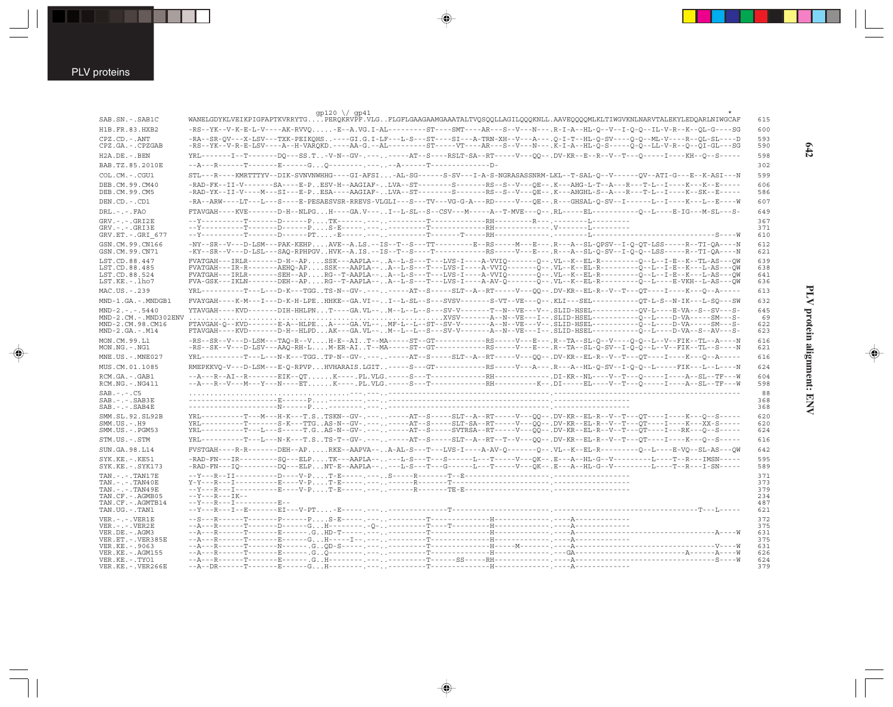```
                                         gp120 \/ gp41                                                                                                    *
SAB.SN.-.SAB1C          WANELGDYKLVEIKPIGFAPTKVRRYTG....PERQKRVPF.VLG..FLGFLGAAGAAMGAAATALTVQSQQLLAGILQQQKNLL.AAVEQQQQMLKLTIWGVKNLNARVTALEKYLEDQARLNIWGCAF   615
H1B.FR.83.HXB2          -RS--YK--V-K-E-L-V----AK-RVVQ......-E--A.VG.I-AL---------ST----SMT----AR---S--V---N---.R-I-A--HL-Q--V--I-Q-Q--IL-V-R--K--QL-G----SG   600
CPZ.CD.-.ANT            -RA--SR-QV---X-LSV---TXK-PEIKQHS..-----GI.G.I-LF---L-S---ST----SI---A-TRN-XH--V---A---.Q-I-T--HL-Q-SV----Q-Q--ML-V----R--QL-SL----D   593
CPZ.GA.-.CPZGAB         -RS--YK--V-R-E-LSV----A--H-VARQKD.-----AA-G.--AL---------ST-----VT----AR---S--V---N---.K-I-A--HL-Q-S-----Q-Q--LL-V-R--Q--QI-GL---SG   590
H2A.DE.-.BEN            YRL-------I--T-------DQ---SS.T..-V-N--GV-.----.------AT--S----RSLT-SA--RT-----V---QQ--.DV-KR--E--R--V--T---Q-----I----KH--Q--S-----   598
BAB.TZ.85.2010E         --A---R-------T-------E------G...Q---------.----.--A------T--------------D-                                                             302
COL.CM.-.CGU1           STL---R----KMRTTTYV--DIK-SVNVNWHHG----GI-AFSI...-AL-SG------S-SV---I-A-S-NGRASASSNRM-LKL--T-SAL-Q--V------QV--ATI-G---E--K-ASI---N   599
DEB.CM.99.CM40          -RAD-FK--II-V-------SA----E-P..ESV-H--AAGIAF-..LVA--ST---------S-------RS--S--V---QE--.K---AHG-L-T--A---R---T-L--I-----K---K--E-----   606
DEB.CM.99.CM5           -RAD-YK--II-V----M---SI---E-P..ESA----AAGIAF-..LVA--ST---------S-------RS--S--V---QE--.K---AHGHL-S--A---R---T-L--I-----K--SK--E-----   586
DEN.CD.-.CD1            -RA--ARW----LT---L---S----E-PESAESVSR-RREVS-VLGLI---S---TV---VG-G-A---RD-----V---QE--.R---GHSAL-Q-SV--I------L--I----K---L--E----W   607
DRL.-.-.FAO             FTAVGAH----KVE-------D-H--NLPG..H----GA.V---..I--L-SL--S--CSV---M-----A--T-MVE---Q--.RL-----EL-----------Q--L----E-IG---M-SL---S-   649
GRV.-.-.GRI2E           --Y----------T-------D------P....TK------.----.---------T-------------RH---------R---.-------L---------                              367
GRV.-.-.GRI3E           --Y----------T-------D------P....S-E-----.----.---------T-------------RH-------------.V-------L---------                              371
GRV.ET.-.GRI_677        --Y----------T-------D------PT....-E-----.----.---------T-------T-----RH-------------.-------L------------------------------------S----W   610
GSN.CM.99.CN166         -NY--SR--V---D-LSM---PAK-KEHP....AVE--A.LS.--IS--T--S---TT---------E--RS-----M---E---.R---A--SL-QPSV--I-Q-QT-LSS-----R--TI-QA----N   612
GSN.CM.99.CN71          -KY--SR--V---D-LSL---SAQ-RPHPGV..HVK--A.IS.--IS--T--S---T--------------RS-----V---E---.R---A--SL-Q-SV--I-Q-Q--LSS-----R--TI-QA----N   621
LST.CD.88.447           FVATGAH---IRLR-------D-H--AP....SSK---AAPLA--..A--L-S---T---LVS-I----A-VVIQ-------Q--.VL--K--EL-R---------Q--L--I-E--K--TL-AS---QW   639
LST.CD.88.485           FVATGAH---IR-R-------AEHQ-AP....SSK---AAPLA--..A--L-S---T---LVS-I----A-VVIQ-------Q--.VL--K--EL-R---------Q--L--I-E--K---L-AS---QW   638
LST.CD.88.524           FVATGAH---IRLR-------SEH--AP....RG--T-AAPLA--..A--L-S---T---LVS-I----A-VVIQ-------Q--.VL--K--EL-R---------Q--L--I-E--K---L-AS---QW   641
LST.KE.-.lho7           FVA-GSK---IKLN-------DEH--AP....RG--T-AAPLA--..A--L-S---T---LVS-I----A-AV-Q-------Q--.VL--K--EL-R---------Q--L----E-VKH--L-AS---QW   636
MAC.US.-.239            YRL----------T---L---D-K---TGG..TS-N--GV-.----.------AT--S----SLT--A--RT-----V---QQ--.DV-KR--EL-R--V--T---QT----I-----K---Q--A-----   613
MND-1.GA.-.MNDGB1       FVAYGAH----K-M---I---D-K-H-LPE..HHKE--GA.VI--..I--L-SL--S---SVSV-------S-VT--VE---Q--.KLI---SEL-----------QT-L-S--N-IK---L-SQ---SW   632
MND-2.-.-.5440          YTAVGAH----KVD-------DIH-HHLPN..T----GA.VL--..M--L--L--S---SV-V-------T--N--VE---V--.SLID-HSEL-----------QV-L----E-VA--S--SV---S-   645
MND-2.CM.-.MND302ENV    ..........................................................XVSV-------A--N--VE---I--.SLID-HSEL-----------Q--L----D-VA-----SM---S-    69
MND-2.CM.98.CM16        FTAVGAH-Q--KVD-------E-A--HLPE..A----GA.VL--..MF-L--L--ST--SV-V-------A--N--VE---V--.SLID-HSEL-----------Q--L----D-VA-----SM---S-   622
MND-2.GA.-.M14          FTAVGAH----KVD-------D-H--HLPD..AK---GA.VL--..M--L--L--S---SV-V-------A--N--VE---I--.SLID-HSEL-----------Q--L----D-VA--S--AV---S-   623
MON.CM.99.L1            -RS--SR--V---D-LSM---TAQ-R--V....H-E--AI..T--MA-----ST--GT------------RS-----V---E---.R--TA--SL-Q--V----Q-Q--L--V--FIK--TL--A----N   616
MON.NG.-.NG1            -RS--SK--V---D-LSV---AAQ-RH-L....M-ER-AI..T--MA-----ST--GT------------RS-----V---E---.R--TA--SL-Q-SV--I-Q-Q--L--V--FIK--TL--S----N   621
MNE.US.-.MNE027         YRL----------T---L---N-K---TGG..TP-N--GV-.----.------AT--S----SLT--A--RT-----V---QQ--.DV-KR--EL-R--V--T---QT----I-----K---Q--A-----   616
MUS.CM.01.1085          RMEPKKVQ-V---D-LSM---E-Q-RPVP...HVHARAIS.LGIT..-----S---GT------------RS-----V---A---.R---A--HL-Q-SV--I-Q-Q--L-----FIK---L--L----N   624
RCM.GA.-.GAB1           --A---R--AI--R-------EIK--QT......K-----.PL.VLG.-----S---T-------------RH--------------.DI-KR--NL----V--T---Q-----I----A--SL--TF---W   604
RCM.NG.-.NG411          --A---R--V----M---Y---N----ET......K-----.PL.VLG.-----S---T-------------RH-----------K--.DI----EL----V--T---Q-----I----A--SL--TF---W   598
SAB.-.-.C5              ..........................---.----.----.-------------------------------------.------------------------------------------------    88
SAB.-.-.SAB3E           ---------------------E------P....--------.----.--------------------------------------.-------------------                              368
SAB.-.-.SAB4E           ---------------------N------P....--------.----.--------------------------------------.-------------------                              368
SMM.SL.92.SL92B         YRL----------T---M---H-K---T.S..TSKN--GV-.----.------AT--S-----SLT--A--RT-----V---QQ--.DV-KR--EL-R--V--T---QT----I-----K---Q--S-----   620
SMM.US.-.H9             YRL----------T-------S-K---TTG..AS-N--GV-.----.------AT--S-----SLT-SA--RT-----V---QQ--.DV-KR--EL-R--V--T---QT----I-----K---XX-S-----   620
SMM.US.-.PGM53          YRL----------T---L---S-----T.G..AS-N--GV-.----.------AT--S-----SVTRSA--RT-----V---QQ--.DV-KR--EL-R--V--T---QT----I----RK---Q--S-----   624
STM.US.-.STM            YRL----------T---L---N-K---T.S..TS-T--GV-.----.------AT--S-----SLT--A--RT--T--V---QQ--.DV-KR--EL-R--V--T---QT----I-----K---Q--S-----   616
SUN.GA.98.L14           FVSTGAH----R-R-------DEH--AP....RKE--AAPVA--..A-AL-S---T---LVS-I----A-AV-Q-------Q--.VL--K--EL-R---------Q--L----E-VQ--SL-AS---QW   642
SYK.KE.-.KE51           -RAD-FN---IR---------SQ---ELP....TK---AAPLA--..----L-S---T---S-------L---T-----V---QK--.E---A--HL-G--V---------L----T--R---IMSN-----   595
SYK.KE.-.SYK173         -RAD-FN---IQ---------DQ---ELP....NT-E--AAPLA--..----L-S---T---G-------L---T-----V---QK--.E---A--HL-G--V---------L----T--R---I-SN-----   589
TAN.-.-.TAN17E          --Y---R--II----------D----V-P....T-E-----.----.S-----R--------T--E--------------------.-----------------                              371
TAN.-.-.TAN40E          Y-Y---R---I----------E----V-P....T-E-----.----.-------R--------T-----------------------.-----------------                              373
TAN.-.-.TAN49E          --Y---R---I----------E----V-P....T-E-----.----.-------R--------TE-E-------------------.-----------------                              379
TAN.CF.-.AGMB05         --Y---R---IK--                                                                                                                    234
TAN.CF.-.AGMTB14        --Y---R---I----------E--                                                                                                          487
TAN.UG.-.TAN1           --Y---R---I--E-------EI---V-PT....-E-----.----.-------------T------------------------.-------------------------------T---L-----   621
VER.-.-.VER1E           --S---R------T-------P------P....S-E-----.----.---------T-------------H--------------.----A------------                              372
VER.-.-.VER2E           --A---R------T-------D------G...H--------.-Q--.---------T----T--------H--------------.----A-------------------------------A----W   375
VER.DE.-.AGM3           --A---R------T-------E------.G..HD-T-----.----.---------T-------------H--------------.----A------------------------------------   631
VER.ET.-.VER385E        --A---R------T-------E------G...H-----I--.----.---------T-------------H--------------.----A------------                              375
VER.KE.-.9063           --A---R------T-------N------.G..QD-S-----.----.---------T-------------H-----M--------.----A-------------------------------V----W   631
VER.KE.-.AGM155         --A---R------T-------E------.G..Q--------.----.---------T-------------H--------------.---GA---------------------A------A----W   626
VER.KE.-.TYO1           --A---R------T-------E------.G..H--------.----.---------T------SS-----RH-------------.----A-------------------------------S----W   624
VER.KE.-.VER266E        --A--DR------T-------E------G...H--------.----.---------T-------------H--------------.----A------------                              379
```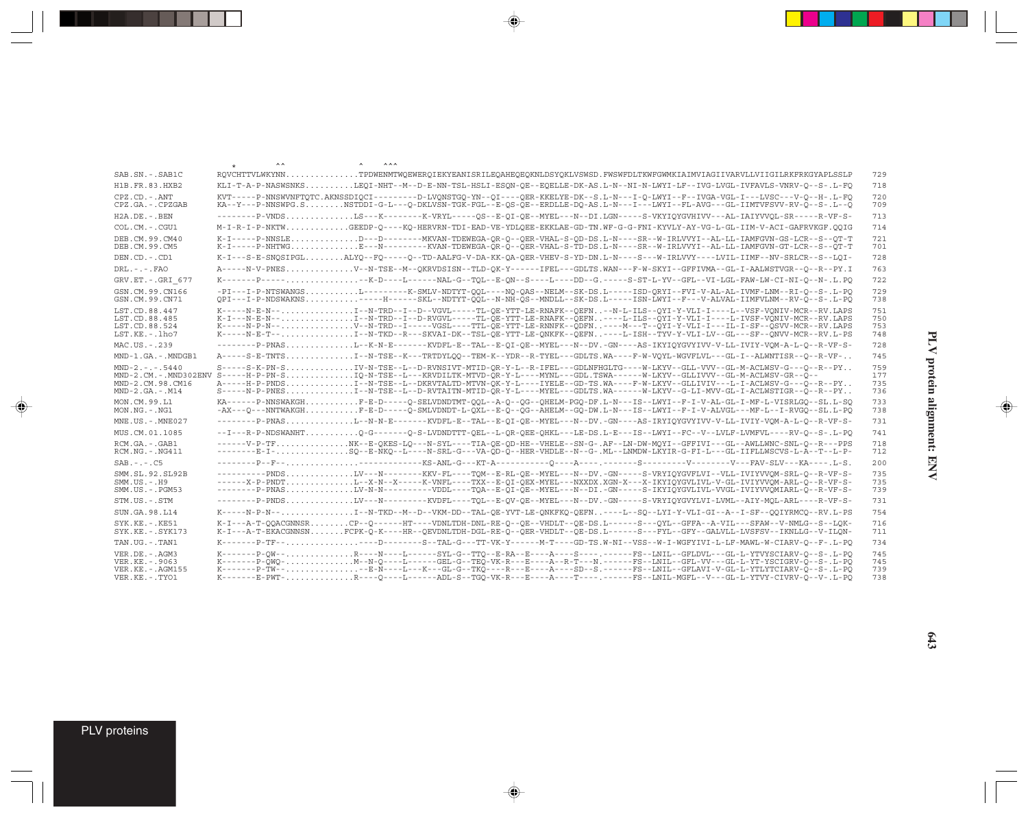```
                   *        ^^            ^     ^^^
SAB.SN.-.SAB1C       RQVCHTTVLWKYNN...............TPDWENMTWQEWERQIEKYEANISRILEQAHEQEQKNLDSYQKLVSWSD.FWSWFDLTKWFGWMKIAIMVIAGIIVARVLLVIIGILRKFRKGYAPLSSLP   729
H1B.FR.83.HXB2       KLI-T-A-P-NASWSNKS..........LEQI-NHT--M--D-E-NN-TSL-HSLI-ESQN-QE--EQELLE-DK-AS.L-N--NI-N-LWYI-LF--IVG-LVGL-IVFAVLS-VNRV-Q--S-.L-FQ   718
CPZ.CD.-.ANT         KVT-----P-NNSWVNFTQTC.AKNSSDIQCI---------D-LVQNSTGQ-YN--QI----QER-KKELYE-DK--S.L-N---I-Q-LWYI--F--IVGA-VGL-I---LVSC---V-Q--H-.L-FQ   720
CPZ.GA.-.CPZGAB      KA--Y---P-NNSWPG.S........NSTDDI-G-L---Q-DKLVSN-TGK-FGL--E-QS-QE--ERDLLE-DQ-AS.L-N---I---LWYI--FL-AVG---GL-IIMTVFSVV-RV-Q--S-.L--Q   709
H2A.DE.-.BEN         --------P-VNDS..............LS---K--------K-VRYL-----QS--E-QI-QE--MYEL---N--DI.LGN-----S-VKYIQYGVHIVV---AL-IAIYVVQL-SR-----R-VF-S-   713
COL.CM.-.CGU1        M-I-R-I-P-NKTW.............GEEDP-Q----KQ-HERVRN-TDI-EAD-VE-YDLQEE-EKKLAE-GD-TN.WF-G-G-FNI-KYVLY-AY-VG-L-GL-IIM-V-ACI-GAFRVKGF.QQIG   714
DEB.CM.99.CM40       K-I-----P-NNSLE..............D---D--------MKVAN-TDEWEGA-QR-Q--QER-VHAL-S-QD-DS.L-N----SR--W-IRLVVYI--AL-LL-IAMFGVN-GS-LCR--S--QT-T   721
DEB.CM.99.CM5        K-I-----P-NHTWG..............E---N---------KVAN-TDEWEGA-QR-Q--QER-VHAL-S-TD-DS.L-N----SR--W-IRLVVYI--AL-LL-IAMFGVN-GT-LCR--S--QT-T   701
DEN.CD.-.CD1         K-I---S-E-SNQSIPGL........ALYQ--FQ-----Q--TD-AALFG-V-DA-KK-QA-QER-VHEV-S-YD-DN.L-N----S---W-IRLVVY----LVIL-IIMF--NV-SRLCR--S--LQI-  728
DRL.-.-.FAO          A-----N-V-PNES..............V--N-TSE--M--QKRVDSISN--TLD-QK-Y------IFEL---GDLTS.WAN---F-W-SKYI--GFFIVMA--GL-I-AALWSTVGR--Q--R--PY.I   763
GRV.ET.-.GRI_677     K-------P-----...............--K-D----L------NAL-G--TQL--E-QN--S----L----DD--G.-----S-ST-L-YV--GFL--VI-LGL-FAW-LW-CI-NI-Q--N-.L.PQ  722
GSN.CM.99.CN166      -PI---I-P-NTSWANGS...........L---------K-SMLV-NDTYT-QQL----NQ-QAS--NELM--SK-DS.L-----ISD-QRYI--FVI-V-AL-AL-IVMF-LNM--RI-Q--S-.L-PQ   729
GSN.CM.99.CN71       QPI---I-P-NDSWAKNS...........-----H------SKL--NDTYT-QQL--N-NH-QS--MNDLL--SK-DS.L-----ISN-LWYI--F---V-ALVAL-IIMFVLNM--RV-Q--S-.L-PQ   738
LST.CD.88.447        K-----N-E-N--...............I--N-TRD--I--D--VGVL-----TL-QE-YTT-LE-RNAFK--QEFN..--N-L-ILS--QYI-Y-VLI-I----L--VSF-VQNIV-MCR--RV.LAPS   751
LST.CD.88.485        K-I---N-E-N--...............I--N-TRD--I--D-RVGVL-----TL-QE-YTT-LE-RNAFK--QEFN..----L-ILS--QYI-Y-VLI-I----L-IVSF-VQNIV-MCR--RV.LAPS   750
LST.CD.88.524        K-----N-P-N--...............V--N-TRD--I-----VGSL----TTL-QE-YTT-LE-RNNFK--QDFN..----M---T--QYI-Y-VLI-I---IL-I-SF--QSVV-MCR--RV.LAPS   753
LST.KE.-.lho7        K-----N-E-T--...............I--N-TKD--R---SKVAI-DK--TSL-QE-YTT-LE-QNKFK--QEFN..----L-ISH--TYV-Y-VLI-LV--GL---SF--QNVV-MCR--RV.L-PS   748
MAC.US.-.239         --------P-PNAS..............L--K-N-E-------KVDFL-E--TAL--E-QI-QE--MYEL---N--DV.-GN----AS-IKYIQYGVYIVV-V-LL-IVIY-VQM-A-L-Q--R-VF-S-   728
MND-1.GA.-.MNDGB1    A-----S-E-TNTS..............I--N-TSE--K---TRTDYLQQ--TEM-K--YDR--R-TYEL---GDLTS.WA----F-W-VQYL-WGVFLVL---GL-I--ALWNTISR--Q--R-VF-..   745
MND-2.-.-.5440       S-----S-K-PN-S..............IV-N-TSE--L--D-RVNSIVT-MTID-QR-Y-L--R-IFEL---GDLNFHGLTG----W-LKYV--GLL-VVV--GL-M-ACLWSV-G---Q--R--PY..   759
MND-2.CM.-.MND302ENV S-----H-P-PN-S..............IQ-N-TSE--L---KRVDILTK-MTVD-QR-Y-L----MYNL---GDL.TSWA------W-LKYV--GLLIVVV--GL-M-ACLWSV-GR--Q--          177
MND-2.CM.98.CM16     A-----H-P-PNDS..............I--N-TSE--L--DKRVTALTD-MTVN-QK-Y-L----IYELE--GD-TS.WA----F-W-LKYV--GLLIVIV---L-I-ACLWSV-G---Q--R--PY..   735
MND-2.GA.-.M14       S-----N-P-PNES..............I--N-TSE--L--D-RVTAITN-MTID-QR-Y-L----MYEL---GDLTS.WA------W-LKYV--G-LI-MVV-GL-I-ACLWSTIGR--Q--R--PY..   736
MON.CM.99.L1         KA------P-NNSWAKGH...........F-E-D-----Q-SELVDNDTMT-QQL--A-Q--QG--QHELM-PGQ-DF.L-N---IS--LWYI--F-I-V-AL-GL-I-MF-L-VISRLGQ--SL.L-SQ   733
MON.NG.-.NG1         -AX---Q---NNTWAKGH...........F-E-D-----Q-SMLVDNDT-L-QXL--E-Q--QG--AHELM--GQ-DW.L-N---IS--LWYI--F-I-V-ALVGL---MF-L--I-RVGQ--SL.L-PQ   738
MNE.US.-.MNE027      --------P-PNAS..............L--N-N-E-------KVDFL-E--TAL--E-QI-QE--MYEL---N--DV.-GN----AS-IRYIQYGVYIVV-V-LL-IVIY-VQM-A-L-Q--R-VF-S-   731
MUS.CM.01.1085       --I---R-P-NDSWANHT...........Q-G-------Q-S-LVDNDTTT-QEL--L-QR-QEE-QHKL---LE-DS.L-E---IS--LWYI--FC--V--LVLF-LVMFVL----RV-Q--S-.L-PQ   741
RCM.GA.-.GAB1        ------V-P-TF...............NK--E-QKES-LQ---N-SYL----TIA-QE-QD-HE--VHELE--SN-G-.AF--LN-DW-MQYI--GFFIVI---GL--AWLLWNC-SNL-Q--R---PPS   718
RCM.NG.-.NG411       --------E-I-...............SQ--E-NKQ--L----N-SRL-G---VA-QD-Q--HER-VHDLE--N--G-.ML--LNMDW-LKYIR-G-FI-L---GL-IIFLLWSCVS-L-A--T--L-P-   712
SAB.-.-.C5           --------P--F--...............-----------KS-ANL-G---KT-A----------Q----A----.--------S---------V---------V---FAV-SLV---KA----.L-S.   200
SMM.SL.92.SL92B      ----------PNDS..............LV---N---------KKV-FL----TQM--E-RL-QE--MYEL---N--DV.-GN-----S-VRYIQYGVFLVI--VLL-IVIYVVQM-SRL-Q--R-VF-S-   735
SMM.US.-.H9          ------X-P-PNDT..............L--X-N--X-----K-VNFL-----TXX--E-QI-QEX-MYEL---NXXDX.XGN-X---X-IKYIQYGVLIVL-V-GL-IVIYVVQM-ARL-Q--R-VF-S-   735
SMM.US.-.PGM53       --------P-PNAS..............LV-N-N----------VDDL-----TQA--E-QI-QE--MYEL---N--DI.-GN-----S-IKYIQYGVLIVL-VVGL-IVIYVVQMIARL-Q--R-VF-S-   739
STM.US.-.STM         --------P-PNDS..............LV---N---------KVDFL-----TQL--E-QV-QE--MYEL---N--DV.-GN-----S-VRYIQYGVYLVI-LVML--AIY-MQL-ARL----R-VF-S-   731
SUN.GA.98.L14        K-----N-P-N--...............I--N-TKD--M--D--VKM-DD--TAL-QE-YVT-LE-QNKFKQ-QEFN..----L--SQ--LYI-Y-VLI-GI--A--I-SF--QQIYRMCQ--RV.L-PS   754
SYK.KE.-.KE51        K-I---A-T-QQACGNNSR........CP--Q------HT----VDNLTDH-DNL-RE-Q--QE--VHDLT--QE-DS.L------S---QYL--GFFA--A-VIL---SFAW--V-NMLG--S--LQK-   716
SYK.KE.-.SYK173      K-I---A-T-EKACGNNSN.......FCPK-Q-K----HR--QEVDNLTDH-DGL-RE-Q--QER-VHDLT--QE-DS.L------S---FYL--GFY--GALVLL-LVSFSV--IKNLLG--V-ILQN-   711
TAN.UG.-.TAN1        K-------P-TF--...............----D-------S--TAL-G---TT-VK-Y------M-T----GD-TS.W-NI--VSS--W-I-WGFYIVI-L-LF-MAWL-W-CIARV-Q--F-.L-PQ   734
VER.DE.-.AGM3        K-------P-QW--..............R----N----L------SYL-G--TTQ--E-RA--E----A----S----.------FS--LNIL--GFLDVL---GL-L-YTVYSCIARV-Q--S-.L-PQ   745
VER.KE.-.9063        K-------P-QWQ-..............M--N-Q----L------GEL-G--TEQ-VK-R---E----A--R-T---N.------FS--LNIL--GFL-VV---GL-L-YT-YSCIGRV-Q--S-.L-PQ   745
VER.KE.-.AGM155      K-------P-TW--..............--E-N----L---K---GL-G--TKQ----R---E----A----SD--S.------FS--LNIL--GFLAVI-V-GL-L-YTLYTCIARV-Q--S-.L-PQ   739
VER.KE.-.TYO1        K-------E-PWT-..............R----Q----L------ADL-S--TGQ-VK-R---E----A----T----.------FS--LNIL-MGFL--V---GL-L-YTVY-CIVRV-Q--V-.L-PQ   738
```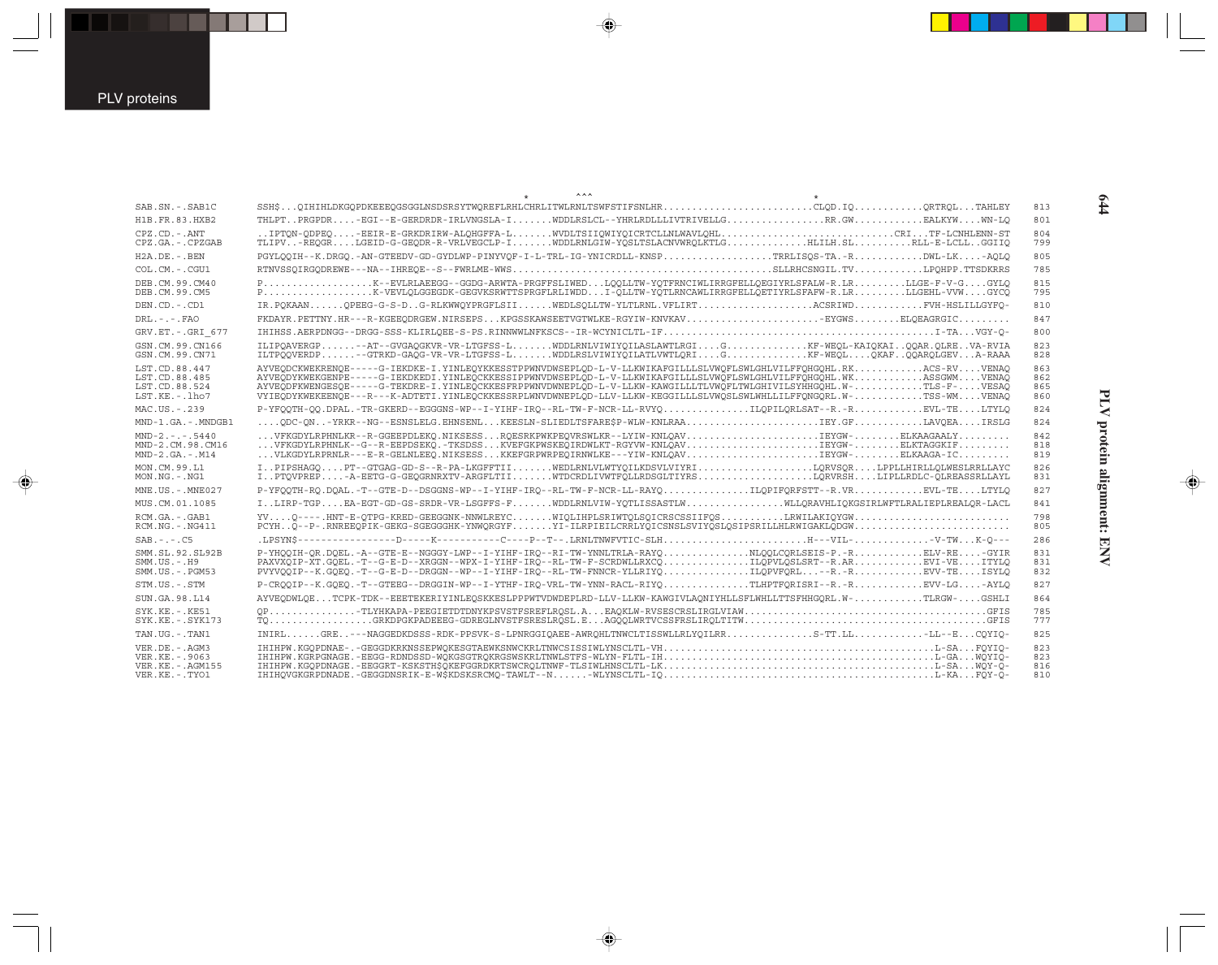```
                                                                               *          ^^^                                                          *
SAB.SN.-.SAB1C        SSH$...QIHIHLDKGQPDKEEEQGSGGLNSDSRSYTWQREFLRHLCHRLITWLRNLTSWFSTIFSNLHR.........................CLQD.IQ............QRTRQL...TAHLEY   813
H1B.FR.83.HXB2        THLPT..PRGPDR....-EGI--E-GERDRDR-IRLVNGSLA-I.......WDDLRSLCL--YHRLRDLLLIVTRIVELLG.................RR.GW............EALKYW....WN-LQ   801
CPZ.CD.-.ANT          ..IPTQN-QDPEQ....-EEIR-E-GRKDRIRW-ALQHGFFA-L.......WVDLTSIIQWIYQICRTCLLNLWAVLQHL.............................CRI...TF-LCNHLENN-ST  804
CPZ.GA.-.CPZGAB       TLIPV..-REQGR....LGEID-G-GEQDR-R-VRLVEGCLP-I.......WDDLRNLGIW-YQSLTSLACNVWRQLKTLG..............HLILH.SL..........RLL-E-LCLL..GGIIQ  799
H2A.DE.-.BEN          PGYLQQIH--K.DRGQ.-AN-GTEEDV-GD-GYDLWP-PINYVQF-I-L-TRL-IG-YNICRDLL-KNSP..................TRRLISQS-TA.-R............DWL-LK.....-AQLQ   805
COL.CM.-.CGU1         RTNVSSQIRGQDREWE---NA--IHREQE--S--FWRLME-WWS...........................................SLLRHCSNGIL.TV............LPQHPP.TTSDKRRS   785
DEB.CM.99.CM40        P..................K--EVLRLAEEGG--GGDG-ARWTA-PRGFFSLIWED...LQQLLTW-YQTFRNCIWLIRRGFELLQEGIYRLSFALW-R.LR.........LLGE-F-V-G....GYLQ   815
DEB.CM.99.CM5         P..................K-VEVLQLGGEGDK-GEGVKSRWTTSPRGFLRLIWDD...I-QLLTW-YQTLRNCAWLIRRGFELLQETIYRLSFAFW-R.LR.........LLGEHL-VVW....GYCQ   795
DEN.CD.-.CD1          IR.PQKAAN......QPEEG-G-S-D..G-RLKWWQYPRGFLSII......WEDLSQLLTW-YLTLRNL.VFLIRT....................ACSRIWD............FVH-HSLILLGYFQ-  810
DRL.-.-.FAO           FKDAYR.PETTNY.HR---R-KGEEQDRGEW.NIRSEPS...KPGSSKAWSEETVGTWLKE-RGYIW-KNVKAV.......................-EYGWS........ELQEAGRGIC.........  847
GRV.ET.-.GRI_677      IHIHSS.AERPDNGG--DRGG-SSS-KLIRLQEE-S-PS.RINNWWLNFKSCS--IR-WCYNICLTL-IF.............................................I-TA....VGY-Q-   800
GSN.CM.99.CN166       ILIPQAVERGP......--AT--GVGAQGKVR-VR-LTGFSS-L.......WDDLRNLVIWIYQILASLAWTLRGI....G..............KF-WEQL-KAIQKAI..QQAR.QLRE..VA-RVIA  823
GSN.CM.99.CN71        ILTPQQVERDP......--GTRKD-GAQG-VR-VR-LTGFSS-L.......WDDLRSLVIWIYQILATLVWTLQRI....G..............KF-WEQL....QKAF..QQARQLGEV...A-RAAA  828
LST.CD.88.447         AYVEQDCKWEKRENQE-----G-IEKDKE-I.YINLEQYKKESSTPPWNVDWSEPLQD-L-V-LLKWIKAFGILLLSLVWQFLSWLGHLVILFFQHGQHL.RK............ACS-RV....VENAQ  863
LST.CD.88.485         AYVEQDYKWEKGENPE-----G-IEKDKEDI.YINLEQCKKESSIPPWNVDWSEPLQD-L-V-LLKWIKAFGILLLSLVWQFLSWLGHLVILFFQHGQHL.WK............ASSGWM....VENAQ  862
LST.CD.88.524         AYVEQDFKWENGESQE-----G-TEKDRE-I.YINLEQCKKESFRPPWNVDWNEPLQD-L-V-LLKW-KAWGILLLTLVWQFLTWLGHIVILSYHHGQHL.W-............TLS-F-....VESAQ  865
LST.KE.-.lho7         VYIEQDYKWEKEENQE---R---K-ADTETI.YINLEQCKKESSRPLWNVDWNEPLQD-LLV-LLKW-KEGGILLLSLVWQSLSWLWHLLILFFQNGQRL.W-............TSS-WM....VENAQ  860
MAC.US.-.239          P-YFQQTH-QQ.DPAL.-TR-GKERD--EGGGNS-WP--I-YIHF-IRQ--RL-TW-F-NCR-LL-RVYQ..............ILQPILQRLSAT--R.-R............EVL-TE....LTYLQ  824
MND-1.GA.-.MNDGB1     ....QDC-QN..-YRKR--NG--ESNSLELG.EHNSENL...KEESLN-SLIEDLTSFARE$P-WLW-KNLRAA.......................IEY.GF............LAVQEA....IRSLG  824
MND-2.-.-.5440        ...VFKGDYLRPHNLKR--R-GGEEPDLEKQ.NIKSESS...RQESRKPWKPEQVRSWLKR--LYIW-KNLQAV.......................IEYGW-........ELKAAGAALY.........  842
MND-2.CM.98.CM16      ...VFKGDYLRPHNLK--G--R-EEPDSEKQ.-TKSDSS...KVEFGKPWSKEQIRDWLKT-RGYVW-KNLQAV.......................IEYGW-........ELKTAGGKIF.........  818
MND-2.GA.-.M14        ...VLKGDYLRPRNLR---E-R-GELNLEEQ.NIKSESS...KEFGRPWRPEQIRNWLKE---YIW-KNLQAV.......................IEYGW-........ELKAAGA-IC.........  819
MON.CM.99.L1          I..PIPSHAGQ....PT--GTGAG-GD-S--R-PA-LKGFFTII.......WEDLRNLVLWTYQILKDSVLVIYRI....................LQRVSQR....LPPLLHIRLLQLWESLRRLLAYC  826
MON.NG.-.NG1          I..PTQVPREP....-A-EETG-G-GEQGRNRXTV-ARGFLTII.......WTDCRDLIVWTFQLLRDSGLTIYRS....................LQRVRSH....LIPLLRDLC-QLREASSRLLAYL  831
MNE.US.-.MNE027       P-YFQQTH-RQ.DQAL.-T--GTE-D--DSGGNS-WP--I-YIHF-IRQ--RL-TW-F-NCR-LL-RAYQ...............ILQPIFQRFSTT--R.VR............EVL-TE....LTYLQ  827
MUS.CM.01.1085        I..LIRP-TGP....EA-EGT-GD-GS-SRDR-VR-LSGFFS-F.......WDDLRNLVIW-YQTLISSASTLW................WLLQRAVHLIQKGSIRLWFTLRALIEPLREALQR-LACL  841
RCM.GA.-.GAB1         YV....Q-----.HNT-E-QTPG-KRED-GEEGGNK-NNWLREYC.......WIQLIHPLSRIWTQLSQICRSCSSIIFQS...........LRWILAKIQYGW..........................  798
RCM.NG.-.NG411        PCYH..Q--P-.RNREEQPIK-GEKG-SGEGGGHK-YNWQRGYF.......YI-ILRPIEILCRRLYQICSNSLSVIYQSLQSIPSRILLHLRWIGAKLQDGW..........................  805
SAB.-.-.C5            .LPSYN$-----------------D-----K-----------C----P--T--.LRNLTNWFVTIC-SLH........................H---VIL-.............-V-TW...K-Q---   286
SMM.SL.92.SL92B       P-YHQQIH-QR.DQEL.-A--GTE-E--NGGGY-LWP--I-YIHF-IRQ--RI-TW-YNNLTRLA-RAYQ...............NLQQLCQRLSEIS-P.-R............ELV-RE.....-GYIR  831
SMM.US.-.H9           PAXVXQIP-XT.GQEL.-T--G-E-D--XRGGN--WPX-I-YIHF-IRQ--RL-TW-F-SCRDWLLRXCQ...............ILQPVLQSLSRT--R.AR............EVI-VE....ITYLQ  831
SMM.US.-.PGM53        PVYVQQIP--K.GQEQ.-T--G-E-D--DRGGN--WP--I-YIHF-IRQ--RL-TW-FNNCR-YLLRIYQ...............ILQPVFQRL...--R.-R............EVV-TE....ISYLQ  832
STM.US.-.STM          P-CRQQIP--K.GQEQ.-T--GTEEG--DRGGIN-WP--I-YTHF-IRQ-VRL-TW-YNN-RACL-RIYQ..............TLHPTFQRISRI--R.-R............EVV-LG.....-AYLQ  827
SUN.GA.98.L14         AYVEQDWLQE...TCPK-TDK--EEETEKERIYINLEQSKKESLPPPWTVDWDEPLRD-LLV-LLKW-KAWGIVLAQNIYHLLSFLWHLLTTSFHHGQRL.W-............TLRGW-.....GSHLI  864
SYK.KE.-.KE51         QP...............-TLYHKAPA-PEEGIETDTDNYKPSVSTFSREFLRQSL.A...EAQKLW-RVSESCRSLIRGLVIAW.........................................GFIS  785
SYK.KE.-.SYK173       TQ..................GRKDPGKPADEEEG-GDREGLNVSTFSRESLRQSL.E...AGQQLWRTVCSSFRSLIRQLTITW.........................................GFIS  777
TAN.UG.-.TAN1         INIRL......GRE..---NAGGEDKDSSS-RDK-PPSVK-S-LPNRGGIQAEE-AWRQHLTNWCLTISSWLLRLYQILRR...............S-TT.LL............-LL--E...CQYIQ-  825
VER.DE.-.AGM3         IHIHPW.KGQPDNAE-.-GEGGDKRKNSSEPWQKESGTAEWKSNWCKRLTNWCSISSIWLYNSCLTL-VH.............................................L-SA...FQYIQ-   823
VER.KE.-.9063         IHIHPW.KGRPGNAGE.-EEGG-RDNDSSD-WQKGSGTRQKRGSWSKRLTNWLSTFS-WLYN-FLTL-IH.............................................L-GA...WQYIQ-   823
VER.KE.-.AGM155       IHIHPW.KGQPDNADE.-EEGGRT-KSKSTH$QKEFGGRDKRTSWCRQLTNWF-TLSIWLHNSCLTL-LK.............................................L-SA...WQY-Q-   816
VER.KE.-.TYO1         IHIHQVGKGRPDNADE.-GEGGDNSRIK-E-W$KDSKSRCMQ-TAWLT--N......-WLYNSCLTL-IQ.............................................L-KA...FQY-Q-   810
```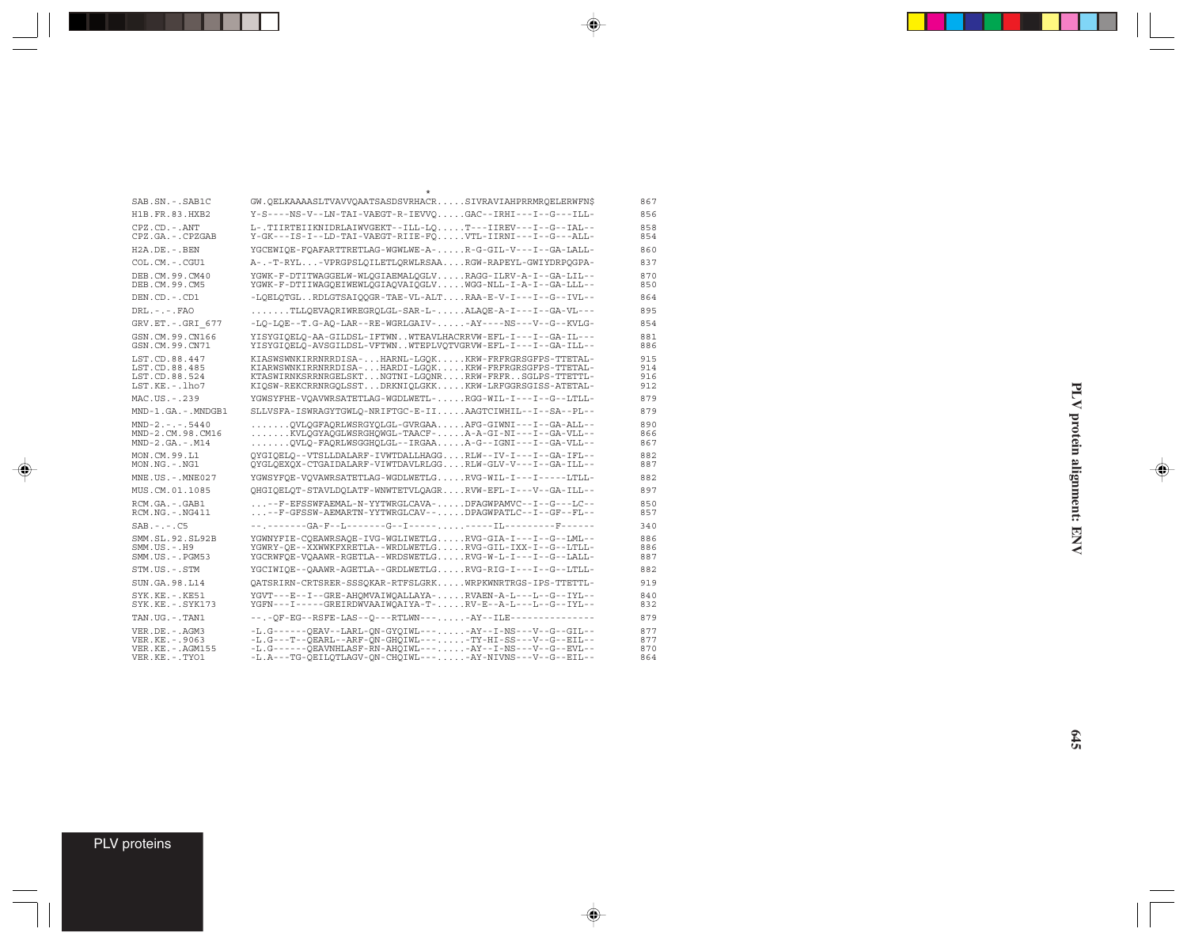```
                                                        *
SAB.SN.-.SAB1C        GW.QELKAAAASLTVAVVQAATSASDSVRHACR.....SIVRAVIAHPRRMRQELERWFN$       867
H1B.FR.83.HXB2        Y-S----NS-V--LN-TAI-VAEGT-R-IEVVQ.....GAC--IRHI---I--G---ILL-       856
CPZ.CD.-.ANT          L-.TIIRTEIIKNIDRLAIWVGEKT--ILL-LQ.....T---IIREV---I--G--IAL--       858
CPZ.GA.-.CPZGAB       Y-GK---IS-I--LD-TAI-VAEGT-RIIE-FQ.....VTL-IIRNI---I--G---ALL-       854
H2A.DE.-.BEN          YGCEWIQE-FQAFARTTRETLAG-WGWLWE-A-.....R-G-GIL-V---I--GA-LALL-       860
COL.CM.-.CGU1         A-.-T-RYL...-VPRGPSLQILETLQRWLRSAA....RGW-RAPEYL-GWIYDRPQGPA-       837
DEB.CM.99.CM40        YGWK-F-DTITWAGGELW-WLQGIAEMALQGLV.....RAGG-ILRV-A-I--GA-LIL--       870
DEB.CM.99.CM5         YGWK-F-DTIIWAGQEIWEWLQGIAQVAIQGLV.....WGG-NLL-I-A-I--GA-LLL--       850
DEN.CD.-.CD1          -LQELQTGL..RDLGTSAIQQGR-TAE-VL-ALT....RAA-E-V-I---I--G--IVL--       864
DRL.-.-.FAO           .......TLLQEVAQRIWREGRQLGL-SAR-L-.....ALAQE-A-I---I--GA-VL---       895
GRV.ET.-.GRI_677      -LQ-LQE--T.G-AQ-LAR--RE-WGRLGAIV-......-AY----NS---V--G--KVLG-      854
GSN.CM.99.CN166       YISYGIQELQ-AA-GILDSL-IFTWN..WTEAVLHACRRVW-EFL-I---I--GA-IL---       881
GSN.CM.99.CN71        YISYGIQELQ-AVSGILDSL-VFTWN..WTEPLVQTVGRVW-EFL-I---I--GA-ILL--       886
LST.CD.88.447         KIASWSWNKIRRNRRDISA-...HARNL-LGQK.....KRW-FRFRGRSGFPS-TTETAL-       915
LST.CD.88.485         KIARWSWNKIRRNRRDISA-...HARDI-LGQK.....KRW-FRFRGRSGFPS-TTETAL-       914
LST.CD.88.524         KTASWIRNKSRRNRGELSKT...NGTNI-LGQNR....RRW-FRFR..SGLPS-TTETTL-       916
LST.KE.-.lho7         KIQSW-REKCRRNRGQLSST...DRKNIQLGKK.....KRW-LRFGGRSGISS-ATETAL-       912
MAC.US.-.239          YGWSYFHE-VQAVWRSATETLAG-WGDLWETL-.....RGG-WIL-I---I--G--LTLL-       879
MND-1.GA.-.MNDGB1     SLLVSFA-ISWRAGYTGWLQ-NRIFTGC-E-II.....AAGTCIWHIL--I--SA--PL--       879
MND-2.-.-.5440        .......QVLQGFAQRLWSRGYQLGL-GVRGAA.....AFG-GIWNI---I--GA-ALL--       890
MND-2.CM.98.CM16      .......KVLQGYAQGLWSRGHQWGL-TAACF-.....A-A-GI-NI---I--GA-VLL--       866
MND-2.GA.-.M14        .......QVLQ-FAQRLWSGGHQLGL--IRGAA.....A-G--IGNI---I--GA-VLL--       867
MON.CM.99.L1          QYGIQELQ--VTSLLDALARF-IVWTDALLHAGG....RLW--IV-I---I--GA-IFL--       882
MON.NG.-.NG1          QYGLQEXQX-CTGAIDALARF-VIWTDAVLRLGG....RLW-GLV-V---I--GA-ILL--       887
MNE.US.-.MNE027       YGWSYFQE-VQVAWRSATETLAG-WGDLWETLG.....RVG-WIL-I---I-----LTLL-       882
MUS.CM.01.1085        QHGIQELQT-STAVLDQLATF-WNWTETVLQAGR....RVW-EFL-I---V--GA-ILL--       897
RCM.GA.-.GAB1         ...--F-EFSSWFAEMAL-N-YYTWRGLCAVA-.....DFAGWPAMVC--I--G---LC--       850
RCM.NG.-.NG411        ...--F-GFSSW-AEMARTN-YYTWRGLCAV--.....DPAGWPATLC--I--GF--FL--       857
SAB.-.-.C5            --.--------GA-F--L-------G--I-----.....-----IL---------F------       340
SMM.SL.92.SL92B       YGWNYFIE-CQEAWRSAQE-IVG-WGLIWETLG.....RVG-GIA-I---I--G--LML--       886
SMM.US.-.H9           YGWRY-QE--XXWWKFXRETLA--WRDLWETLG.....RVG-GIL-IXX-I--G--LTLL-       886
SMM.US.-.PGM53        YGCRWFQE-VQAAWR-RGETLA--WRDSWETLG.....RVG-W-L-I---I--GA-LALL-       887
STM.US.-.STM          YGCIWIQE--QAAWR-AGETLA--GRDLWETLG.....RVG-RIG-I---I--G--LTLL-       882
SUN.GA.98.L14         QATSRIRN-CRTSRER-SSSQKAR-RTFSLGRK.....WRPKWNRTRGS-IPS-TTETTL-       919
SYK.KE.-.KE51         YGVT---E--I--GRE-AHQMVAIWQALLAYA-.....RVAEN-A-L---L--G--IYL--       840
SYK.KE.-.SYK173       YGFN---I-----GREIRDWVAAIWQAIYA-T-.....RV-E--A-L---L--G--IYL--       832
TAN.UG.-.TAN1         --.-QF-EG--RSFE-LAS--Q---RTLWN---......-AY--ILE--------------       879
VER.DE.-.AGM3         -L.G------QEAV--LARL-QN-GYQIWL---......-AY--I-NS---V--G--GIL--      877
VER.KE.-.9063         -L.G---T--QEARL--ARF-QN-GHQIWL---......-TY-HI-SS---V--G--EIL--      877
VER.KE.-.AGM155       -L.G------QEAVNHLASF-RN-AHQIWL---......-AY--I-NS---V--G--EVL--      870
VER.KE.-.TYO1         -L.A---TG-QEILQTLAGV-QN-CHQIWL---......-AY-NIVNS---V--G--EIL--      864
```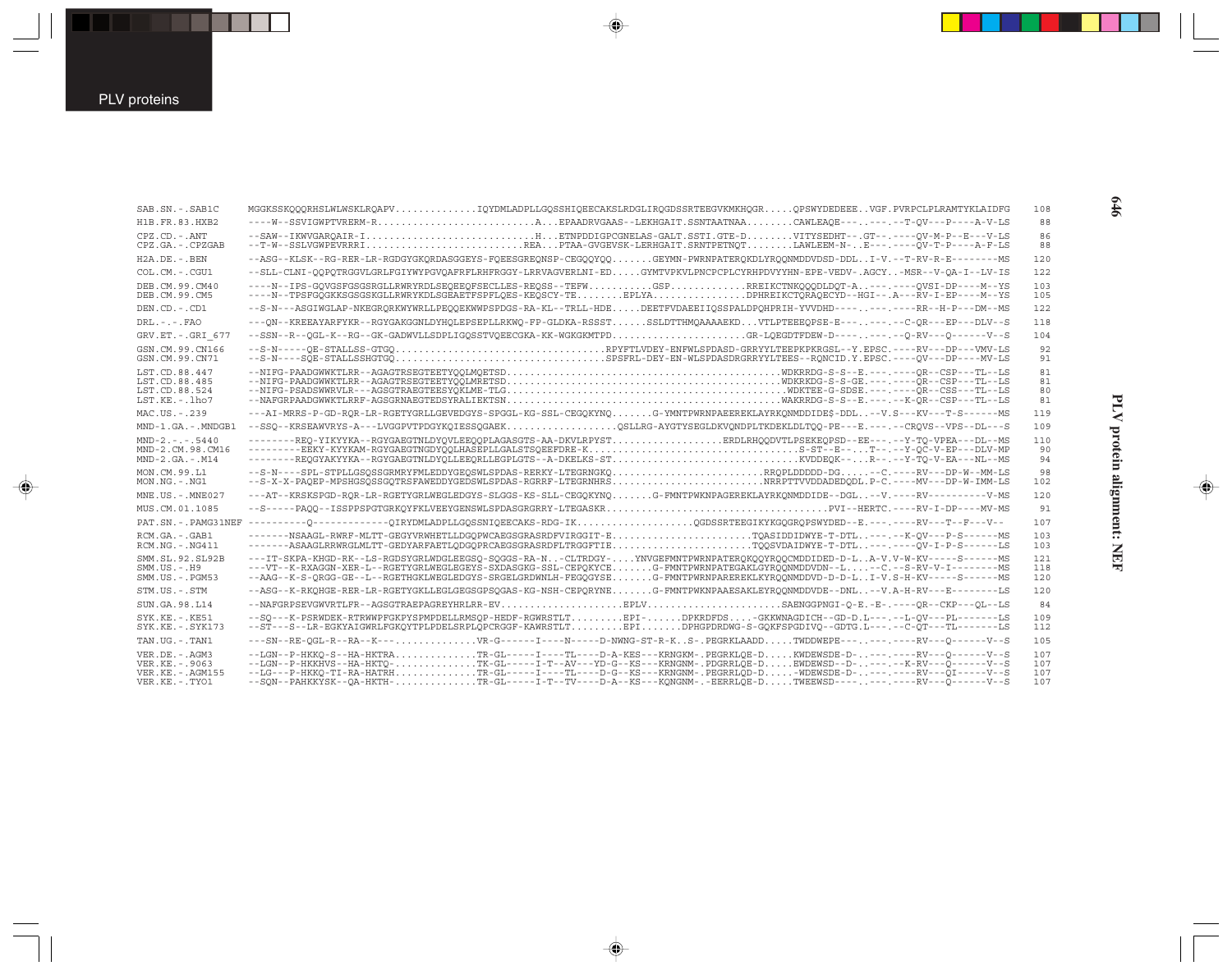```
SAB.SN.-.SAB1C      MGGKSSKQQQRHSLWLWSKLRQAPV..............IQYDMLADPLLGQSSHIQEECAKSLRDGLIRQGDSSRTEEGVKMKHQGR.....QPSWYDEDEEE..VGF.PVRPCLPLRAMTYKLAIDFG  108
H1B.FR.83.HXB2      ----W--SSVIGWPTVRERM-R...........................A...EPAADRVGAAS--LEKHGAIT.SSNTAATNAA........CAWLEAQE---..---.--T-QV---P----A-V-LS   88
CPZ.CD.-.ANT        --SAW--IKWVGARQAIR-I.............................H...ETNPDDIGPCGNELAS-GALT.SSTI.GTE-D........VITYSEDHT--.GT--.----QV-M-P--E---V-LS   86
CPZ.GA.-.CPZGAB     --T-W--SSLVGWPEVRRRI..........................REA...PTAA-GVGEVSK-LERHGAIT.SRNTPETNQT........LAWLEEM-N-..E---.----QV-T-P----A-F-LS   88
H2A.DE.-.BEN        --ASG--KLSK--RG-RER-LR-RGDGYGKQRDASGGEYS-FQEESGREQNSP-CEGQQYQQ.......GEYMN-PWRNPATERQKDLYRQQNMDDVDSD-DDL..I-V.--T-RV-R-E--------MS  120
COL.CM.-.CGU1       --SLL-CLNI-QQPQTRGGVLGRLFGIYWYPGVQAFRFLRHFRGGY-LRRVAGVERLNI-ED.....GYMTVPKVLPNCPCPLCYRHPDVYYHN-EPE-VEDV-.AGCY..-MSR--V-QA-I--LV-IS  122
DEB.CM.99.CM40      ----N--IPS-GQVGSFGSGSRGLLRWRYRDLSEQEEQFSECLLES-REQSS--TEFW..........GSP.............RREIKCTNKQQQDLDQT-A..---.----QVSI-DP----M--YS  103
DEB.CM.99.CM5       ----N--TPSFGQGKKSGSGSKGLLRWRYKDLSGEAETFSPFLQES-KEQSCY-TE........EPLYA................DPHREIKCTQRAQECYD--HGI--.A---RV-I-EP----M--YS  105
DEN.CD.-.CD1        --S-N---ASGIWGLAP-NKEGRQRKWYWRLLPEQQEKWWPSPDGS-RA-KL--TRLL-HDE.....DEETFVDAEEIIQSSPALDPQHPRIH-YVVDHD----..---.----RR--H-P---DM--MS  122
DRL.-.-.FAO         ---QN--KREEAYARFYKR--RGYGAKGGNLDYHQLEPSEPLLRKWQ-FP-GLDKA-RSSST......SSLDTTHMQAAAAEKD...VTLPTEEEQPSE-E---..---.--C-QR---EP---DLV--S  118
GRV.ET.-.GRI_677    --SSN--R--QGL-K--RG--GK-GADWVLLSDPLIGQSSTVQEECGKA-KK-WGKGKMTPD.......................GR-LQEGDTFDEW-D----..---.--Q-RV---Q------V--S  104
GSN.CM.99.CN166     --S-N-----QE-STALLSS-GTGQ..................................RPYFTLVDEY-ENFWLSPDASD-GRRYYLTEEPKPKRGSL--Y.EPSC.----RV---DP---VMV-LS   92
GSN.CM.99.CN71      --S-N----SQE-STALLSSHGTGQ..................................SPSFRL-DEY-EN-WLSPDASDRGRRYYLTEES--RQNCID.Y.EPSC.----QV---DP----MV-LS   91
LST.CD.88.447       --NIFG-PAADGWWKTLRR--AGAGTRSEGTEETYQQLMQETSD.............................................WDKRRDG-S-S--E.---.----QR--CSP---TL--LS   81
LST.CD.88.485       --NIFG-PAADGWWKTLRR--AGAGTRSEGTEETYQQLMRETSD.............................................WDKRKDG-S-S-GE.---.----QR--CSP---TL--LS   81
LST.CD.88.524       --NIFG-PSADSWWRVLR---AGSGTRAEGTEESYQKLME-TLG..............................................WDKTEE-G-SDSE.---.----QR--CSS---TL--LS   80
LST.KE.-.lho7       --NAFGRPAADGWWKTLRRF-AGSGRNAEGTEDSYRALIEKTSN.............................................WAKRRDG-S-S--E.---.--K-QR--CSP---TL--LS   81
MAC.US.-.239        ---AI-MRRS-P-GD-RQR-LR-RGETYGRLLGEVEDGYS-SPGGL-KG-SSL-CEGQKYNQ.......G-YMNTPWRNPAEEREKLAYRKQNMDDIDE$-DDL..--V.S---KV---T-S------MS  119
MND-1.GA.-.MNDGB1   --SSQ--KRSEAWVRYS-A---LVGGPVTPDGYKQIESSQGAEK..................QSLLRG-AYGTYSEGLDKVQNDPLTKDEKLDLTQQ-PE---E.---.--CRQVS--VPS--DL---S  109
MND-2.-.-.5440      --------REQ-YIKYYKA--RGYGAEGTNLDYQVLEEQQPLAGASGTS-AA-DKVLRPYST...................ERDLRHQQDVTLPSEKEQPSD--EE---.--Y-TQ-VPEA---DL--MS  110
MND-2.CM.98.CM16    ---------EEKY-KYYKAM-RGYGAEGTNGDYQQLHASEPLLGALSTSQEEFDRE-K.................................S-ST--E---..T--.--Y-QC-V-EP---DLV-MP   90
MND-2.GA.-.M14      --------REQGYAKYYKA--RGYGAEGTNLDYQLLEEQRLLEGPLGTS--A-DKELKS-ST...............................KVDDEQK--..R--.--Y-TQ-V-EA---NL--MS   94
MON.CM.99.L1        --S-N----SPL-STPLLGSQSSGRMRYFMLEDDYGEQSWLSPDAS-RERKY-LTEGRNGKQ..........................RRQPLDDDDD-DG.....--C.----RV---DP-W--MM-LS   98
MON.NG.-.NG1        --S-X-X-PAQEP-MPSHGSQSSGQTRSFAWEDDYGEDSWLSPDAS-RGRRF-LTEGRNHRS..........................NRRPTTVVDDADEDQDL.P-C.----MV---DP-W-IMM-LS  102
MNE.US.-.MNE027     ---AT--KRSKSPGD-RQR-LR-RGETYGRLWEGLEDGYS-SLGGS-KS-SLL-CEGQKYNQ.......G-FMNTPWKNPAGEREKLAYRKQNMDDIDE--DGL..--V.----RV----------V-MS  120
MUS.CM.01.1085      --S-----PAQQ--ISSPPSPGTGRKQYFKLVEEYGENSWLSPDASGRGRRY-LTEGASKR....................................PVI--HERTC.----RV-I-DP----MV-MS   91
PAT.SN.-.PAMG31NEF  ----------Q-------------QIRYDMLADPLLGQSSNIQEECAKS-RDG-IK....................QGDSSRTEEGIKYKGQGRQPSWYDED--E.---.----RV---T--F---V--  107
RCM.GA.-.GAB1       -------NSAAGL-RWRF-MLTT-GEGYVRWHETLLDGQPWCAEGSGRASRDFVIRGGIT-E........................TQASIDDIDWYE-T-DTL..---.--K-QV---P-S------MS  103
RCM.NG.-.NG411      -------ASAAGLRRWRGLMLTT-GEDYARFAETLQDGQPRCAEGSGRASRDFLTRGGFTIE.......................TQQSVDAIDWYE-T-DTL..---.----QV-I-P-S------LS  103
SMM.SL.92.SL92B     ---IT-SKPA-KHGD-RK--LS-RGDSYGRLWDGLEEGSQ-SQGGS-RA-N..-CLTRDGY-....YNVGEFMNTPWRNPATERQKQQYRQQCMDDIDED-D-L..A-V.V-W-KV-----S------MS  121
SMM.US.-.H9         ---VT--K-RXAGGN-XER-L--RGETYGRLWEGLEGEYS-SXDASGKG-SSL-CEPQKYCE.......G-FMNTPWRNPATEGAKLGYRQQNMDDVDN--L.....--C.--S-RV-V-I--------MS  118
SMM.US.-.PGM53      --AAG--K-S-QRGG-GE--L--RGETHGKLWEGLEDGYS-SRGELGRDWNLH-FEGQGYSE.......G-FMNTPWRNPAREREKLKYRQQNMDDVD-D-D-L..I-V.S-H-KV-----S------MS  120
STM.US.-.STM        --ASG--K-RKQHGE-RER-LR-RGETYGKLLEGLGEGSGPSQGAS-KG-NSH-CEPQRYNE.......G-FMNTPWKNPAAESAKLEYRQQNMDDVDE--DNL..--V.A-H-RV---E--------LS  120
SUN.GA.98.L14       --NAFGRPSEVGWVRTLFR--AGSGTRAEPAGREYHRLRR-EV......................EPLV......................SAENGGPNGI-Q-E.-E-.----QR--CKP---QL--LS   84
SYK.KE.-.KE51       --SQ---K-PSRWDEK-RTRWWPFGKPYSPMPDELLRMSQP-HEDF-RGWRSTLT.........EPI-......DPKRDFDS....-GKKWNAGDICH--GD-D.L---.--L-QV---PL-------LS  109
SYK.KE.-.SYK173     --ST---S--LR-EGKYAIGWRLFGKQYTPLPDELSRPLQPCRGGF-KAWRSTLT.........EPI.......DPHGPDRDWG-S-GQKFSPGDIVQ--GDTG.L---.--C-QT---TL-------LS  112
TAN.UG.-.TAN1       ---SN--RE-QGL-R--RA--K---...............VR-G------I----N-----D-NWNG-ST-R-K..S-.PEGRKLAADD.....TWDDWEPE---..---.----RV---Q------V--S  105
VER.DE.-.AGM3       --LGN--P-HKKQ-S--HA-HKTRA..............TR-GL-----I----TL----D-A-KES---KRNGKM-.PEGRKLQE-D.....KWDEWSDE-D-..---.----RV---Q------V--S  107
VER.KE.-.9063       --LGN--P-HKKHVS--HA-HKTQ-..............TK-GL-----I-T--AV---YD-G--KS---KRNGNM-.PDGRRLQE-D.....EWDEWSD--D-..---.--K-RV---Q------V--S  107
VER.KE.-.AGM155     --LG---P-HKKQ-TI-RA-HATRH..............TR-GL-----I----TL----D-G--KS---KRNGNM-.PEGRRLQD-D.....-WDEWSDE-D-..---.----RV---QI-----V--S  107
VER.KE.-.TYO1       --SQN--PAHKKYSK--QA-HKTH-..............TR-GL-----I-T--TV----D-A--KS---KQNGNM-.-EERRLQE-D.....TWEEWSD----..---.----RV---Q------V--S  107
```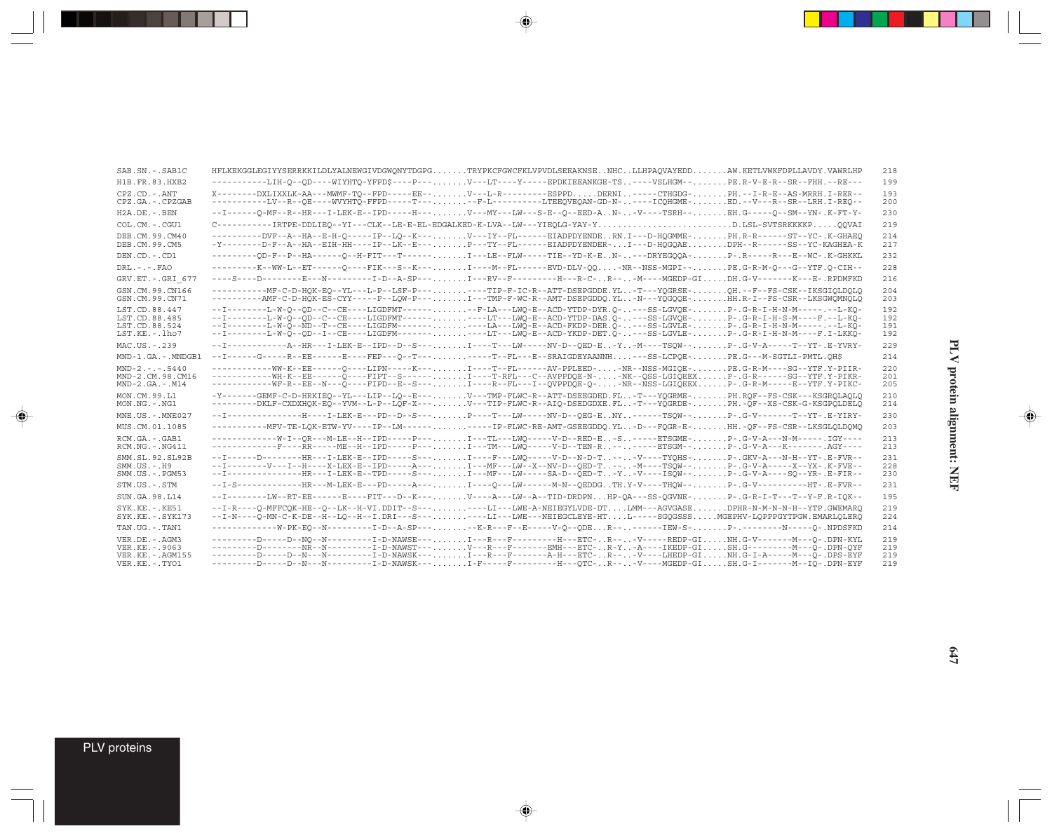```
SAB.SN.-.SAB1C      HFLKEKGGLEGIYYSERRKKILDLYALNEWGIVDGWQNYTDGPG.......TRYPKCFGWCFKLVPVDLSEEAKNSE..NHC..LLHPAQVAYEDD.......AW.KETLVWKFDPLLAVDY.VAWRLHP  218
H1B.FR.83.HXB2      -----------LIH-Q--QD----WIYHTQ-YFPD$----P---------V---LT----Y-----EPDKIEEANKGE-TS..----VSLHGM--.......PE.R-V-E-R--SR--FHH.--RE---  199

CPZ.CD.-.ANT        X--------DXLIXXLK-AA---MWMF-TQ--FPD-----EE--------V---L-R---------ESPPD.....DERNI..-----CTHGDG-.......PH.--I-R-E--AS-MRRH.I-RER--  193
CPZ.GA.-.CPZGAB     -----------LV--R--QE----WVYHTQ-FFPD-----T---------F-L----------LTEEQVEQAN-GD-N-..----ICQHGME-.......ED.--V---R--SR--LRH.I-REQ--  200

H2A.DE.-.BEN        --I------Q-MF--R--HR---I-LEK-E--IPD-----H---------V---MY---LW---S-E--Q--EED-A..N-..-V----TSRH--.......EH.G-----Q--SM--YN-.K-FT-Y-  230

COL.CM.-.CGU1       C-----------IRTPE-DDLIEQ--YI---CLK--LE-E-EL-EDGALKED-K-LVA--LW---YIEQLG-YAY-Y.........................D.LSL-SVTSRKKKKP.....QQVAI  219

DEB.CM.99.CM40      ----------DVF--A--HA--E-H-Q-----IP--LQ--K---------V---IY--FL------EIADPDYENDE..RN.I---D-HQGMME-.......PH.R-R------ST--YC-.K-GHAEQ  214
DEB.CM.99.CM5       -Y--------D-F--A--HA--EIH-HH----IP--LK--E---------P---TY--FL------EIADPDYENDER-...I---D-HQGQAE........DPH--R------SS--YC-KAGHEA-K  217

DEN.CD.-.CD1        ---------QD-F--P--HA------Q--H-FIT---T------------I---LE--FLW-----TIE--YD-K-E..N-..---DRYEGQQA-.......P-.R-----R---E--WC-.K-GHKKL  232

DRL.-.-.FAO         ---------K--WW-L--ET------Q----FIK---S--K---------I----M--FL------EVD-DLV-QQ....-NR--NSS-MGPI--.......PE.G-R-M-Q---G--YTF.Q-CIH--  228

GRV.ET.-.GRI_677    ----S----D--------E---N---------I-D--A-SP---------I---RV--F---------H---R-C-..R--..-M----MGEDP-GI.....DH.G-V-------K---E-.RPDMFKD  216

GSN.CM.99.CN166     -----------MF-C-D-HQK-EQ--YL---L-P--LSF-P---------TIP-F-IC-R--ATT-DSEPGDDE.YL..-T---YQGRSE-.......QH.--F--FS-CSK--IKSGIQLDQLQ  204
GSN.CM.99.CN71      ----------AMF-C-D-HQK-ES-CYY-----P--LQW-P---------I---TMP-F-WC-R--AMT-DSEPGDDQ.YL..-N---YQGQQE-.......HH.R-I--FS-CSR--LKSGWQMNQLQ  203

LST.CD.88.447       --I--------L-W-Q--QD--C--CE----LIGDFMT------------F-LA---LWQ-E--ACD-YTDP-DYR.Q-..---SS-LGVQE-.......P-.G-R-I-H-N-M-----.--L-KQ-  192
LST.CD.88.485       --I--------L-W-Q--QD--C--CE----LIGDFMT------------LT---LWQ-E--ACD-YTDP-DAS.Q-..---SS-LGVQE-.......P-.G-R-I-H-S-M----F.--L-KQ-  192
LST.CD.88.524       --I--------L-W-Q--ND--T--CE----LIGDFM-------------LA---LWQ-E--ACD-FKDP-DER.Q-..---SS-LGVLE-.......P-.G-R-I-H-N-M-----.--L-KQ-  191
LST.KE.-.lho7       --I--------L-W-Q--QD--I--CE----LIGDFM-------------LT---LWQ-E--ACD-YKDP-DET.Q-..---SS-LGVLE-.......P-.G-R-I-H-N-M----F.I-LKKQ-  192

MAC.US.-.239        --I------------A--HR---I-LEK-E--IPD--D--S---------I----T---LW-----NV-D--QED-E..-Y..-M----TSQW--.......P-.G-V-A-----T--YT-.E-YVRY-  229

MND-1.GA.-.MNDGB1   --I------G-----R--EE------E----FEP---Q--T---------T--FL---E--SRAIGDEYAANNH....---SS-LCPQE-.......PE.G---M-SGTLI-PMTL.QH$  214

MND-2.-.-.5440      -----------WW-K--EE------Q----LIPN-----K----------I----T--FL------AV-PPLEED-....-NR--NSS-MGIQE-.......PE.G-R-M----SG--YTF.Y-PIIR-  220
MND-2.CM.98.CM16    -----------WH-K--EE------Q----FIPT--S-------------I----T-RFL---C--AVPPDQE-N-....-NK--QSS-LGIQEEX......P-.G-R-M------SG--YTF.Y-PIKR-  201
MND-2.GA.-.M14      -----------WF-R--EE--N---Q----FIPD--E--S----------I----R--FL---I--QVPPDQE-Q-....-NR--NSS-LGIQEEX......P-.G-R-M-----E--YTF.Y-PIKC-  205

MON.CM.99.L1        -Y-------GEMF-C-D-HRKIEQ--YL---LIP--LQ--E---------V---TMP-FLWC-R--ATT-DSEEGDED.FL..-T---YQGRME-.......PH.RQF--FS-CSK---KSGRQLAQLQ  210
MON.NG.-.NG1        ---------DKLF-CXDXHQK-EQ--YVM--L-P--LQF-X---------V---TIP-FLWC-R--AIQ-DSEDGDXE.FL..-T---YQGRDE-.......PH.-QF--XS-CSK-G-KSGPQLDELQ  214

MNE.US.-.MNE027     --I--------------H----I-LEK-E---PD--D--S----------P----T---LW-----NV-D--QEG-E..NY..------TSQW--.......P-.G-V-------T--YT-.E-YIRY-  230

MUS.CM.01.1085      -----------MFV-TE-LQK-ETW-YV----IP--LM------------------IP-FLWC-RE-AMT-GSEEGDDQ.YL..-D---FQGR-E-.......HH.-QF--FS-CSR--LKSGLQLDQMQ  203

RCM.GA.-.GAB1       -------------W-I--QR---M-LE--H--IPD-----P---------I---TL---LWQ-----V-D--RED-E..-S..-----ETSGME-.......P-.G-V-A---N-M-----.IGY----  213
RCM.NG.-.NG411      -------------F----RR-----ME--H--IPD-----P---------I---TM---LWQ-----V-D--TEN-R..--..-----ETSGM--.......P-.G-V-A---K--------.AGY----  213

SMM.SL.92.SL92B     --I------D--------HR---I-LEK-E--IPD-----S---------I----F---LWQ-----V-D--N-D-T..--..-V----TYQHS-.......P-.GKV-A---N-H--YT-.E-FVR--  231
SMM.US.-.H9         --I--------V---I--H----X-LEX-E--IPD-----A---------I---MF---LW--X--NV-D--QED-T..--..-M----TSQW--.......P-.G-V-A-----X--YX-.K-FVE--  228
SMM.US.-.PGM53      --I---------------HR---I-LEK-E--TPD-----S---------I---MF---LW-----SA-D--QED-T..-Y..-V----ISQW--.......P-.G-V-A----SQ--YR-.E-FIR--  230

STM.US.-.STM        --I-S-------------HR---M-LEK-E---PD-----A---------I----Q---LW------M-N--QEDDG..TH.Y-V----THQW--.......P-.G-V----------HT-.E-FVR--  231

SUN.GA.98.L14       --I--------LW--RT-EE------E----FIT---D--K---------V----A---LW--A--TID-DRDPN...HP-QA---SS-QGVNE-.......P-.G-R-I-T---T--Y-F.R-IQK--  195

SYK.KE.-.KE51       --I-R----Q-MFFCQK-HE--Q--LK--H-VI.DDIT--S---------LI---LWE-A-NEIEGYLVDE-DT....LMM---AGVGASE.......DPHR-N-M-N-N-H--YTP.GWEMARQ  219
SYK.KE.-.SYK173     --I-N----Q-MN-C-K-DE--H--LQ--H--I.DRI---S---------LI---LWE---NEIEGCLEYE-HT....L-----SGQGSSS.....MGEPHV-LQPPPGYTPGW.EMARLQLERQ  224

TAN.UG.-.TAN1       -------------W-PK-EQ--N---------I-D--A-SP---------K-R---F--E-----V-Q--QDE...R--..------IEW-S-.......P-.--------N-----Q-.NPDSFKD  214

VER.DE.-.AGM3       ---------D-----D--NQ--N---------I-D-NAWSE---------I---R---F---------H---ETC-..R--..-V-----REDP-GI.....NH.G-V-------M---Q-.DPN-KYL  219
VER.KE.-.9063       ---------D--------NR--N---------I-D-NAWST---------V---R---F--------EMH---ETC-..R-Y..-A----IKEDP-GI.....SH.G---------M---Q-.DPN-QYF  219
VER.KE.-.AGM155     ---------D-----D--N---N---------I-D-NAWSK---------I---R---F--------A-H---ETC-..R--..-V----LHEDP-GI.....NH.G-I-A-----M---Q-.DPS-EYF  219
VER.KE.-.TYO1       ---------D-----D--N---N---------I-D-NAWSK---------I-F-----F---------H---QTC-..R--..-V----MGEDP-GI.....SH.G-I-------M--IQ-.DPN-EYF  219
```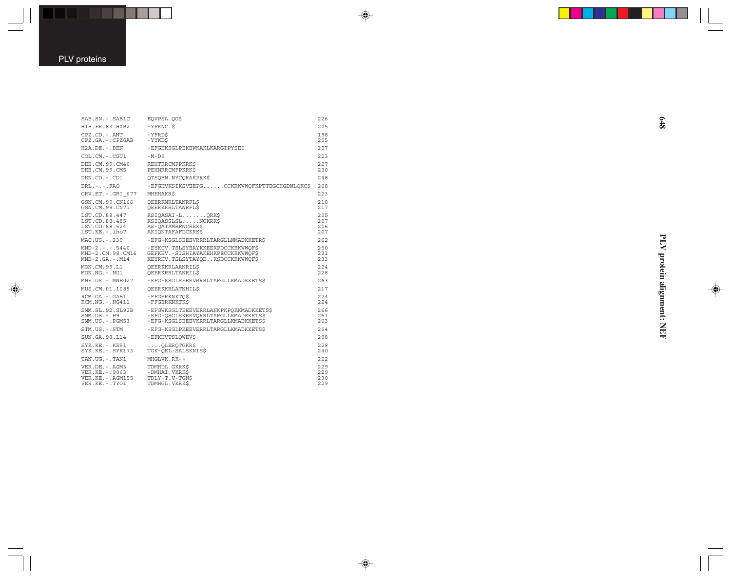| | | |
|---|---|---|
| SAB.SN.-.SAB1C | EQVPSA.QG$ | 226 |
| H1B.FR.83.HXB2 | -YFKNC.$ | 205 |
| CPZ.CD.-.ANT | -YFRD$ | 198 |
| CPZ.GA.-.CPZGAB | -YYKD$ | 205 |
| H2A.DE.-.BEN | -EFGHKSGLPEKEWKAKLKARGIPYSE$ | 257 |
| COL.CM.-.CGU1 | -M-D$ | 223 |
| DEB.CM.99.CM40 | REHTRRCMFPKRK$ | 227 |
| DEB.CM.99.CM5 | PEHNRRCMFPKRK$ | 230 |
| DEN.CD.-.CD1 | QTSQHN.NYCQRAKPRK$ | 248 |
| DRL.-.-.FAO | -EFGHVKSIKSVEEPG......CCKRKWWQFKPTTEGCHGDNLQKC$ | 268 |
| GRV.ET.-.GRI_677 | MHEHAKR$ | 223 |
| GSN.CM.99.CN166 | QEERKMRLTANRFL$ | 218 |
| GSN.CM.99.CN71 | QEERKKRLTANRFL$ | 217 |
| LST.CD.88.447 | KSIQASAI-L.......QRK$ | 205 |
| LST.CD.88.485 | KSIQASSLSL.....NCKRK$ | 207 |
| LST.CD.88.524 | AS-QATAMRFNCERK$ | 206 |
| LST.KE.-.lho7 | AKIQNTAFAFDCKRK$ | 207 |
| MAC.US.-.239 | -EFG-KSGLSEEEVRRRLTARGLLNMADKKETR$ | 262 |
| MND-2.-.-.5440 | -EYKCV.TSLSYEAYKKEEKPDCCKRKWWQF$ | 250 |
| MND-2.CM.98.CM16 | GEFKHV.-SISHIAYAKEHKPECCKRKWWQF$ | 231 |
| MND-2.GA.-.M14 | KEYRHV.TSLSYTAYQE..KSDCCKRKWWQF$ | 233 |
| MON.CM.99.L1 | QEERKKRLAANRIL$ | 224 |
| MON.NG.-.NG1 | QEERKRRLTANRIL$ | 228 |
| MNE.US.-.MNE027 | -EFG-KSGLSEEEVRRRLTARGLLKMADKKETS$ | 263 |
| MUS.CM.01.1085 | QEERKKRLATNHIL$ | 217 |
| RCM.GA.-.GAB1 | -FFGERKNKTQ$ | 224 |
| RCM.NG.-.NG411 | -FFGERKNKTK$ | 224 |
| SMM.SL.92.SL92B | -EFGWKSGLTEEEVERRLANKPKPQKKMADKKETS$ | 266 |
| SMM.US.-.H9 | -EFG-QSGLSKEEVQRRLTARGLLKMADKKKTS$ | 261 |
| SMM.US.-.PGM53 | -EFG-KSGLSEEEVKRRLTARGLLKMADKKETS$ | 263 |
| STM.US.-.STM | -EFG-KSGLPKEEVERRLTARGLLKMADKKETS$ | 264 |
| SUN.GA.98.L14 | -EFKHVTSLQWEV$ | 208 |
| SYK.KE.-.KE51 | ....QLERQTGKR$ | 228 |
| SYK.KE.-.SYK173 | TGK-QEL-SALSKNIS$ | 240 |
| TAN.UG.-.TAN1 | MHGLVK.RK-- | 222 |
| VER.DE.-.AGM3 | TDMHDL.GKRK$ | 229 |
| VER.KE.-.9063 | -DMHAI.VKRK$ | 229 |
| VER.KE.-.AGM155 | TDLY-T.V-TGN$ | 230 |
| VER.KE.-.TYO1 | TDMHGL.VKRK$ | 229 |